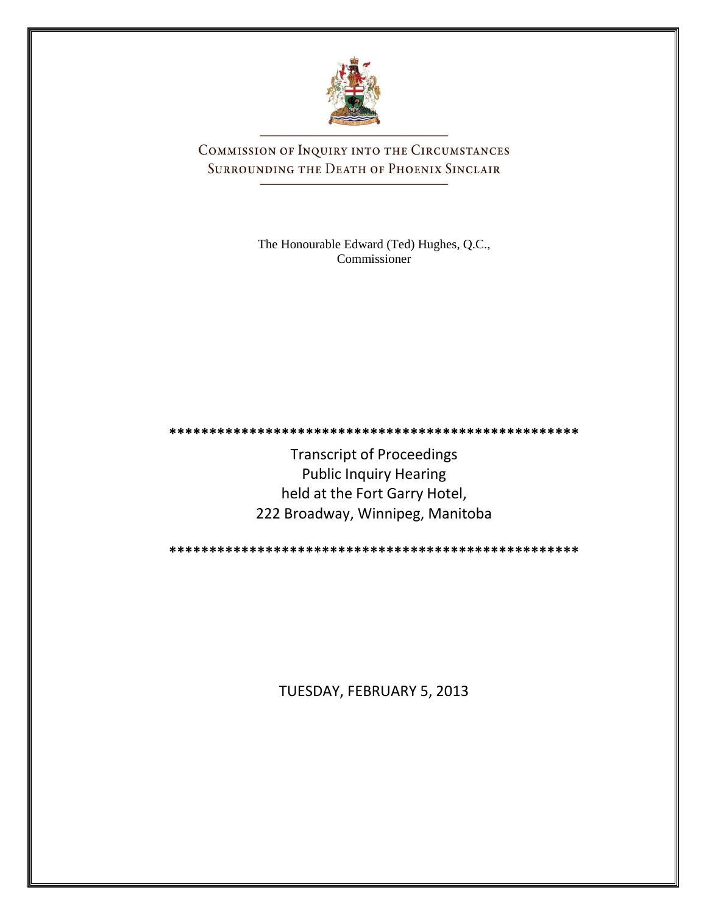# COMMISSION OF INQUIRY INTO THE CIRCUMSTANCES SURROUNDING THE DEATH OF PHOENIX SINCLAIR

The Honourable Edward (Ted) Hughes, Q.C.,
Commissioner

\*\*\*\*\*\*\*\*\*\*\*\*\*\*\*\*\*\*\*\*\*\*\*\*\*\*\*\*\*\*\*\*\*\*\*\*\*\*\*\*\*\*\*\*\*\*\*\*\*\*\*\*

Transcript of Proceedings
Public Inquiry Hearing
held at the Fort Garry Hotel,
222 Broadway, Winnipeg, Manitoba

\*\*\*\*\*\*\*\*\*\*\*\*\*\*\*\*\*\*\*\*\*\*\*\*\*\*\*\*\*\*\*\*\*\*\*\*\*\*\*\*\*\*\*\*\*\*\*\*\*\*\*\*

TUESDAY, FEBRUARY 5, 2013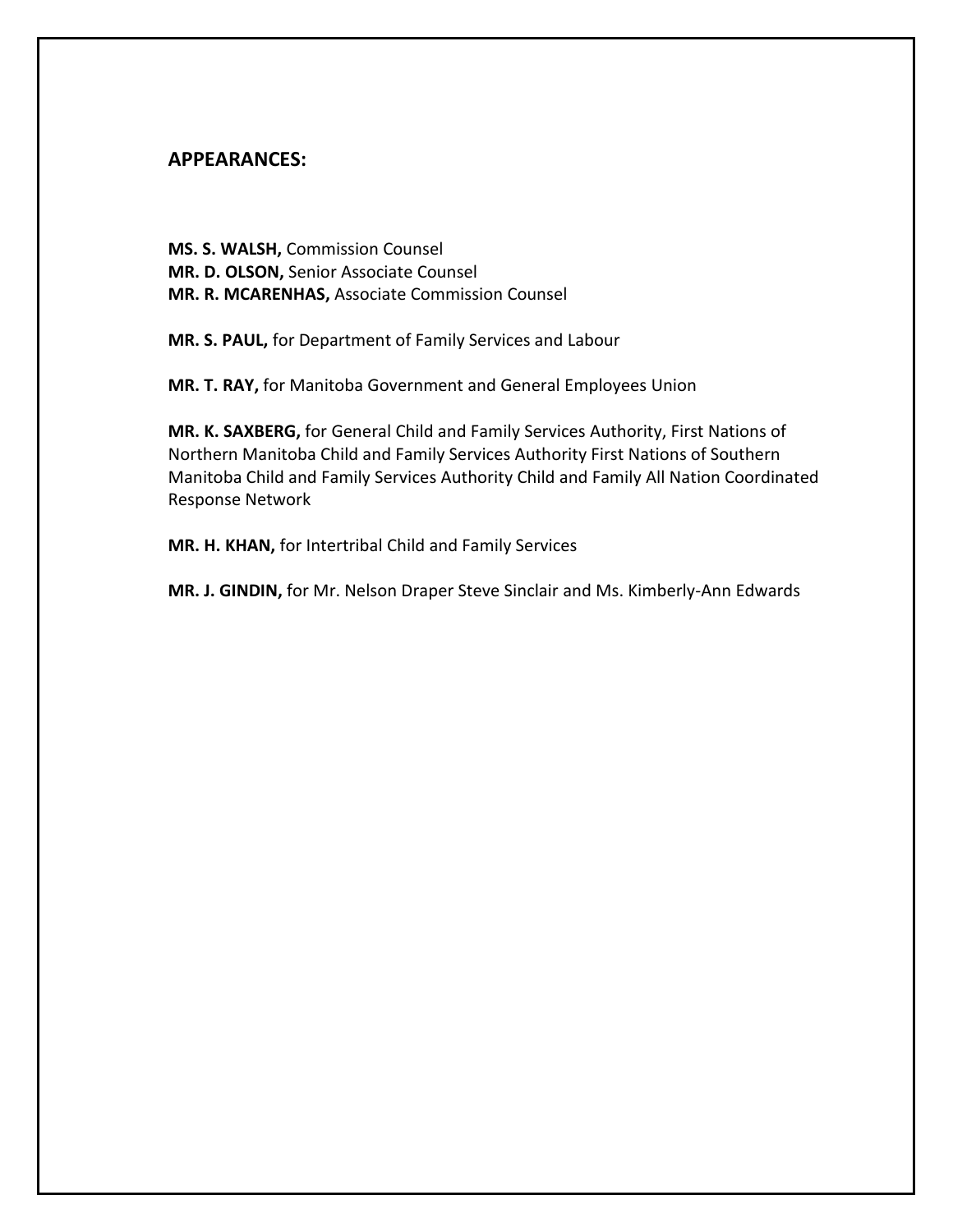## APPEARANCES:

**MS. S. WALSH,** Commission Counsel
**MR. D. OLSON,** Senior Associate Counsel
**MR. R. MCARENHAS,** Associate Commission Counsel

**MR. S. PAUL,** for Department of Family Services and Labour

**MR. T. RAY,** for Manitoba Government and General Employees Union

**MR. K. SAXBERG,** for General Child and Family Services Authority, First Nations of Northern Manitoba Child and Family Services Authority First Nations of Southern Manitoba Child and Family Services Authority Child and Family All Nation Coordinated Response Network

**MR. H. KHAN,** for Intertribal Child and Family Services

**MR. J. GINDIN,** for Mr. Nelson Draper Steve Sinclair and Ms. Kimberly-Ann Edwards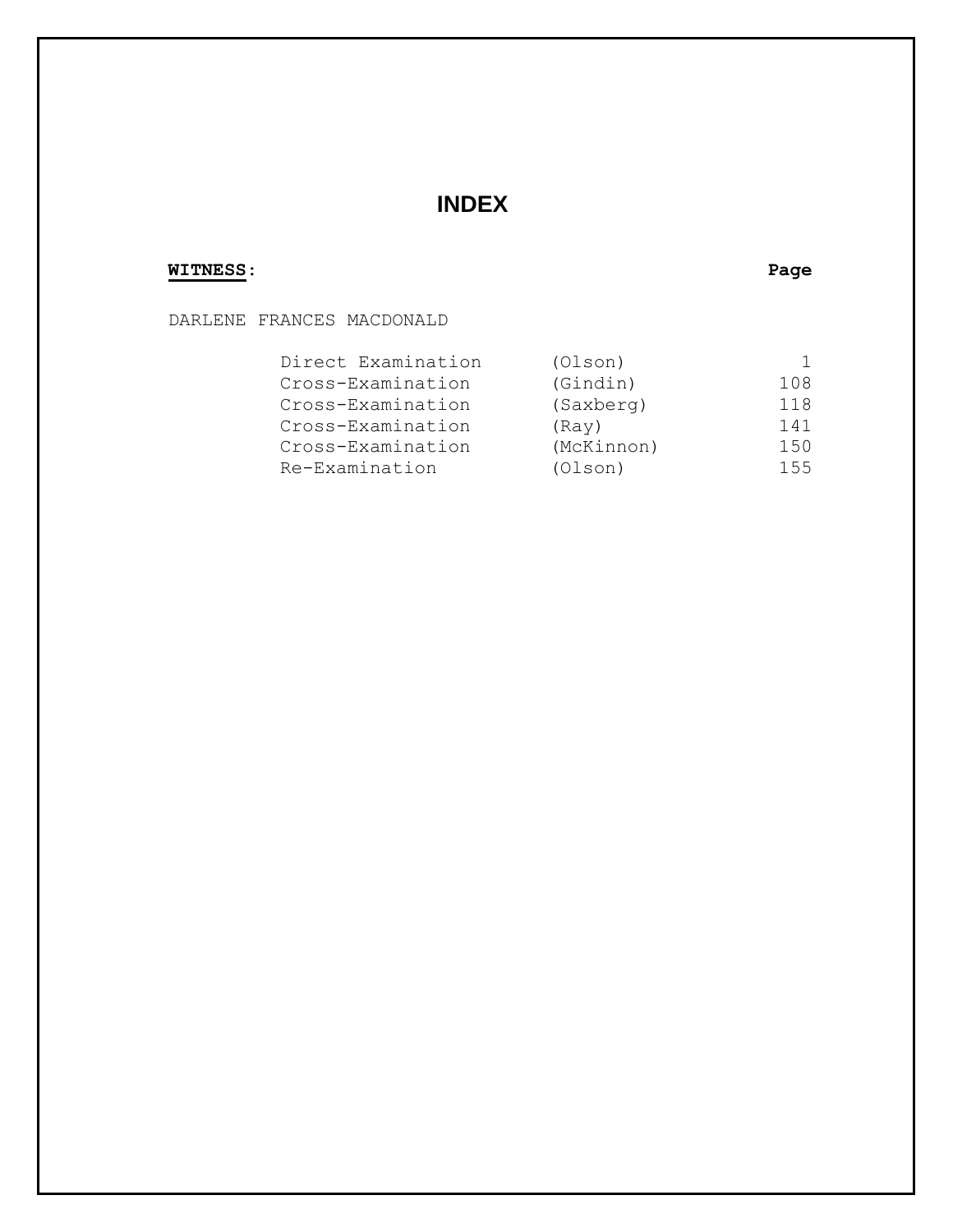# INDEX

**WITNESS:** **Page**

DARLENE FRANCES MACDONALD

| Examination | Examiner | Page |
|---|---|---|
| Direct Examination | (Olson) | 1 |
| Cross-Examination | (Gindin) | 108 |
| Cross-Examination | (Saxberg) | 118 |
| Cross-Examination | (Ray) | 141 |
| Cross-Examination | (McKinnon) | 150 |
| Re-Examination | (Olson) | 155 |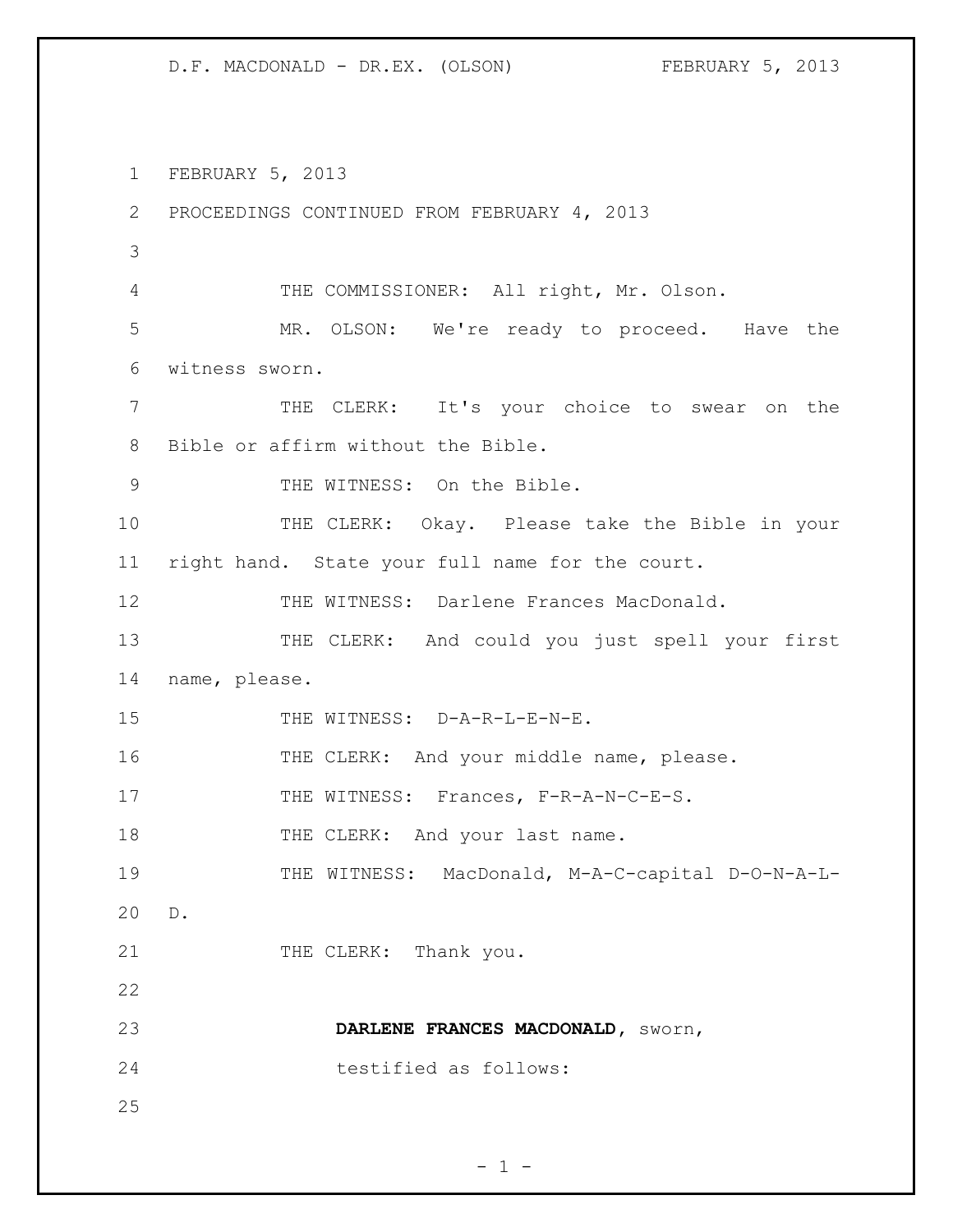FEBRUARY 5, 2013

PROCEEDINGS CONTINUED FROM FEBRUARY 4, 2013

THE COMMISSIONER: All right, Mr. Olson.

MR. OLSON: We're ready to proceed. Have the witness sworn.

THE CLERK: It's your choice to swear on the Bible or affirm without the Bible.

THE WITNESS: On the Bible.

THE CLERK: Okay. Please take the Bible in your right hand. State your full name for the court.

THE WITNESS: Darlene Frances MacDonald.

THE CLERK: And could you just spell your first name, please.

THE WITNESS: D-A-R-L-E-N-E.

THE CLERK: And your middle name, please.

THE WITNESS: Frances, F-R-A-N-C-E-S.

THE CLERK: And your last name.

THE WITNESS: MacDonald, M-A-C-capital D-O-N-A-L-D.

THE CLERK: Thank you.

**DARLENE FRANCES MACDONALD**, sworn, testified as follows: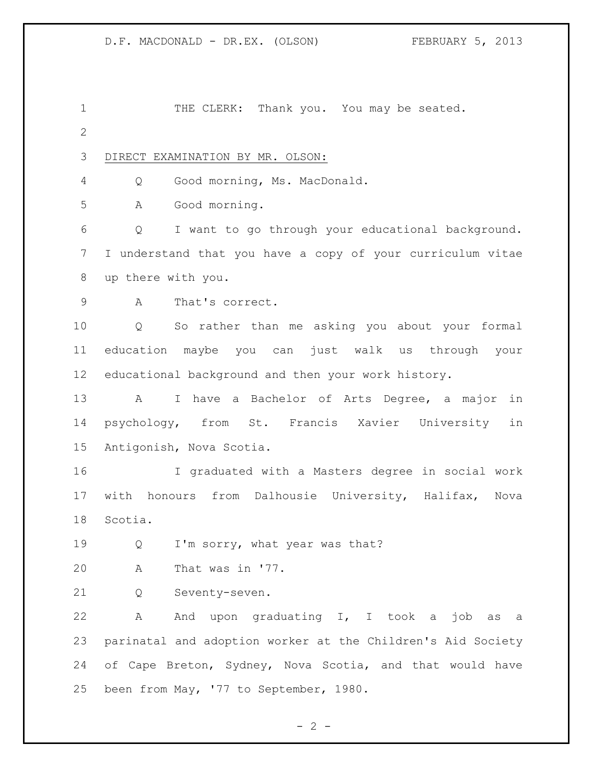THE CLERK: Thank you. You may be seated.

DIRECT EXAMINATION BY MR. OLSON:

Q Good morning, Ms. MacDonald.

A Good morning.

Q I want to go through your educational background. I understand that you have a copy of your curriculum vitae up there with you.

A That's correct.

Q So rather than me asking you about your formal education maybe you can just walk us through your educational background and then your work history.

A I have a Bachelor of Arts Degree, a major in psychology, from St. Francis Xavier University in Antigonish, Nova Scotia.

I graduated with a Masters degree in social work with honours from Dalhousie University, Halifax, Nova Scotia.

Q I'm sorry, what year was that?

A That was in '77.

Q Seventy-seven.

A And upon graduating I, I took a job as a parinatal and adoption worker at the Children's Aid Society of Cape Breton, Sydney, Nova Scotia, and that would have been from May, '77 to September, 1980.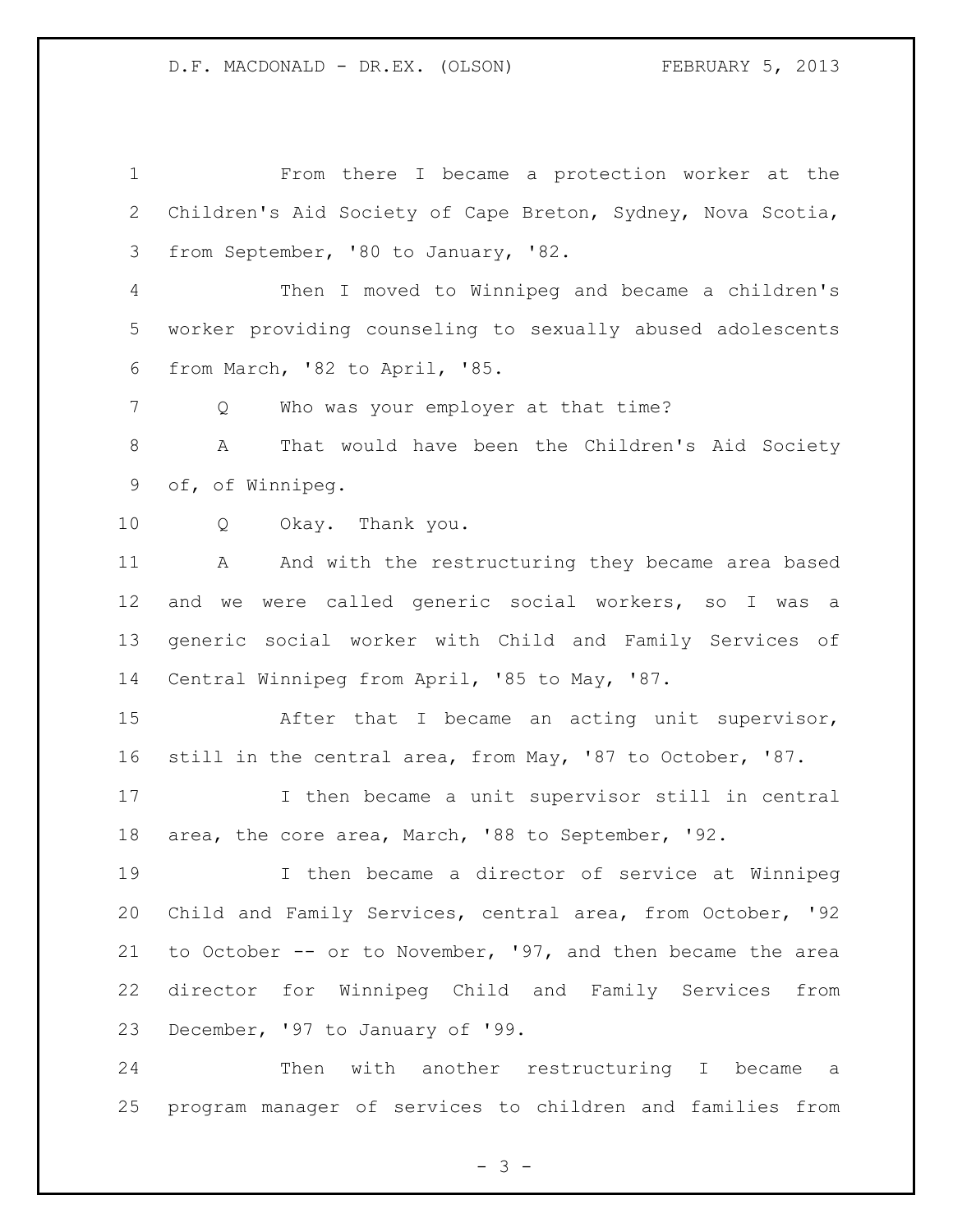From there I became a protection worker at the Children's Aid Society of Cape Breton, Sydney, Nova Scotia, from September, '80 to January, '82.

Then I moved to Winnipeg and became a children's worker providing counseling to sexually abused adolescents from March, '82 to April, '85.

Q Who was your employer at that time?

A That would have been the Children's Aid Society of, of Winnipeg.

Q Okay. Thank you.

A And with the restructuring they became area based and we were called generic social workers, so I was a generic social worker with Child and Family Services of Central Winnipeg from April, '85 to May, '87.

After that I became an acting unit supervisor, still in the central area, from May, '87 to October, '87.

I then became a unit supervisor still in central area, the core area, March, '88 to September, '92.

I then became a director of service at Winnipeg Child and Family Services, central area, from October, '92 to October -- or to November, '97, and then became the area director for Winnipeg Child and Family Services from December, '97 to January of '99.

Then with another restructuring I became a program manager of services to children and families from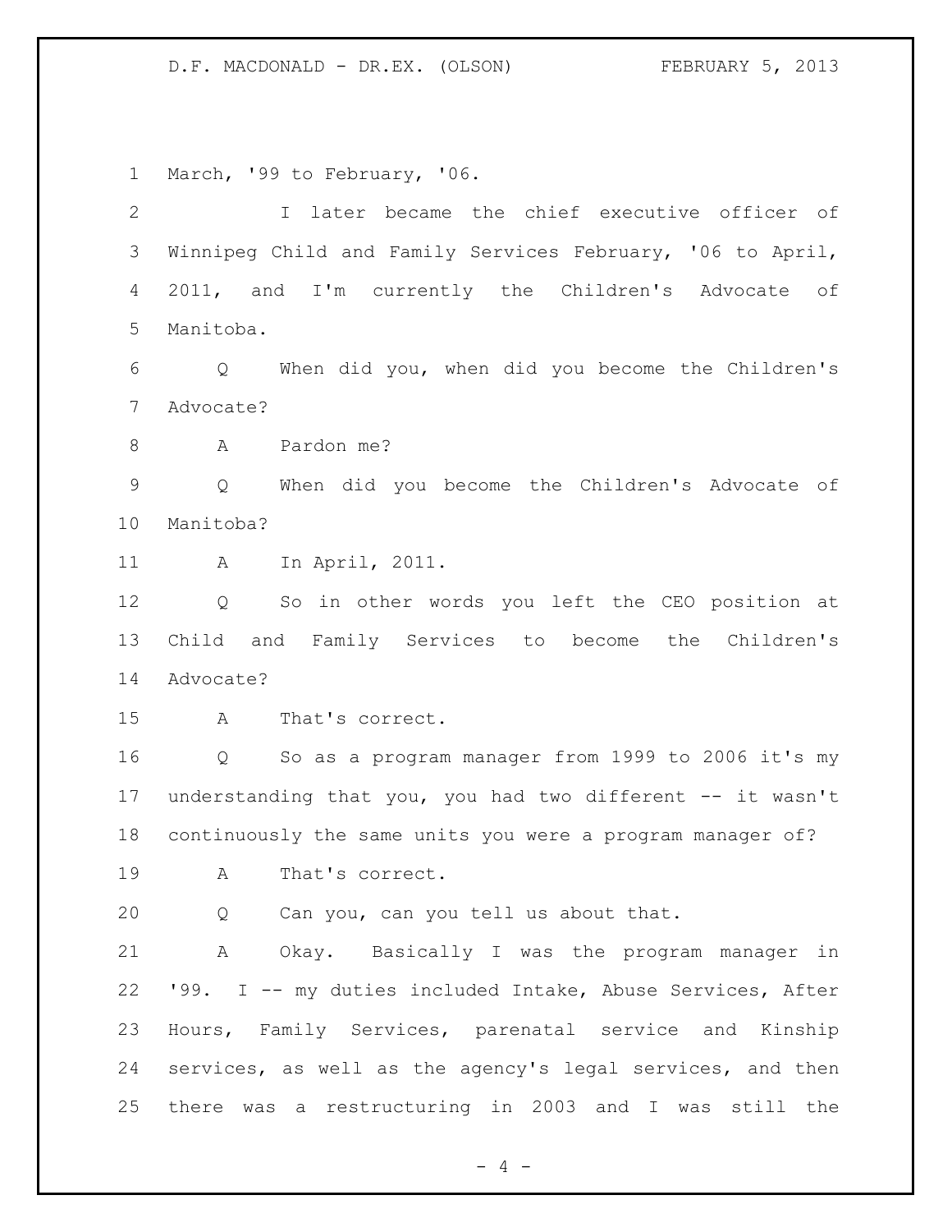March, '99 to February, '06.

I later became the chief executive officer of Winnipeg Child and Family Services February, '06 to April, 2011, and I'm currently the Children's Advocate of Manitoba.

Q When did you, when did you become the Children's Advocate?

A Pardon me?

Q When did you become the Children's Advocate of Manitoba?

A In April, 2011.

Q So in other words you left the CEO position at Child and Family Services to become the Children's Advocate?

A That's correct.

Q So as a program manager from 1999 to 2006 it's my understanding that you, you had two different -- it wasn't continuously the same units you were a program manager of?

A That's correct.

Q Can you, can you tell us about that.

A Okay. Basically I was the program manager in '99. I -- my duties included Intake, Abuse Services, After Hours, Family Services, parenatal service and Kinship services, as well as the agency's legal services, and then there was a restructuring in 2003 and I was still the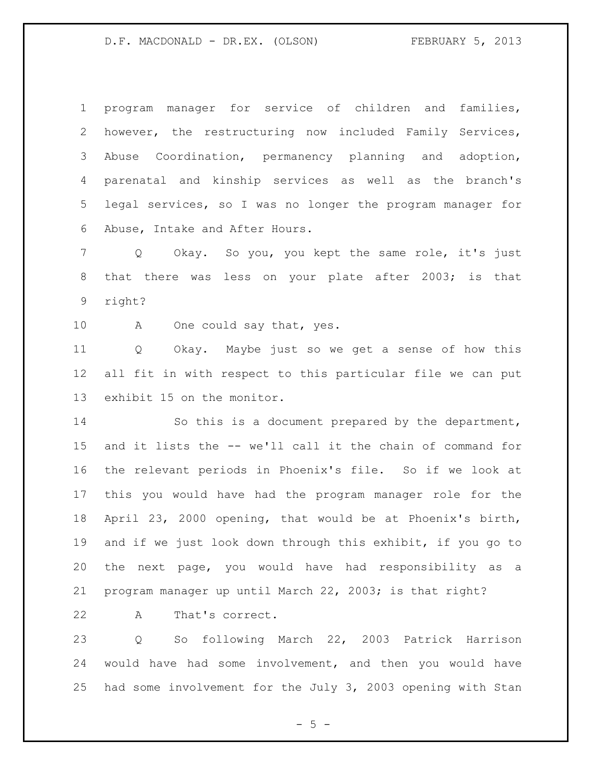program manager for service of children and families, however, the restructuring now included Family Services, Abuse Coordination, permanency planning and adoption, parenatal and kinship services as well as the branch's legal services, so I was no longer the program manager for Abuse, Intake and After Hours.

Q Okay. So you, you kept the same role, it's just that there was less on your plate after 2003; is that right?

A One could say that, yes.

Q Okay. Maybe just so we get a sense of how this all fit in with respect to this particular file we can put exhibit 15 on the monitor.

So this is a document prepared by the department, and it lists the -- we'll call it the chain of command for the relevant periods in Phoenix's file. So if we look at this you would have had the program manager role for the April 23, 2000 opening, that would be at Phoenix's birth, and if we just look down through this exhibit, if you go to the next page, you would have had responsibility as a program manager up until March 22, 2003; is that right?

A That's correct.

Q So following March 22, 2003 Patrick Harrison would have had some involvement, and then you would have had some involvement for the July 3, 2003 opening with Stan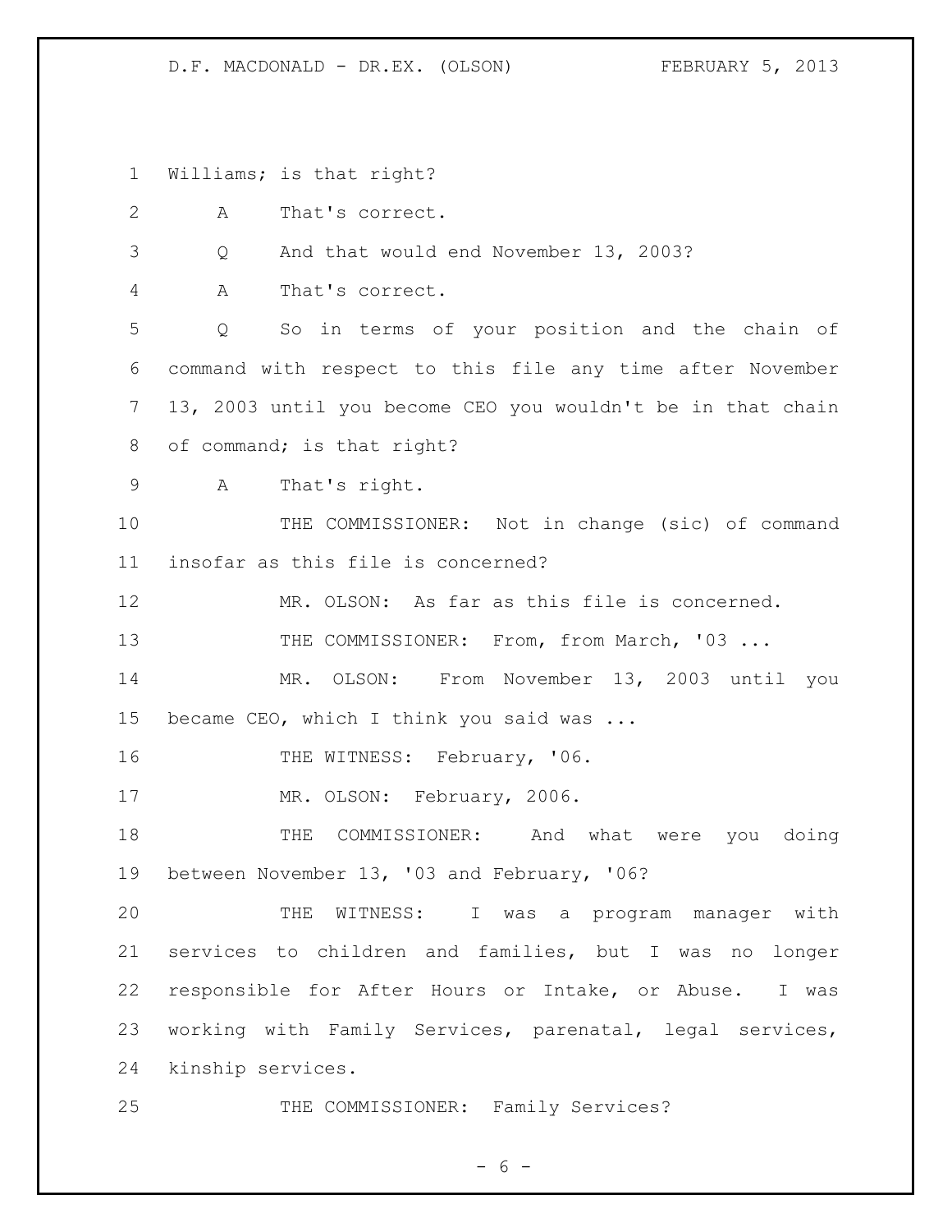Williams; is that right?

A That's correct.

Q And that would end November 13, 2003?

A That's correct.

Q So in terms of your position and the chain of command with respect to this file any time after November 13, 2003 until you become CEO you wouldn't be in that chain of command; is that right?

A That's right.

THE COMMISSIONER: Not in change (sic) of command insofar as this file is concerned?

MR. OLSON: As far as this file is concerned.

THE COMMISSIONER: From, from March, '03 ...

MR. OLSON: From November 13, 2003 until you became CEO, which I think you said was ...

THE WITNESS: February, '06.

MR. OLSON: February, 2006.

THE COMMISSIONER: And what were you doing between November 13, '03 and February, '06?

THE WITNESS: I was a program manager with services to children and families, but I was no longer responsible for After Hours or Intake, or Abuse. I was working with Family Services, parenatal, legal services, kinship services.

THE COMMISSIONER: Family Services?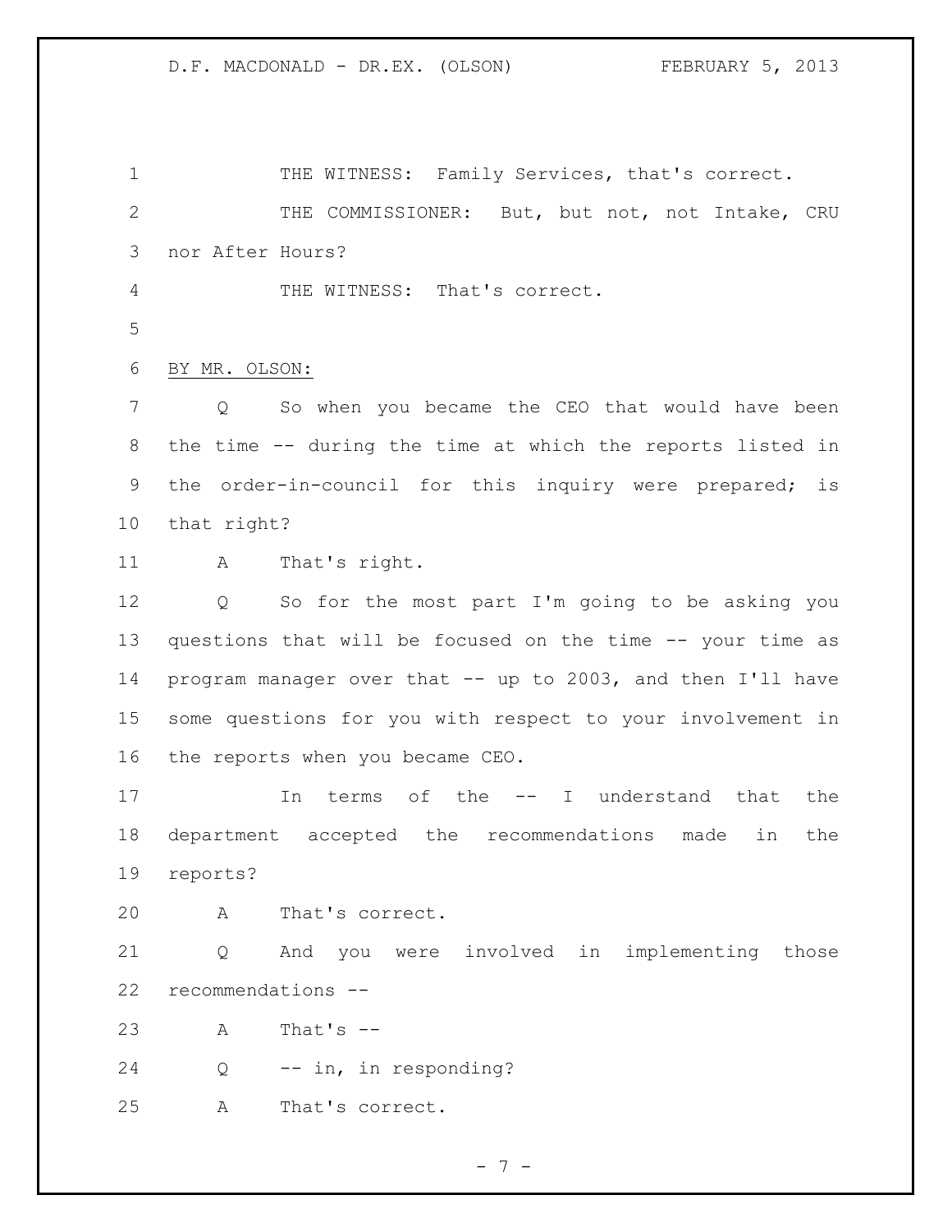THE WITNESS: Family Services, that's correct.

THE COMMISSIONER: But, but not, not Intake, CRU nor After Hours?

THE WITNESS: That's correct.

BY MR. OLSON:

Q So when you became the CEO that would have been the time -- during the time at which the reports listed in the order-in-council for this inquiry were prepared; is that right?

A That's right.

Q So for the most part I'm going to be asking you questions that will be focused on the time -- your time as program manager over that -- up to 2003, and then I'll have some questions for you with respect to your involvement in the reports when you became CEO.

In terms of the -- I understand that the department accepted the recommendations made in the reports?

A That's correct.

Q And you were involved in implementing those recommendations --

A That's --

Q -- in, in responding?

A That's correct.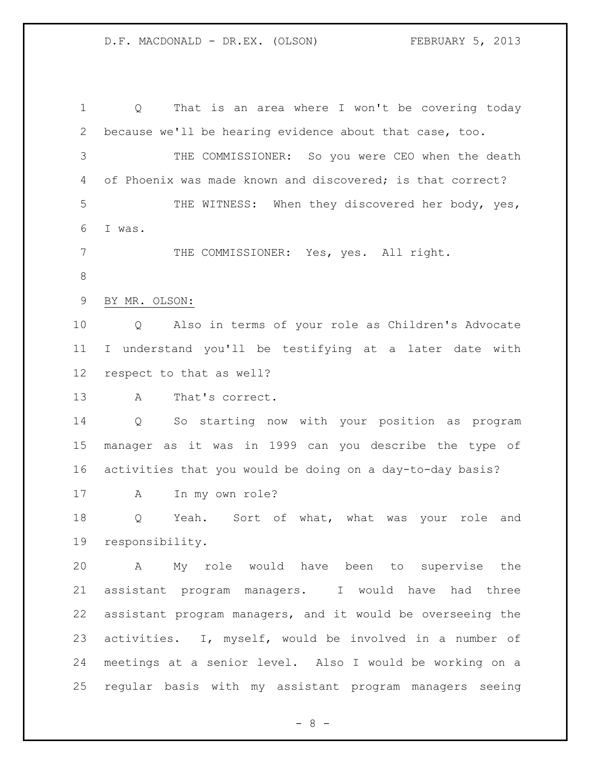Q That is an area where I won't be covering today because we'll be hearing evidence about that case, too.

THE COMMISSIONER: So you were CEO when the death of Phoenix was made known and discovered; is that correct?

THE WITNESS: When they discovered her body, yes, I was.

THE COMMISSIONER: Yes, yes. All right.

BY MR. OLSON:

Q Also in terms of your role as Children's Advocate I understand you'll be testifying at a later date with respect to that as well?

A That's correct.

Q So starting now with your position as program manager as it was in 1999 can you describe the type of activities that you would be doing on a day-to-day basis?

A In my own role?

Q Yeah. Sort of what, what was your role and responsibility.

A My role would have been to supervise the assistant program managers. I would have had three assistant program managers, and it would be overseeing the activities. I, myself, would be involved in a number of meetings at a senior level. Also I would be working on a regular basis with my assistant program managers seeing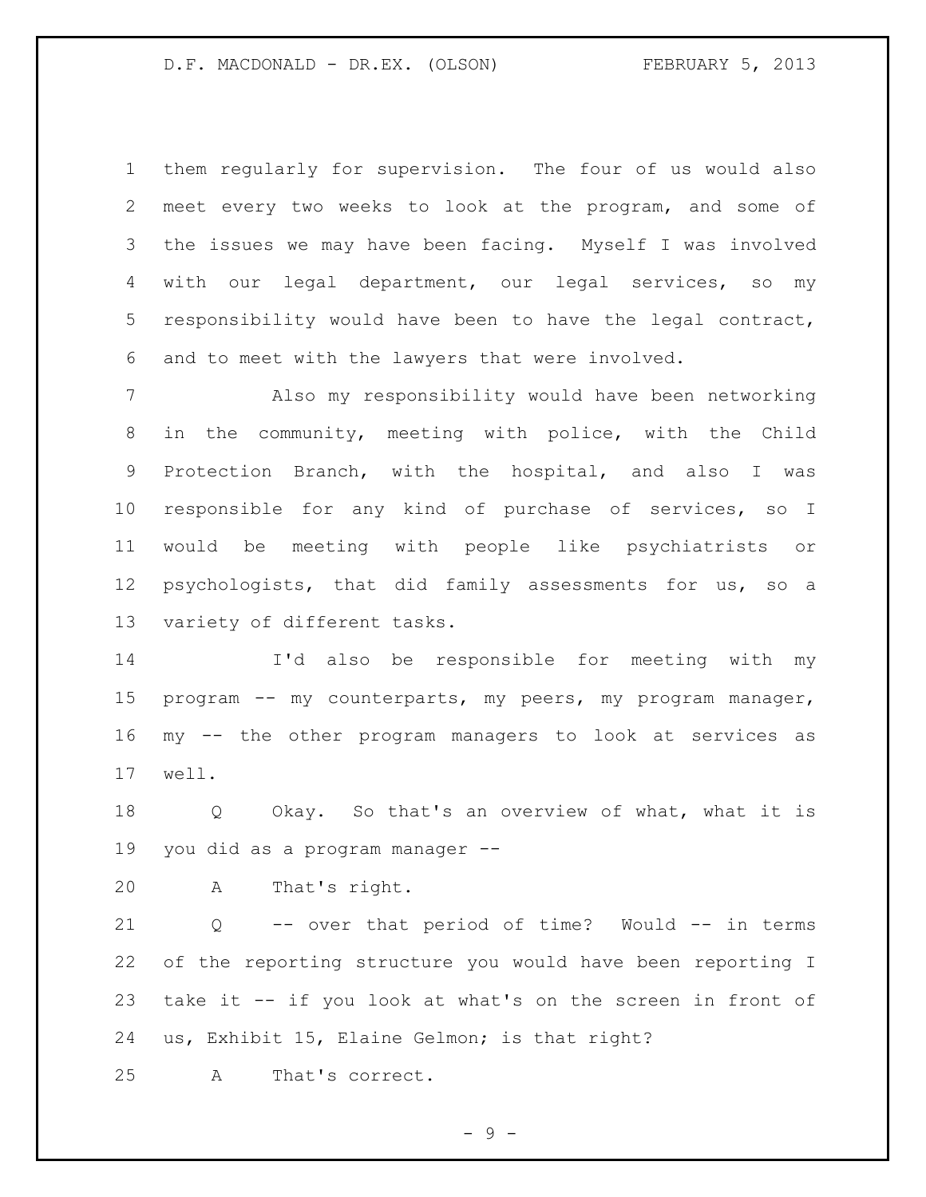them regularly for supervision. The four of us would also meet every two weeks to look at the program, and some of the issues we may have been facing. Myself I was involved with our legal department, our legal services, so my responsibility would have been to have the legal contract, and to meet with the lawyers that were involved.

Also my responsibility would have been networking in the community, meeting with police, with the Child Protection Branch, with the hospital, and also I was responsible for any kind of purchase of services, so I would be meeting with people like psychiatrists or psychologists, that did family assessments for us, so a variety of different tasks.

I'd also be responsible for meeting with my program -- my counterparts, my peers, my program manager, my -- the other program managers to look at services as well.

Q Okay. So that's an overview of what, what it is you did as a program manager --

A That's right.

Q -- over that period of time? Would -- in terms of the reporting structure you would have been reporting I take it -- if you look at what's on the screen in front of us, Exhibit 15, Elaine Gelmon; is that right?

A That's correct.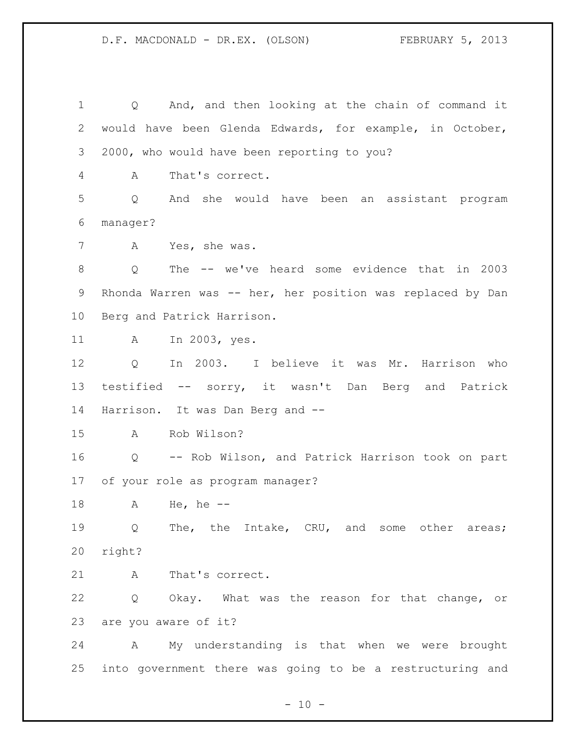Q And, and then looking at the chain of command it would have been Glenda Edwards, for example, in October, 2000, who would have been reporting to you?

A That's correct.

Q And she would have been an assistant program manager?

A Yes, she was.

Q The -- we've heard some evidence that in 2003 Rhonda Warren was -- her, her position was replaced by Dan Berg and Patrick Harrison.

A In 2003, yes.

Q In 2003. I believe it was Mr. Harrison who testified -- sorry, it wasn't Dan Berg and Patrick Harrison. It was Dan Berg and --

A Rob Wilson?

Q -- Rob Wilson, and Patrick Harrison took on part of your role as program manager?

A He, he --

Q The, the Intake, CRU, and some other areas; right?

A That's correct.

Q Okay. What was the reason for that change, or are you aware of it?

A My understanding is that when we were brought into government there was going to be a restructuring and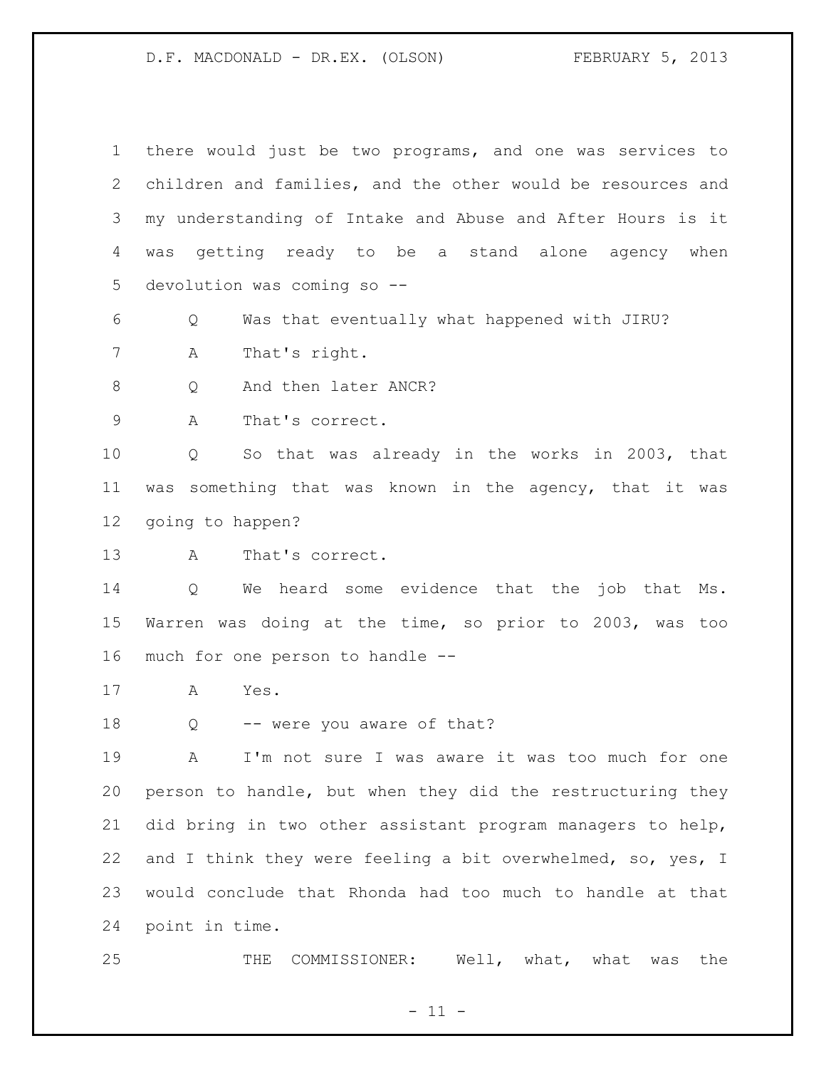there would just be two programs, and one was services to children and families, and the other would be resources and my understanding of Intake and Abuse and After Hours is it was getting ready to be a stand alone agency when devolution was coming so --

Q Was that eventually what happened with JIRU?

A That's right.

Q And then later ANCR?

A That's correct.

Q So that was already in the works in 2003, that was something that was known in the agency, that it was going to happen?

A That's correct.

Q We heard some evidence that the job that Ms. Warren was doing at the time, so prior to 2003, was too much for one person to handle --

A Yes.

Q -- were you aware of that?

A I'm not sure I was aware it was too much for one person to handle, but when they did the restructuring they did bring in two other assistant program managers to help, and I think they were feeling a bit overwhelmed, so, yes, I would conclude that Rhonda had too much to handle at that point in time.

THE COMMISSIONER: Well, what, what was the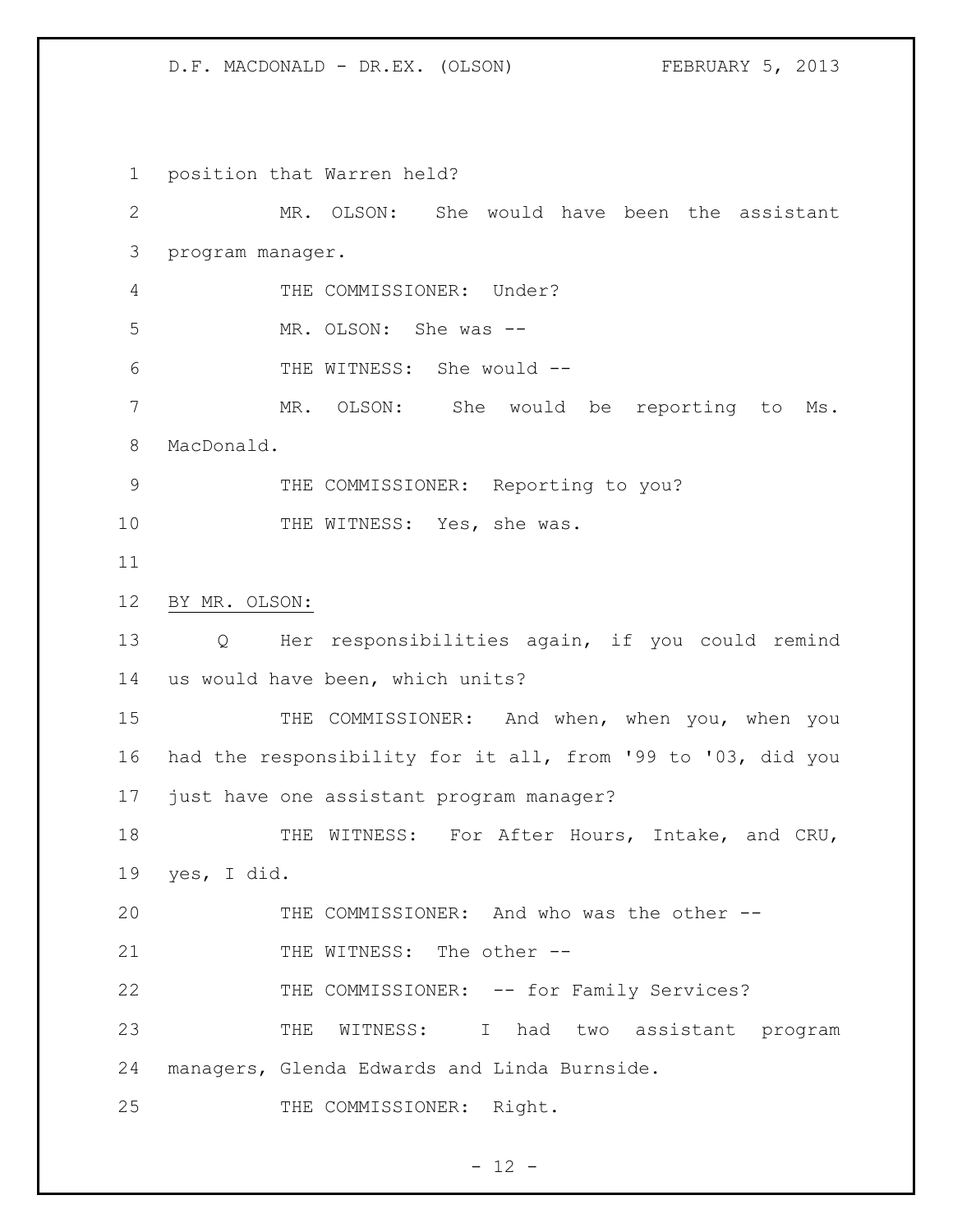position that Warren held?

MR. OLSON: She would have been the assistant program manager.

THE COMMISSIONER: Under?

MR. OLSON: She was --

THE WITNESS: She would --

MR. OLSON: She would be reporting to Ms. MacDonald.

THE COMMISSIONER: Reporting to you?

THE WITNESS: Yes, she was.

BY MR. OLSON:

Q Her responsibilities again, if you could remind us would have been, which units?

THE COMMISSIONER: And when, when you, when you had the responsibility for it all, from '99 to '03, did you just have one assistant program manager?

THE WITNESS: For After Hours, Intake, and CRU, yes, I did.

THE COMMISSIONER: And who was the other --

THE WITNESS: The other --

THE COMMISSIONER: -- for Family Services?

THE WITNESS: I had two assistant program managers, Glenda Edwards and Linda Burnside.

THE COMMISSIONER: Right.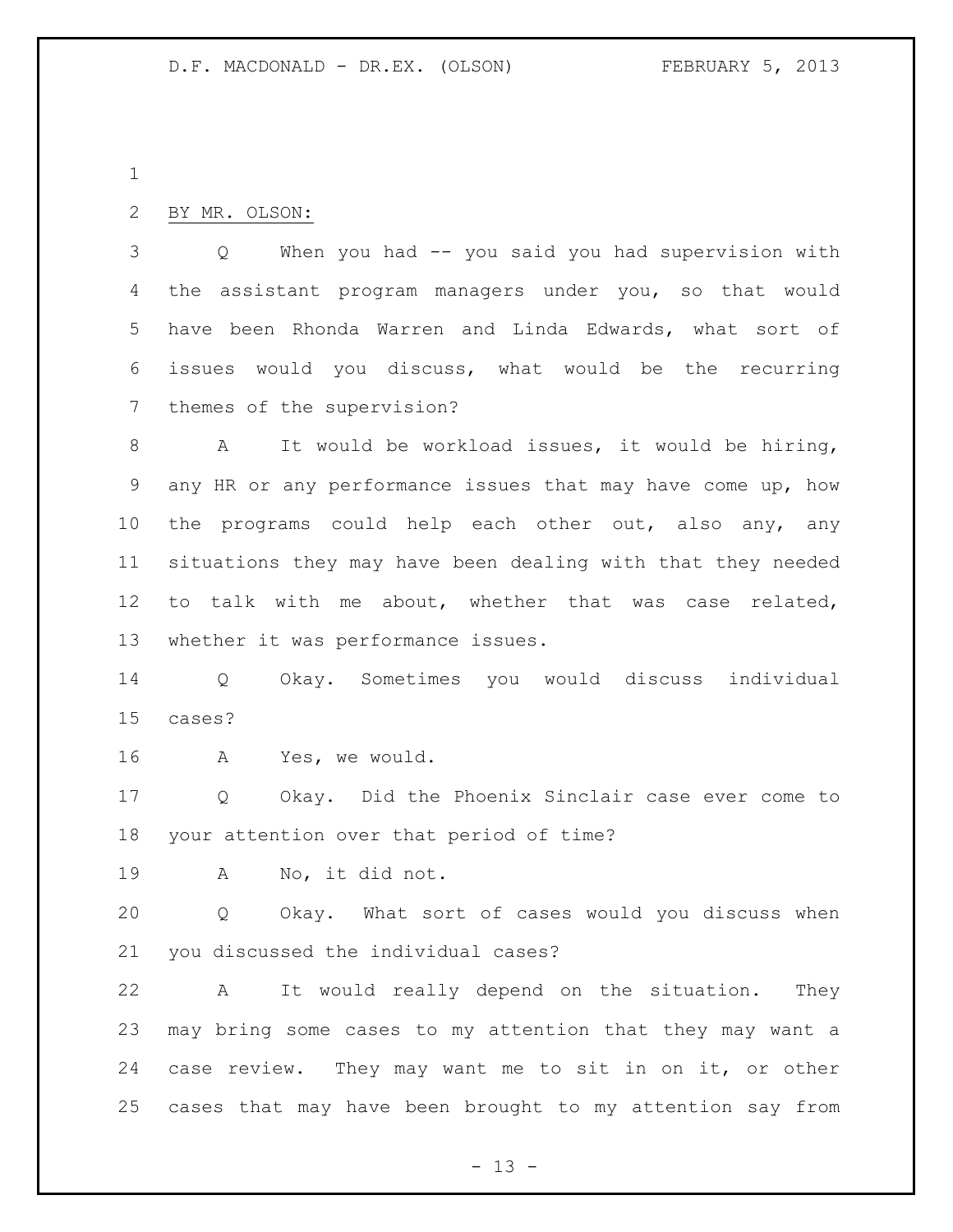BY MR. OLSON:

Q When you had -- you said you had supervision with the assistant program managers under you, so that would have been Rhonda Warren and Linda Edwards, what sort of issues would you discuss, what would be the recurring themes of the supervision?

A It would be workload issues, it would be hiring, any HR or any performance issues that may have come up, how the programs could help each other out, also any, any situations they may have been dealing with that they needed to talk with me about, whether that was case related, whether it was performance issues.

Q Okay. Sometimes you would discuss individual cases?

A Yes, we would.

Q Okay. Did the Phoenix Sinclair case ever come to your attention over that period of time?

A No, it did not.

Q Okay. What sort of cases would you discuss when you discussed the individual cases?

A It would really depend on the situation. They may bring some cases to my attention that they may want a case review. They may want me to sit in on it, or other cases that may have been brought to my attention say from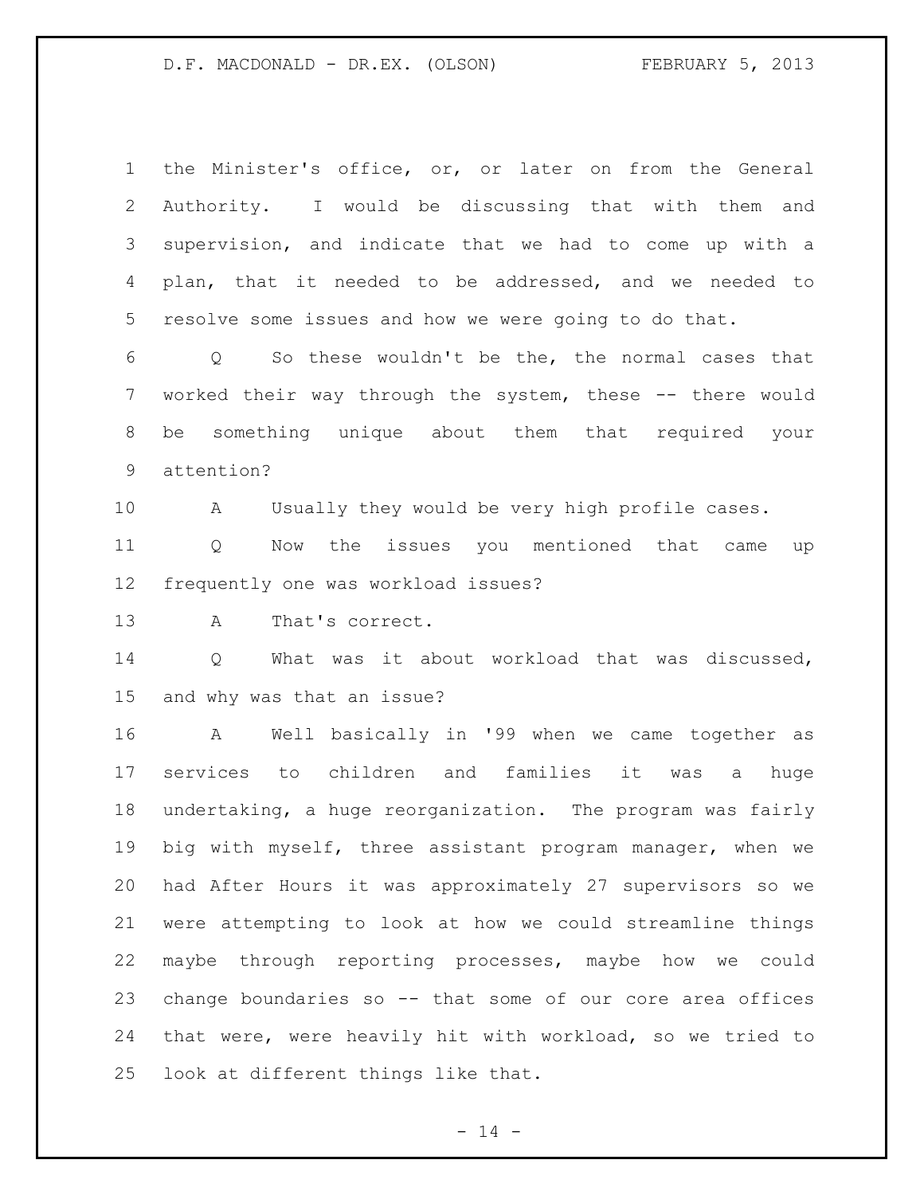the Minister's office, or, or later on from the General Authority. I would be discussing that with them and supervision, and indicate that we had to come up with a plan, that it needed to be addressed, and we needed to resolve some issues and how we were going to do that.

Q So these wouldn't be the, the normal cases that worked their way through the system, these -- there would be something unique about them that required your attention?

A Usually they would be very high profile cases.

Q Now the issues you mentioned that came up frequently one was workload issues?

A That's correct.

Q What was it about workload that was discussed, and why was that an issue?

A Well basically in '99 when we came together as services to children and families it was a huge undertaking, a huge reorganization. The program was fairly big with myself, three assistant program manager, when we had After Hours it was approximately 27 supervisors so we were attempting to look at how we could streamline things maybe through reporting processes, maybe how we could change boundaries so -- that some of our core area offices that were, were heavily hit with workload, so we tried to look at different things like that.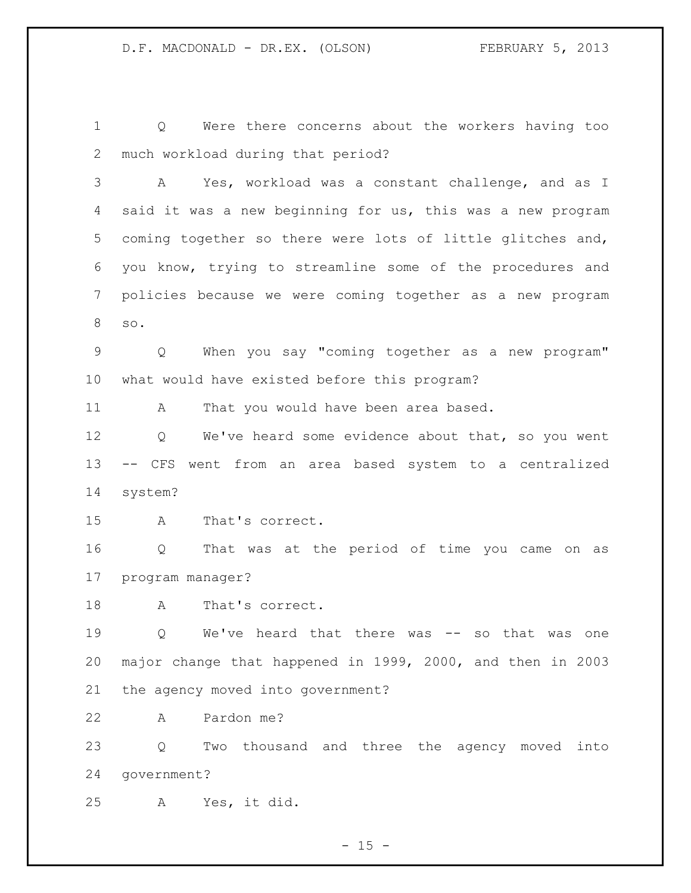Q Were there concerns about the workers having too much workload during that period?

A Yes, workload was a constant challenge, and as I said it was a new beginning for us, this was a new program coming together so there were lots of little glitches and, you know, trying to streamline some of the procedures and policies because we were coming together as a new program so.

Q When you say "coming together as a new program" what would have existed before this program?

A That you would have been area based.

Q We've heard some evidence about that, so you went -- CFS went from an area based system to a centralized system?

A That's correct.

Q That was at the period of time you came on as program manager?

A That's correct.

Q We've heard that there was -- so that was one major change that happened in 1999, 2000, and then in 2003 the agency moved into government?

A Pardon me?

Q Two thousand and three the agency moved into government?

A Yes, it did.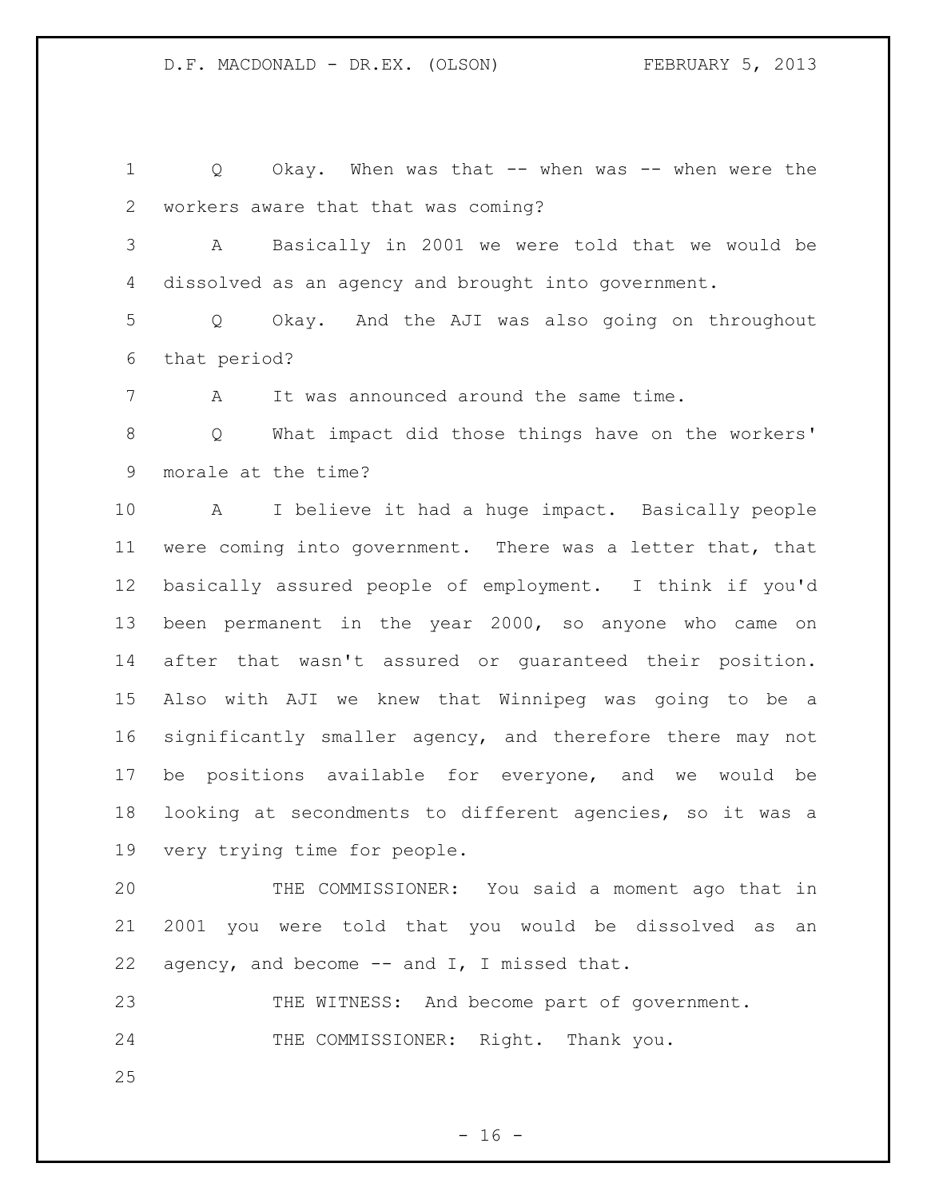Q Okay. When was that -- when was -- when were the workers aware that that was coming?

A Basically in 2001 we were told that we would be dissolved as an agency and brought into government.

Q Okay. And the AJI was also going on throughout that period?

A It was announced around the same time.

Q What impact did those things have on the workers' morale at the time?

A I believe it had a huge impact. Basically people were coming into government. There was a letter that, that basically assured people of employment. I think if you'd been permanent in the year 2000, so anyone who came on after that wasn't assured or guaranteed their position. Also with AJI we knew that Winnipeg was going to be a significantly smaller agency, and therefore there may not be positions available for everyone, and we would be looking at secondments to different agencies, so it was a very trying time for people.

THE COMMISSIONER: You said a moment ago that in 2001 you were told that you would be dissolved as an agency, and become -- and I, I missed that.

THE WITNESS: And become part of government.

THE COMMISSIONER: Right. Thank you.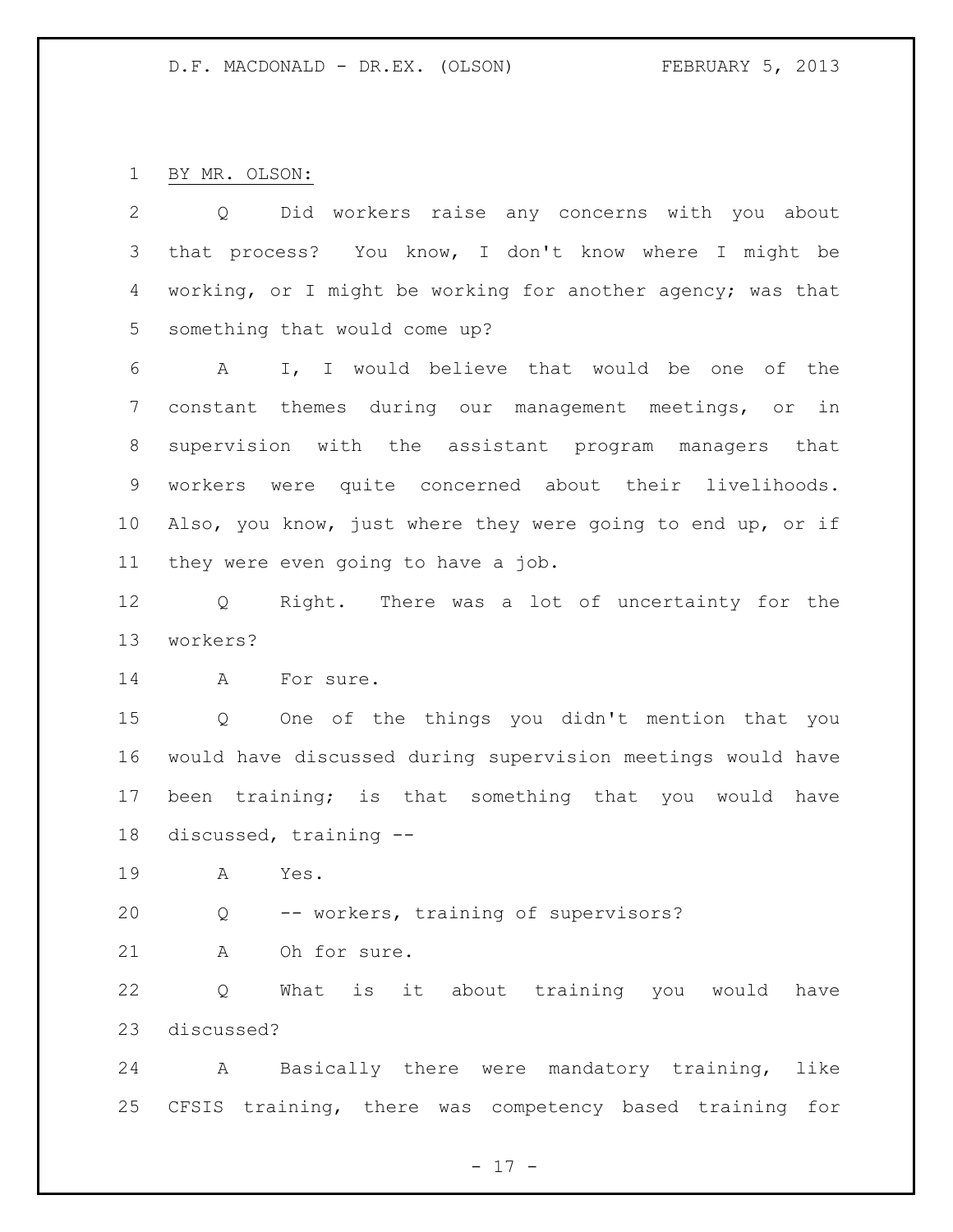BY MR. OLSON:

Q Did workers raise any concerns with you about that process? You know, I don't know where I might be working, or I might be working for another agency; was that something that would come up?

A I, I would believe that would be one of the constant themes during our management meetings, or in supervision with the assistant program managers that workers were quite concerned about their livelihoods. Also, you know, just where they were going to end up, or if they were even going to have a job.

Q Right. There was a lot of uncertainty for the workers?

A For sure.

Q One of the things you didn't mention that you would have discussed during supervision meetings would have been training; is that something that you would have discussed, training --

A Yes.

Q -- workers, training of supervisors?

A Oh for sure.

Q What is it about training you would have discussed?

A Basically there were mandatory training, like CFSIS training, there was competency based training for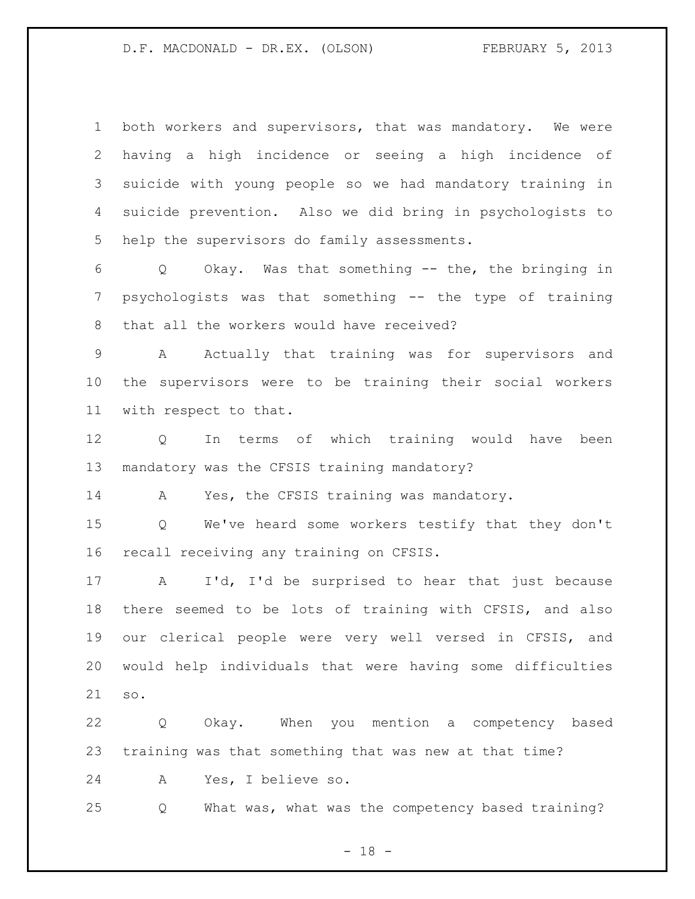both workers and supervisors, that was mandatory. We were having a high incidence or seeing a high incidence of suicide with young people so we had mandatory training in suicide prevention. Also we did bring in psychologists to help the supervisors do family assessments.

Q Okay. Was that something -- the, the bringing in psychologists was that something -- the type of training that all the workers would have received?

A Actually that training was for supervisors and the supervisors were to be training their social workers with respect to that.

Q In terms of which training would have been mandatory was the CFSIS training mandatory?

A Yes, the CFSIS training was mandatory.

Q We've heard some workers testify that they don't recall receiving any training on CFSIS.

A I'd, I'd be surprised to hear that just because there seemed to be lots of training with CFSIS, and also our clerical people were very well versed in CFSIS, and would help individuals that were having some difficulties so.

Q Okay. When you mention a competency based training was that something that was new at that time?

A Yes, I believe so.

Q What was, what was the competency based training?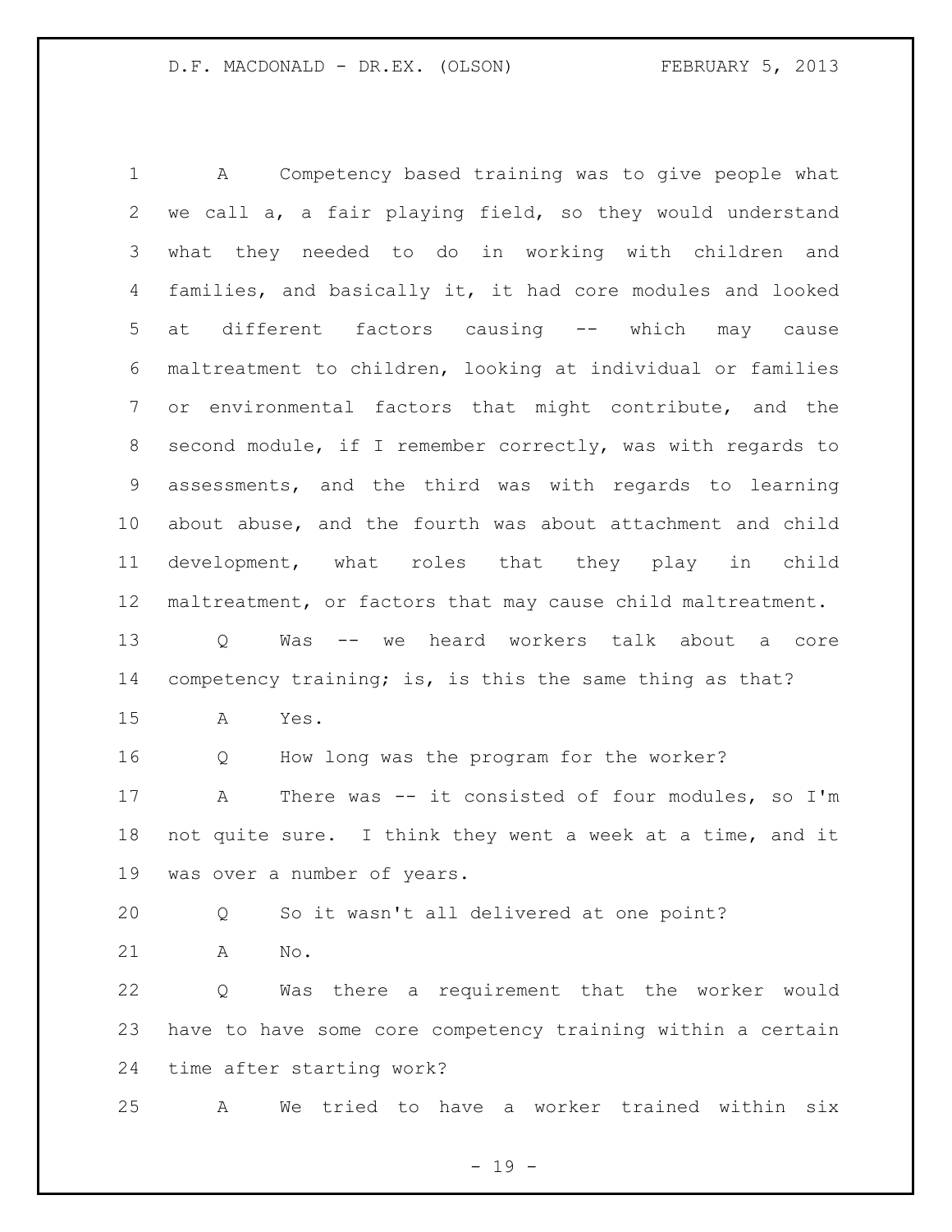A Competency based training was to give people what we call a, a fair playing field, so they would understand what they needed to do in working with children and families, and basically it, it had core modules and looked at different factors causing -- which may cause maltreatment to children, looking at individual or families or environmental factors that might contribute, and the second module, if I remember correctly, was with regards to assessments, and the third was with regards to learning about abuse, and the fourth was about attachment and child development, what roles that they play in child maltreatment, or factors that may cause child maltreatment.

Q Was -- we heard workers talk about a core competency training; is, is this the same thing as that?

A Yes.

Q How long was the program for the worker?

A There was -- it consisted of four modules, so I'm not quite sure. I think they went a week at a time, and it was over a number of years.

Q So it wasn't all delivered at one point?

A No.

Q Was there a requirement that the worker would have to have some core competency training within a certain time after starting work?

A We tried to have a worker trained within six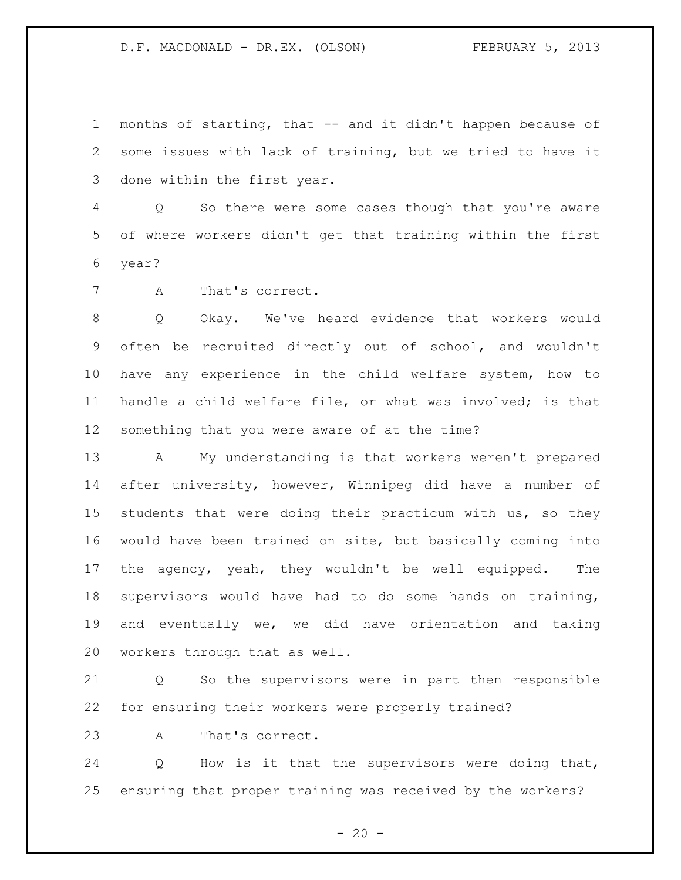months of starting, that -- and it didn't happen because of some issues with lack of training, but we tried to have it done within the first year.

Q So there were some cases though that you're aware of where workers didn't get that training within the first year?

A That's correct.

Q Okay. We've heard evidence that workers would often be recruited directly out of school, and wouldn't have any experience in the child welfare system, how to handle a child welfare file, or what was involved; is that something that you were aware of at the time?

A My understanding is that workers weren't prepared after university, however, Winnipeg did have a number of students that were doing their practicum with us, so they would have been trained on site, but basically coming into the agency, yeah, they wouldn't be well equipped. The supervisors would have had to do some hands on training, and eventually we, we did have orientation and taking workers through that as well.

Q So the supervisors were in part then responsible for ensuring their workers were properly trained?

A That's correct.

Q How is it that the supervisors were doing that, ensuring that proper training was received by the workers?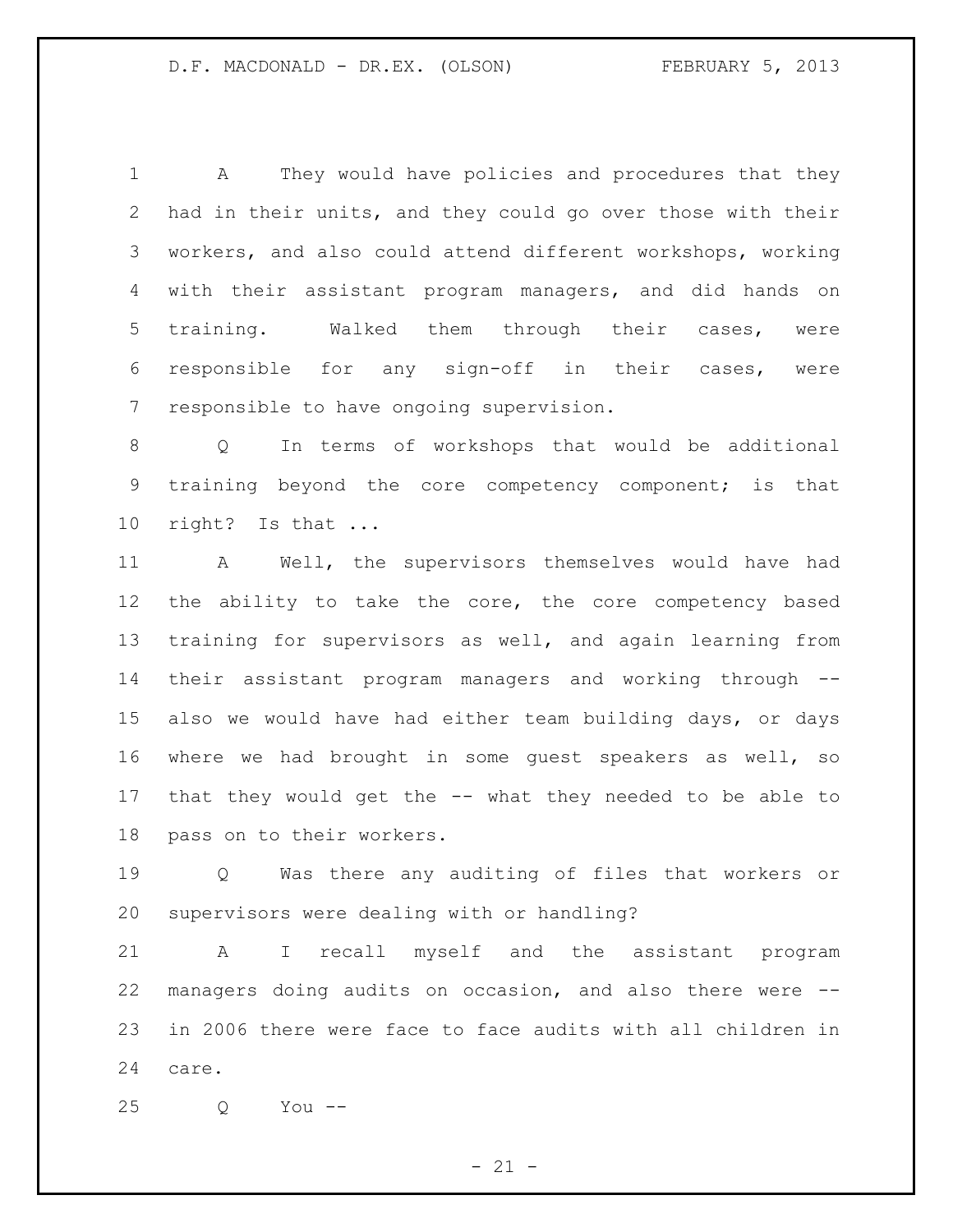A They would have policies and procedures that they had in their units, and they could go over those with their workers, and also could attend different workshops, working with their assistant program managers, and did hands on training. Walked them through their cases, were responsible for any sign-off in their cases, were responsible to have ongoing supervision.

Q In terms of workshops that would be additional training beyond the core competency component; is that right? Is that ...

A Well, the supervisors themselves would have had the ability to take the core, the core competency based training for supervisors as well, and again learning from their assistant program managers and working through -- also we would have had either team building days, or days where we had brought in some guest speakers as well, so that they would get the -- what they needed to be able to pass on to their workers.

Q Was there any auditing of files that workers or supervisors were dealing with or handling?

A I recall myself and the assistant program managers doing audits on occasion, and also there were -- in 2006 there were face to face audits with all children in care.

Q You --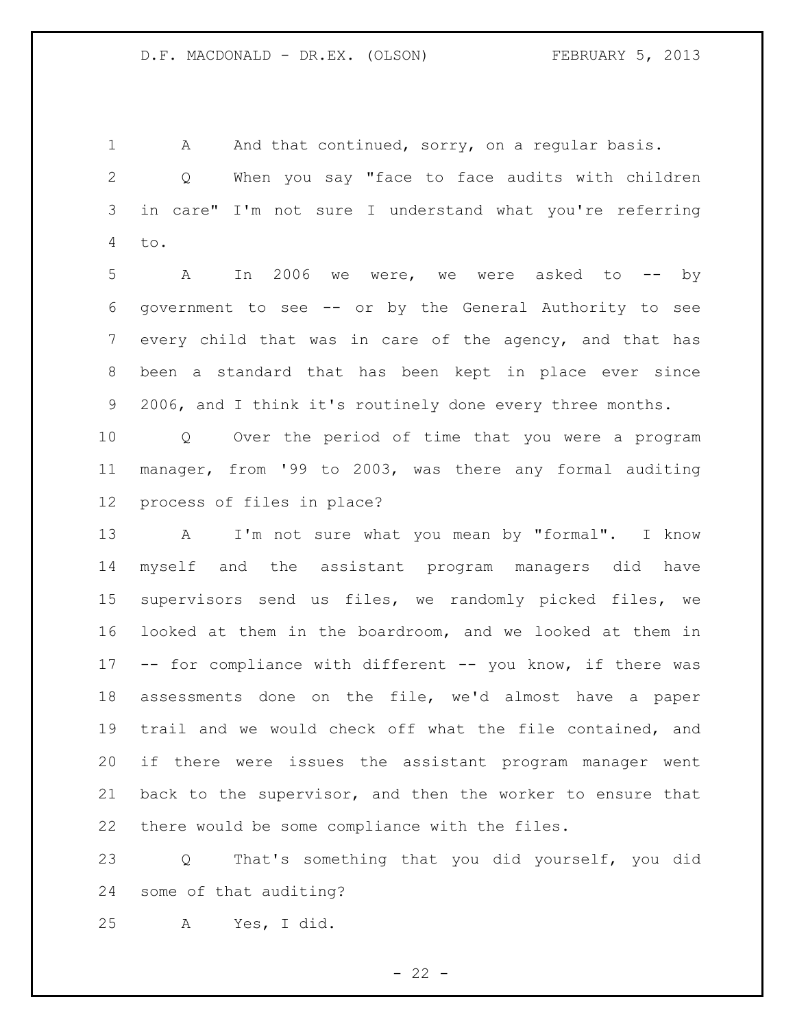A And that continued, sorry, on a regular basis.

Q When you say "face to face audits with children in care" I'm not sure I understand what you're referring to.

A In 2006 we were, we were asked to -- by government to see -- or by the General Authority to see every child that was in care of the agency, and that has been a standard that has been kept in place ever since 2006, and I think it's routinely done every three months.

Q Over the period of time that you were a program manager, from '99 to 2003, was there any formal auditing process of files in place?

A I'm not sure what you mean by "formal". I know myself and the assistant program managers did have supervisors send us files, we randomly picked files, we looked at them in the boardroom, and we looked at them in -- for compliance with different -- you know, if there was assessments done on the file, we'd almost have a paper trail and we would check off what the file contained, and if there were issues the assistant program manager went back to the supervisor, and then the worker to ensure that there would be some compliance with the files.

Q That's something that you did yourself, you did some of that auditing?

A Yes, I did.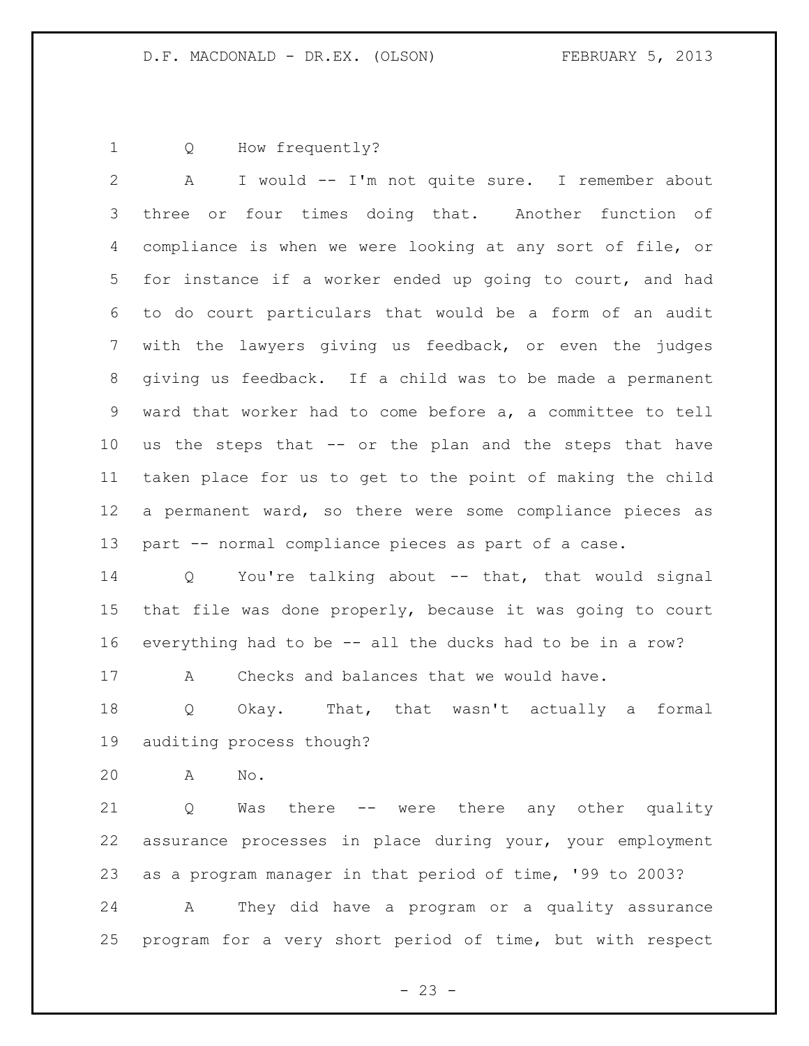Q How frequently?

A I would -- I'm not quite sure. I remember about three or four times doing that. Another function of compliance is when we were looking at any sort of file, or for instance if a worker ended up going to court, and had to do court particulars that would be a form of an audit with the lawyers giving us feedback, or even the judges giving us feedback. If a child was to be made a permanent ward that worker had to come before a, a committee to tell us the steps that -- or the plan and the steps that have taken place for us to get to the point of making the child a permanent ward, so there were some compliance pieces as part -- normal compliance pieces as part of a case.

Q You're talking about -- that, that would signal that file was done properly, because it was going to court everything had to be -- all the ducks had to be in a row?

A Checks and balances that we would have.

Q Okay. That, that wasn't actually a formal auditing process though?

A No.

Q Was there -- were there any other quality assurance processes in place during your, your employment as a program manager in that period of time, '99 to 2003?

A They did have a program or a quality assurance program for a very short period of time, but with respect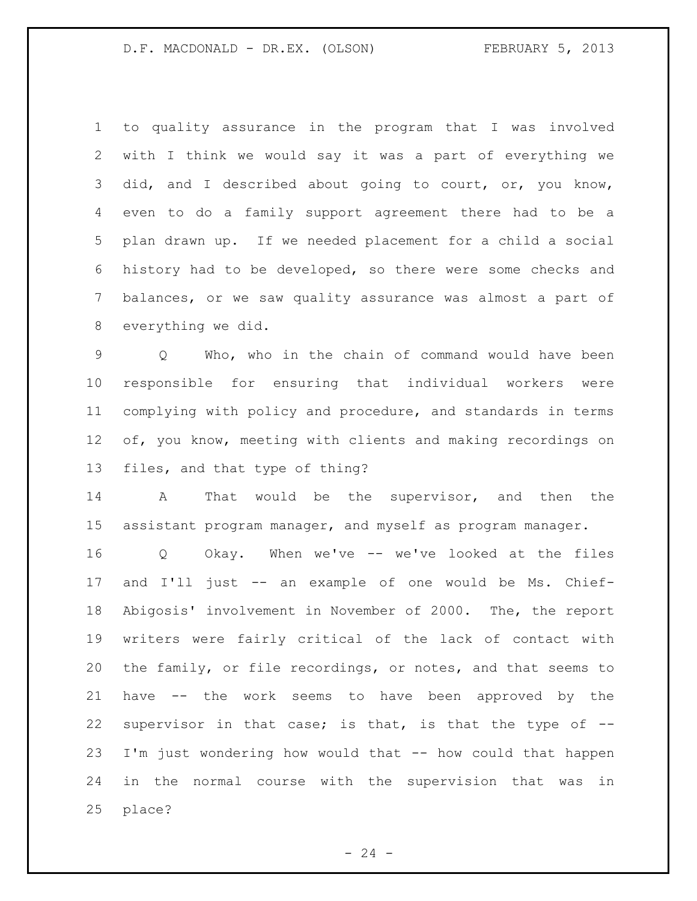to quality assurance in the program that I was involved with I think we would say it was a part of everything we did, and I described about going to court, or, you know, even to do a family support agreement there had to be a plan drawn up. If we needed placement for a child a social history had to be developed, so there were some checks and balances, or we saw quality assurance was almost a part of everything we did.

Q Who, who in the chain of command would have been responsible for ensuring that individual workers were complying with policy and procedure, and standards in terms of, you know, meeting with clients and making recordings on files, and that type of thing?

A That would be the supervisor, and then the assistant program manager, and myself as program manager.

Q Okay. When we've -- we've looked at the files and I'll just -- an example of one would be Ms. Chief-Abigosis' involvement in November of 2000. The, the report writers were fairly critical of the lack of contact with the family, or file recordings, or notes, and that seems to have -- the work seems to have been approved by the supervisor in that case; is that, is that the type of -- I'm just wondering how would that -- how could that happen in the normal course with the supervision that was in place?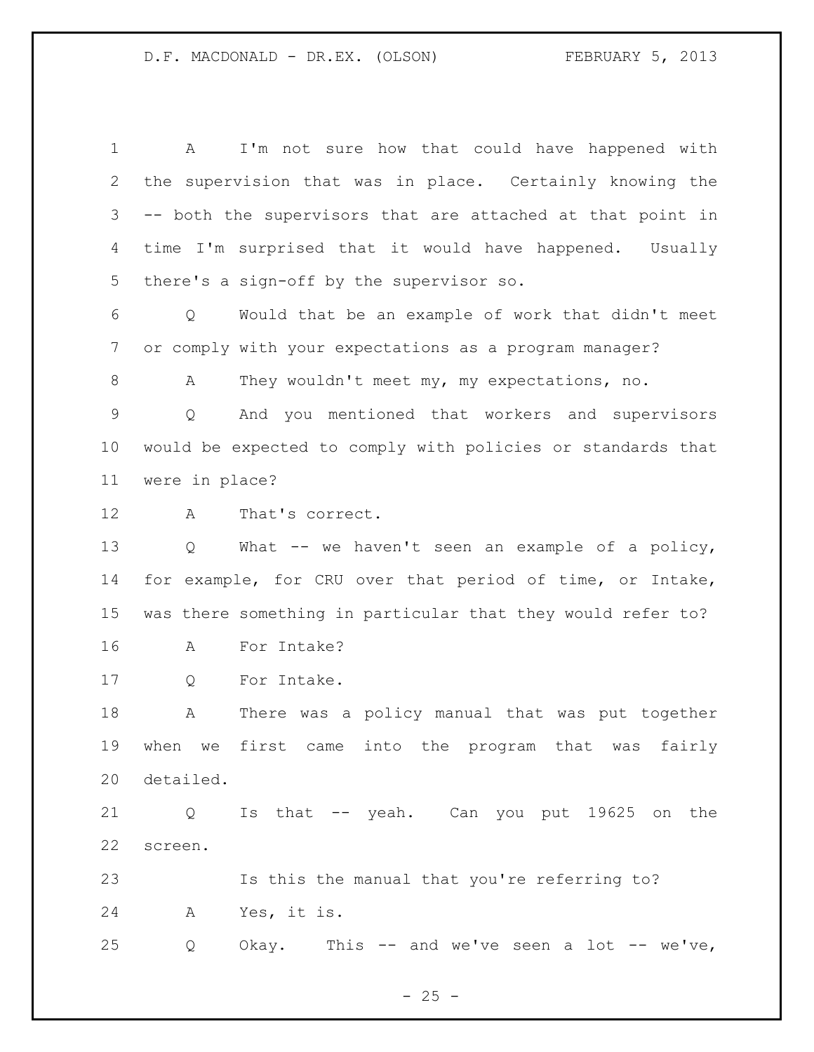A I'm not sure how that could have happened with the supervision that was in place. Certainly knowing the -- both the supervisors that are attached at that point in time I'm surprised that it would have happened. Usually there's a sign-off by the supervisor so.

Q Would that be an example of work that didn't meet or comply with your expectations as a program manager?

A They wouldn't meet my, my expectations, no.

Q And you mentioned that workers and supervisors would be expected to comply with policies or standards that were in place?

A That's correct.

Q What -- we haven't seen an example of a policy, for example, for CRU over that period of time, or Intake, was there something in particular that they would refer to?

A For Intake?

Q For Intake.

A There was a policy manual that was put together when we first came into the program that was fairly detailed.

Q Is that -- yeah. Can you put 19625 on the screen.

Is this the manual that you're referring to?

A Yes, it is.

Q Okay. This -- and we've seen a lot -- we've,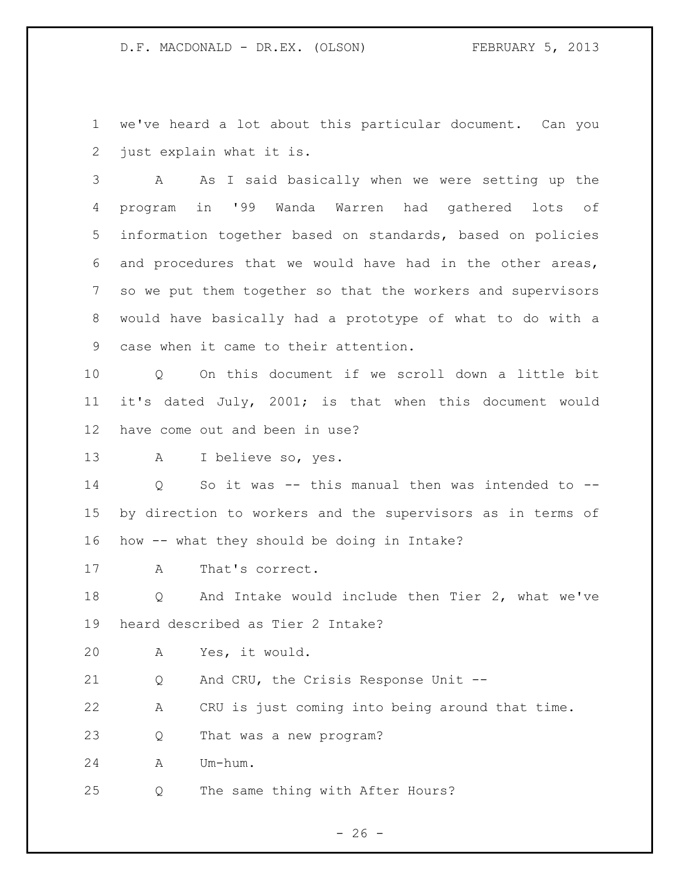we've heard a lot about this particular document. Can you just explain what it is.

A As I said basically when we were setting up the program in '99 Wanda Warren had gathered lots of information together based on standards, based on policies and procedures that we would have had in the other areas, so we put them together so that the workers and supervisors would have basically had a prototype of what to do with a case when it came to their attention.

Q On this document if we scroll down a little bit it's dated July, 2001; is that when this document would have come out and been in use?

A I believe so, yes.

Q So it was -- this manual then was intended to -- by direction to workers and the supervisors as in terms of how -- what they should be doing in Intake?

A That's correct.

Q And Intake would include then Tier 2, what we've heard described as Tier 2 Intake?

A Yes, it would.

Q And CRU, the Crisis Response Unit --

A CRU is just coming into being around that time.

Q That was a new program?

A Um-hum.

Q The same thing with After Hours?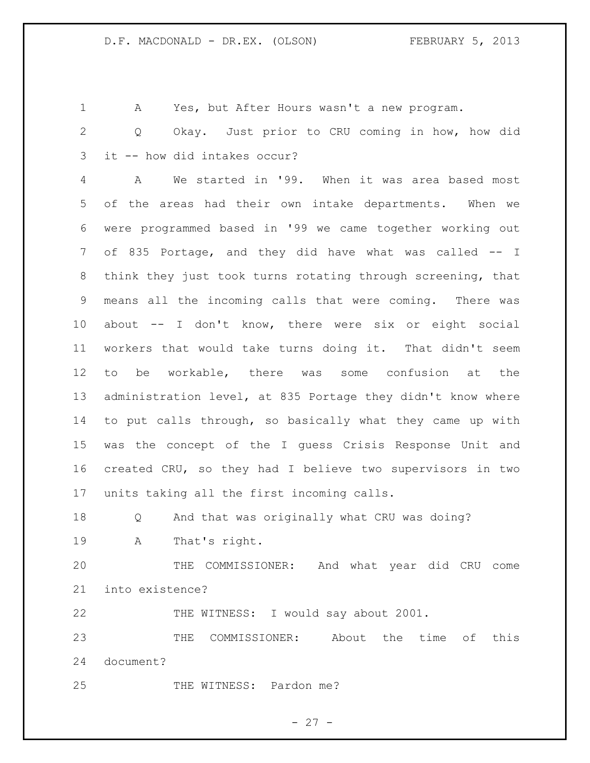A Yes, but After Hours wasn't a new program.

Q Okay. Just prior to CRU coming in how, how did it -- how did intakes occur?

A We started in '99. When it was area based most of the areas had their own intake departments. When we were programmed based in '99 we came together working out of 835 Portage, and they did have what was called -- I think they just took turns rotating through screening, that means all the incoming calls that were coming. There was about -- I don't know, there were six or eight social workers that would take turns doing it. That didn't seem to be workable, there was some confusion at the administration level, at 835 Portage they didn't know where to put calls through, so basically what they came up with was the concept of the I guess Crisis Response Unit and created CRU, so they had I believe two supervisors in two units taking all the first incoming calls.

Q And that was originally what CRU was doing?

A That's right.

THE COMMISSIONER: And what year did CRU come into existence?

THE WITNESS: I would say about 2001.

THE COMMISSIONER: About the time of this document?

THE WITNESS: Pardon me?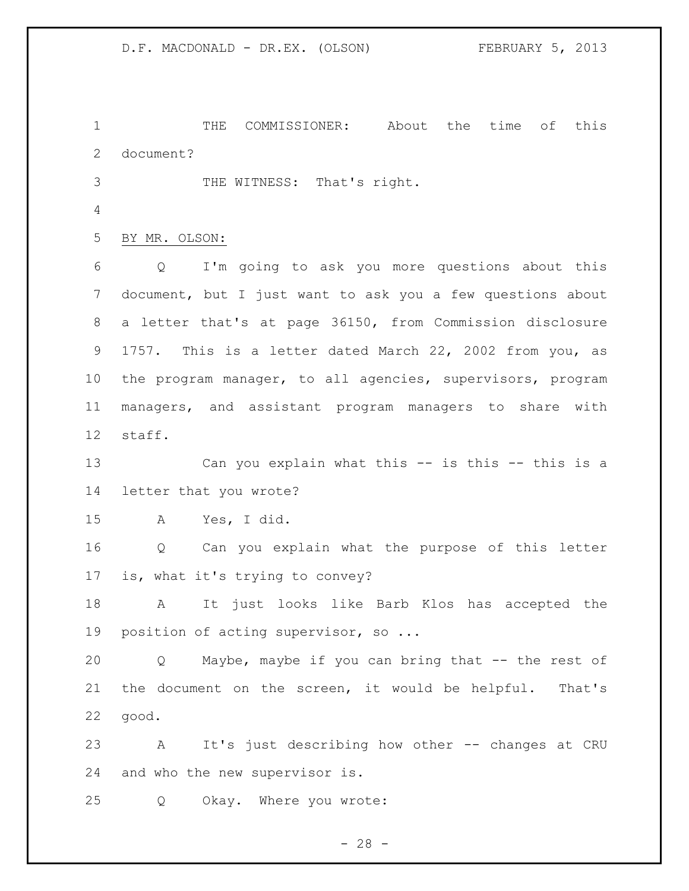THE COMMISSIONER: About the time of this document?

THE WITNESS: That's right.

BY MR. OLSON:

Q I'm going to ask you more questions about this document, but I just want to ask you a few questions about a letter that's at page 36150, from Commission disclosure 1757. This is a letter dated March 22, 2002 from you, as the program manager, to all agencies, supervisors, program managers, and assistant program managers to share with staff.

Can you explain what this -- is this -- this is a letter that you wrote?

A Yes, I did.

Q Can you explain what the purpose of this letter is, what it's trying to convey?

A It just looks like Barb Klos has accepted the position of acting supervisor, so ...

Q Maybe, maybe if you can bring that -- the rest of the document on the screen, it would be helpful. That's good.

A It's just describing how other -- changes at CRU and who the new supervisor is.

Q Okay. Where you wrote: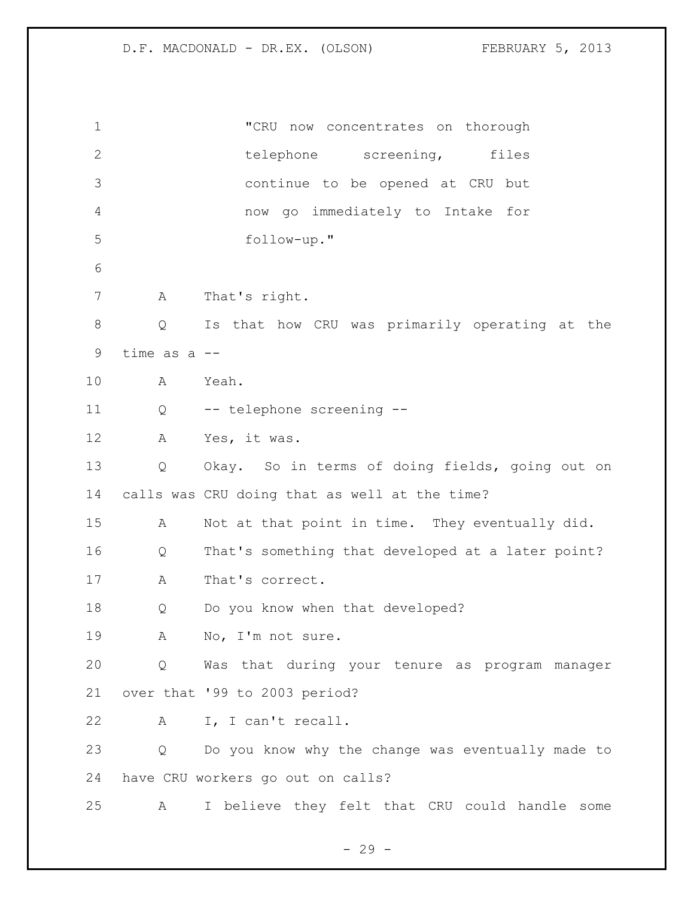"CRU now concentrates on thorough telephone screening, files continue to be opened at CRU but now go immediately to Intake for follow-up."

A That's right.

Q Is that how CRU was primarily operating at the time as a --

A Yeah.

Q -- telephone screening --

A Yes, it was.

Q Okay. So in terms of doing fields, going out on calls was CRU doing that as well at the time?

A Not at that point in time. They eventually did.

Q That's something that developed at a later point?

A That's correct.

Q Do you know when that developed?

A No, I'm not sure.

Q Was that during your tenure as program manager over that '99 to 2003 period?

A I, I can't recall.

Q Do you know why the change was eventually made to have CRU workers go out on calls?

A I believe they felt that CRU could handle some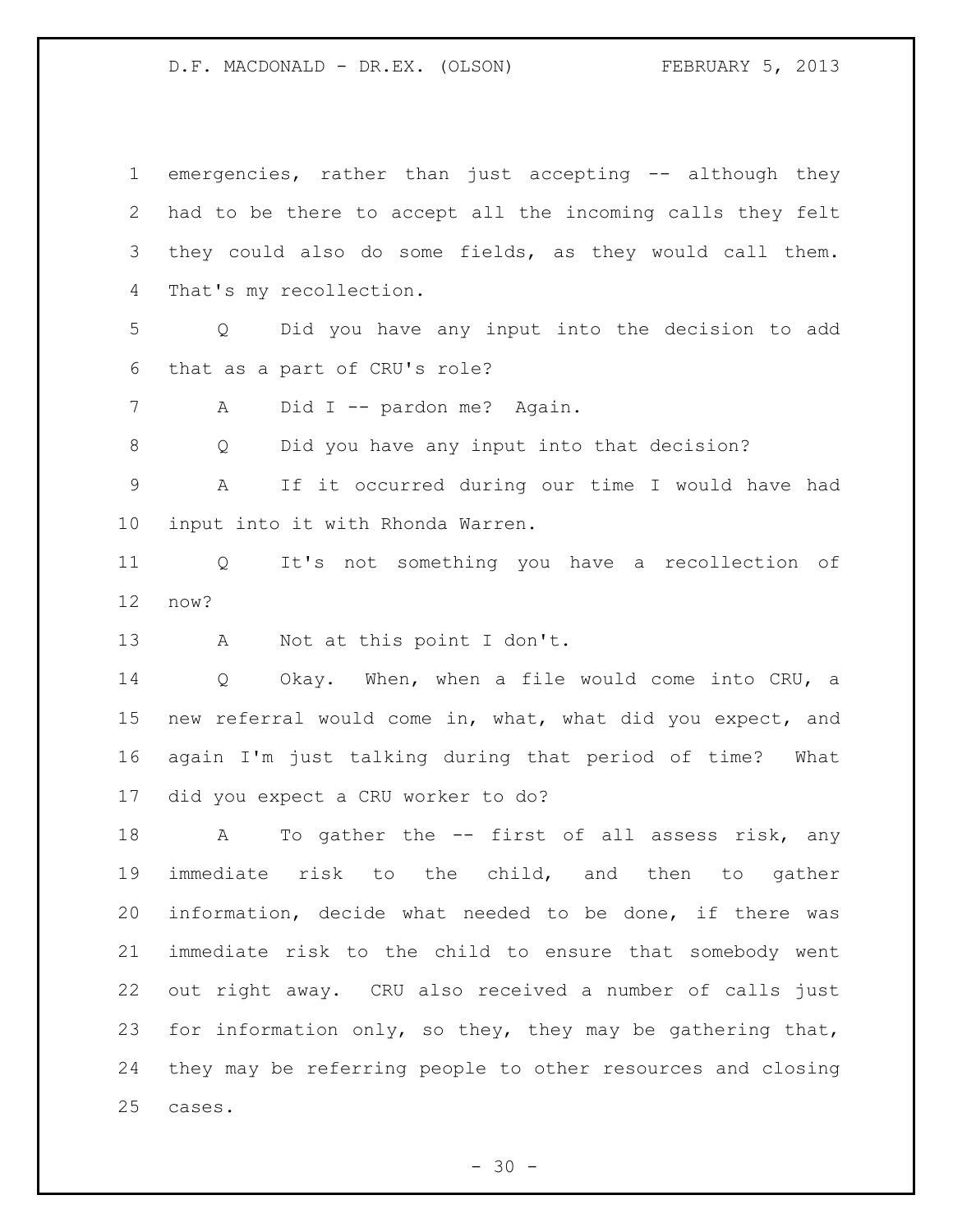emergencies, rather than just accepting -- although they had to be there to accept all the incoming calls they felt they could also do some fields, as they would call them. That's my recollection.

Q Did you have any input into the decision to add that as a part of CRU's role?

A Did I -- pardon me? Again.

Q Did you have any input into that decision?

A If it occurred during our time I would have had input into it with Rhonda Warren.

Q It's not something you have a recollection of now?

A Not at this point I don't.

Q Okay. When, when a file would come into CRU, a new referral would come in, what, what did you expect, and again I'm just talking during that period of time? What did you expect a CRU worker to do?

A To gather the -- first of all assess risk, any immediate risk to the child, and then to gather information, decide what needed to be done, if there was immediate risk to the child to ensure that somebody went out right away. CRU also received a number of calls just for information only, so they, they may be gathering that, they may be referring people to other resources and closing cases.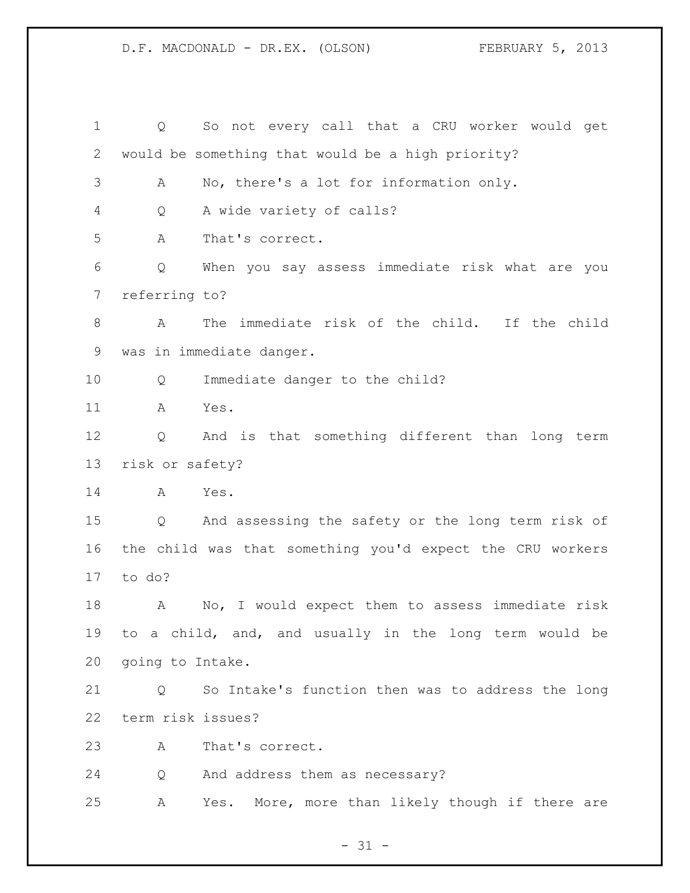Q So not every call that a CRU worker would get would be something that would be a high priority?

A No, there's a lot for information only.

Q A wide variety of calls?

A That's correct.

Q When you say assess immediate risk what are you referring to?

A The immediate risk of the child. If the child was in immediate danger.

Q Immediate danger to the child?

A Yes.

Q And is that something different than long term risk or safety?

A Yes.

Q And assessing the safety or the long term risk of the child was that something you'd expect the CRU workers to do?

A No, I would expect them to assess immediate risk to a child, and, and usually in the long term would be going to Intake.

Q So Intake's function then was to address the long term risk issues?

A That's correct.

Q And address them as necessary?

A Yes. More, more than likely though if there are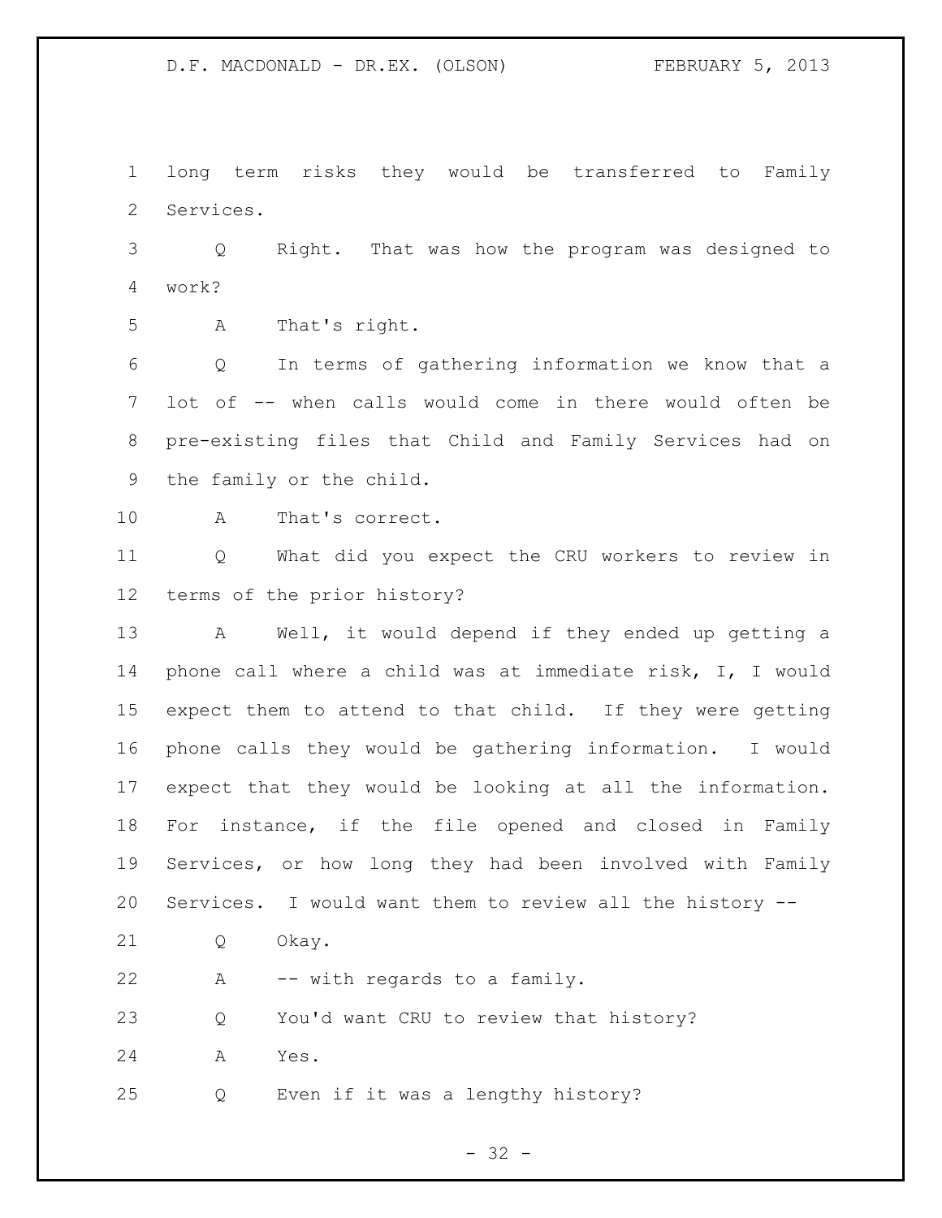long term risks they would be transferred to Family Services.

Q Right. That was how the program was designed to work?

A That's right.

Q In terms of gathering information we know that a lot of -- when calls would come in there would often be pre-existing files that Child and Family Services had on the family or the child.

A That's correct.

Q What did you expect the CRU workers to review in terms of the prior history?

A Well, it would depend if they ended up getting a phone call where a child was at immediate risk, I, I would expect them to attend to that child. If they were getting phone calls they would be gathering information. I would expect that they would be looking at all the information. For instance, if the file opened and closed in Family Services, or how long they had been involved with Family Services. I would want them to review all the history --

Q Okay.

A -- with regards to a family.

Q You'd want CRU to review that history?

A Yes.

Q Even if it was a lengthy history?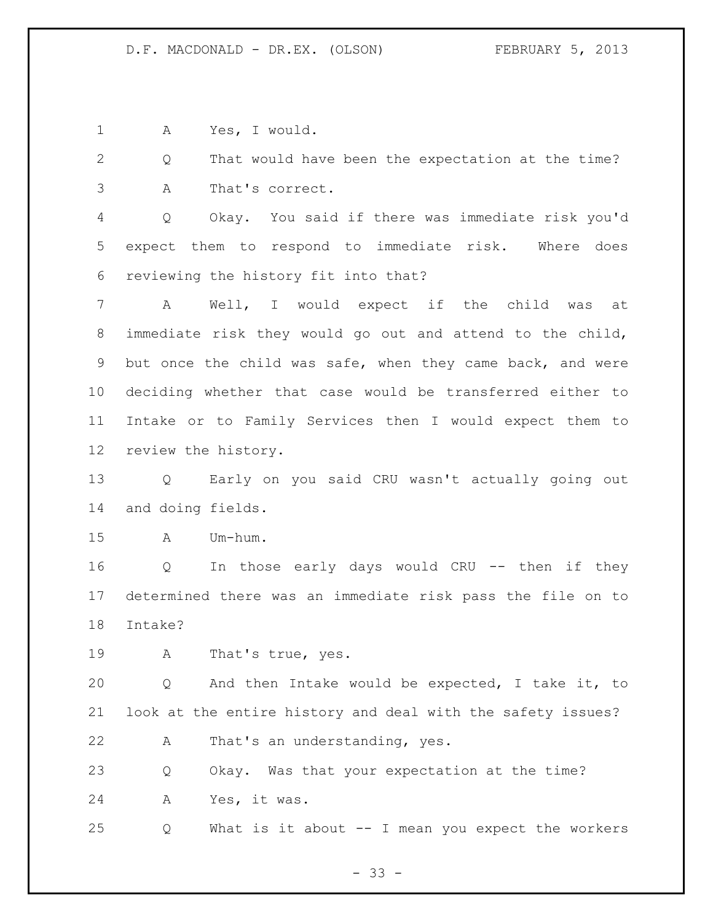A Yes, I would.

Q That would have been the expectation at the time?

A That's correct.

Q Okay. You said if there was immediate risk you'd expect them to respond to immediate risk. Where does reviewing the history fit into that?

A Well, I would expect if the child was at immediate risk they would go out and attend to the child, but once the child was safe, when they came back, and were deciding whether that case would be transferred either to Intake or to Family Services then I would expect them to review the history.

Q Early on you said CRU wasn't actually going out and doing fields.

A Um-hum.

Q In those early days would CRU -- then if they determined there was an immediate risk pass the file on to Intake?

A That's true, yes.

Q And then Intake would be expected, I take it, to look at the entire history and deal with the safety issues?

A That's an understanding, yes.

Q Okay. Was that your expectation at the time?

A Yes, it was.

Q What is it about -- I mean you expect the workers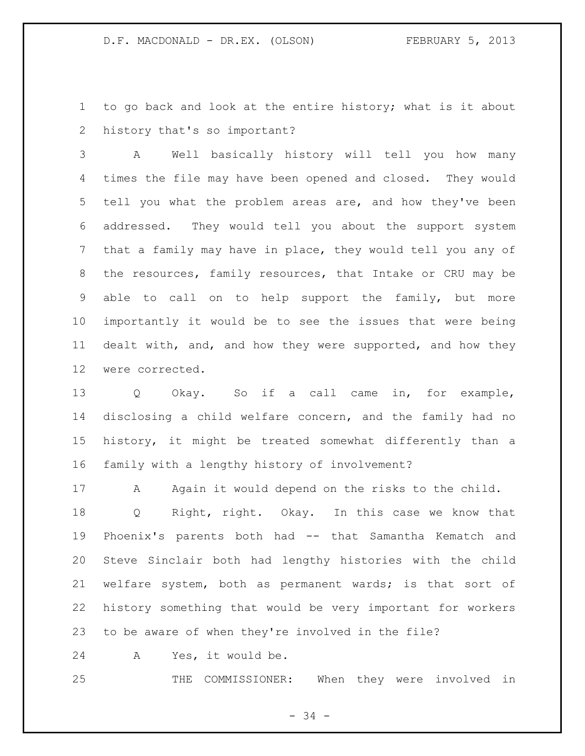to go back and look at the entire history; what is it about history that's so important?

A Well basically history will tell you how many times the file may have been opened and closed. They would tell you what the problem areas are, and how they've been addressed. They would tell you about the support system that a family may have in place, they would tell you any of the resources, family resources, that Intake or CRU may be able to call on to help support the family, but more importantly it would be to see the issues that were being dealt with, and, and how they were supported, and how they were corrected.

Q Okay. So if a call came in, for example, disclosing a child welfare concern, and the family had no history, it might be treated somewhat differently than a family with a lengthy history of involvement?

A Again it would depend on the risks to the child.

Q Right, right. Okay. In this case we know that Phoenix's parents both had -- that Samantha Kematch and Steve Sinclair both had lengthy histories with the child welfare system, both as permanent wards; is that sort of history something that would be very important for workers to be aware of when they're involved in the file?

A Yes, it would be.

THE COMMISSIONER: When they were involved in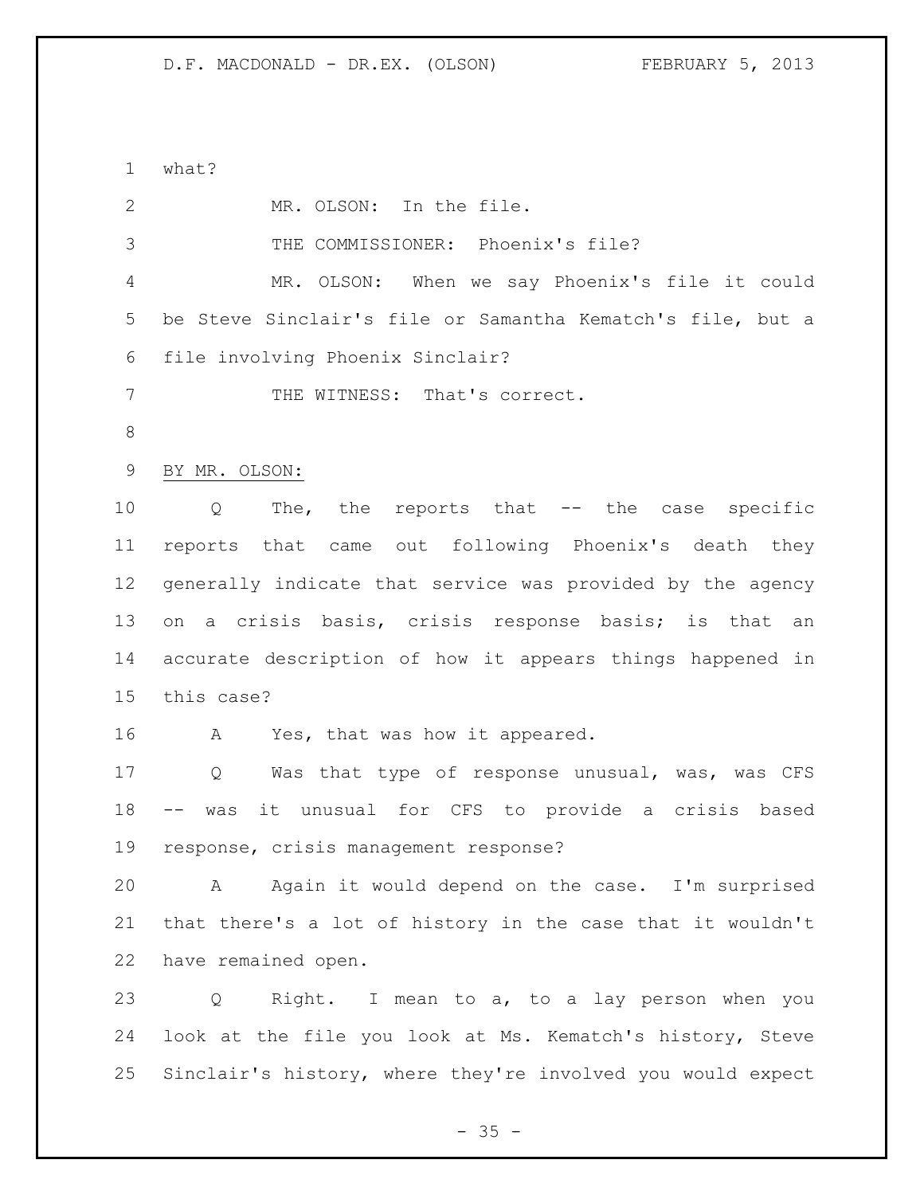what?

MR. OLSON: In the file.

THE COMMISSIONER: Phoenix's file?

MR. OLSON: When we say Phoenix's file it could be Steve Sinclair's file or Samantha Kematch's file, but a file involving Phoenix Sinclair?

THE WITNESS: That's correct.

BY MR. OLSON:

Q The, the reports that -- the case specific reports that came out following Phoenix's death they generally indicate that service was provided by the agency on a crisis basis, crisis response basis; is that an accurate description of how it appears things happened in this case?

A Yes, that was how it appeared.

Q Was that type of response unusual, was, was CFS -- was it unusual for CFS to provide a crisis based response, crisis management response?

A Again it would depend on the case. I'm surprised that there's a lot of history in the case that it wouldn't have remained open.

Q Right. I mean to a, to a lay person when you look at the file you look at Ms. Kematch's history, Steve Sinclair's history, where they're involved you would expect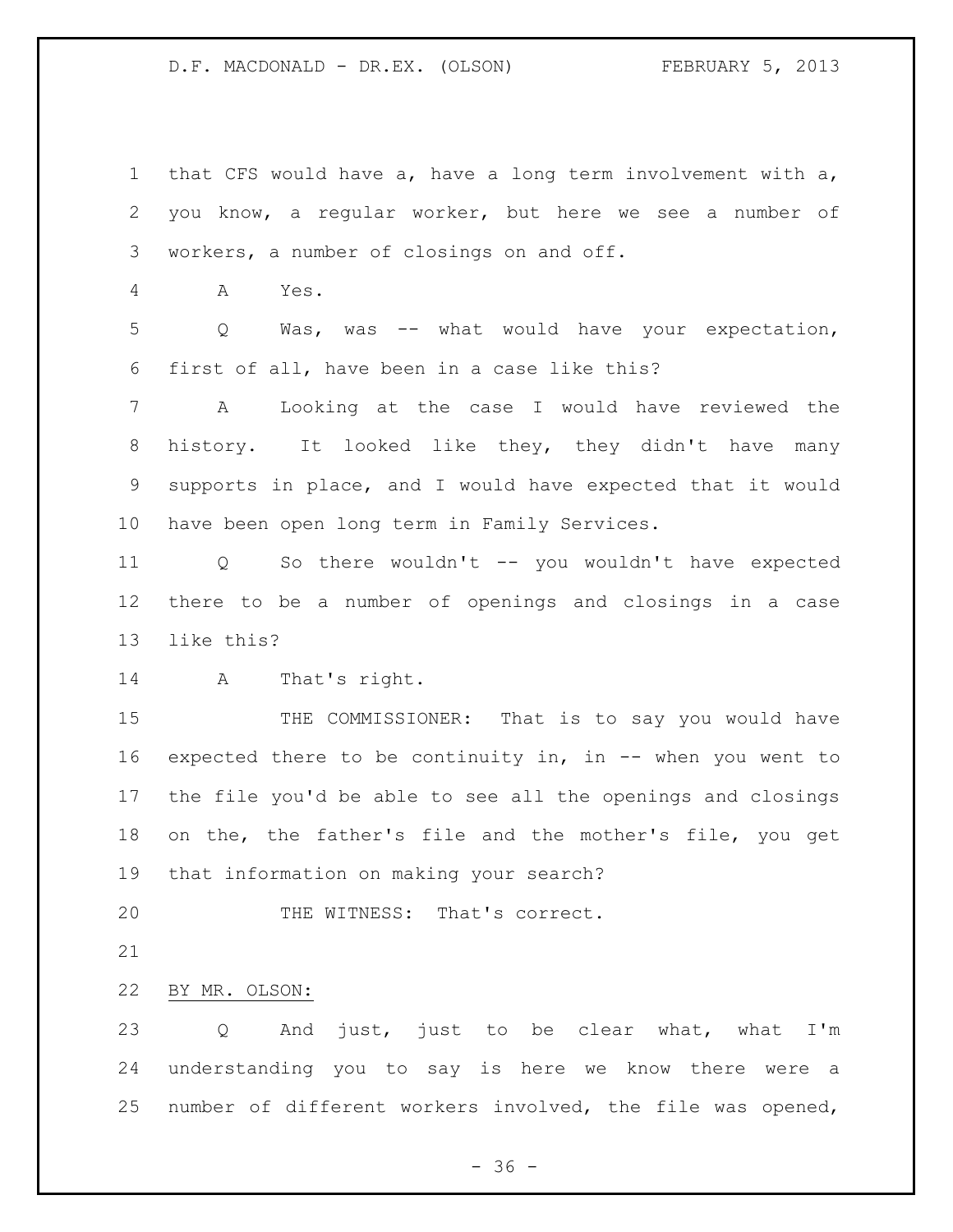that CFS would have a, have a long term involvement with a, you know, a regular worker, but here we see a number of workers, a number of closings on and off.

A Yes.

Q Was, was -- what would have your expectation, first of all, have been in a case like this?

A Looking at the case I would have reviewed the history. It looked like they, they didn't have many supports in place, and I would have expected that it would have been open long term in Family Services.

Q So there wouldn't -- you wouldn't have expected there to be a number of openings and closings in a case like this?

A That's right.

THE COMMISSIONER: That is to say you would have expected there to be continuity in, in -- when you went to the file you'd be able to see all the openings and closings on the, the father's file and the mother's file, you get that information on making your search?

THE WITNESS: That's correct.

BY MR. OLSON:

Q And just, just to be clear what, what I'm understanding you to say is here we know there were a number of different workers involved, the file was opened,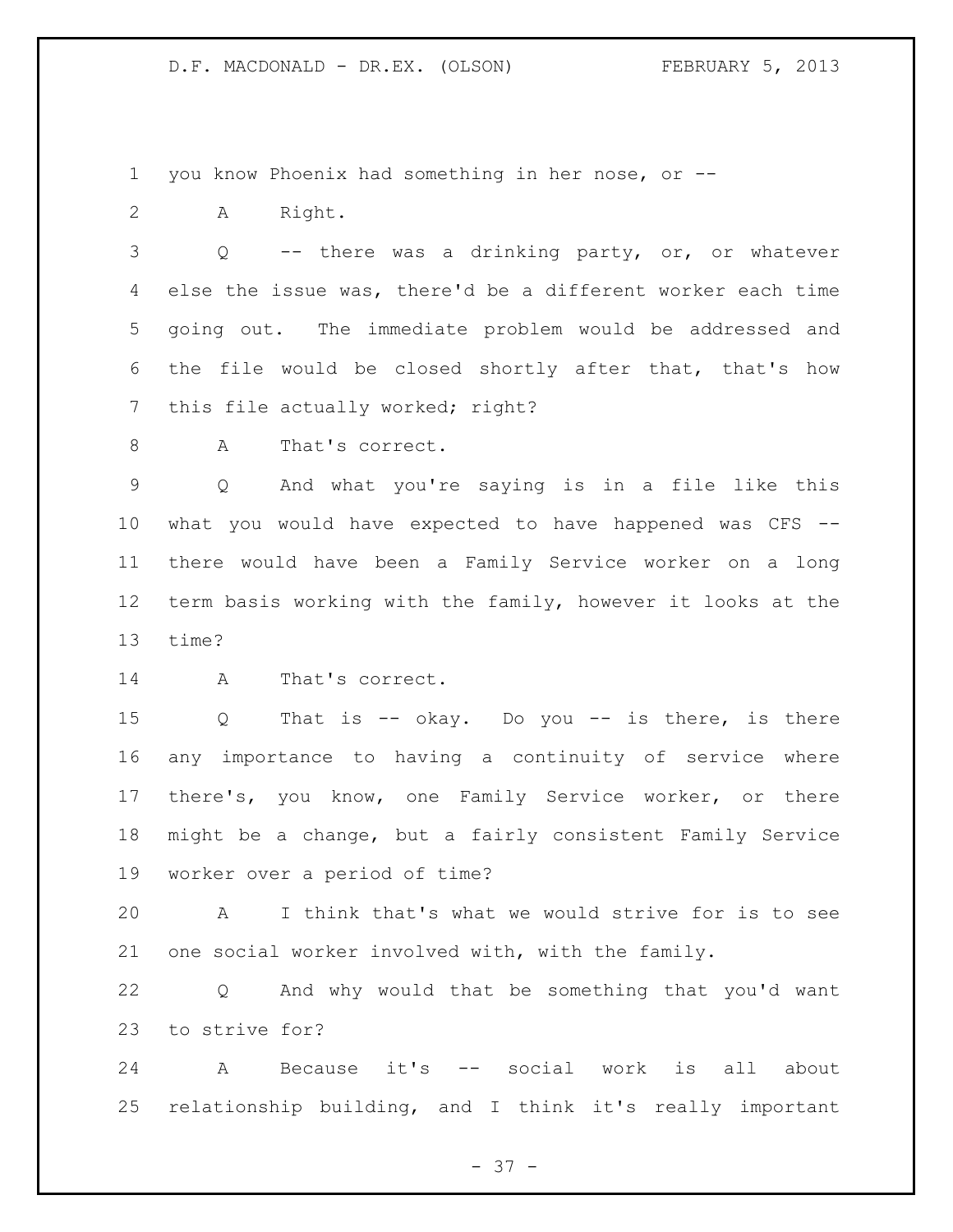you know Phoenix had something in her nose, or --

A Right.

Q -- there was a drinking party, or, or whatever else the issue was, there'd be a different worker each time going out. The immediate problem would be addressed and the file would be closed shortly after that, that's how this file actually worked; right?

A That's correct.

Q And what you're saying is in a file like this what you would have expected to have happened was CFS -- there would have been a Family Service worker on a long term basis working with the family, however it looks at the time?

A That's correct.

Q That is -- okay. Do you -- is there, is there any importance to having a continuity of service where there's, you know, one Family Service worker, or there might be a change, but a fairly consistent Family Service worker over a period of time?

A I think that's what we would strive for is to see one social worker involved with, with the family.

Q And why would that be something that you'd want to strive for?

A Because it's -- social work is all about relationship building, and I think it's really important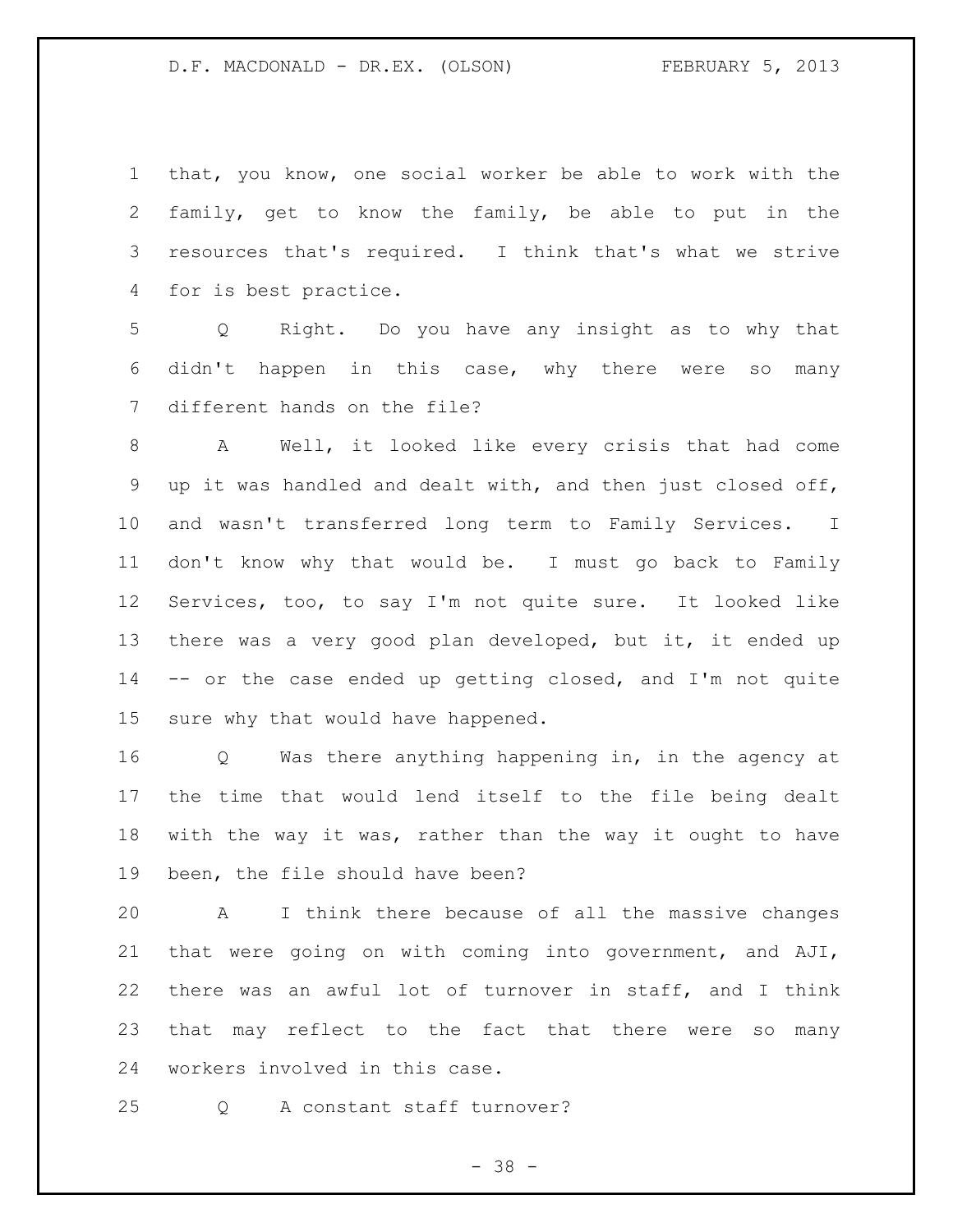that, you know, one social worker be able to work with the family, get to know the family, be able to put in the resources that's required. I think that's what we strive for is best practice.

Q Right. Do you have any insight as to why that didn't happen in this case, why there were so many different hands on the file?

A Well, it looked like every crisis that had come up it was handled and dealt with, and then just closed off, and wasn't transferred long term to Family Services. I don't know why that would be. I must go back to Family Services, too, to say I'm not quite sure. It looked like there was a very good plan developed, but it, it ended up -- or the case ended up getting closed, and I'm not quite sure why that would have happened.

Q Was there anything happening in, in the agency at the time that would lend itself to the file being dealt with the way it was, rather than the way it ought to have been, the file should have been?

A I think there because of all the massive changes that were going on with coming into government, and AJI, there was an awful lot of turnover in staff, and I think that may reflect to the fact that there were so many workers involved in this case.

Q A constant staff turnover?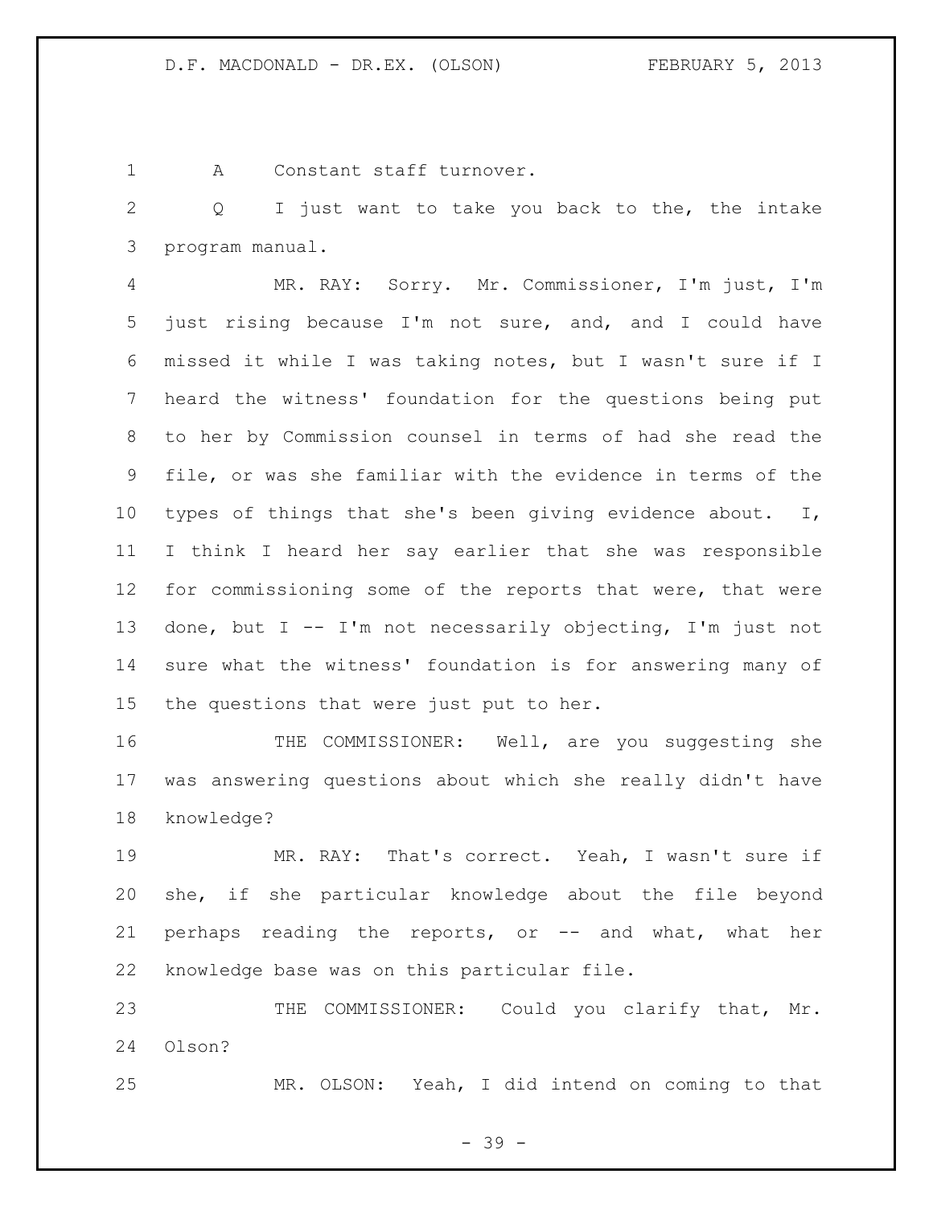A Constant staff turnover.

Q I just want to take you back to the, the intake program manual.

MR. RAY: Sorry. Mr. Commissioner, I'm just, I'm just rising because I'm not sure, and, and I could have missed it while I was taking notes, but I wasn't sure if I heard the witness' foundation for the questions being put to her by Commission counsel in terms of had she read the file, or was she familiar with the evidence in terms of the types of things that she's been giving evidence about. I, I think I heard her say earlier that she was responsible for commissioning some of the reports that were, that were done, but I -- I'm not necessarily objecting, I'm just not sure what the witness' foundation is for answering many of the questions that were just put to her.

THE COMMISSIONER: Well, are you suggesting she was answering questions about which she really didn't have knowledge?

MR. RAY: That's correct. Yeah, I wasn't sure if she, if she particular knowledge about the file beyond perhaps reading the reports, or -- and what, what her knowledge base was on this particular file.

THE COMMISSIONER: Could you clarify that, Mr. Olson?

MR. OLSON: Yeah, I did intend on coming to that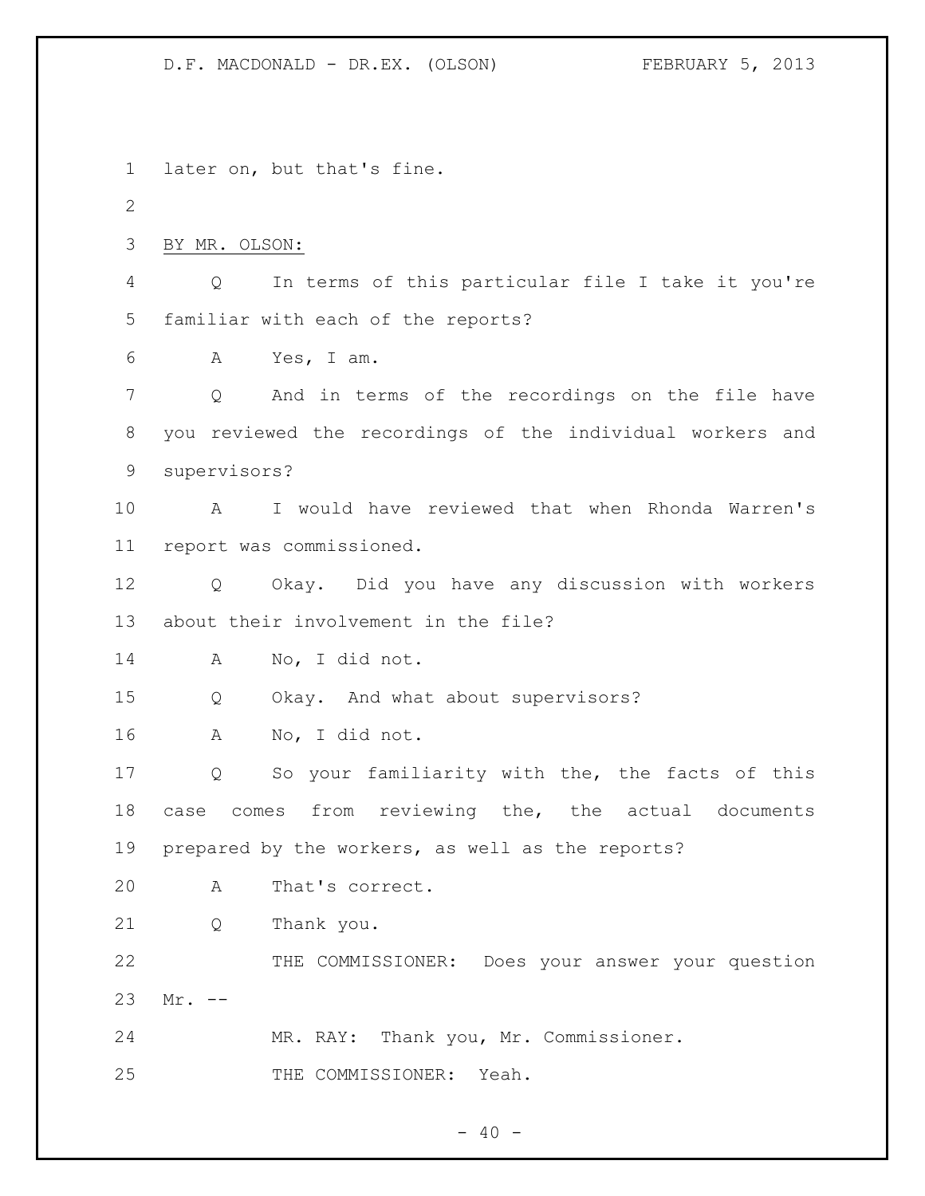later on, but that's fine.

BY MR. OLSON:

Q In terms of this particular file I take it you're familiar with each of the reports?

A Yes, I am.

Q And in terms of the recordings on the file have you reviewed the recordings of the individual workers and supervisors?

A I would have reviewed that when Rhonda Warren's report was commissioned.

Q Okay. Did you have any discussion with workers about their involvement in the file?

A No, I did not.

Q Okay. And what about supervisors?

A No, I did not.

Q So your familiarity with the, the facts of this case comes from reviewing the, the actual documents prepared by the workers, as well as the reports?

A That's correct.

Q Thank you.

THE COMMISSIONER: Does your answer your question Mr. --

MR. RAY: Thank you, Mr. Commissioner.

THE COMMISSIONER: Yeah.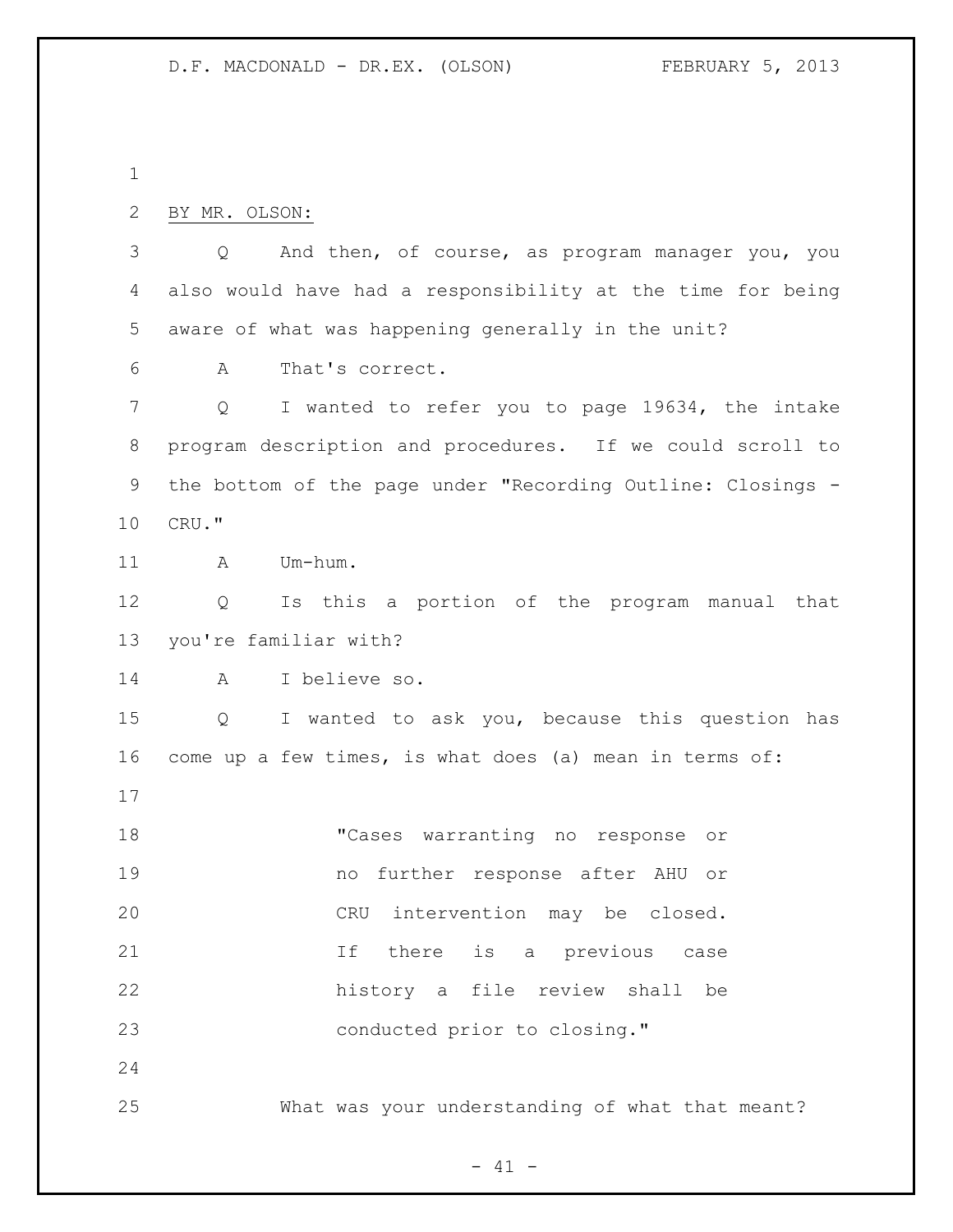BY MR. OLSON:

Q  And then, of course, as program manager you, you also would have had a responsibility at the time for being aware of what was happening generally in the unit?

A  That's correct.

Q  I wanted to refer you to page 19634, the intake program description and procedures. If we could scroll to the bottom of the page under "Recording Outline: Closings - CRU."

A  Um-hum.

Q  Is this a portion of the program manual that you're familiar with?

A  I believe so.

Q  I wanted to ask you, because this question has come up a few times, is what does (a) mean in terms of:

> "Cases warranting no response or no further response after AHU or CRU intervention may be closed. If there is a previous case history a file review shall be conducted prior to closing."

What was your understanding of what that meant?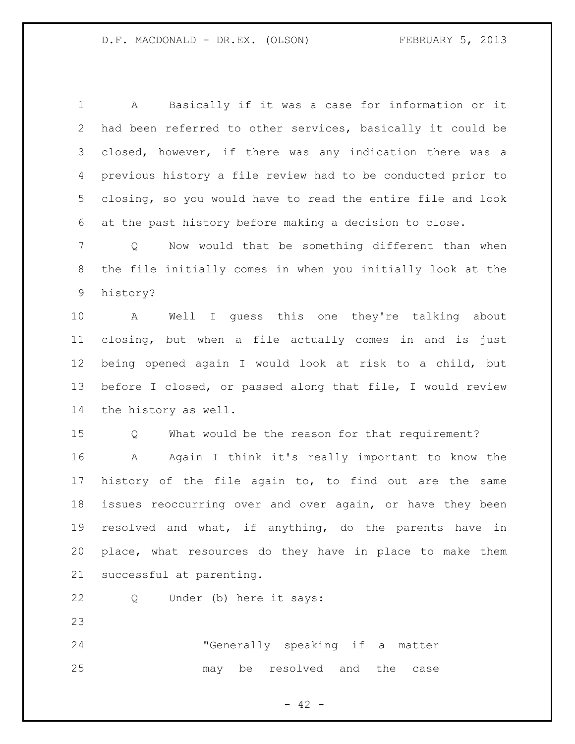A Basically if it was a case for information or it had been referred to other services, basically it could be closed, however, if there was any indication there was a previous history a file review had to be conducted prior to closing, so you would have to read the entire file and look at the past history before making a decision to close.

Q Now would that be something different than when the file initially comes in when you initially look at the history?

A Well I guess this one they're talking about closing, but when a file actually comes in and is just being opened again I would look at risk to a child, but before I closed, or passed along that file, I would review the history as well.

Q What would be the reason for that requirement?

A Again I think it's really important to know the history of the file again to, to find out are the same issues reoccurring over and over again, or have they been resolved and what, if anything, do the parents have in place, what resources do they have in place to make them successful at parenting.

Q Under (b) here it says:

> "Generally speaking if a matter may be resolved and the case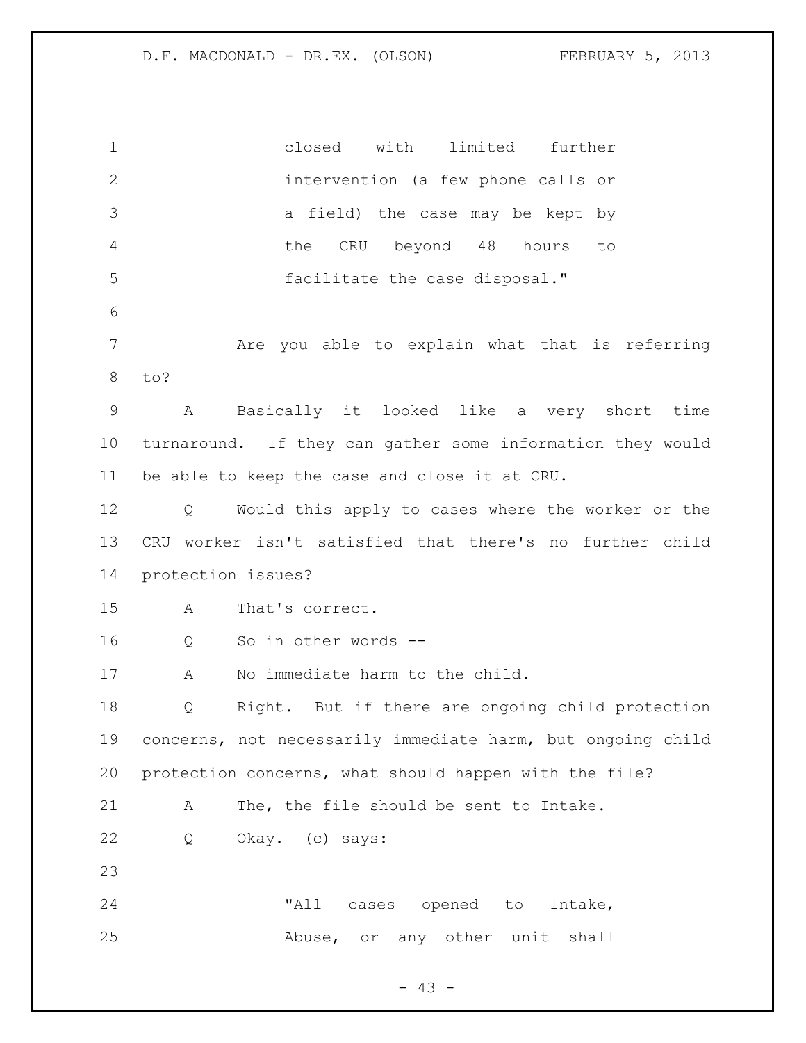closed with limited further intervention (a few phone calls or a field) the case may be kept by the CRU beyond 48 hours to facilitate the case disposal."

Are you able to explain what that is referring to?

A Basically it looked like a very short time turnaround. If they can gather some information they would be able to keep the case and close it at CRU.

Q Would this apply to cases where the worker or the CRU worker isn't satisfied that there's no further child protection issues?

A That's correct.

Q So in other words --

A No immediate harm to the child.

Q Right. But if there are ongoing child protection concerns, not necessarily immediate harm, but ongoing child protection concerns, what should happen with the file?

A The, the file should be sent to Intake.

Q Okay. (c) says:

"All cases opened to Intake, Abuse, or any other unit shall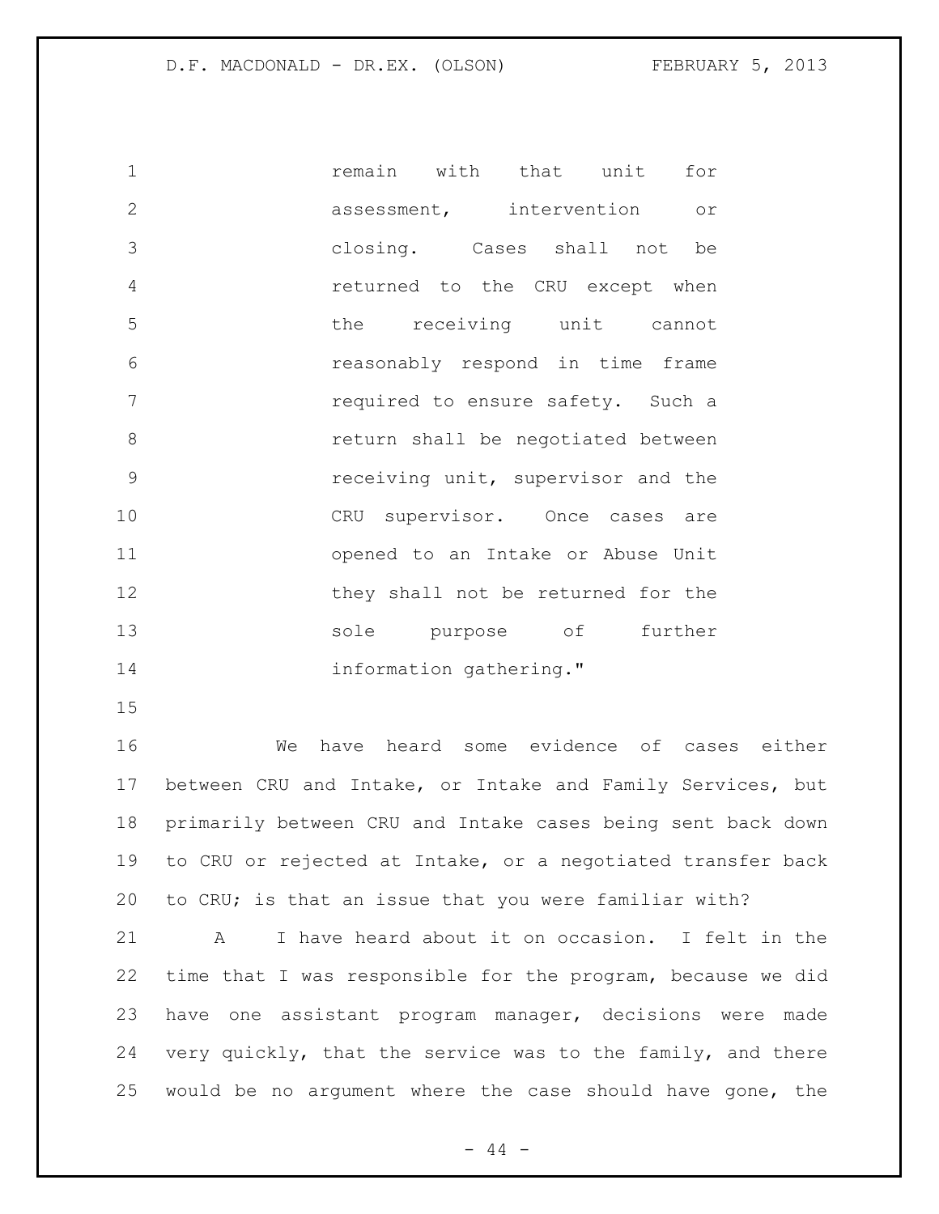remain with that unit for assessment, intervention or closing. Cases shall not be returned to the CRU except when the receiving unit cannot reasonably respond in time frame required to ensure safety. Such a return shall be negotiated between receiving unit, supervisor and the CRU supervisor. Once cases are opened to an Intake or Abuse Unit they shall not be returned for the sole purpose of further information gathering."

We have heard some evidence of cases either between CRU and Intake, or Intake and Family Services, but primarily between CRU and Intake cases being sent back down to CRU or rejected at Intake, or a negotiated transfer back to CRU; is that an issue that you were familiar with?

A I have heard about it on occasion. I felt in the time that I was responsible for the program, because we did have one assistant program manager, decisions were made very quickly, that the service was to the family, and there would be no argument where the case should have gone, the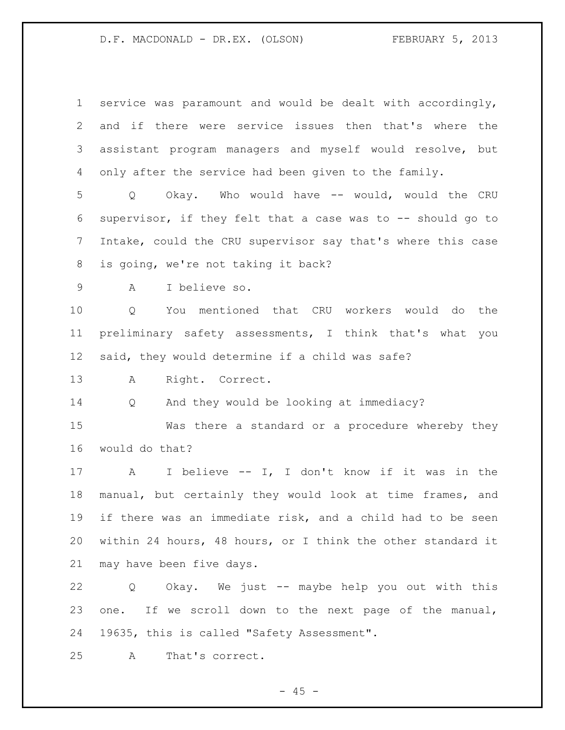service was paramount and would be dealt with accordingly, and if there were service issues then that's where the assistant program managers and myself would resolve, but only after the service had been given to the family.

Q Okay. Who would have -- would, would the CRU supervisor, if they felt that a case was to -- should go to Intake, could the CRU supervisor say that's where this case is going, we're not taking it back?

A I believe so.

Q You mentioned that CRU workers would do the preliminary safety assessments, I think that's what you said, they would determine if a child was safe?

A Right. Correct.

Q And they would be looking at immediacy?

Was there a standard or a procedure whereby they would do that?

A I believe -- I, I don't know if it was in the manual, but certainly they would look at time frames, and if there was an immediate risk, and a child had to be seen within 24 hours, 48 hours, or I think the other standard it may have been five days.

Q Okay. We just -- maybe help you out with this one. If we scroll down to the next page of the manual, 19635, this is called "Safety Assessment".

A That's correct.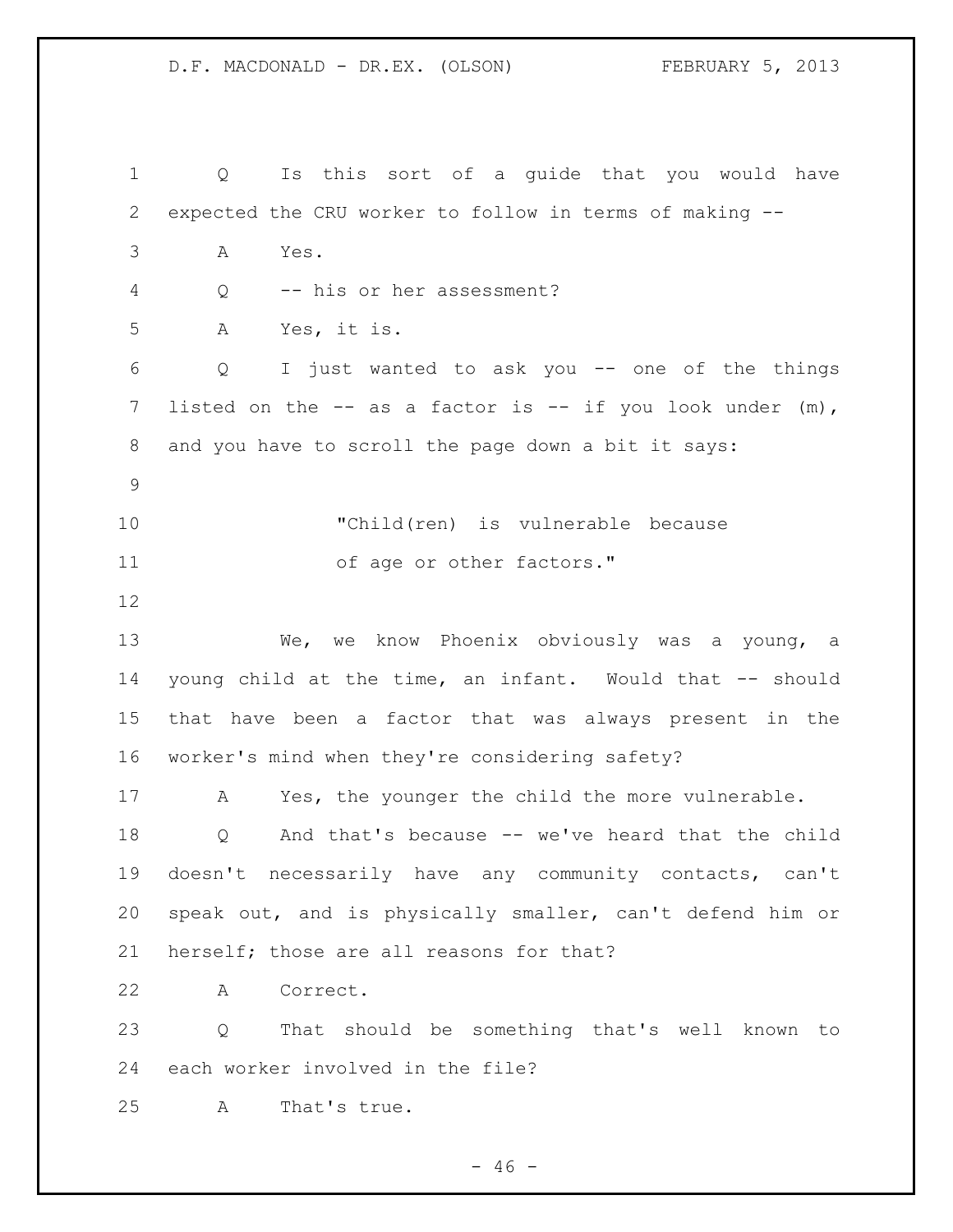Q Is this sort of a guide that you would have expected the CRU worker to follow in terms of making --

A Yes.

Q -- his or her assessment?

A Yes, it is.

Q I just wanted to ask you -- one of the things listed on the -- as a factor is -- if you look under (m), and you have to scroll the page down a bit it says:

> "Child(ren) is vulnerable because of age or other factors."

We, we know Phoenix obviously was a young, a young child at the time, an infant. Would that -- should that have been a factor that was always present in the worker's mind when they're considering safety?

A Yes, the younger the child the more vulnerable.

Q And that's because -- we've heard that the child doesn't necessarily have any community contacts, can't speak out, and is physically smaller, can't defend him or herself; those are all reasons for that?

A Correct.

Q That should be something that's well known to each worker involved in the file?

A That's true.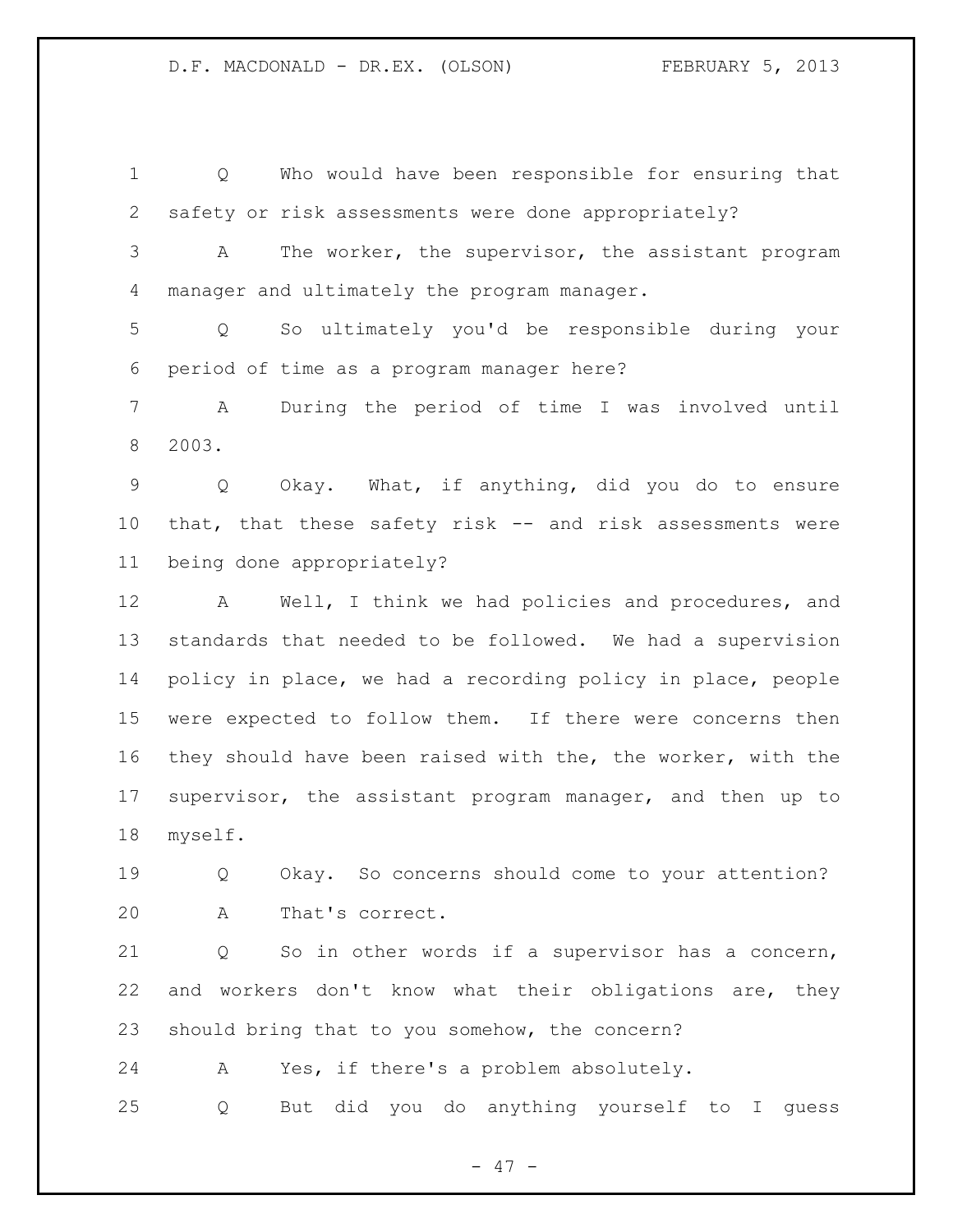Q Who would have been responsible for ensuring that safety or risk assessments were done appropriately?

A The worker, the supervisor, the assistant program manager and ultimately the program manager.

Q So ultimately you'd be responsible during your period of time as a program manager here?

A During the period of time I was involved until 2003.

Q Okay. What, if anything, did you do to ensure that, that these safety risk -- and risk assessments were being done appropriately?

A Well, I think we had policies and procedures, and standards that needed to be followed. We had a supervision policy in place, we had a recording policy in place, people were expected to follow them. If there were concerns then they should have been raised with the, the worker, with the supervisor, the assistant program manager, and then up to myself.

Q Okay. So concerns should come to your attention?

A That's correct.

Q So in other words if a supervisor has a concern, and workers don't know what their obligations are, they should bring that to you somehow, the concern?

A Yes, if there's a problem absolutely.

Q But did you do anything yourself to I guess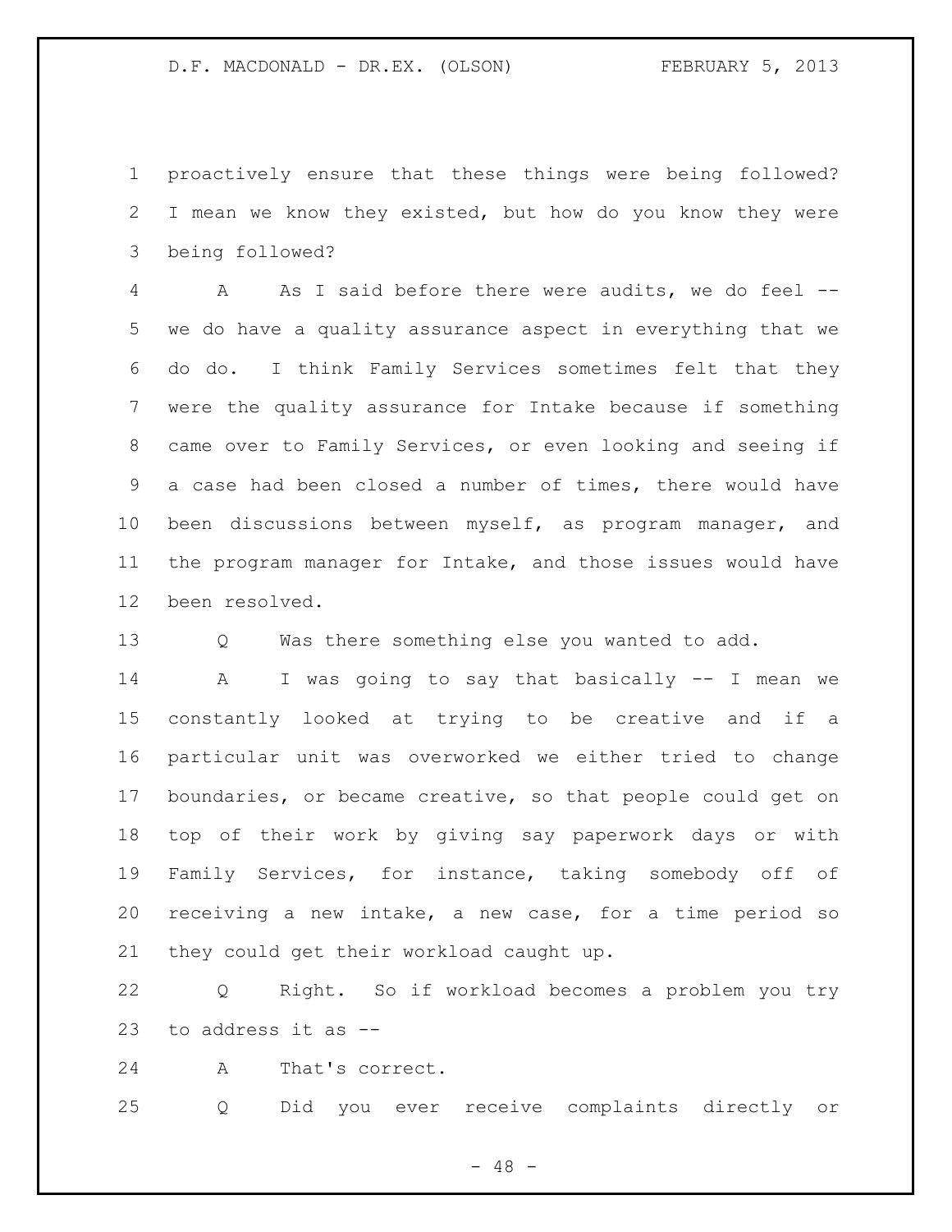proactively ensure that these things were being followed? I mean we know they existed, but how do you know they were being followed?

A As I said before there were audits, we do feel -- we do have a quality assurance aspect in everything that we do do. I think Family Services sometimes felt that they were the quality assurance for Intake because if something came over to Family Services, or even looking and seeing if a case had been closed a number of times, there would have been discussions between myself, as program manager, and the program manager for Intake, and those issues would have been resolved.

Q Was there something else you wanted to add.

A I was going to say that basically -- I mean we constantly looked at trying to be creative and if a particular unit was overworked we either tried to change boundaries, or became creative, so that people could get on top of their work by giving say paperwork days or with Family Services, for instance, taking somebody off of receiving a new intake, a new case, for a time period so they could get their workload caught up.

Q Right. So if workload becomes a problem you try to address it as --

A That's correct.

Q Did you ever receive complaints directly or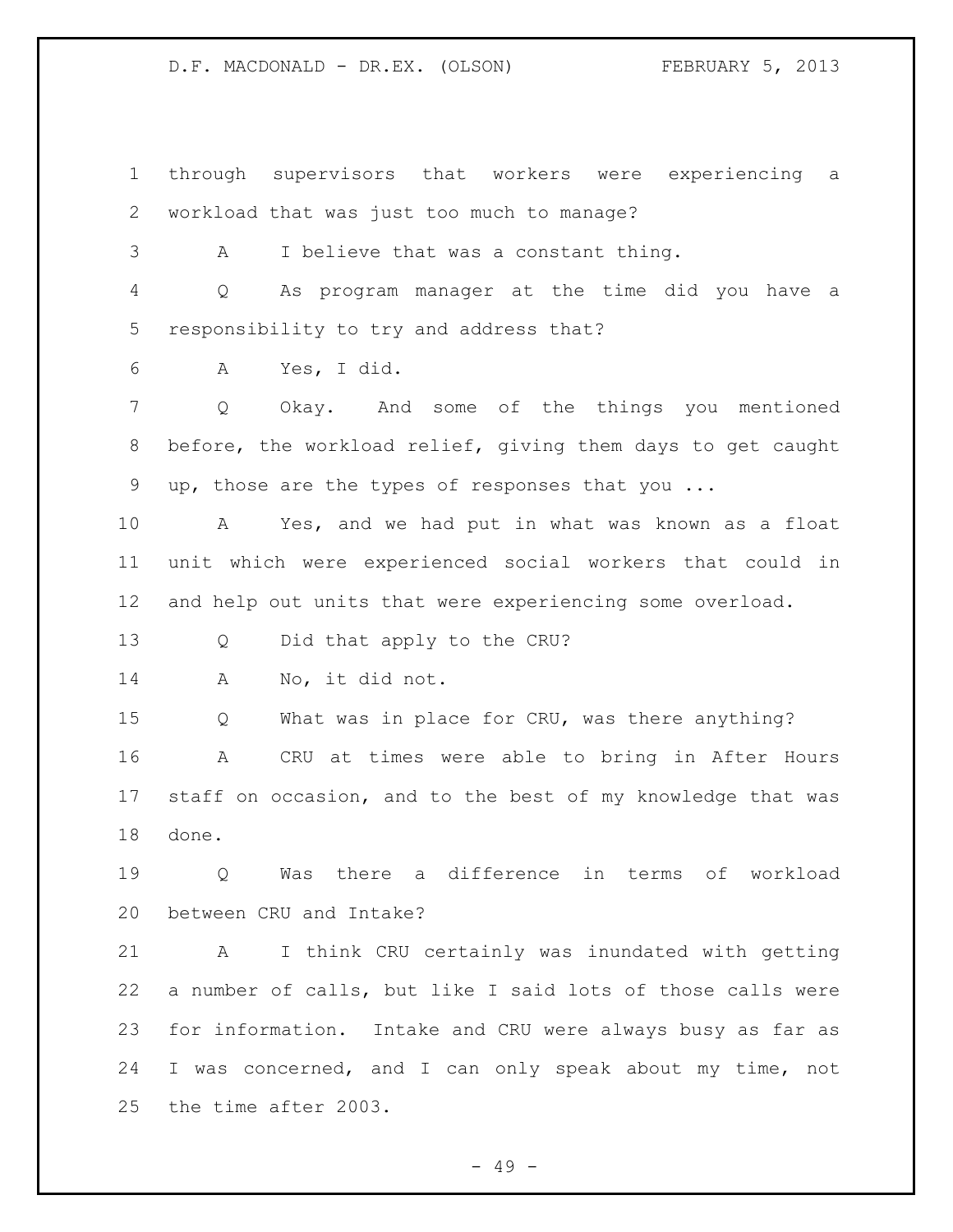through supervisors that workers were experiencing a workload that was just too much to manage?

A I believe that was a constant thing.

Q As program manager at the time did you have a responsibility to try and address that?

A Yes, I did.

Q Okay. And some of the things you mentioned before, the workload relief, giving them days to get caught up, those are the types of responses that you ...

A Yes, and we had put in what was known as a float unit which were experienced social workers that could in and help out units that were experiencing some overload.

Q Did that apply to the CRU?

A No, it did not.

Q What was in place for CRU, was there anything?

A CRU at times were able to bring in After Hours staff on occasion, and to the best of my knowledge that was done.

Q Was there a difference in terms of workload between CRU and Intake?

A I think CRU certainly was inundated with getting a number of calls, but like I said lots of those calls were for information. Intake and CRU were always busy as far as I was concerned, and I can only speak about my time, not the time after 2003.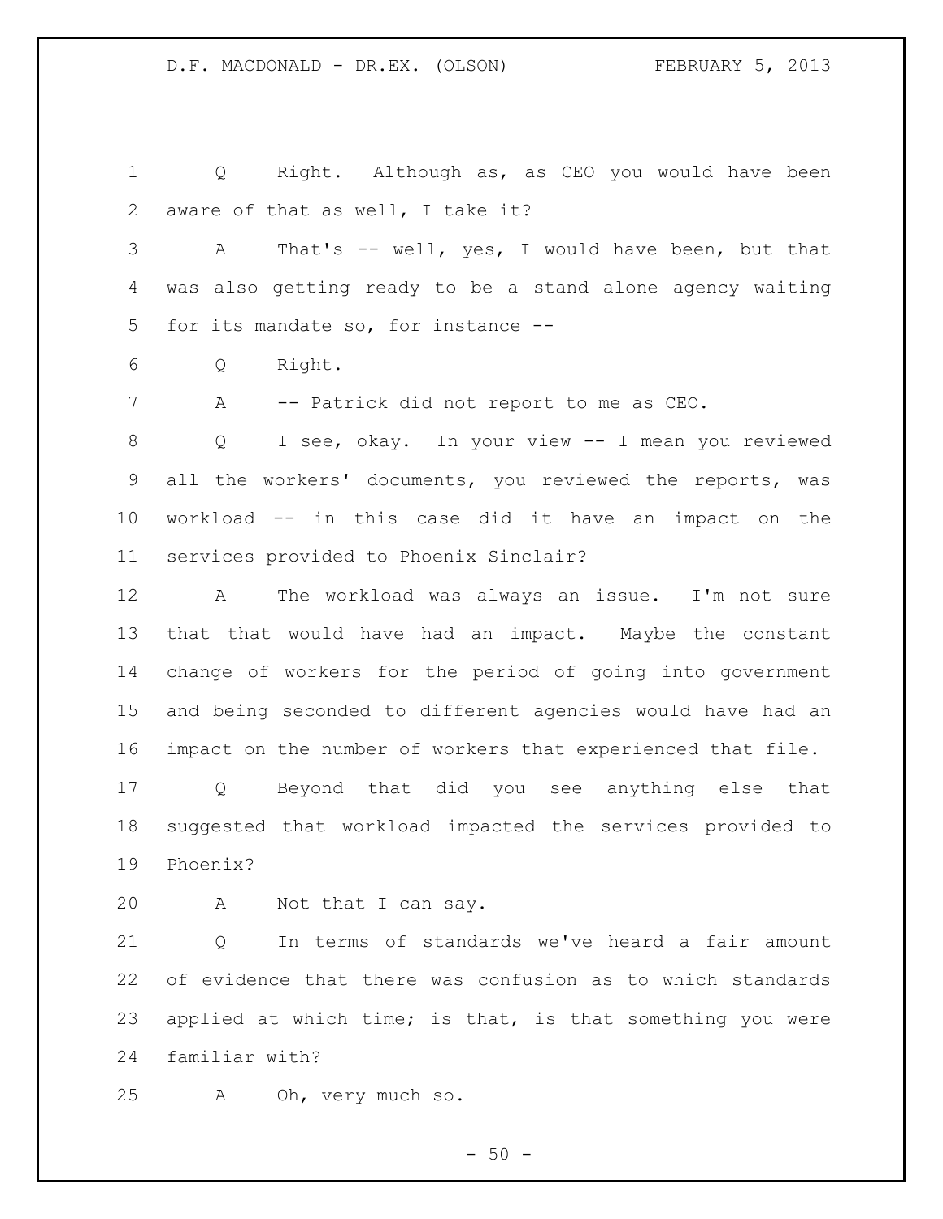Q Right. Although as, as CEO you would have been aware of that as well, I take it?

A That's -- well, yes, I would have been, but that was also getting ready to be a stand alone agency waiting for its mandate so, for instance --

Q Right.

A -- Patrick did not report to me as CEO.

Q I see, okay. In your view -- I mean you reviewed all the workers' documents, you reviewed the reports, was workload -- in this case did it have an impact on the services provided to Phoenix Sinclair?

A The workload was always an issue. I'm not sure that that would have had an impact. Maybe the constant change of workers for the period of going into government and being seconded to different agencies would have had an impact on the number of workers that experienced that file.

Q Beyond that did you see anything else that suggested that workload impacted the services provided to Phoenix?

A Not that I can say.

Q In terms of standards we've heard a fair amount of evidence that there was confusion as to which standards applied at which time; is that, is that something you were familiar with?

A Oh, very much so.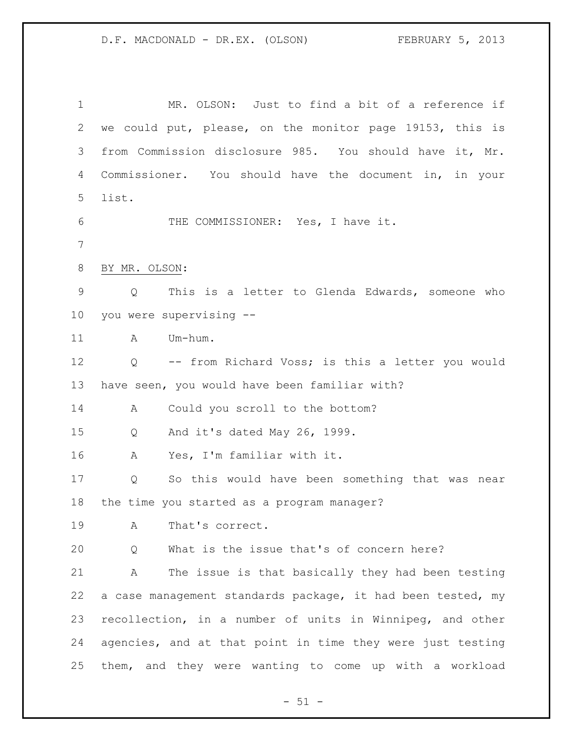MR. OLSON: Just to find a bit of a reference if we could put, please, on the monitor page 19153, this is from Commission disclosure 985. You should have it, Mr. Commissioner. You should have the document in, in your list.

THE COMMISSIONER: Yes, I have it.

BY MR. OLSON:

Q This is a letter to Glenda Edwards, someone who you were supervising --

A Um-hum.

Q -- from Richard Voss; is this a letter you would have seen, you would have been familiar with?

A Could you scroll to the bottom?

Q And it's dated May 26, 1999.

A Yes, I'm familiar with it.

Q So this would have been something that was near the time you started as a program manager?

A That's correct.

Q What is the issue that's of concern here?

A The issue is that basically they had been testing a case management standards package, it had been tested, my recollection, in a number of units in Winnipeg, and other agencies, and at that point in time they were just testing them, and they were wanting to come up with a workload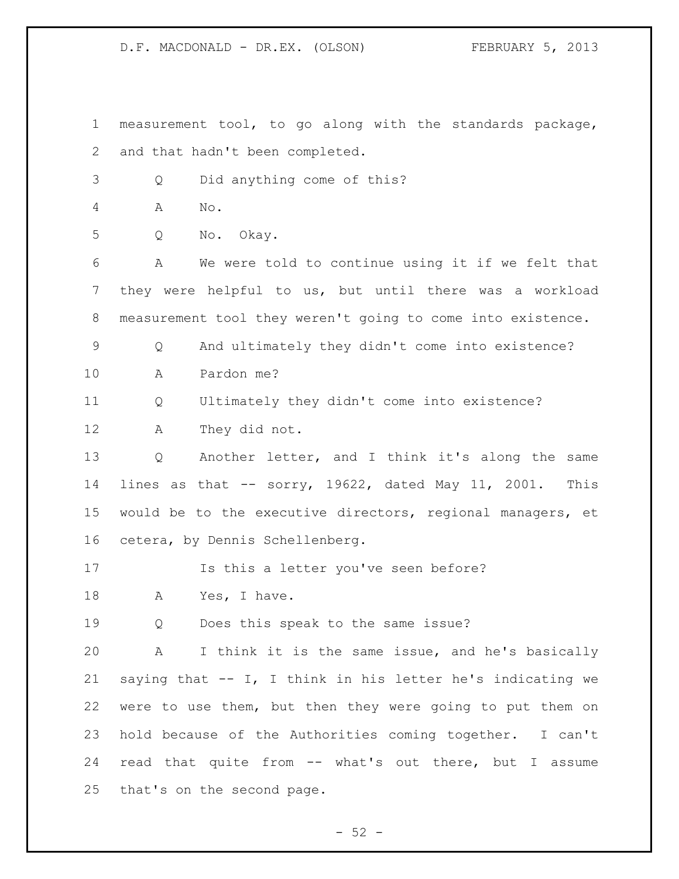measurement tool, to go along with the standards package, and that hadn't been completed.

Q Did anything come of this?

A No.

Q No. Okay.

A We were told to continue using it if we felt that they were helpful to us, but until there was a workload measurement tool they weren't going to come into existence.

Q And ultimately they didn't come into existence?

A Pardon me?

Q Ultimately they didn't come into existence?

A They did not.

Q Another letter, and I think it's along the same lines as that -- sorry, 19622, dated May 11, 2001. This would be to the executive directors, regional managers, et cetera, by Dennis Schellenberg.

Is this a letter you've seen before?

A Yes, I have.

Q Does this speak to the same issue?

A I think it is the same issue, and he's basically saying that -- I, I think in his letter he's indicating we were to use them, but then they were going to put them on hold because of the Authorities coming together. I can't read that quite from -- what's out there, but I assume that's on the second page.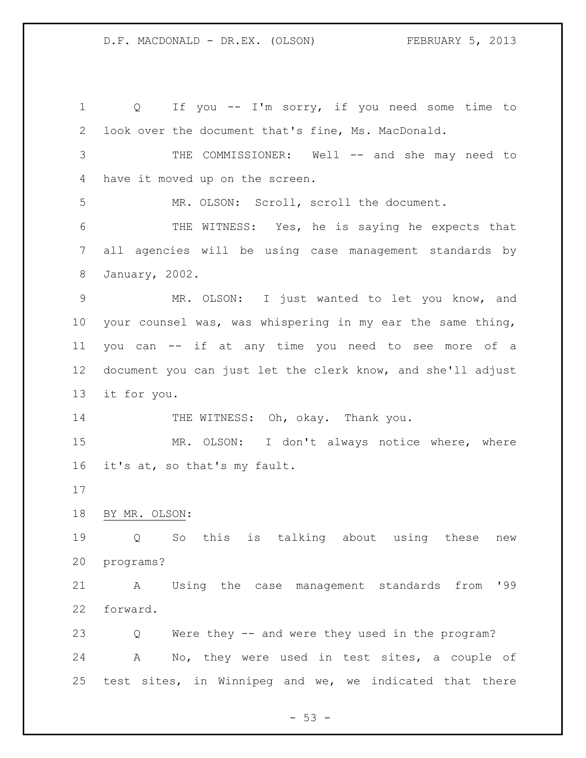Q If you -- I'm sorry, if you need some time to look over the document that's fine, Ms. MacDonald.

THE COMMISSIONER: Well -- and she may need to have it moved up on the screen.

MR. OLSON: Scroll, scroll the document.

THE WITNESS: Yes, he is saying he expects that all agencies will be using case management standards by January, 2002.

MR. OLSON: I just wanted to let you know, and your counsel was, was whispering in my ear the same thing, you can -- if at any time you need to see more of a document you can just let the clerk know, and she'll adjust it for you.

THE WITNESS: Oh, okay. Thank you.

MR. OLSON: I don't always notice where, where it's at, so that's my fault.

BY MR. OLSON:

Q So this is talking about using these new programs?

A Using the case management standards from '99 forward.

Q Were they -- and were they used in the program?

A No, they were used in test sites, a couple of test sites, in Winnipeg and we, we indicated that there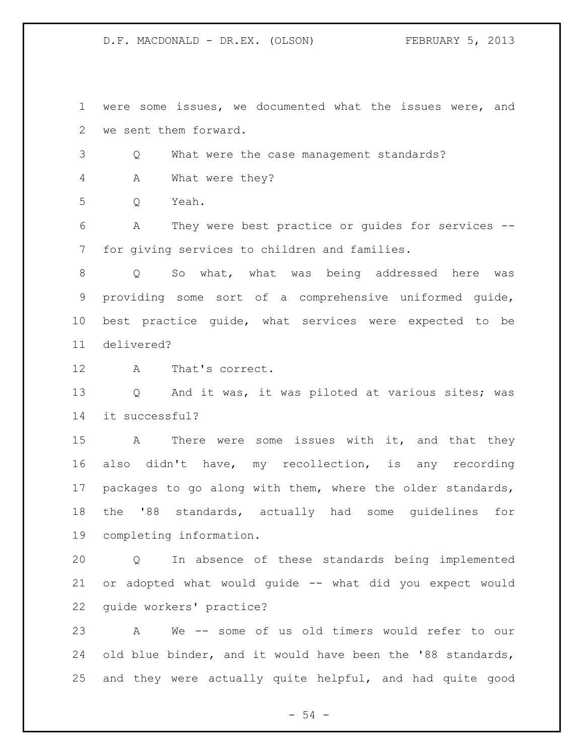were some issues, we documented what the issues were, and we sent them forward.

Q What were the case management standards?

A What were they?

Q Yeah.

A They were best practice or guides for services -- for giving services to children and families.

Q So what, what was being addressed here was providing some sort of a comprehensive uniformed guide, best practice guide, what services were expected to be delivered?

A That's correct.

Q And it was, it was piloted at various sites; was it successful?

A There were some issues with it, and that they also didn't have, my recollection, is any recording packages to go along with them, where the older standards, the '88 standards, actually had some guidelines for completing information.

Q In absence of these standards being implemented or adopted what would guide -- what did you expect would guide workers' practice?

A We -- some of us old timers would refer to our old blue binder, and it would have been the '88 standards, and they were actually quite helpful, and had quite good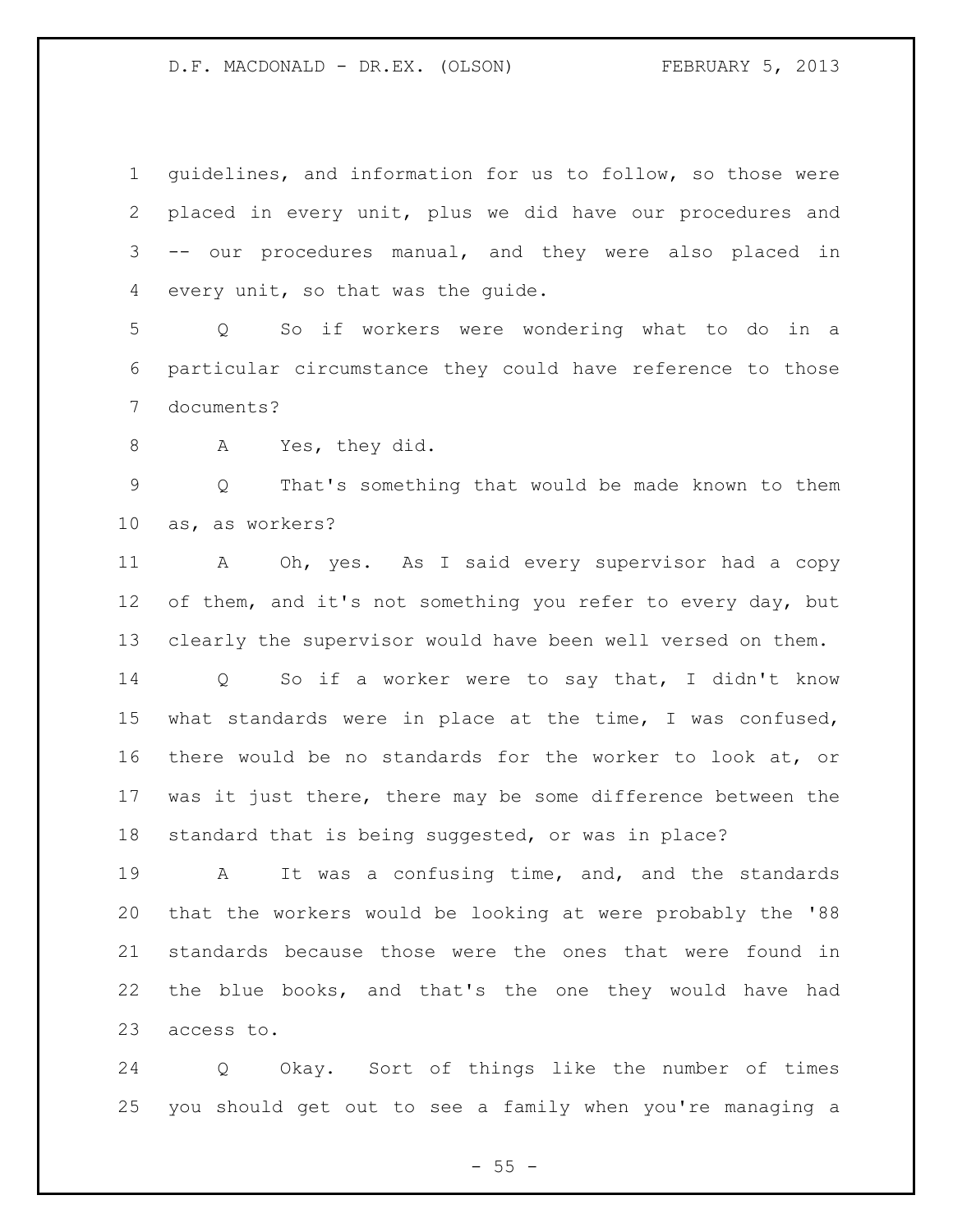guidelines, and information for us to follow, so those were placed in every unit, plus we did have our procedures and -- our procedures manual, and they were also placed in every unit, so that was the guide.

Q So if workers were wondering what to do in a particular circumstance they could have reference to those documents?

A Yes, they did.

Q That's something that would be made known to them as, as workers?

A Oh, yes. As I said every supervisor had a copy of them, and it's not something you refer to every day, but clearly the supervisor would have been well versed on them.

Q So if a worker were to say that, I didn't know what standards were in place at the time, I was confused, there would be no standards for the worker to look at, or was it just there, there may be some difference between the standard that is being suggested, or was in place?

A It was a confusing time, and, and the standards that the workers would be looking at were probably the '88 standards because those were the ones that were found in the blue books, and that's the one they would have had access to.

Q Okay. Sort of things like the number of times you should get out to see a family when you're managing a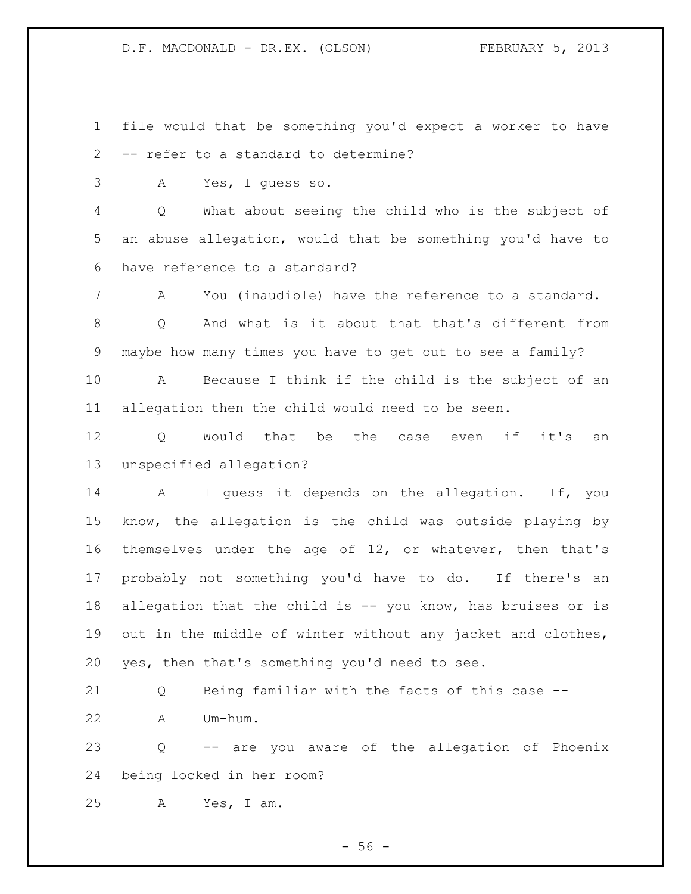file would that be something you'd expect a worker to have -- refer to a standard to determine?

A Yes, I guess so.

Q What about seeing the child who is the subject of an abuse allegation, would that be something you'd have to have reference to a standard?

A You (inaudible) have the reference to a standard.

Q And what is it about that that's different from maybe how many times you have to get out to see a family?

A Because I think if the child is the subject of an allegation then the child would need to be seen.

Q Would that be the case even if it's an unspecified allegation?

A I guess it depends on the allegation. If, you know, the allegation is the child was outside playing by themselves under the age of 12, or whatever, then that's probably not something you'd have to do. If there's an allegation that the child is -- you know, has bruises or is out in the middle of winter without any jacket and clothes, yes, then that's something you'd need to see.

Q Being familiar with the facts of this case --

A Um-hum.

Q -- are you aware of the allegation of Phoenix being locked in her room?

A Yes, I am.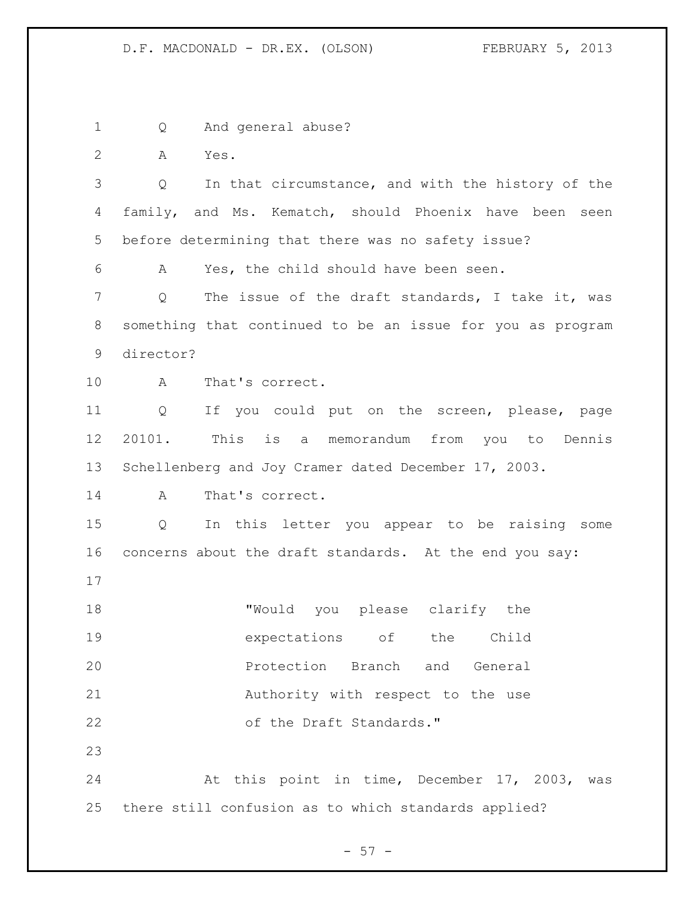Q And general abuse?

A Yes.

Q In that circumstance, and with the history of the family, and Ms. Kematch, should Phoenix have been seen before determining that there was no safety issue?

A Yes, the child should have been seen.

Q The issue of the draft standards, I take it, was something that continued to be an issue for you as program director?

A That's correct.

Q If you could put on the screen, please, page 20101. This is a memorandum from you to Dennis Schellenberg and Joy Cramer dated December 17, 2003.

A That's correct.

Q In this letter you appear to be raising some concerns about the draft standards. At the end you say:

> "Would you please clarify the expectations of the Child Protection Branch and General Authority with respect to the use of the Draft Standards."

At this point in time, December 17, 2003, was there still confusion as to which standards applied?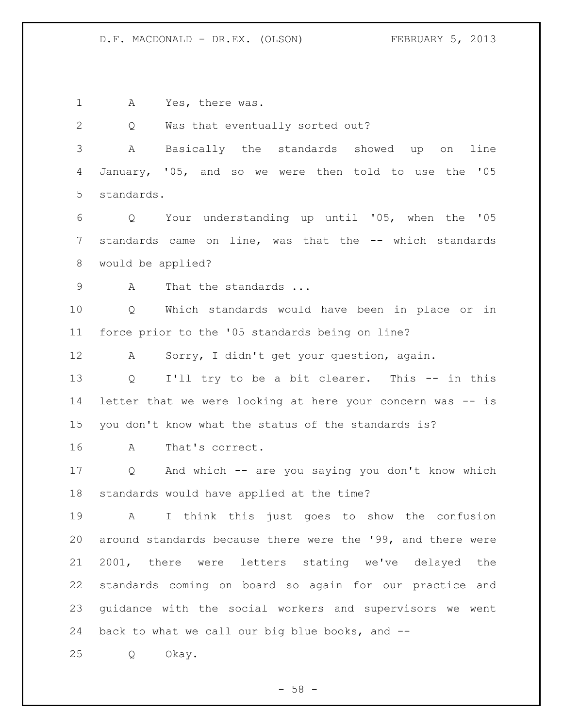A Yes, there was.

Q Was that eventually sorted out?

A Basically the standards showed up on line January, '05, and so we were then told to use the '05 standards.

Q Your understanding up until '05, when the '05 standards came on line, was that the -- which standards would be applied?

A That the standards ...

Q Which standards would have been in place or in force prior to the '05 standards being on line?

A Sorry, I didn't get your question, again.

Q I'll try to be a bit clearer. This -- in this letter that we were looking at here your concern was -- is you don't know what the status of the standards is?

A That's correct.

Q And which -- are you saying you don't know which standards would have applied at the time?

A I think this just goes to show the confusion around standards because there were the '99, and there were 2001, there were letters stating we've delayed the standards coming on board so again for our practice and guidance with the social workers and supervisors we went back to what we call our big blue books, and --

Q Okay.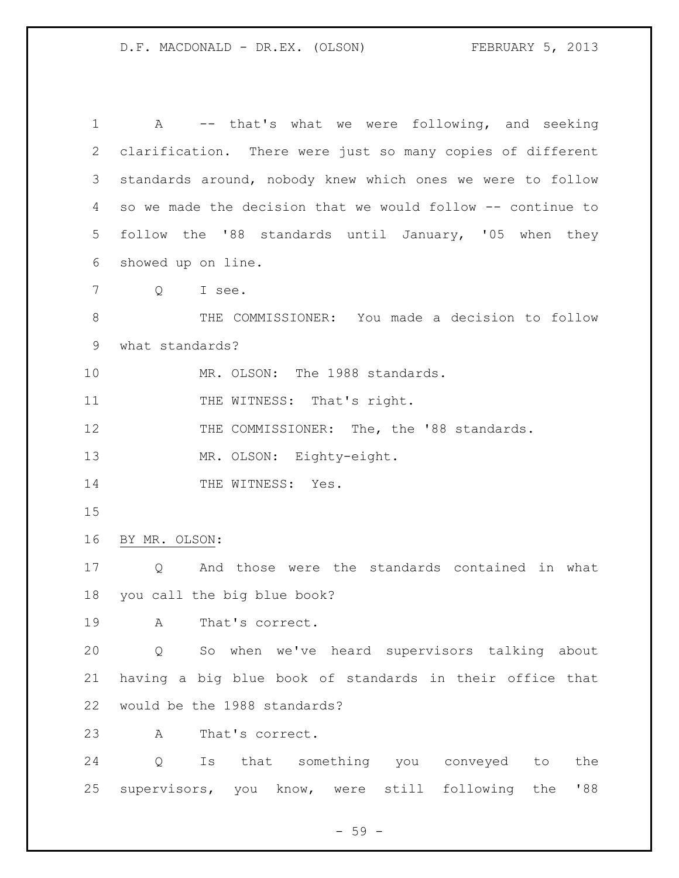A -- that's what we were following, and seeking clarification. There were just so many copies of different standards around, nobody knew which ones we were to follow so we made the decision that we would follow -- continue to follow the '88 standards until January, '05 when they showed up on line.

Q I see.

THE COMMISSIONER: You made a decision to follow what standards?

MR. OLSON: The 1988 standards.

THE WITNESS: That's right.

THE COMMISSIONER: The, the '88 standards.

MR. OLSON: Eighty-eight.

THE WITNESS: Yes.

BY MR. OLSON:

Q And those were the standards contained in what you call the big blue book?

A That's correct.

Q So when we've heard supervisors talking about having a big blue book of standards in their office that would be the 1988 standards?

A That's correct.

Q Is that something you conveyed to the supervisors, you know, were still following the '88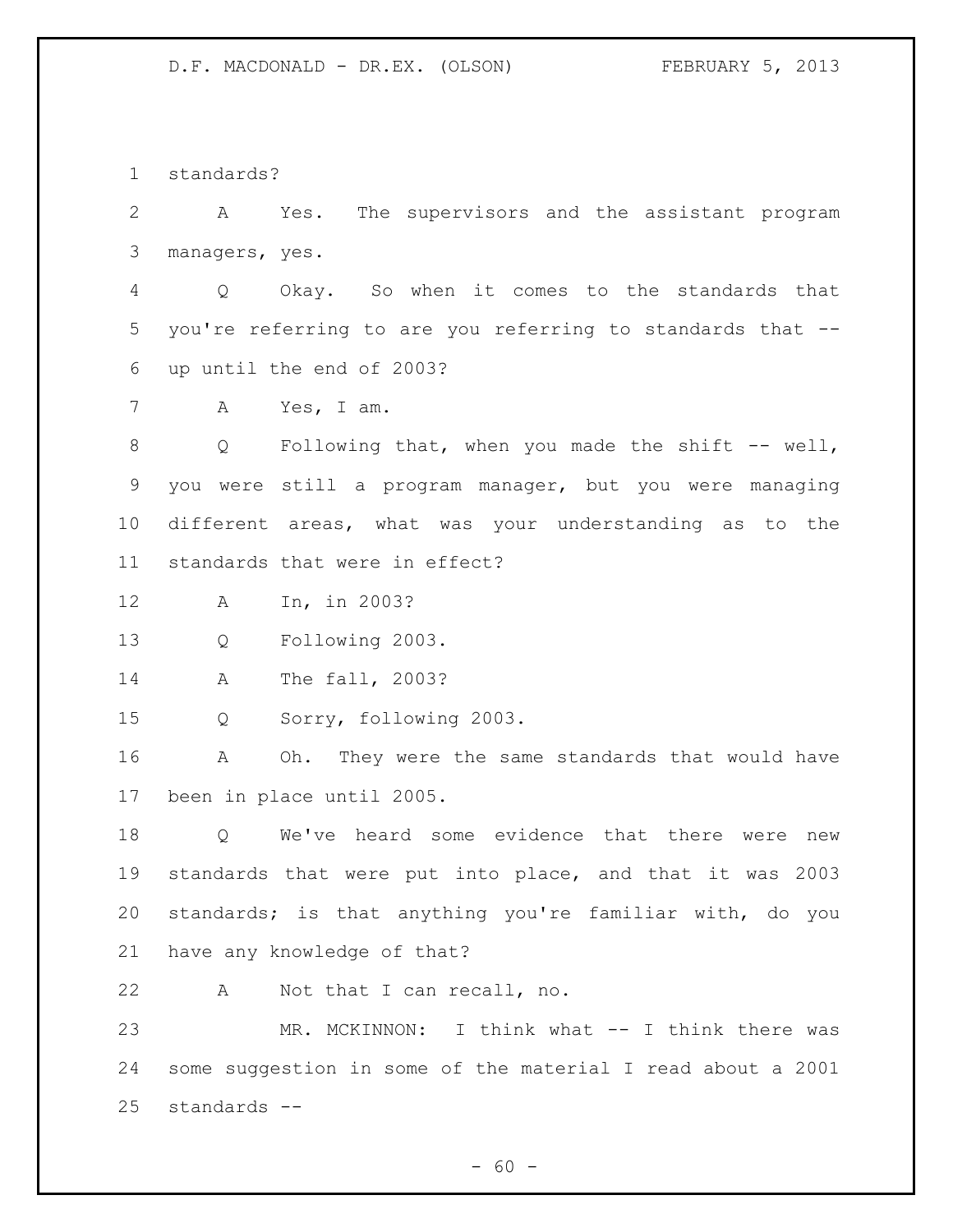standards?

A Yes. The supervisors and the assistant program managers, yes.

Q Okay. So when it comes to the standards that you're referring to are you referring to standards that -- up until the end of 2003?

A Yes, I am.

Q Following that, when you made the shift -- well, you were still a program manager, but you were managing different areas, what was your understanding as to the standards that were in effect?

A In, in 2003?

Q Following 2003.

A The fall, 2003?

Q Sorry, following 2003.

A Oh. They were the same standards that would have been in place until 2005.

Q We've heard some evidence that there were new standards that were put into place, and that it was 2003 standards; is that anything you're familiar with, do you have any knowledge of that?

A Not that I can recall, no.

MR. MCKINNON: I think what -- I think there was some suggestion in some of the material I read about a 2001 standards --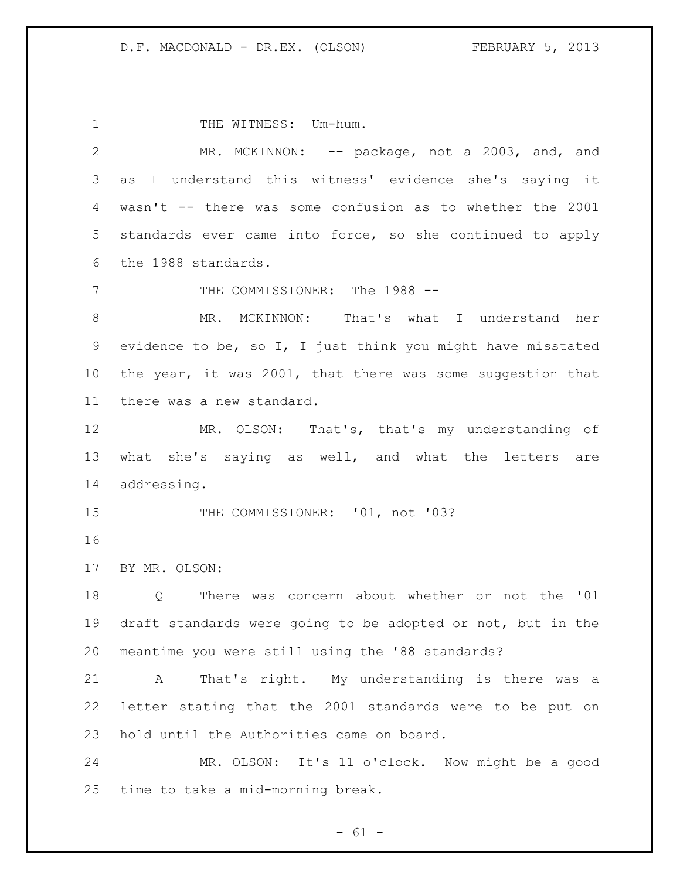THE WITNESS: Um-hum.

MR. MCKINNON: -- package, not a 2003, and, and as I understand this witness' evidence she's saying it wasn't -- there was some confusion as to whether the 2001 standards ever came into force, so she continued to apply the 1988 standards.

THE COMMISSIONER: The 1988 --

MR. MCKINNON: That's what I understand her evidence to be, so I, I just think you might have misstated the year, it was 2001, that there was some suggestion that there was a new standard.

MR. OLSON: That's, that's my understanding of what she's saying as well, and what the letters are addressing.

THE COMMISSIONER: '01, not '03?

BY MR. OLSON:

Q There was concern about whether or not the '01 draft standards were going to be adopted or not, but in the meantime you were still using the '88 standards?

A That's right. My understanding is there was a letter stating that the 2001 standards were to be put on hold until the Authorities came on board.

MR. OLSON: It's 11 o'clock. Now might be a good time to take a mid-morning break.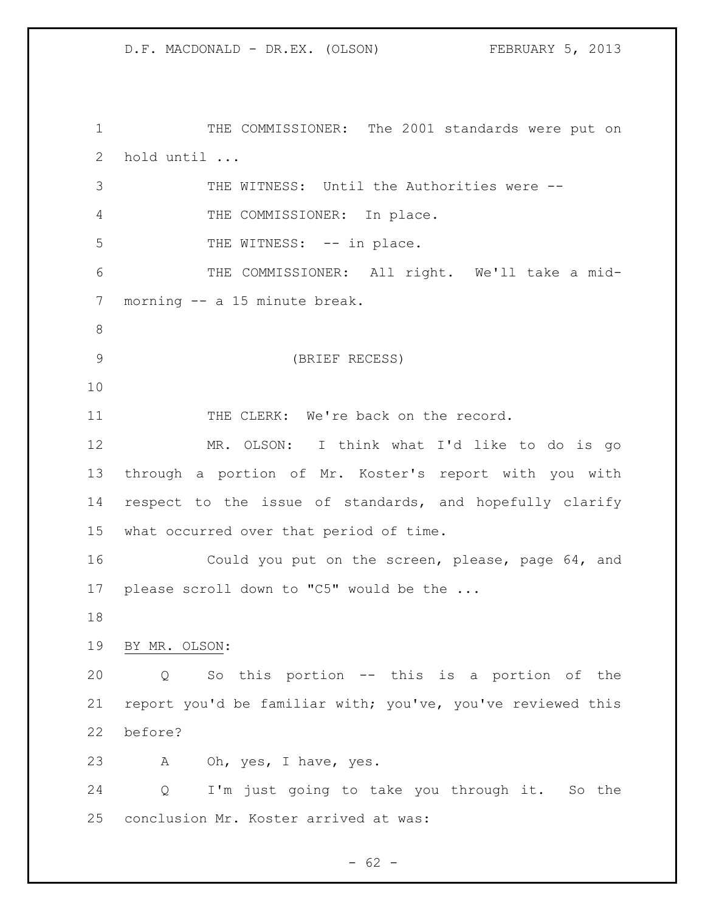THE COMMISSIONER: The 2001 standards were put on hold until ...

THE WITNESS: Until the Authorities were --

THE COMMISSIONER: In place.

THE WITNESS: -- in place.

THE COMMISSIONER: All right. We'll take a mid-morning -- a 15 minute break.

(BRIEF RECESS)

THE CLERK: We're back on the record.

MR. OLSON: I think what I'd like to do is go through a portion of Mr. Koster's report with you with respect to the issue of standards, and hopefully clarify what occurred over that period of time.

Could you put on the screen, please, page 64, and please scroll down to "C5" would be the ...

BY MR. OLSON:

Q So this portion -- this is a portion of the report you'd be familiar with; you've, you've reviewed this before?

A Oh, yes, I have, yes.

Q I'm just going to take you through it. So the conclusion Mr. Koster arrived at was: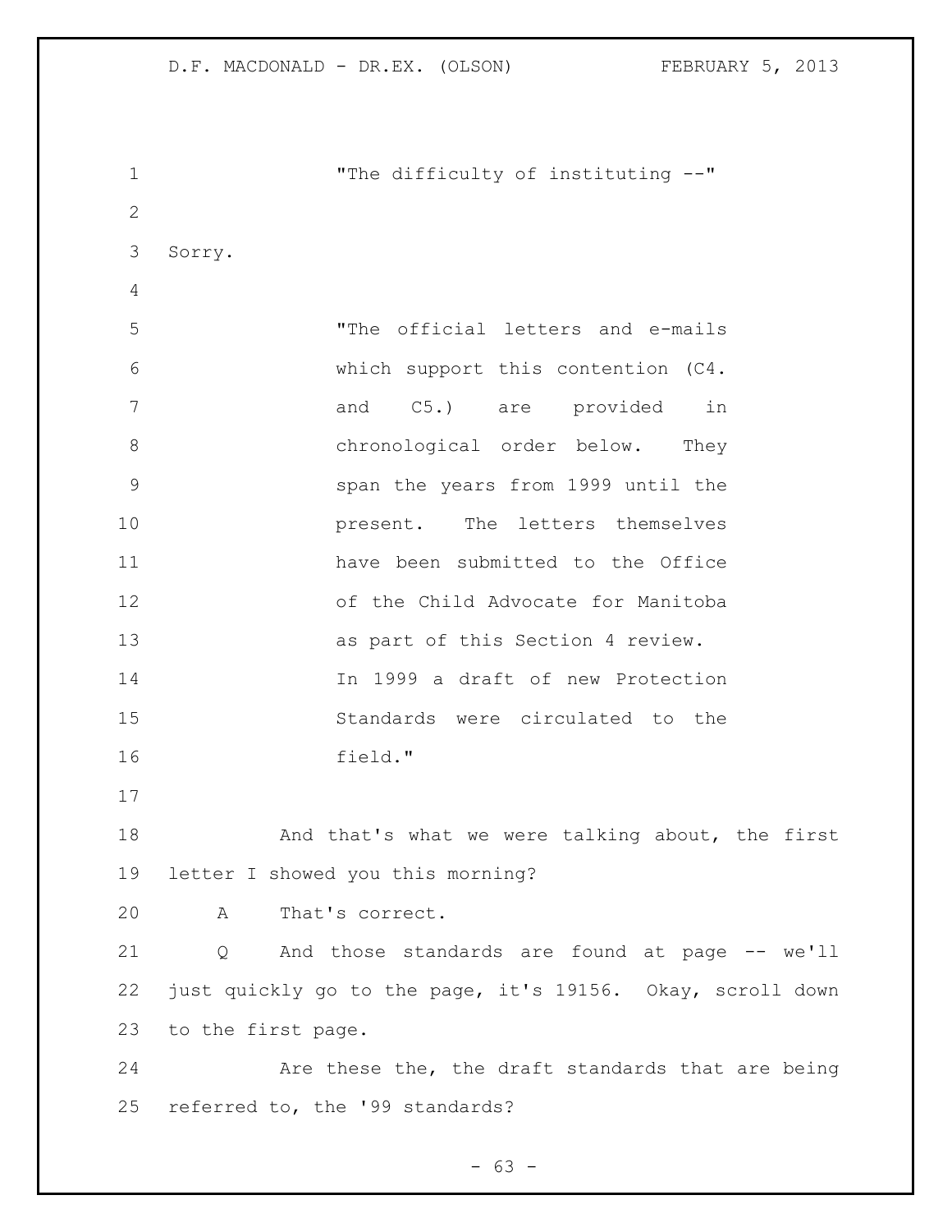"The difficulty of instituting --"

Sorry.

"The official letters and e-mails which support this contention (C4. and C5.) are provided in chronological order below. They span the years from 1999 until the present. The letters themselves have been submitted to the Office of the Child Advocate for Manitoba as part of this Section 4 review. In 1999 a draft of new Protection Standards were circulated to the field."

And that's what we were talking about, the first letter I showed you this morning?

A  That's correct.

Q  And those standards are found at page -- we'll just quickly go to the page, it's 19156. Okay, scroll down to the first page.

Are these the, the draft standards that are being referred to, the '99 standards?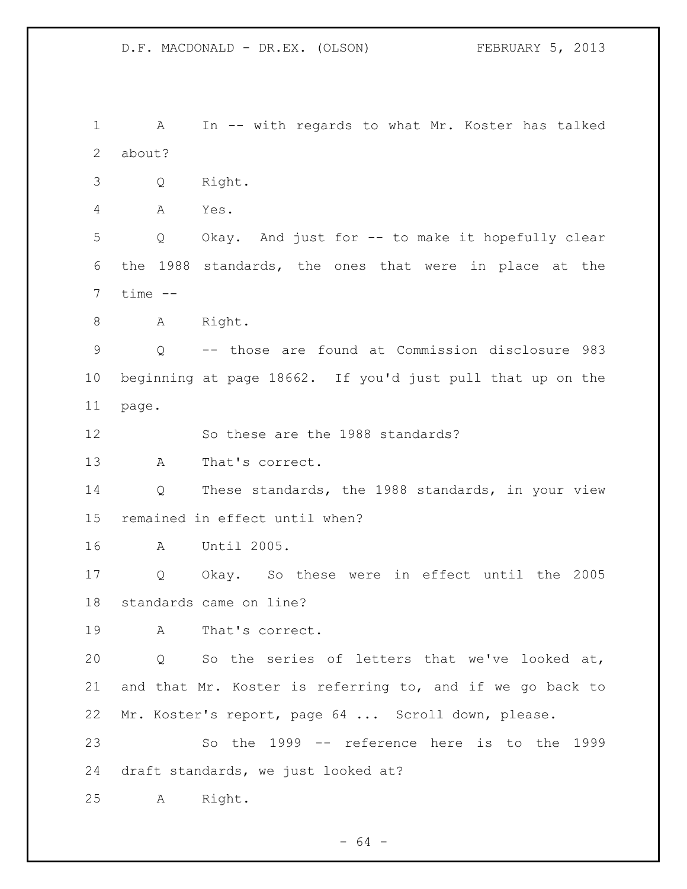1 A In -- with regards to what Mr. Koster has talked
2 about?
3 Q Right.
4 A Yes.
5 Q Okay. And just for -- to make it hopefully clear
6 the 1988 standards, the ones that were in place at the
7 time --
8 A Right.
9 Q -- those are found at Commission disclosure 983
10 beginning at page 18662. If you'd just pull that up on the
11 page.
12 So these are the 1988 standards?
13 A That's correct.
14 Q These standards, the 1988 standards, in your view
15 remained in effect until when?
16 A Until 2005.
17 Q Okay. So these were in effect until the 2005
18 standards came on line?
19 A That's correct.
20 Q So the series of letters that we've looked at,
21 and that Mr. Koster is referring to, and if we go back to
22 Mr. Koster's report, page 64 ... Scroll down, please.
23 So the 1999 -- reference here is to the 1999
24 draft standards, we just looked at?
25 A Right.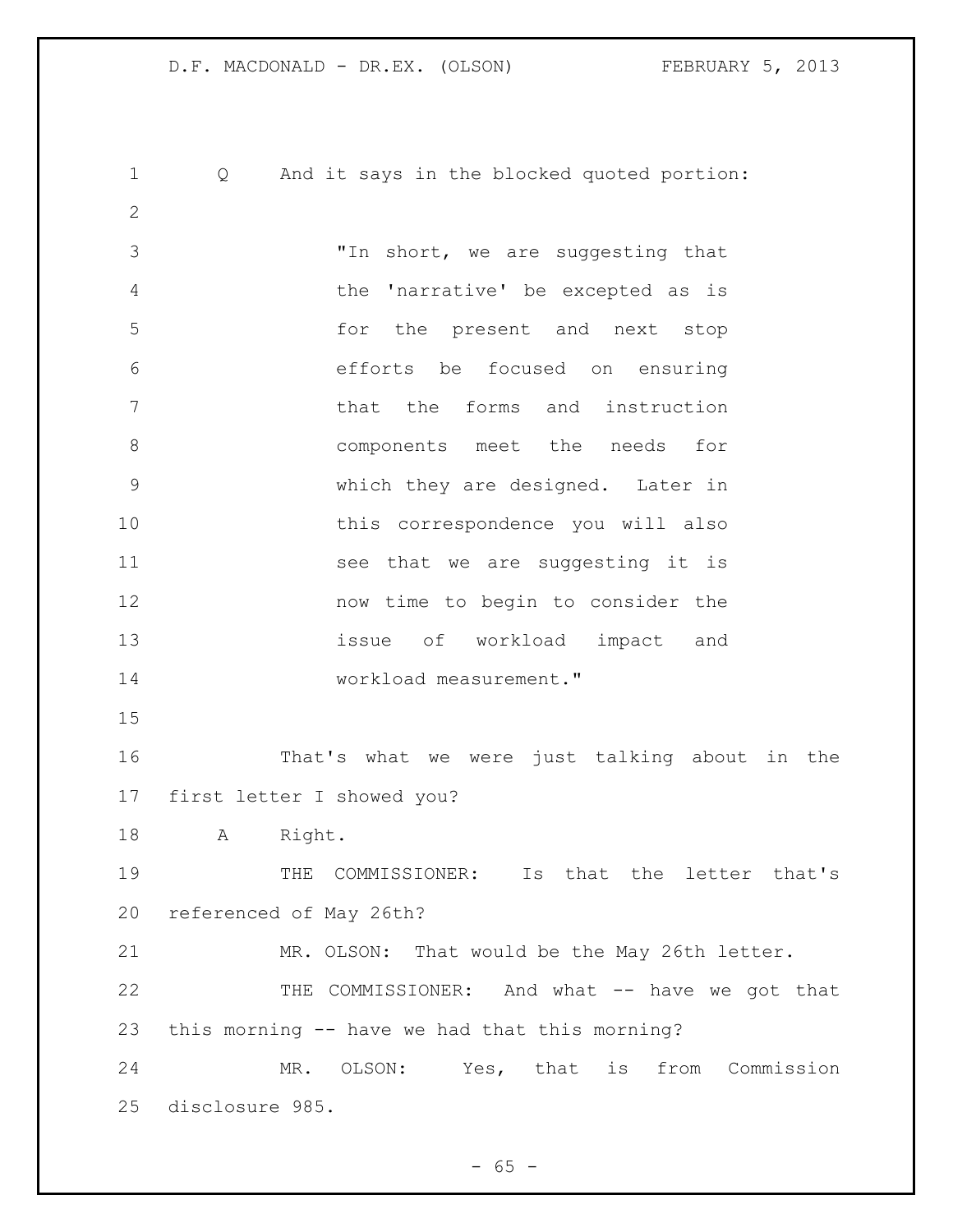Q And it says in the blocked quoted portion:

> "In short, we are suggesting that the 'narrative' be excepted as is for the present and next stop efforts be focused on ensuring that the forms and instruction components meet the needs for which they are designed. Later in this correspondence you will also see that we are suggesting it is now time to begin to consider the issue of workload impact and workload measurement."

That's what we were just talking about in the first letter I showed you?

A Right.

THE COMMISSIONER: Is that the letter that's referenced of May 26th?

MR. OLSON: That would be the May 26th letter.

THE COMMISSIONER: And what -- have we got that this morning -- have we had that this morning?

MR. OLSON: Yes, that is from Commission disclosure 985.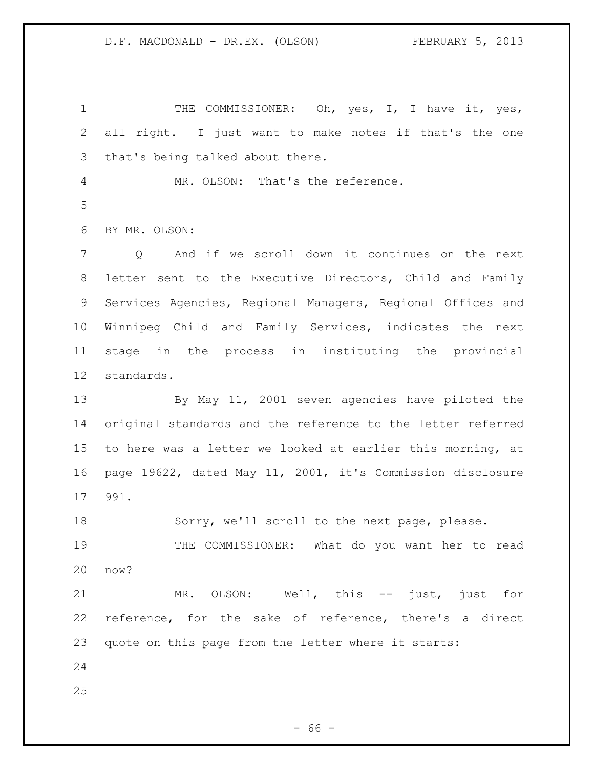THE COMMISSIONER: Oh, yes, I, I have it, yes, all right. I just want to make notes if that's the one that's being talked about there.

MR. OLSON: That's the reference.

BY MR. OLSON:

Q And if we scroll down it continues on the next letter sent to the Executive Directors, Child and Family Services Agencies, Regional Managers, Regional Offices and Winnipeg Child and Family Services, indicates the next stage in the process in instituting the provincial standards.

By May 11, 2001 seven agencies have piloted the original standards and the reference to the letter referred to here was a letter we looked at earlier this morning, at page 19622, dated May 11, 2001, it's Commission disclosure 991.

Sorry, we'll scroll to the next page, please.

THE COMMISSIONER: What do you want her to read now?

MR. OLSON: Well, this -- just, just for reference, for the sake of reference, there's a direct quote on this page from the letter where it starts: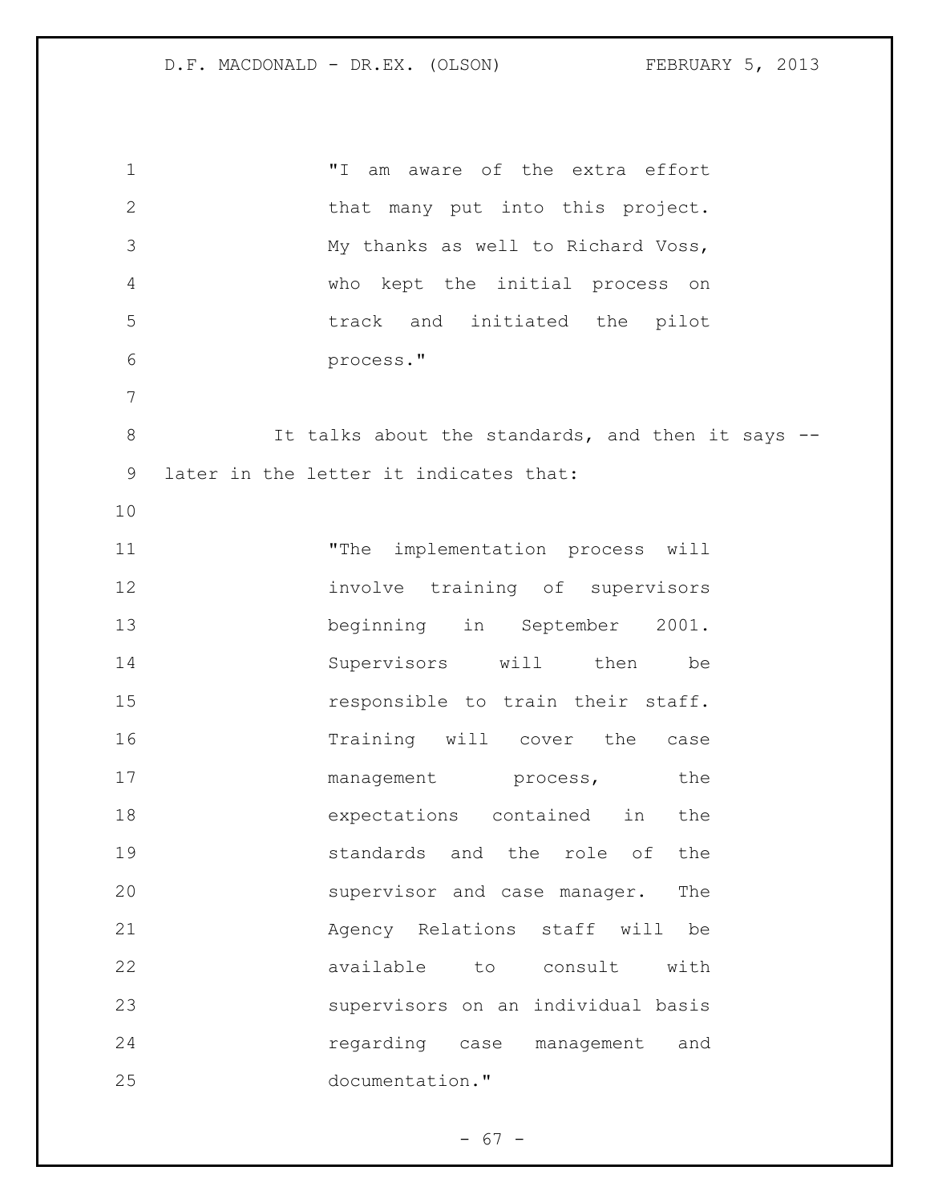> "I am aware of the extra effort that many put into this project. My thanks as well to Richard Voss, who kept the initial process on track and initiated the pilot process."

It talks about the standards, and then it says -- later in the letter it indicates that:

> "The implementation process will involve training of supervisors beginning in September 2001. Supervisors will then be responsible to train their staff. Training will cover the case management process, the expectations contained in the standards and the role of the supervisor and case manager. The Agency Relations staff will be available to consult with supervisors on an individual basis regarding case management and documentation."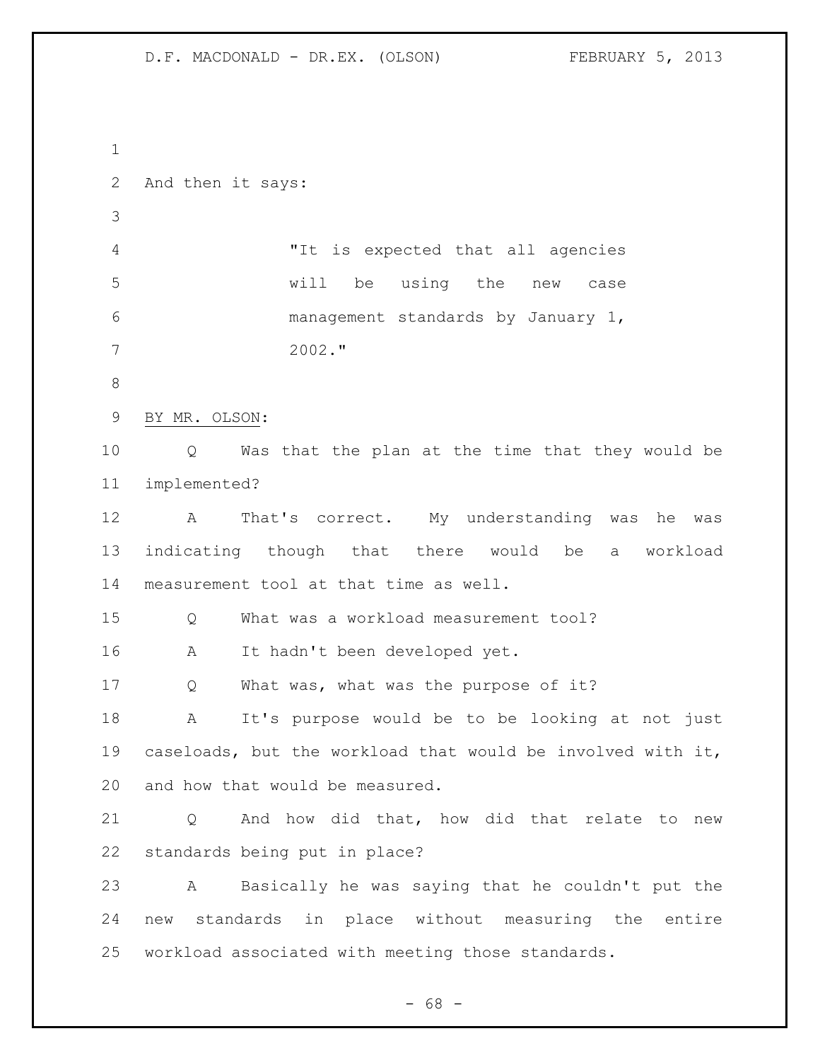And then it says:

> "It is expected that all agencies will be using the new case management standards by January 1, 2002."

BY MR. OLSON:

Q Was that the plan at the time that they would be implemented?

A That's correct. My understanding was he was indicating though that there would be a workload measurement tool at that time as well.

Q What was a workload measurement tool?

A It hadn't been developed yet.

Q What was, what was the purpose of it?

A It's purpose would be to be looking at not just caseloads, but the workload that would be involved with it, and how that would be measured.

Q And how did that, how did that relate to new standards being put in place?

A Basically he was saying that he couldn't put the new standards in place without measuring the entire workload associated with meeting those standards.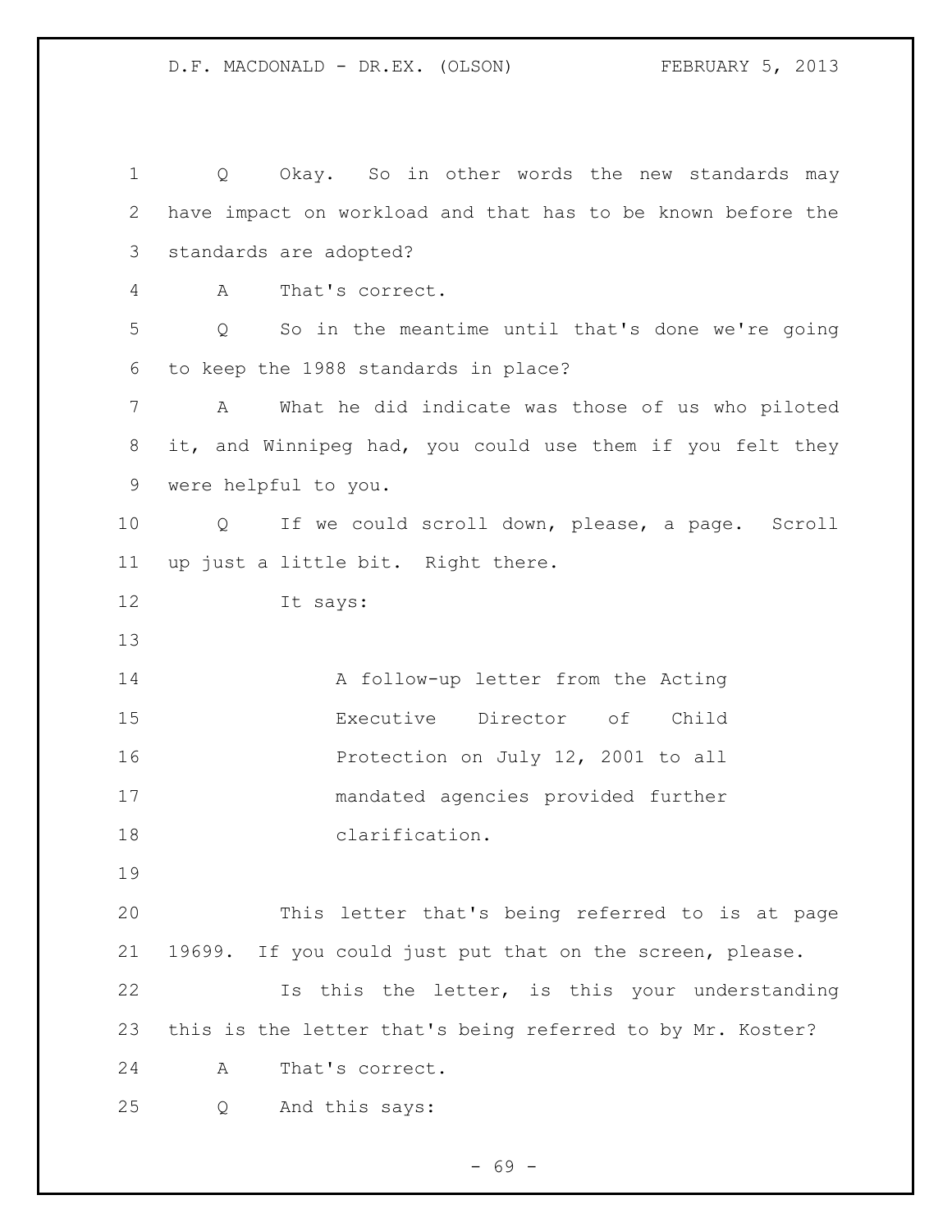Q Okay. So in other words the new standards may have impact on workload and that has to be known before the standards are adopted?

A That's correct.

Q So in the meantime until that's done we're going to keep the 1988 standards in place?

A What he did indicate was those of us who piloted it, and Winnipeg had, you could use them if you felt they were helpful to you.

Q If we could scroll down, please, a page. Scroll up just a little bit. Right there.

It says:

> A follow-up letter from the Acting Executive Director of Child Protection on July 12, 2001 to all mandated agencies provided further clarification.

This letter that's being referred to is at page 19699. If you could just put that on the screen, please.

Is this the letter, is this your understanding this is the letter that's being referred to by Mr. Koster?

A That's correct.

Q And this says: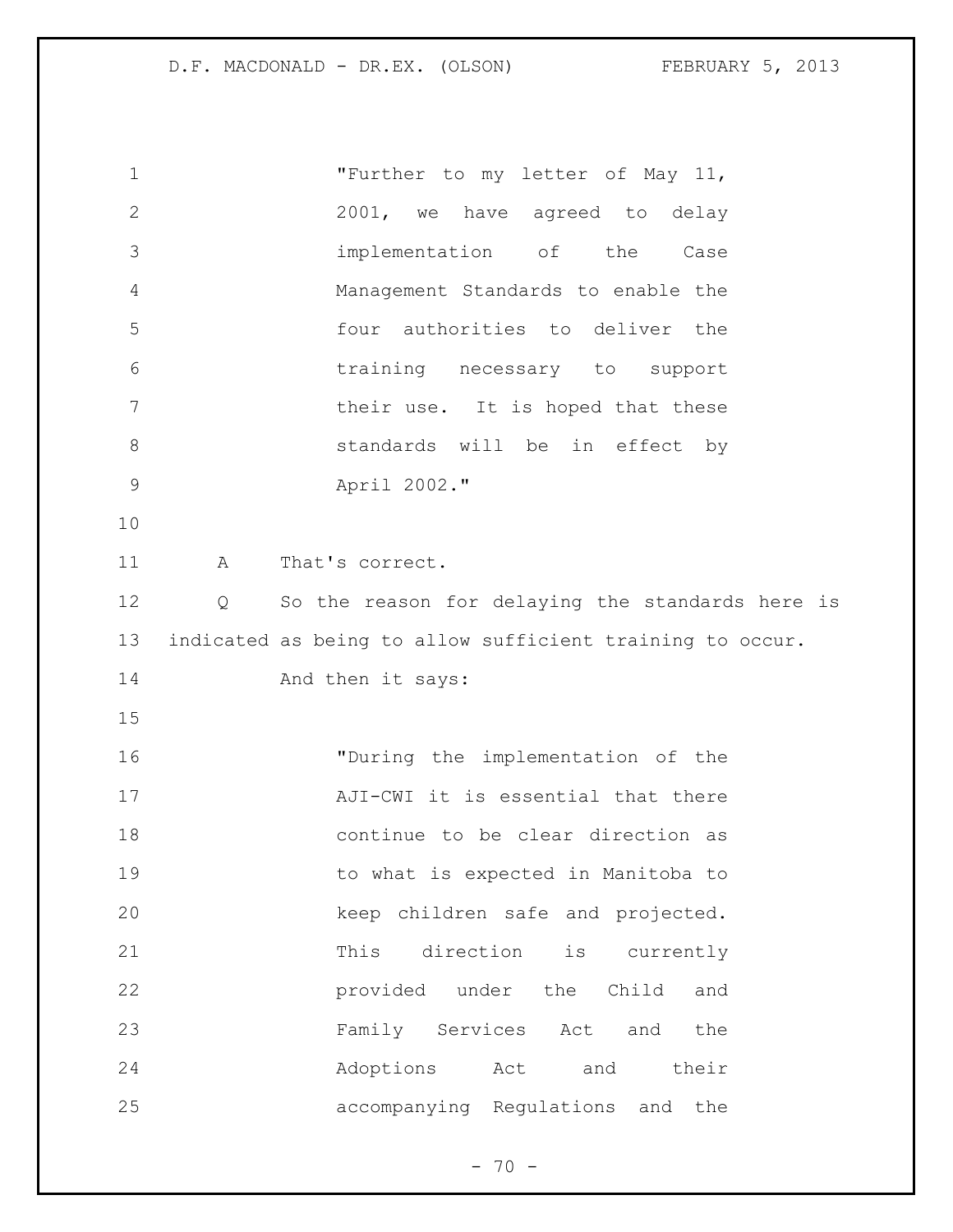> "Further to my letter of May 11, 2001, we have agreed to delay implementation of the Case Management Standards to enable the four authorities to deliver the training necessary to support their use. It is hoped that these standards will be in effect by April 2002."

A That's correct.

Q So the reason for delaying the standards here is indicated as being to allow sufficient training to occur.

And then it says:

> "During the implementation of the AJI-CWI it is essential that there continue to be clear direction as to what is expected in Manitoba to keep children safe and projected. This direction is currently provided under the Child and Family Services Act and the Adoptions Act and their accompanying Regulations and the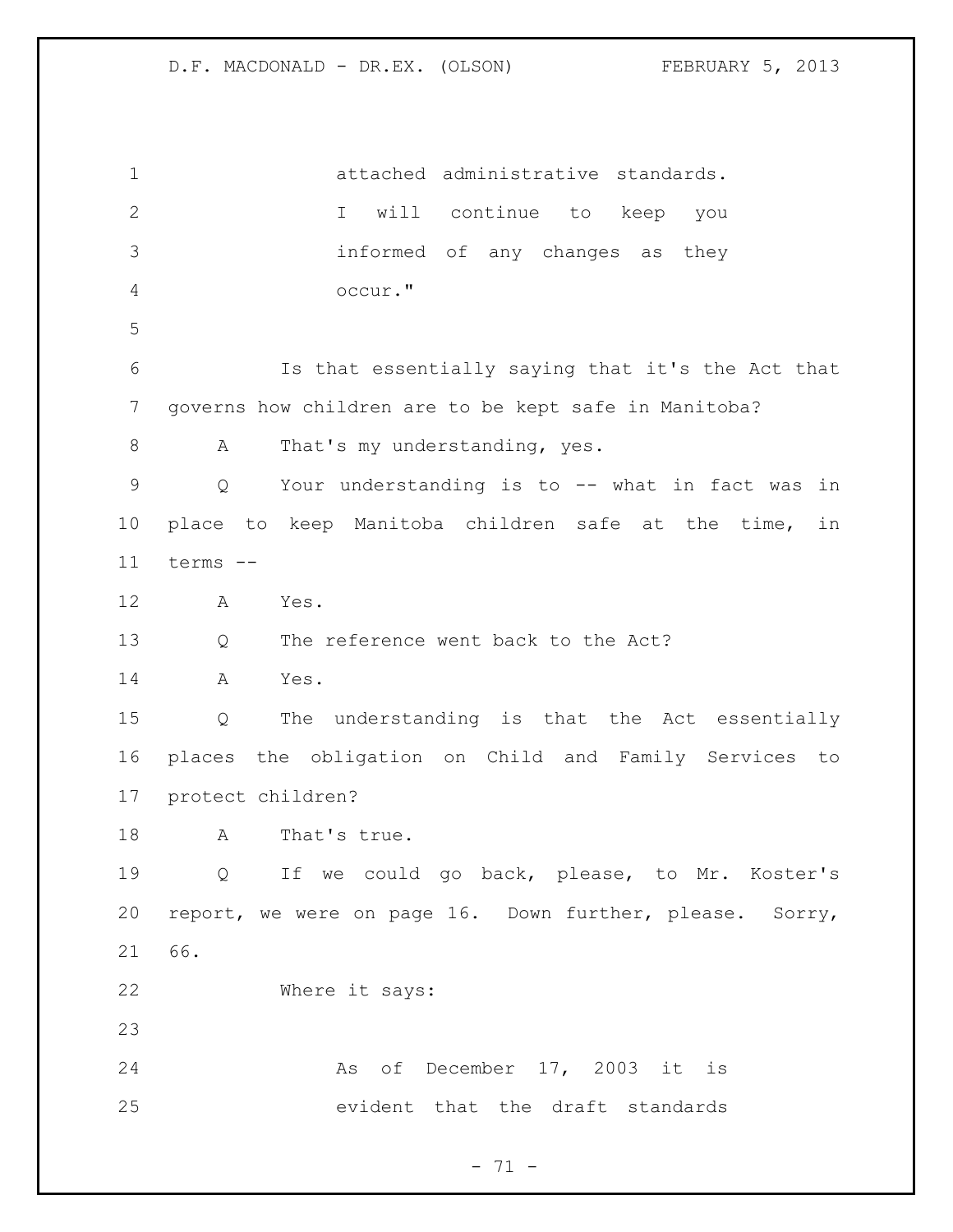attached administrative standards.
I will continue to keep you informed of any changes as they occur."

Is that essentially saying that it's the Act that governs how children are to be kept safe in Manitoba?

A That's my understanding, yes.

Q Your understanding is to -- what in fact was in place to keep Manitoba children safe at the time, in terms --

A Yes.

Q The reference went back to the Act?

A Yes.

Q The understanding is that the Act essentially places the obligation on Child and Family Services to protect children?

A That's true.

Q If we could go back, please, to Mr. Koster's report, we were on page 16. Down further, please. Sorry, 66.

Where it says:

As of December 17, 2003 it is evident that the draft standards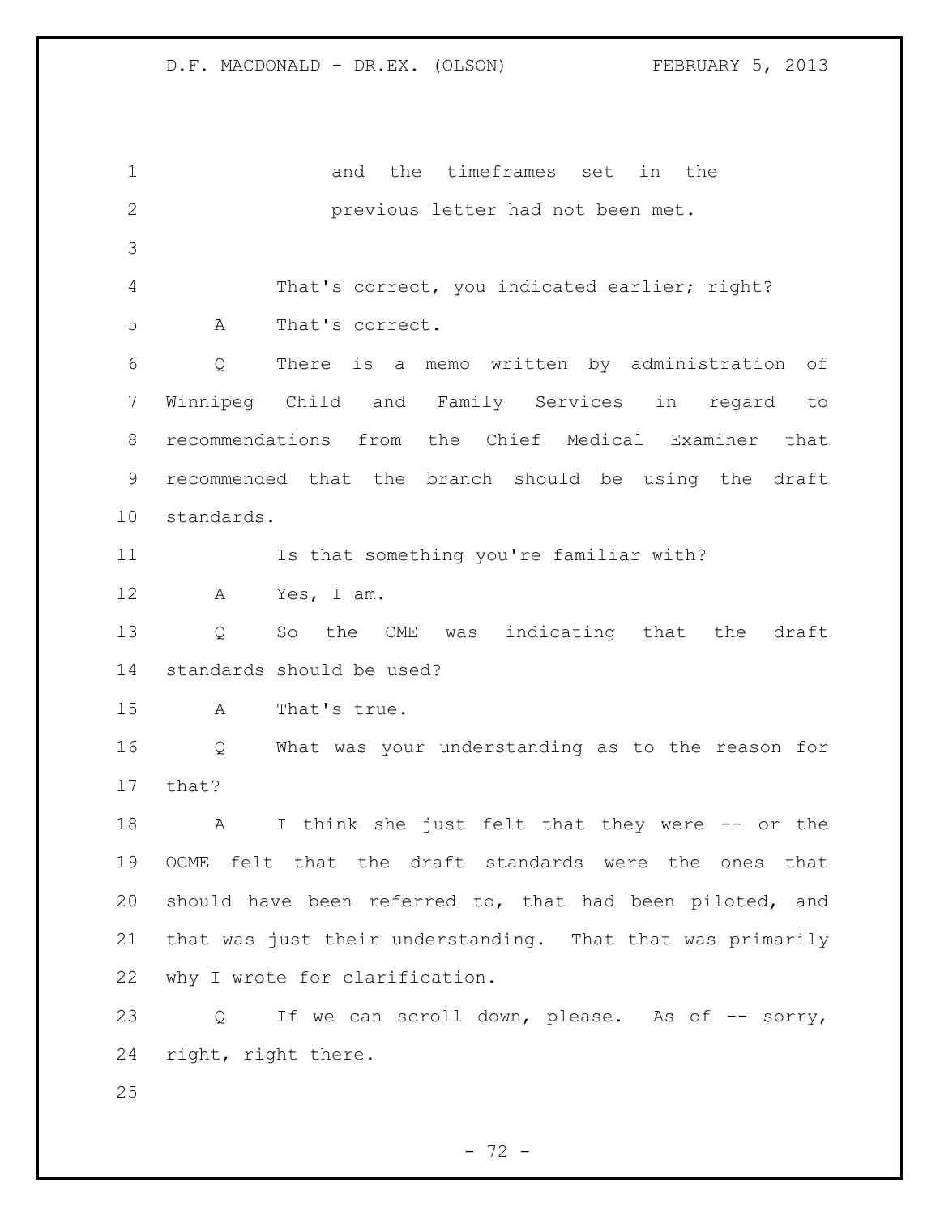and the timeframes set in the previous letter had not been met.

That's correct, you indicated earlier; right?

A That's correct.

Q There is a memo written by administration of Winnipeg Child and Family Services in regard to recommendations from the Chief Medical Examiner that recommended that the branch should be using the draft standards.

Is that something you're familiar with?

A Yes, I am.

Q So the CME was indicating that the draft standards should be used?

A That's true.

Q What was your understanding as to the reason for that?

A I think she just felt that they were -- or the OCME felt that the draft standards were the ones that should have been referred to, that had been piloted, and that was just their understanding. That that was primarily why I wrote for clarification.

Q If we can scroll down, please. As of -- sorry, right, right there.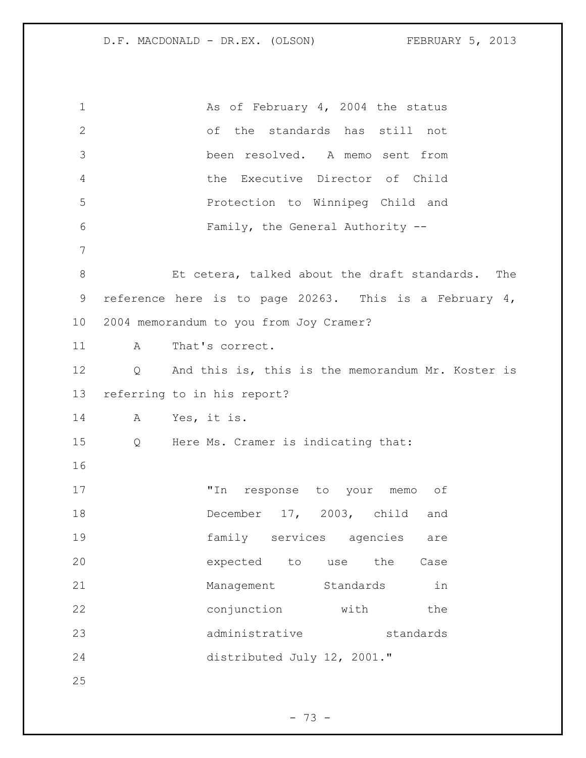> As of February 4, 2004 the status of the standards has still not been resolved. A memo sent from the Executive Director of Child Protection to Winnipeg Child and Family, the General Authority --

Et cetera, talked about the draft standards. The reference here is to page 20263. This is a February 4, 2004 memorandum to you from Joy Cramer?

A That's correct.

Q And this is, this is the memorandum Mr. Koster is referring to in his report?

A Yes, it is.

Q Here Ms. Cramer is indicating that:

> "In response to your memo of December 17, 2003, child and family services agencies are expected to use the Case Management Standards in conjunction with the administrative standards distributed July 12, 2001."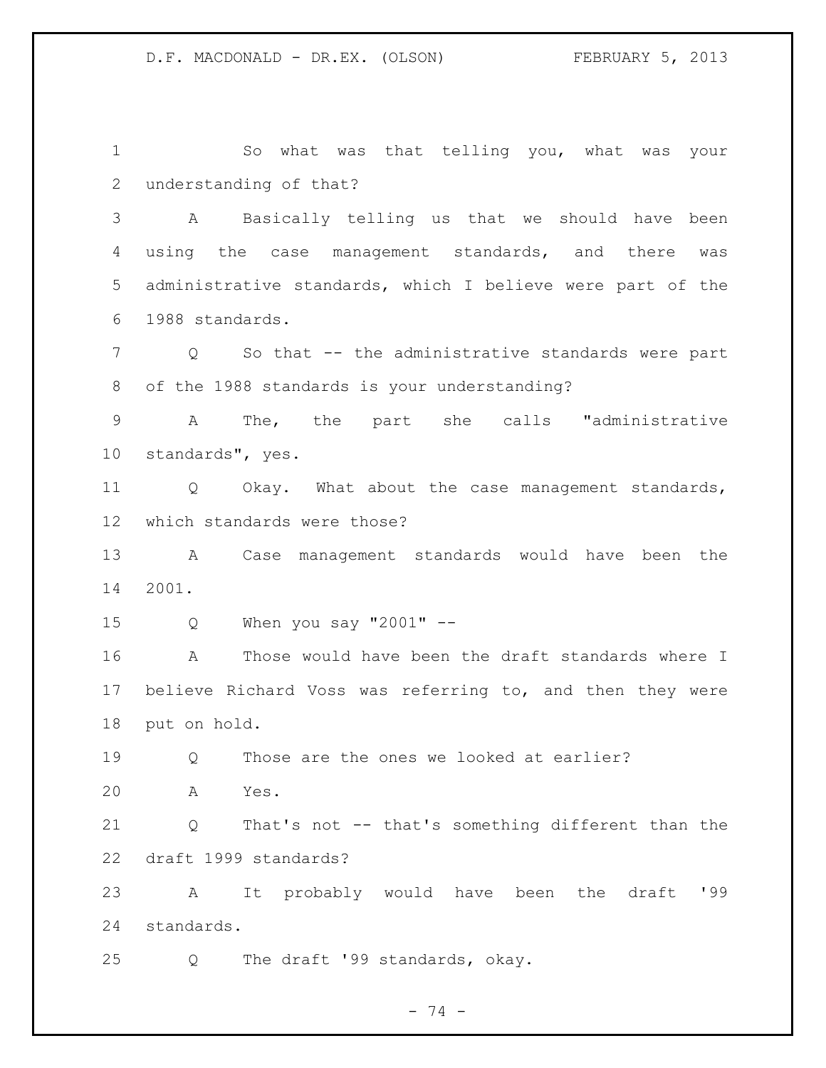So what was that telling you, what was your understanding of that?

A Basically telling us that we should have been using the case management standards, and there was administrative standards, which I believe were part of the 1988 standards.

Q So that -- the administrative standards were part of the 1988 standards is your understanding?

A The, the part she calls "administrative standards", yes.

Q Okay. What about the case management standards, which standards were those?

A Case management standards would have been the 2001.

Q When you say "2001" --

A Those would have been the draft standards where I believe Richard Voss was referring to, and then they were put on hold.

Q Those are the ones we looked at earlier?

A Yes.

Q That's not -- that's something different than the draft 1999 standards?

A It probably would have been the draft '99 standards.

Q The draft '99 standards, okay.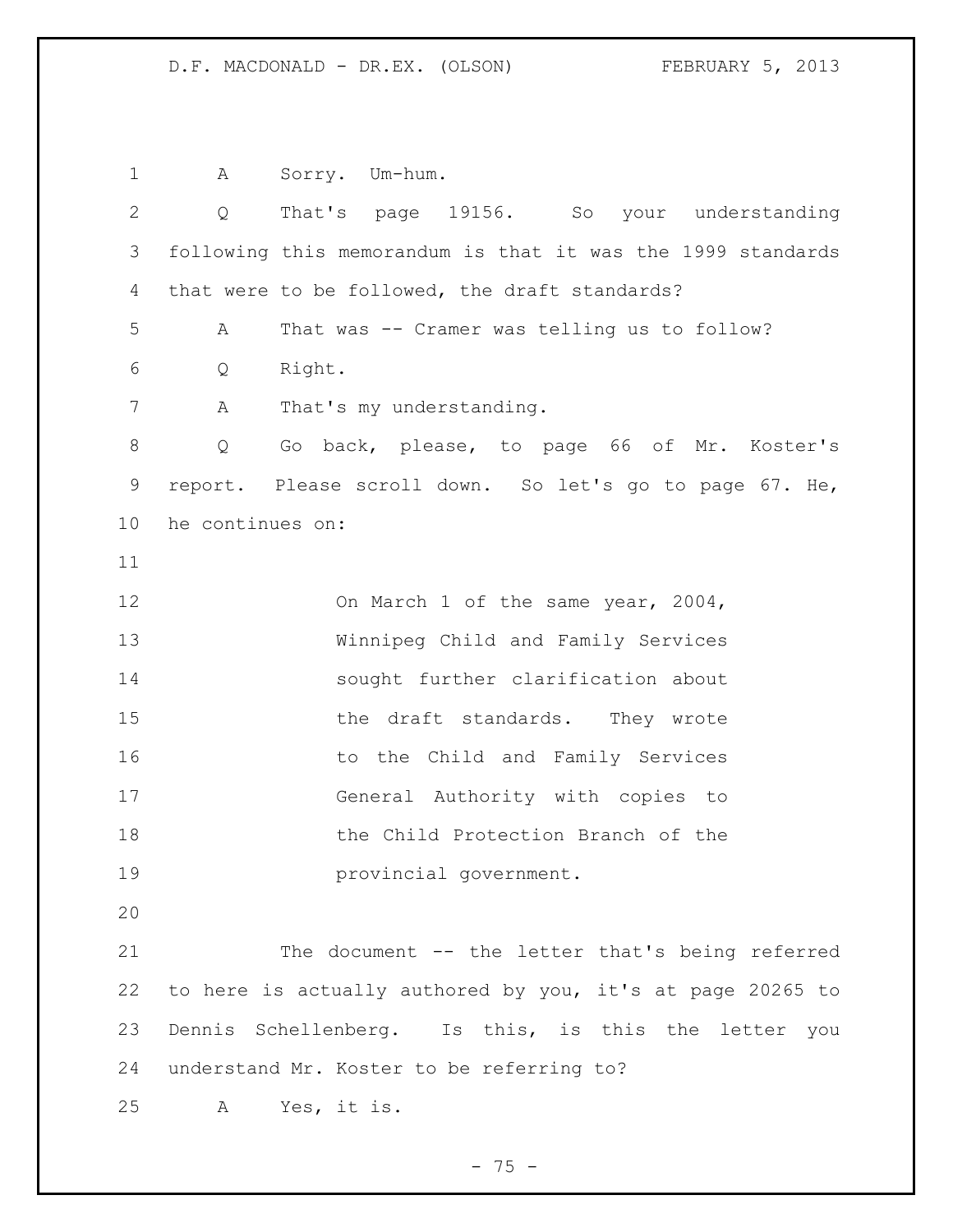A Sorry. Um-hum.

Q That's page 19156. So your understanding following this memorandum is that it was the 1999 standards that were to be followed, the draft standards?

A That was -- Cramer was telling us to follow?

Q Right.

A That's my understanding.

Q Go back, please, to page 66 of Mr. Koster's report. Please scroll down. So let's go to page 67. He, he continues on:

> On March 1 of the same year, 2004, Winnipeg Child and Family Services sought further clarification about the draft standards. They wrote to the Child and Family Services General Authority with copies to the Child Protection Branch of the provincial government.

The document -- the letter that's being referred to here is actually authored by you, it's at page 20265 to Dennis Schellenberg. Is this, is this the letter you understand Mr. Koster to be referring to?

A Yes, it is.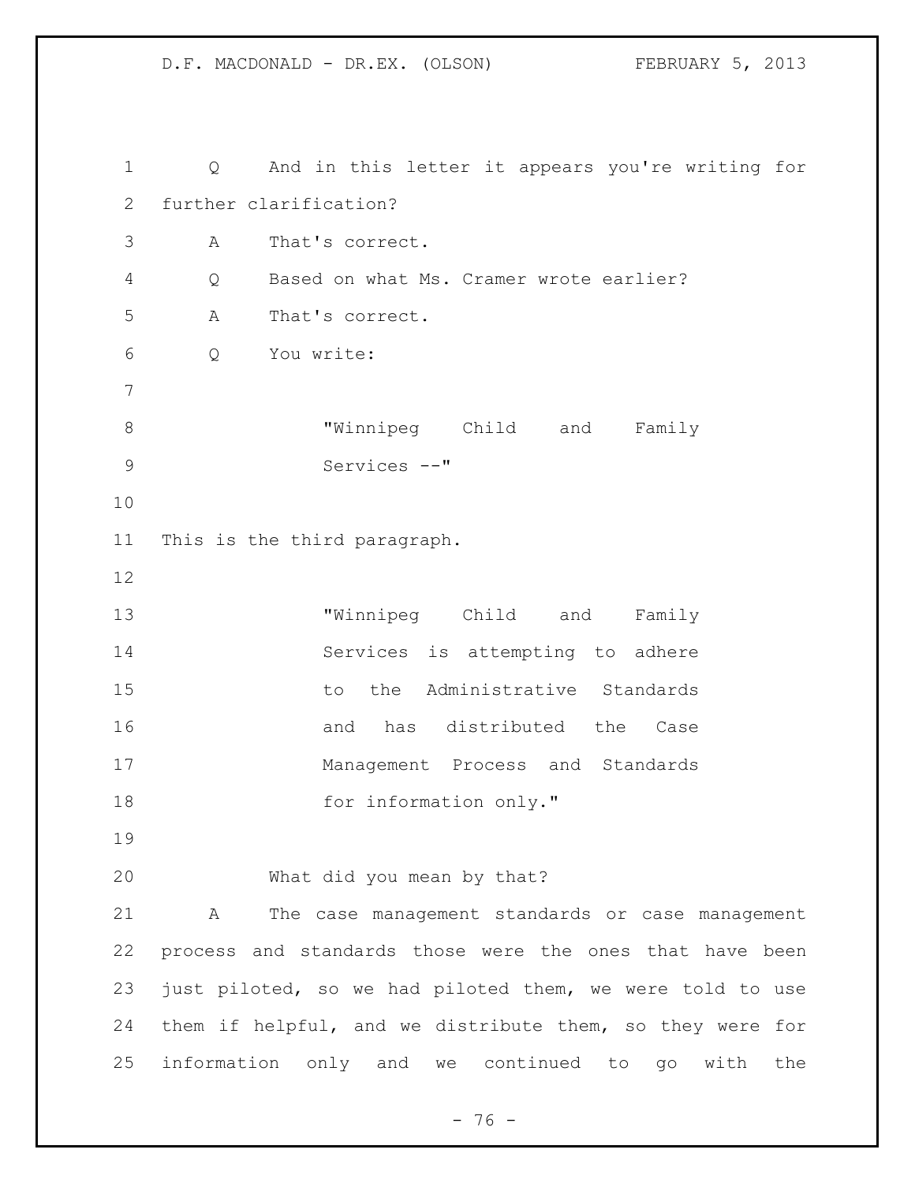Q And in this letter it appears you're writing for further clarification?

A That's correct.

Q Based on what Ms. Cramer wrote earlier?

A That's correct.

Q You write:

> "Winnipeg Child and Family Services --"

This is the third paragraph.

> "Winnipeg Child and Family Services is attempting to adhere to the Administrative Standards and has distributed the Case Management Process and Standards for information only."

What did you mean by that?

A The case management standards or case management process and standards those were the ones that have been just piloted, so we had piloted them, we were told to use them if helpful, and we distribute them, so they were for information only and we continued to go with the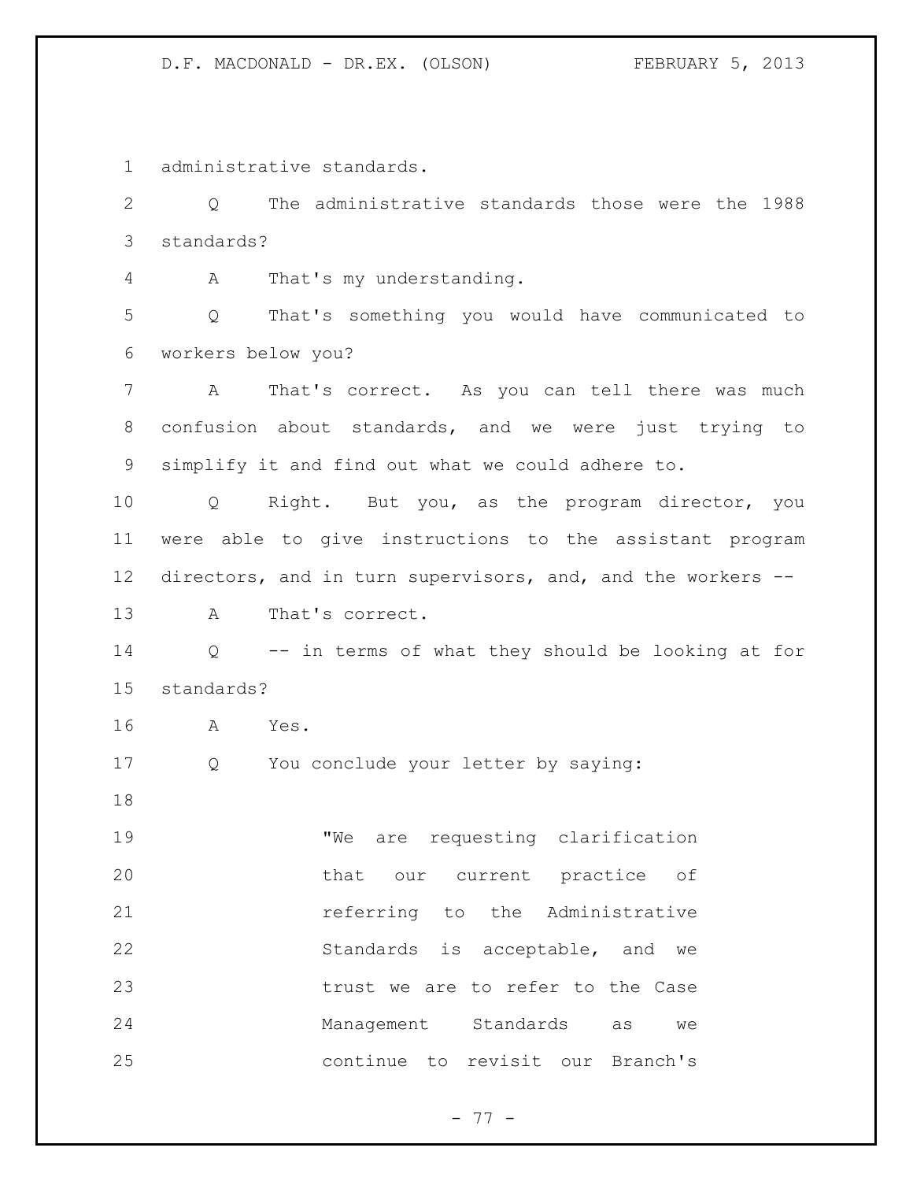administrative standards.

Q The administrative standards those were the 1988 standards?

A That's my understanding.

Q That's something you would have communicated to workers below you?

A That's correct. As you can tell there was much confusion about standards, and we were just trying to simplify it and find out what we could adhere to.

Q Right. But you, as the program director, you were able to give instructions to the assistant program directors, and in turn supervisors, and, and the workers --

A That's correct.

Q -- in terms of what they should be looking at for standards?

A Yes.

Q You conclude your letter by saying:

> "We are requesting clarification that our current practice of referring to the Administrative Standards is acceptable, and we trust we are to refer to the Case Management Standards as we continue to revisit our Branch's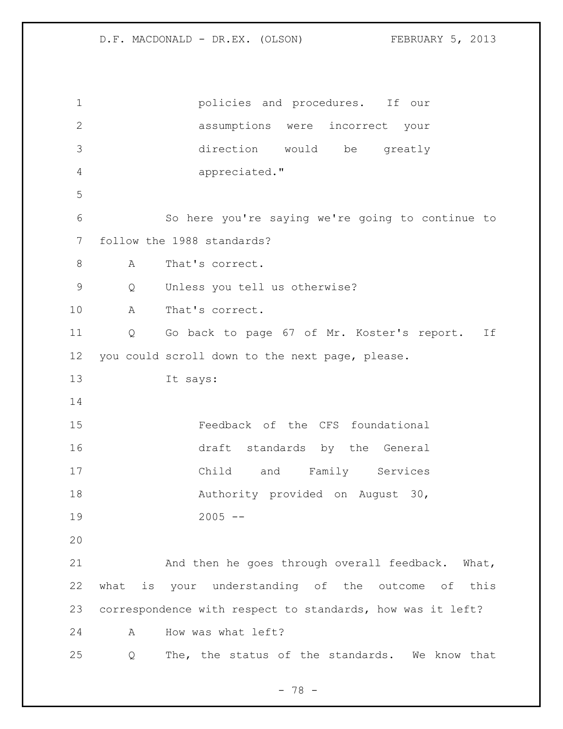policies and procedures. If our assumptions were incorrect your direction would be greatly appreciated."

So here you're saying we're going to continue to follow the 1988 standards?

A That's correct.

Q Unless you tell us otherwise?

A That's correct.

Q Go back to page 67 of Mr. Koster's report. If you could scroll down to the next page, please.

It says:

> Feedback of the CFS foundational draft standards by the General Child and Family Services Authority provided on August 30, 2005 --

And then he goes through overall feedback. What, what is your understanding of the outcome of this correspondence with respect to standards, how was it left?

A How was what left?

Q The, the status of the standards. We know that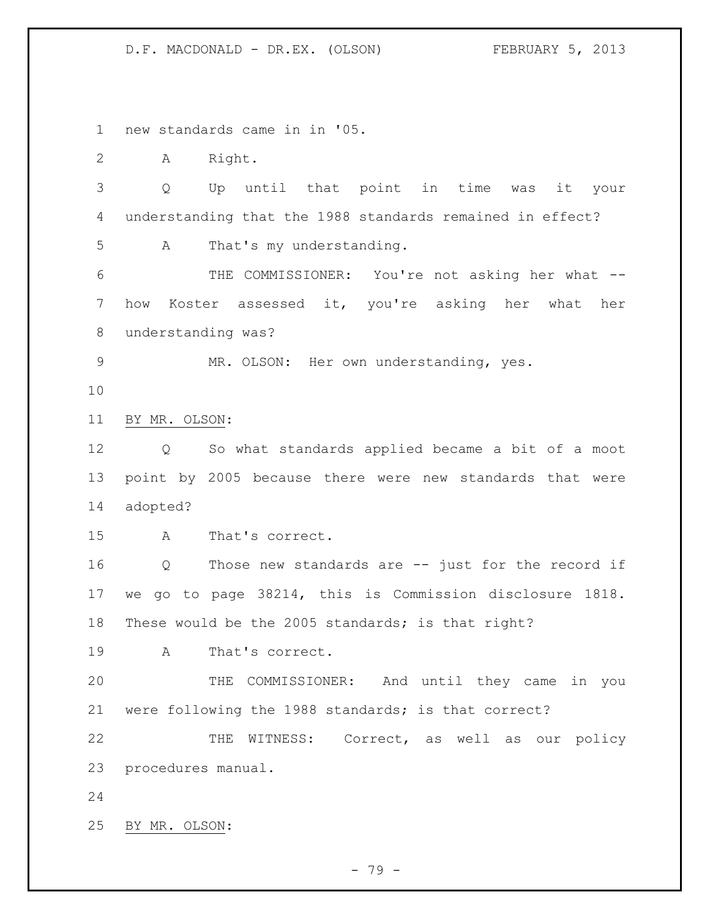new standards came in in '05.

A Right.

Q Up until that point in time was it your understanding that the 1988 standards remained in effect?

A That's my understanding.

THE COMMISSIONER: You're not asking her what -- how Koster assessed it, you're asking her what her understanding was?

MR. OLSON: Her own understanding, yes.

BY MR. OLSON:

Q So what standards applied became a bit of a moot point by 2005 because there were new standards that were adopted?

A That's correct.

Q Those new standards are -- just for the record if we go to page 38214, this is Commission disclosure 1818. These would be the 2005 standards; is that right?

A That's correct.

THE COMMISSIONER: And until they came in you were following the 1988 standards; is that correct?

THE WITNESS: Correct, as well as our policy procedures manual.

BY MR. OLSON: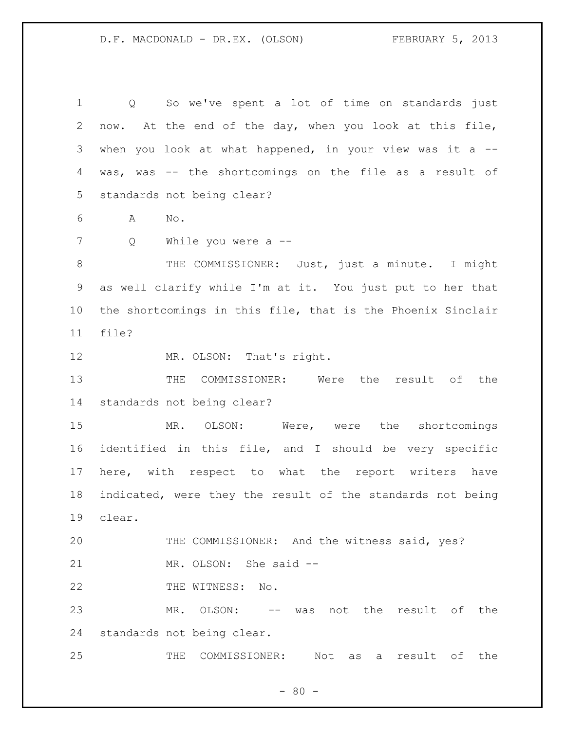Q So we've spent a lot of time on standards just now. At the end of the day, when you look at this file, when you look at what happened, in your view was it a -- was, was -- the shortcomings on the file as a result of standards not being clear?

A No.

Q While you were a --

THE COMMISSIONER: Just, just a minute. I might as well clarify while I'm at it. You just put to her that the shortcomings in this file, that is the Phoenix Sinclair file?

MR. OLSON: That's right.

THE COMMISSIONER: Were the result of the standards not being clear?

MR. OLSON: Were, were the shortcomings identified in this file, and I should be very specific here, with respect to what the report writers have indicated, were they the result of the standards not being clear.

THE COMMISSIONER: And the witness said, yes?

MR. OLSON: She said --

THE WITNESS: No.

MR. OLSON: -- was not the result of the standards not being clear.

THE COMMISSIONER: Not as a result of the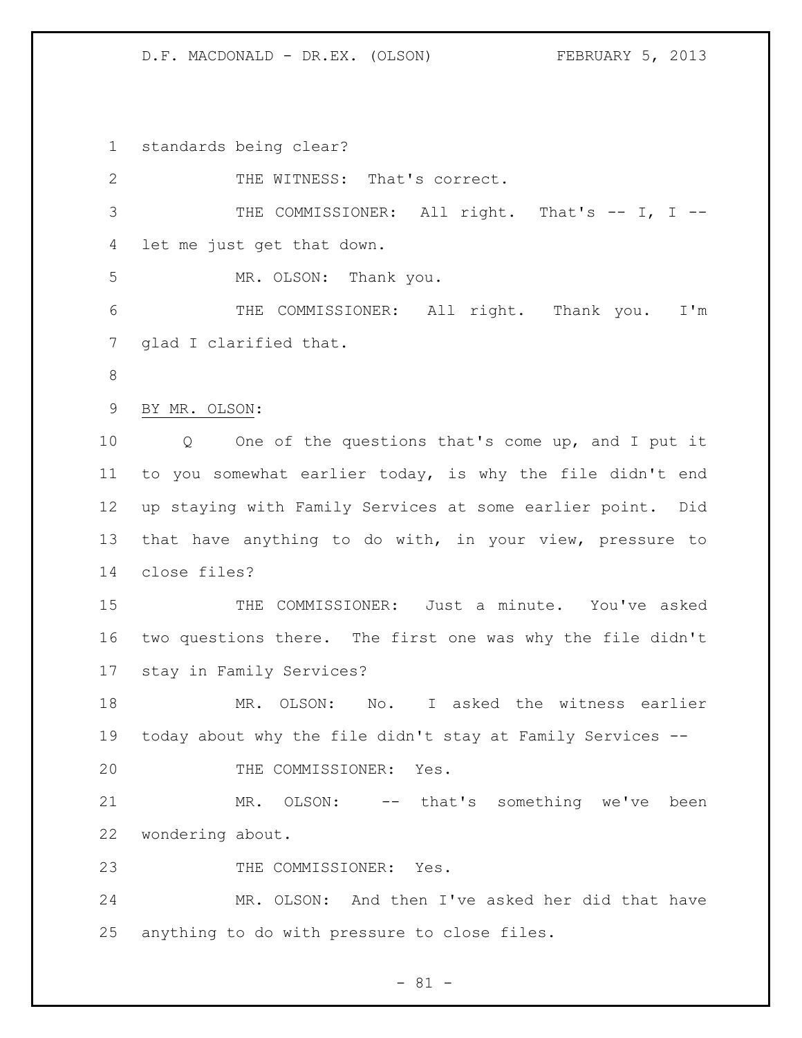standards being clear?

THE WITNESS: That's correct.

THE COMMISSIONER: All right. That's -- I, I -- let me just get that down.

MR. OLSON: Thank you.

THE COMMISSIONER: All right. Thank you. I'm glad I clarified that.

BY MR. OLSON:

Q One of the questions that's come up, and I put it to you somewhat earlier today, is why the file didn't end up staying with Family Services at some earlier point. Did that have anything to do with, in your view, pressure to close files?

THE COMMISSIONER: Just a minute. You've asked two questions there. The first one was why the file didn't stay in Family Services?

MR. OLSON: No. I asked the witness earlier today about why the file didn't stay at Family Services --

THE COMMISSIONER: Yes.

MR. OLSON: -- that's something we've been wondering about.

THE COMMISSIONER: Yes.

MR. OLSON: And then I've asked her did that have anything to do with pressure to close files.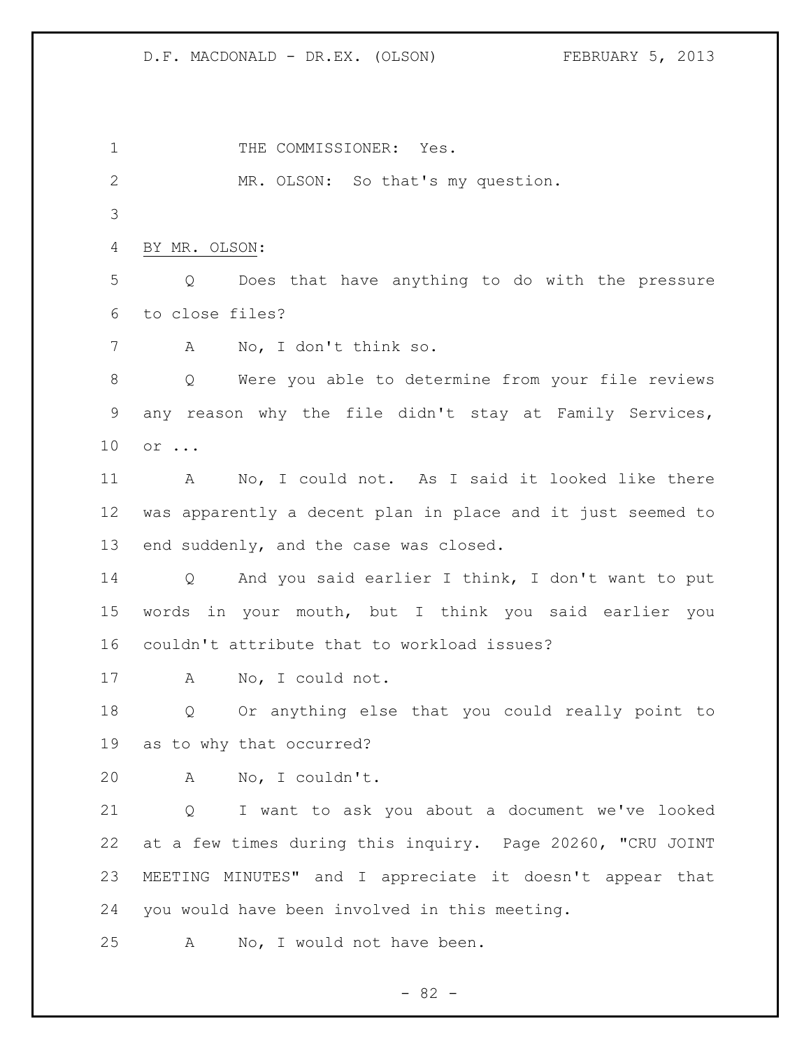THE COMMISSIONER: Yes.

MR. OLSON: So that's my question.

BY MR. OLSON:

Q Does that have anything to do with the pressure to close files?

A No, I don't think so.

Q Were you able to determine from your file reviews any reason why the file didn't stay at Family Services, or ...

A No, I could not. As I said it looked like there was apparently a decent plan in place and it just seemed to end suddenly, and the case was closed.

Q And you said earlier I think, I don't want to put words in your mouth, but I think you said earlier you couldn't attribute that to workload issues?

A No, I could not.

Q Or anything else that you could really point to as to why that occurred?

A No, I couldn't.

Q I want to ask you about a document we've looked at a few times during this inquiry. Page 20260, "CRU JOINT MEETING MINUTES" and I appreciate it doesn't appear that you would have been involved in this meeting.

A No, I would not have been.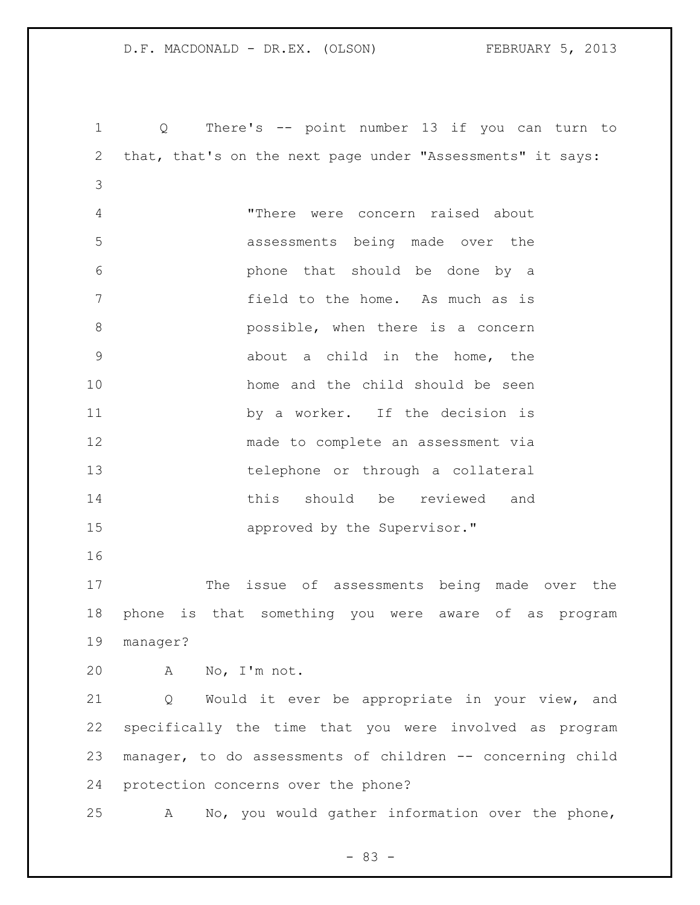Q There's -- point number 13 if you can turn to that, that's on the next page under "Assessments" it says:

> "There were concern raised about assessments being made over the phone that should be done by a field to the home. As much as is possible, when there is a concern about a child in the home, the home and the child should be seen by a worker. If the decision is made to complete an assessment via telephone or through a collateral this should be reviewed and approved by the Supervisor."

The issue of assessments being made over the phone is that something you were aware of as program manager?

A No, I'm not.

Q Would it ever be appropriate in your view, and specifically the time that you were involved as program manager, to do assessments of children -- concerning child protection concerns over the phone?

A No, you would gather information over the phone,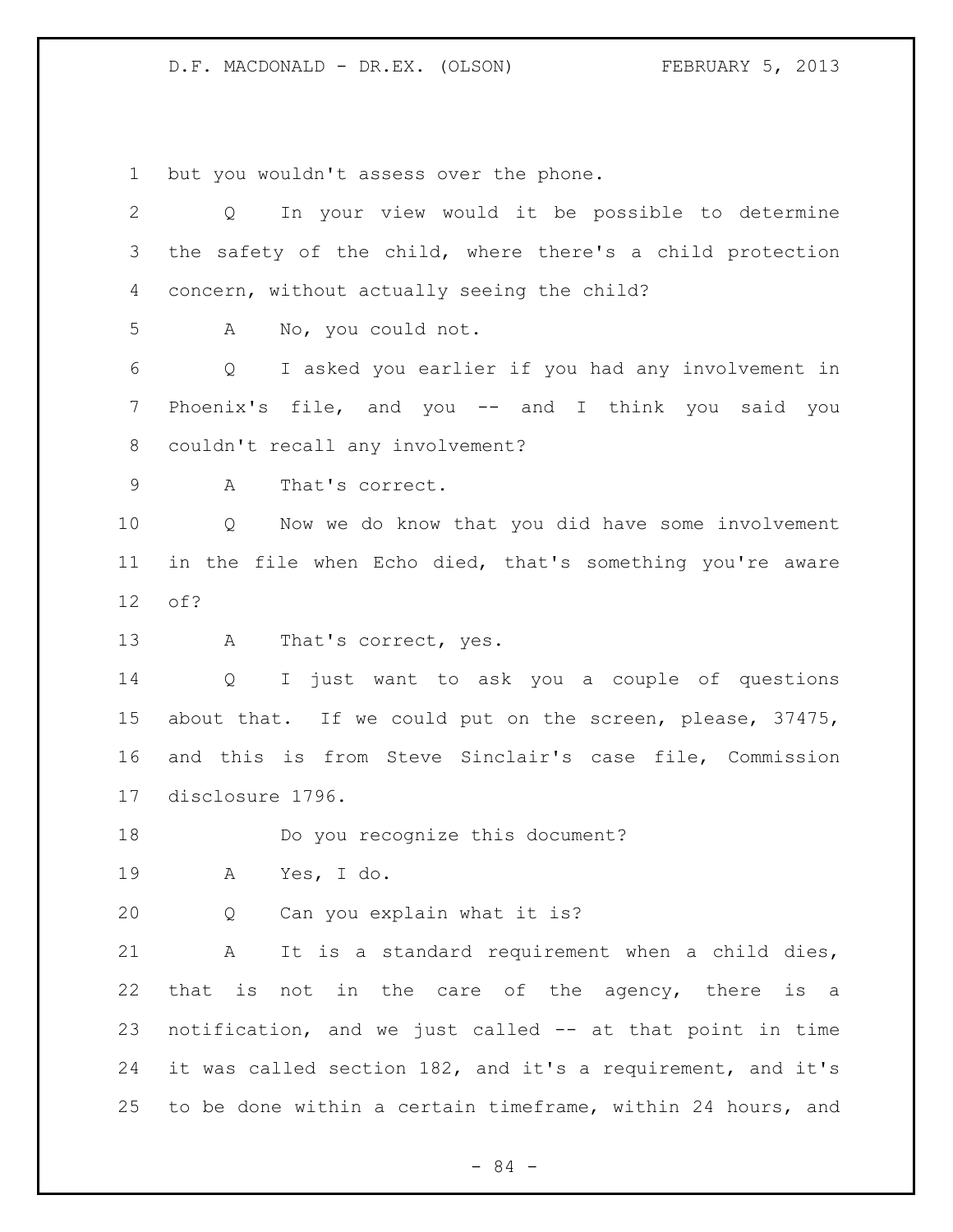but you wouldn't assess over the phone.

Q In your view would it be possible to determine the safety of the child, where there's a child protection concern, without actually seeing the child?

A No, you could not.

Q I asked you earlier if you had any involvement in Phoenix's file, and you -- and I think you said you couldn't recall any involvement?

A That's correct.

Q Now we do know that you did have some involvement in the file when Echo died, that's something you're aware of?

A That's correct, yes.

Q I just want to ask you a couple of questions about that. If we could put on the screen, please, 37475, and this is from Steve Sinclair's case file, Commission disclosure 1796.

Do you recognize this document?

A Yes, I do.

Q Can you explain what it is?

A It is a standard requirement when a child dies, that is not in the care of the agency, there is a notification, and we just called -- at that point in time it was called section 182, and it's a requirement, and it's to be done within a certain timeframe, within 24 hours, and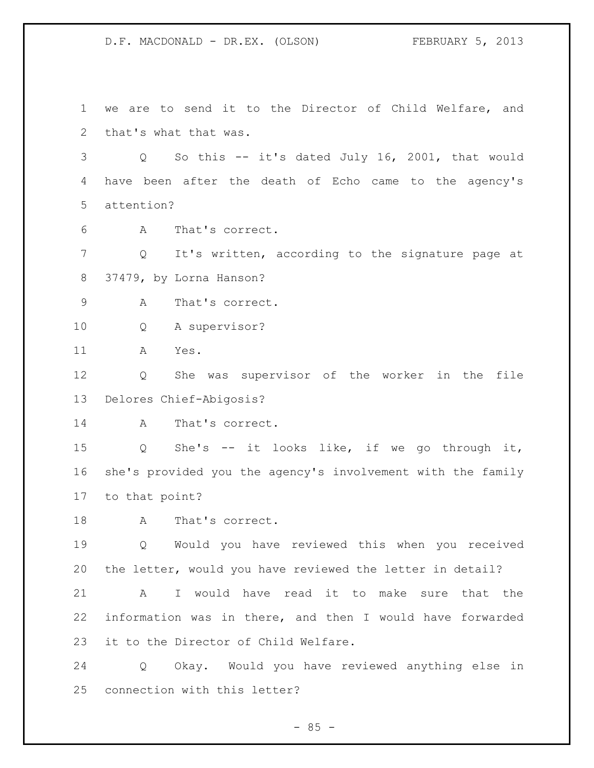we are to send it to the Director of Child Welfare, and that's what that was.

Q So this -- it's dated July 16, 2001, that would have been after the death of Echo came to the agency's attention?

A That's correct.

Q It's written, according to the signature page at 37479, by Lorna Hanson?

A That's correct.

Q A supervisor?

A Yes.

Q She was supervisor of the worker in the file Delores Chief-Abigosis?

A That's correct.

Q She's -- it looks like, if we go through it, she's provided you the agency's involvement with the family to that point?

A That's correct.

Q Would you have reviewed this when you received the letter, would you have reviewed the letter in detail?

A I would have read it to make sure that the information was in there, and then I would have forwarded it to the Director of Child Welfare.

Q Okay. Would you have reviewed anything else in connection with this letter?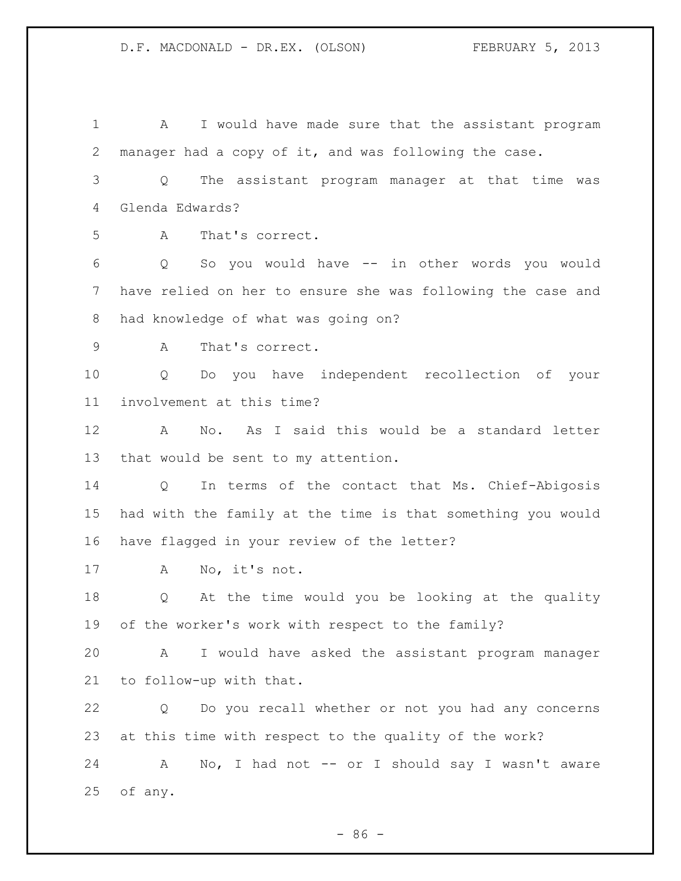A I would have made sure that the assistant program manager had a copy of it, and was following the case.

Q The assistant program manager at that time was Glenda Edwards?

A That's correct.

Q So you would have -- in other words you would have relied on her to ensure she was following the case and had knowledge of what was going on?

A That's correct.

Q Do you have independent recollection of your involvement at this time?

A No. As I said this would be a standard letter that would be sent to my attention.

Q In terms of the contact that Ms. Chief-Abigosis had with the family at the time is that something you would have flagged in your review of the letter?

A No, it's not.

Q At the time would you be looking at the quality of the worker's work with respect to the family?

A I would have asked the assistant program manager to follow-up with that.

Q Do you recall whether or not you had any concerns at this time with respect to the quality of the work?

A No, I had not -- or I should say I wasn't aware of any.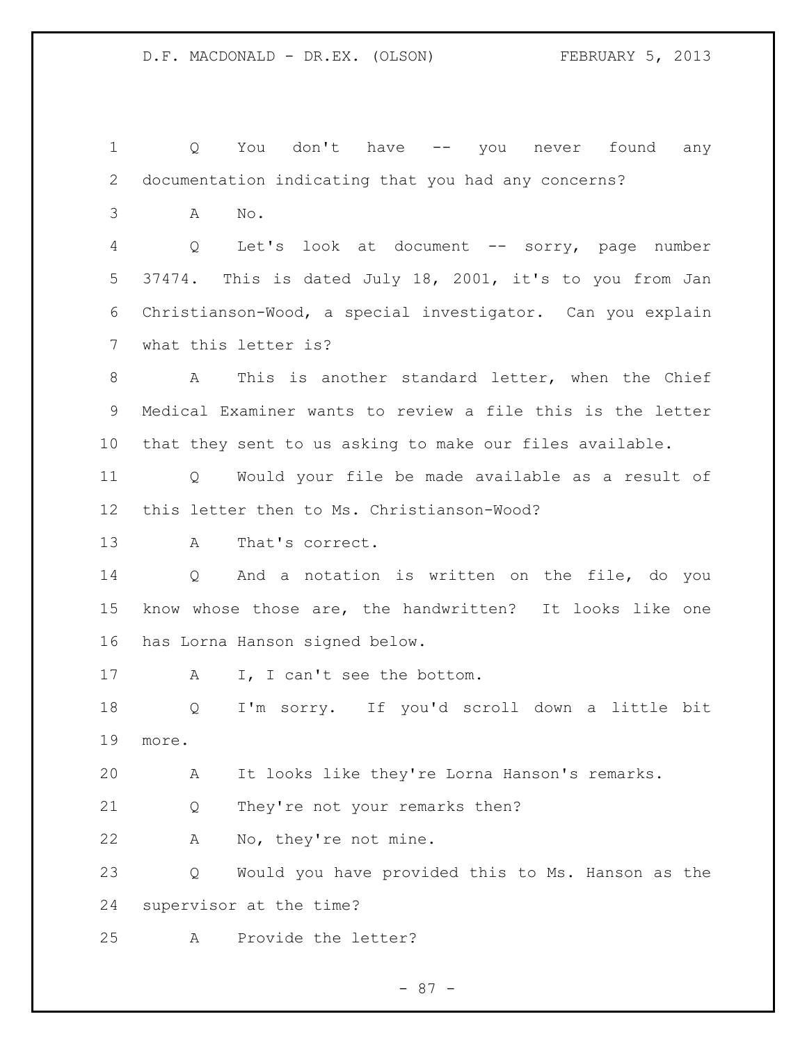Q You don't have -- you never found any documentation indicating that you had any concerns?

A No.

Q Let's look at document -- sorry, page number 37474. This is dated July 18, 2001, it's to you from Jan Christianson-Wood, a special investigator. Can you explain what this letter is?

A This is another standard letter, when the Chief Medical Examiner wants to review a file this is the letter that they sent to us asking to make our files available.

Q Would your file be made available as a result of this letter then to Ms. Christianson-Wood?

A That's correct.

Q And a notation is written on the file, do you know whose those are, the handwritten? It looks like one has Lorna Hanson signed below.

A I, I can't see the bottom.

Q I'm sorry. If you'd scroll down a little bit more.

A It looks like they're Lorna Hanson's remarks.

Q They're not your remarks then?

A No, they're not mine.

Q Would you have provided this to Ms. Hanson as the supervisor at the time?

A Provide the letter?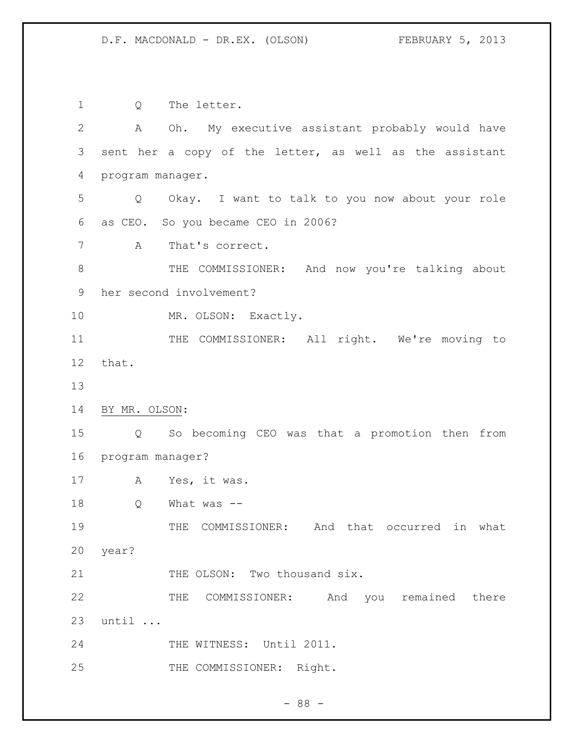1 Q The letter.

2 A Oh. My executive assistant probably would have

3 sent her a copy of the letter, as well as the assistant

4 program manager.

5 Q Okay. I want to talk to you now about your role

6 as CEO. So you became CEO in 2006?

7 A That's correct.

8 THE COMMISSIONER: And now you're talking about

9 her second involvement?

10 MR. OLSON: Exactly.

11 THE COMMISSIONER: All right. We're moving to

12 that.

13

14 BY MR. OLSON:

15 Q So becoming CEO was that a promotion then from

16 program manager?

17 A Yes, it was.

18 Q What was --

19 THE COMMISSIONER: And that occurred in what

20 year?

21 THE OLSON: Two thousand six.

22 THE COMMISSIONER: And you remained there

23 until ...

24 THE WITNESS: Until 2011.

25 THE COMMISSIONER: Right.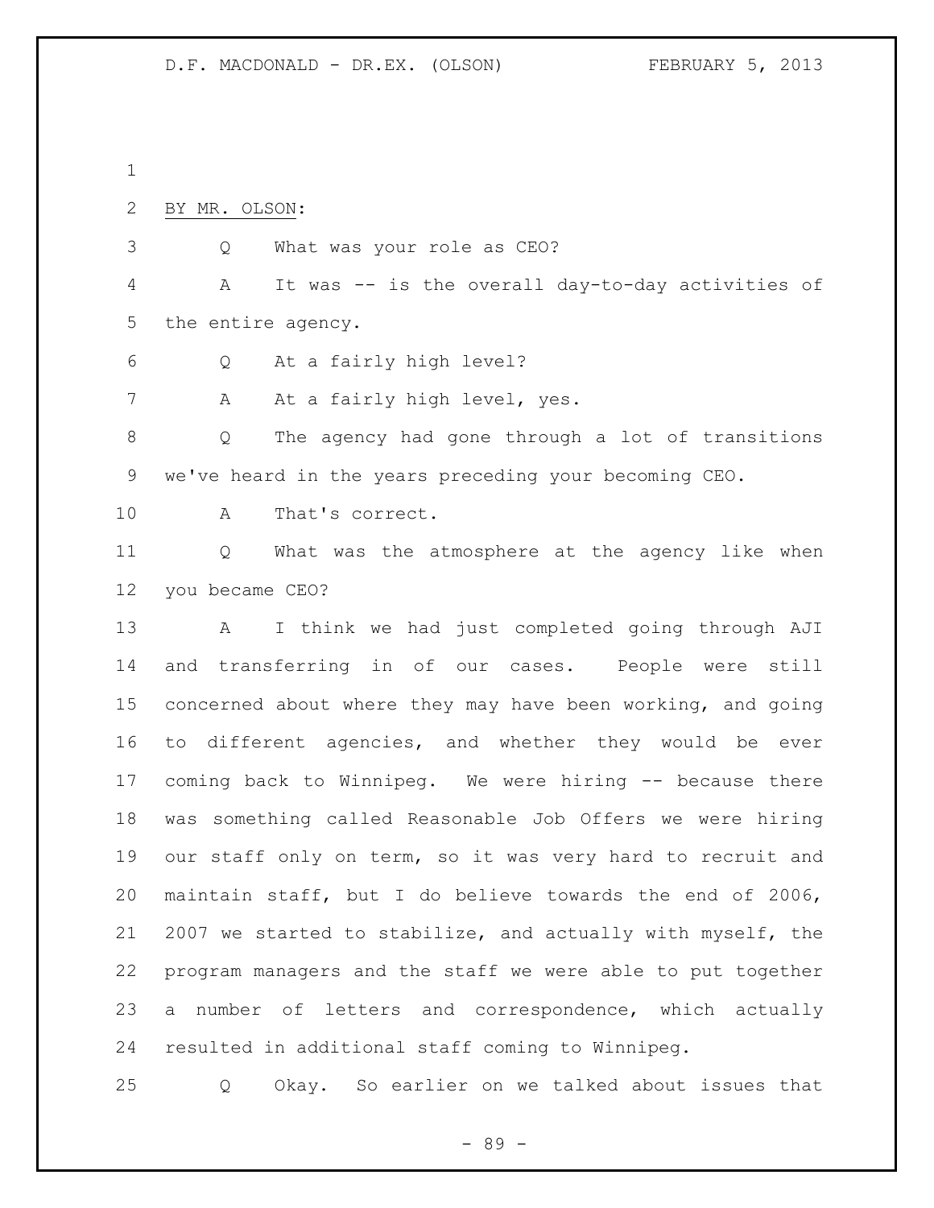BY MR. OLSON:

Q What was your role as CEO?

A It was -- is the overall day-to-day activities of the entire agency.

Q At a fairly high level?

A At a fairly high level, yes.

Q The agency had gone through a lot of transitions we've heard in the years preceding your becoming CEO.

A That's correct.

Q What was the atmosphere at the agency like when you became CEO?

A I think we had just completed going through AJI and transferring in of our cases. People were still concerned about where they may have been working, and going to different agencies, and whether they would be ever coming back to Winnipeg. We were hiring -- because there was something called Reasonable Job Offers we were hiring our staff only on term, so it was very hard to recruit and maintain staff, but I do believe towards the end of 2006, 2007 we started to stabilize, and actually with myself, the program managers and the staff we were able to put together a number of letters and correspondence, which actually resulted in additional staff coming to Winnipeg.

Q Okay. So earlier on we talked about issues that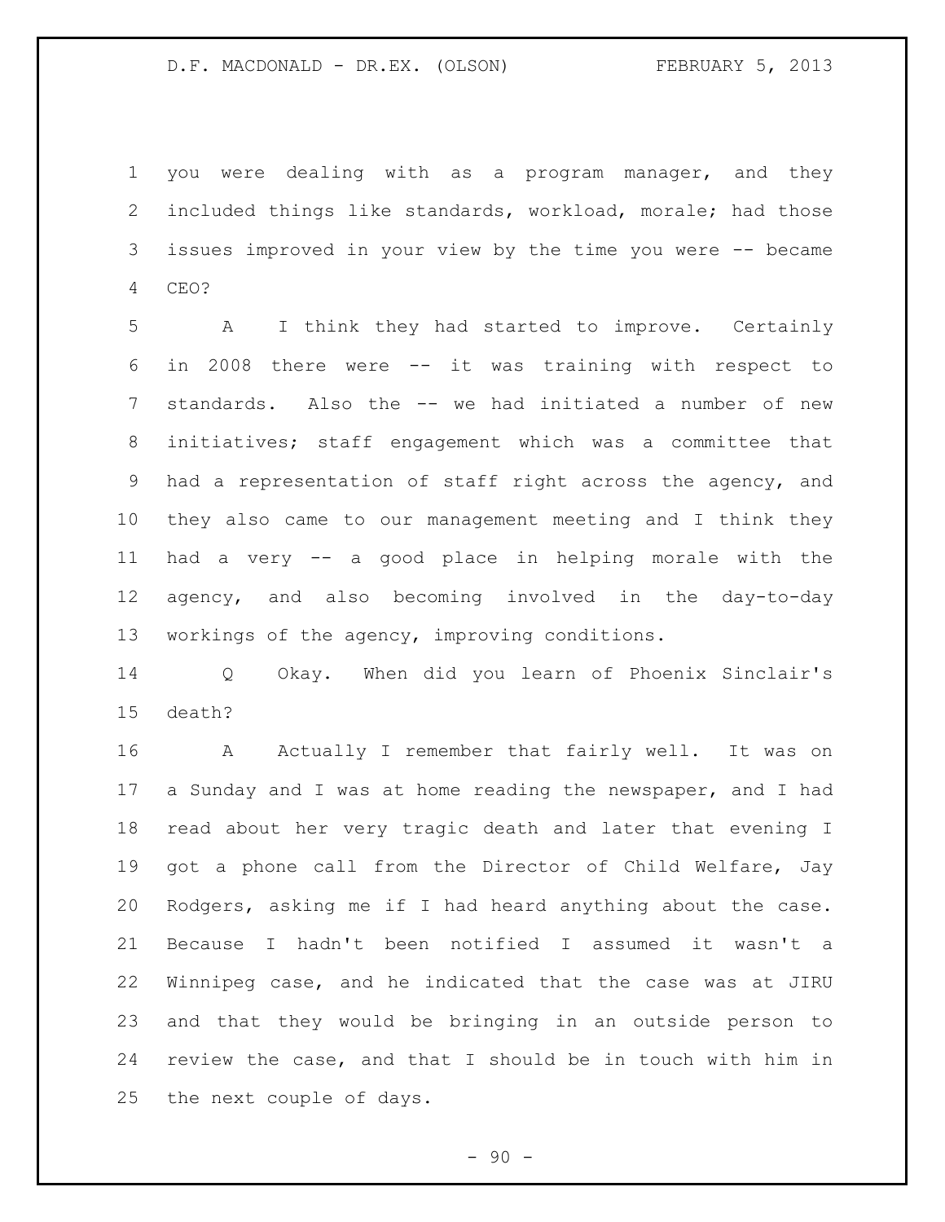you were dealing with as a program manager, and they included things like standards, workload, morale; had those issues improved in your view by the time you were -- became CEO?

A I think they had started to improve. Certainly in 2008 there were -- it was training with respect to standards. Also the -- we had initiated a number of new initiatives; staff engagement which was a committee that had a representation of staff right across the agency, and they also came to our management meeting and I think they had a very -- a good place in helping morale with the agency, and also becoming involved in the day-to-day workings of the agency, improving conditions.

Q Okay. When did you learn of Phoenix Sinclair's death?

A Actually I remember that fairly well. It was on a Sunday and I was at home reading the newspaper, and I had read about her very tragic death and later that evening I got a phone call from the Director of Child Welfare, Jay Rodgers, asking me if I had heard anything about the case. Because I hadn't been notified I assumed it wasn't a Winnipeg case, and he indicated that the case was at JIRU and that they would be bringing in an outside person to review the case, and that I should be in touch with him in the next couple of days.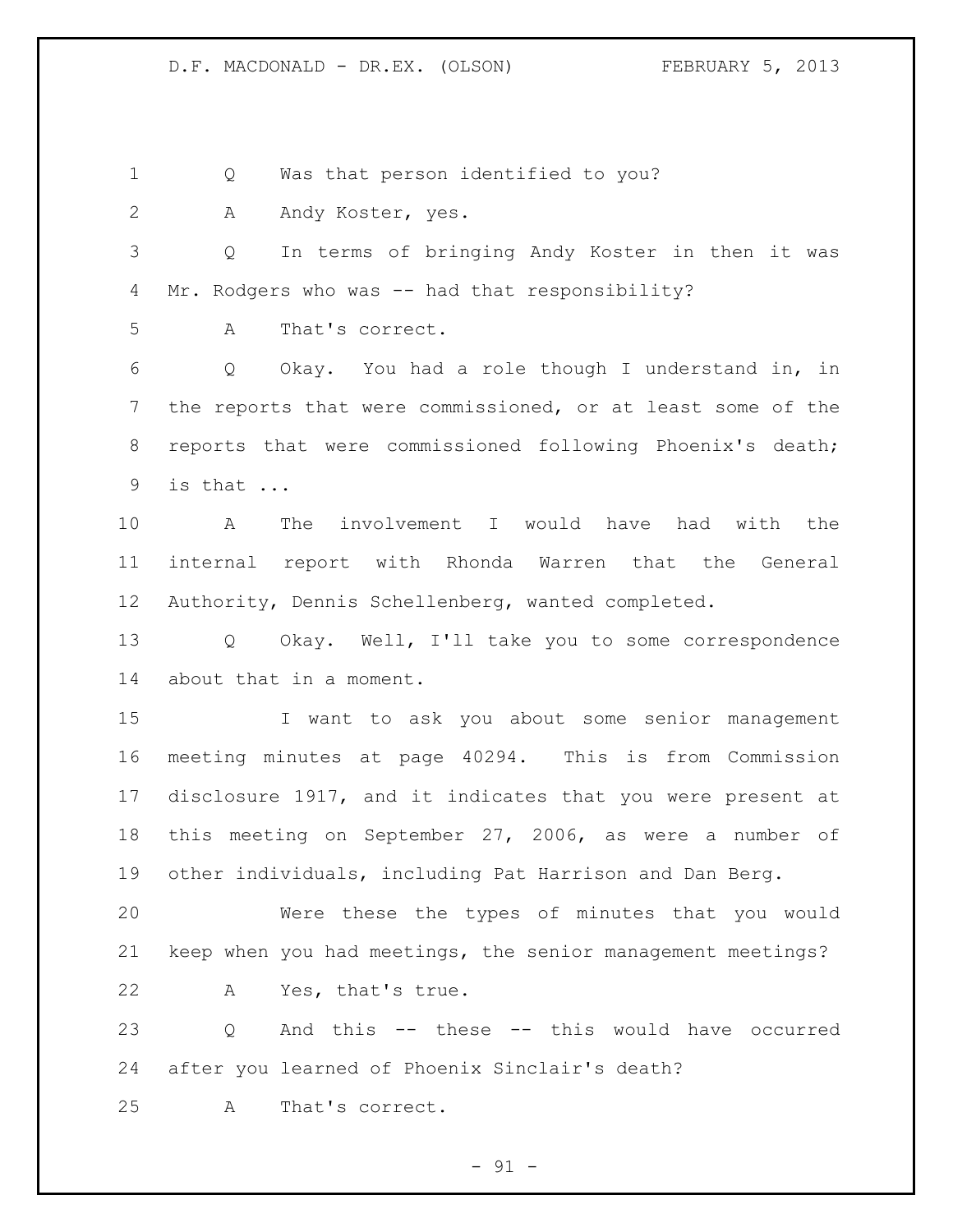Q Was that person identified to you?

A Andy Koster, yes.

Q In terms of bringing Andy Koster in then it was Mr. Rodgers who was -- had that responsibility?

A That's correct.

Q Okay. You had a role though I understand in, in the reports that were commissioned, or at least some of the reports that were commissioned following Phoenix's death; is that ...

A The involvement I would have had with the internal report with Rhonda Warren that the General Authority, Dennis Schellenberg, wanted completed.

Q Okay. Well, I'll take you to some correspondence about that in a moment.

I want to ask you about some senior management meeting minutes at page 40294. This is from Commission disclosure 1917, and it indicates that you were present at this meeting on September 27, 2006, as were a number of other individuals, including Pat Harrison and Dan Berg.

Were these the types of minutes that you would keep when you had meetings, the senior management meetings?

A Yes, that's true.

Q And this -- these -- this would have occurred after you learned of Phoenix Sinclair's death?

A That's correct.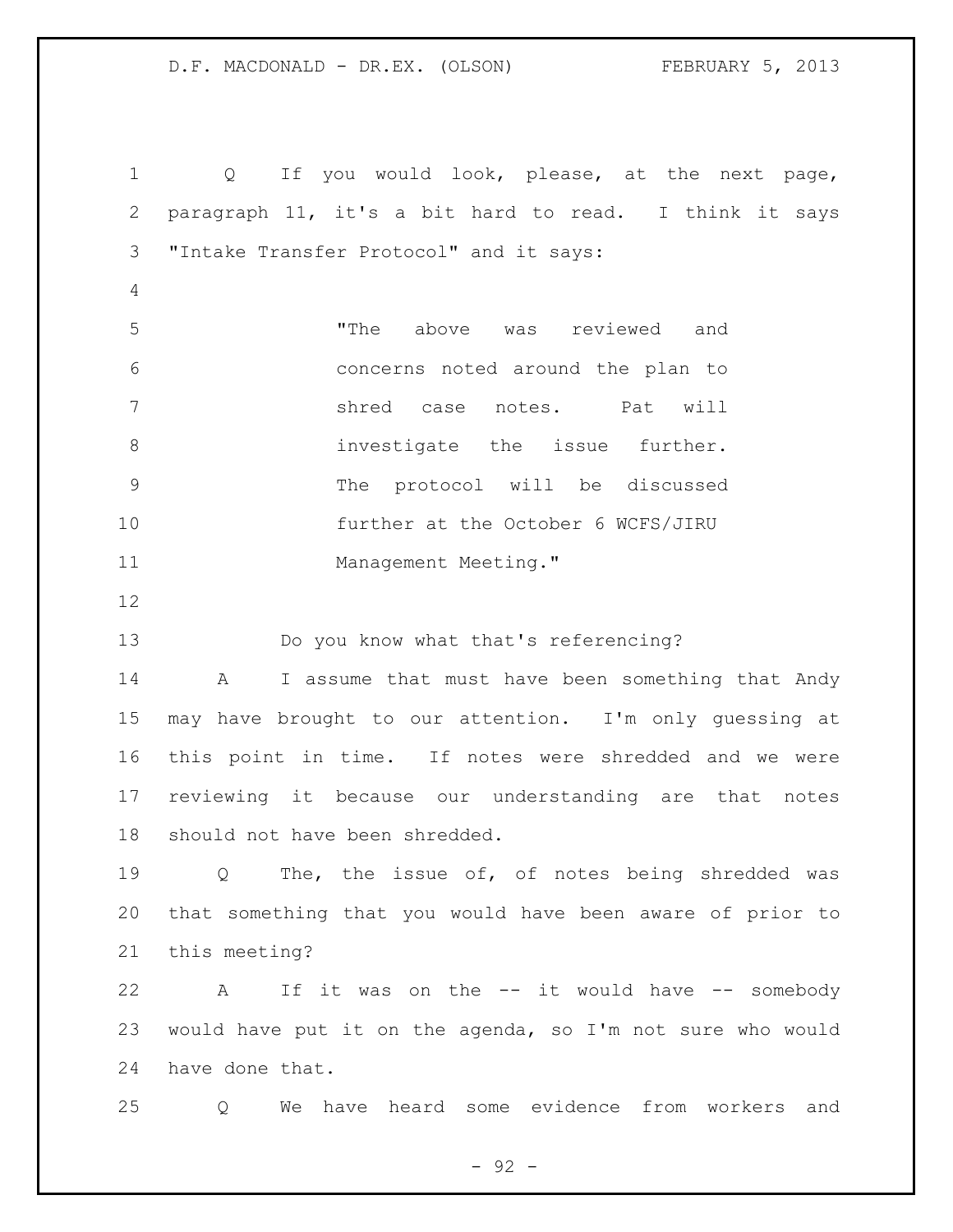Q If you would look, please, at the next page, paragraph 11, it's a bit hard to read. I think it says "Intake Transfer Protocol" and it says:

> "The above was reviewed and concerns noted around the plan to shred case notes. Pat will investigate the issue further. The protocol will be discussed further at the October 6 WCFS/JIRU Management Meeting."

Do you know what that's referencing?

A I assume that must have been something that Andy may have brought to our attention. I'm only guessing at this point in time. If notes were shredded and we were reviewing it because our understanding are that notes should not have been shredded.

Q The, the issue of, of notes being shredded was that something that you would have been aware of prior to this meeting?

A If it was on the -- it would have -- somebody would have put it on the agenda, so I'm not sure who would have done that.

Q We have heard some evidence from workers and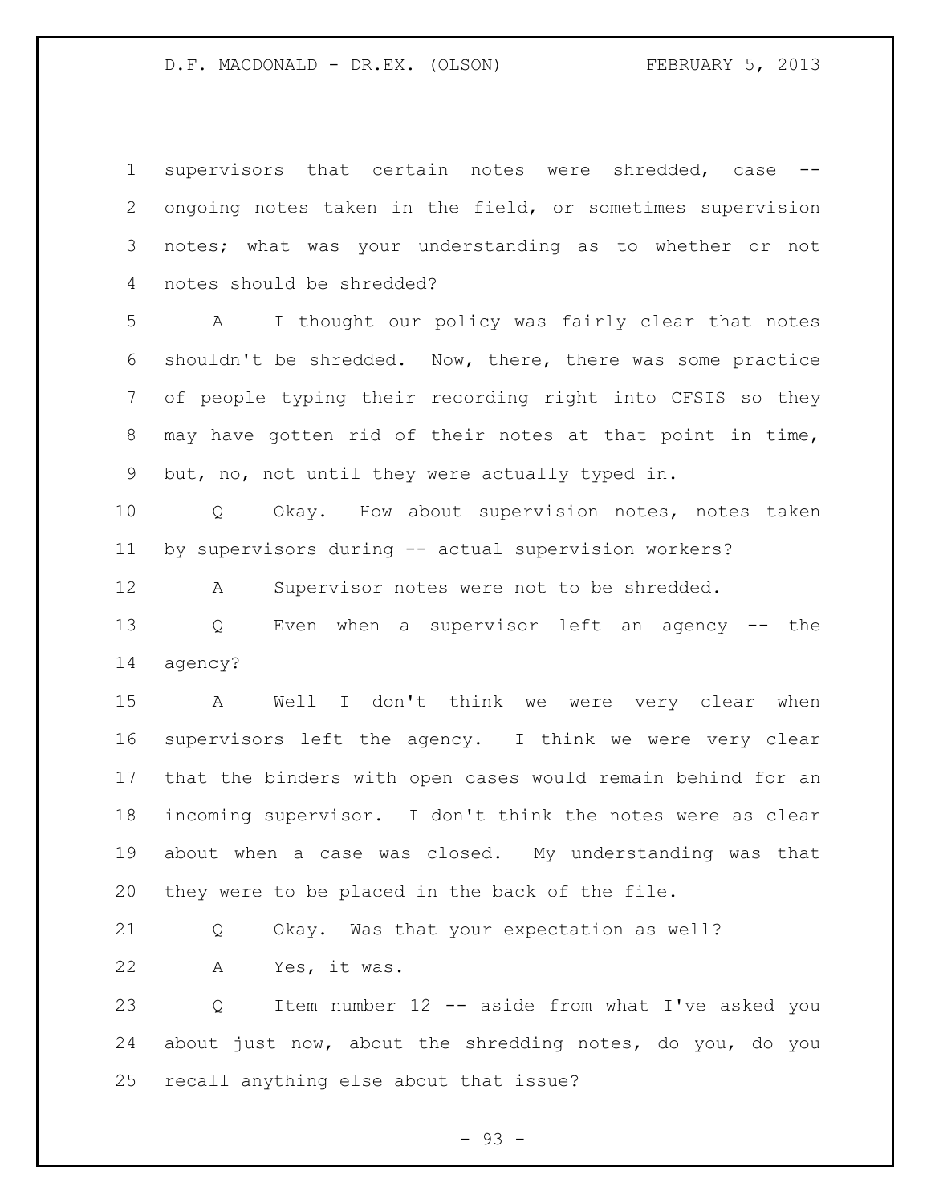supervisors that certain notes were shredded, case -- ongoing notes taken in the field, or sometimes supervision notes; what was your understanding as to whether or not notes should be shredded?

A I thought our policy was fairly clear that notes shouldn't be shredded. Now, there, there was some practice of people typing their recording right into CFSIS so they may have gotten rid of their notes at that point in time, but, no, not until they were actually typed in.

Q Okay. How about supervision notes, notes taken by supervisors during -- actual supervision workers?

A Supervisor notes were not to be shredded.

Q Even when a supervisor left an agency -- the agency?

A Well I don't think we were very clear when supervisors left the agency. I think we were very clear that the binders with open cases would remain behind for an incoming supervisor. I don't think the notes were as clear about when a case was closed. My understanding was that they were to be placed in the back of the file.

Q Okay. Was that your expectation as well?

A Yes, it was.

Q Item number 12 -- aside from what I've asked you about just now, about the shredding notes, do you, do you recall anything else about that issue?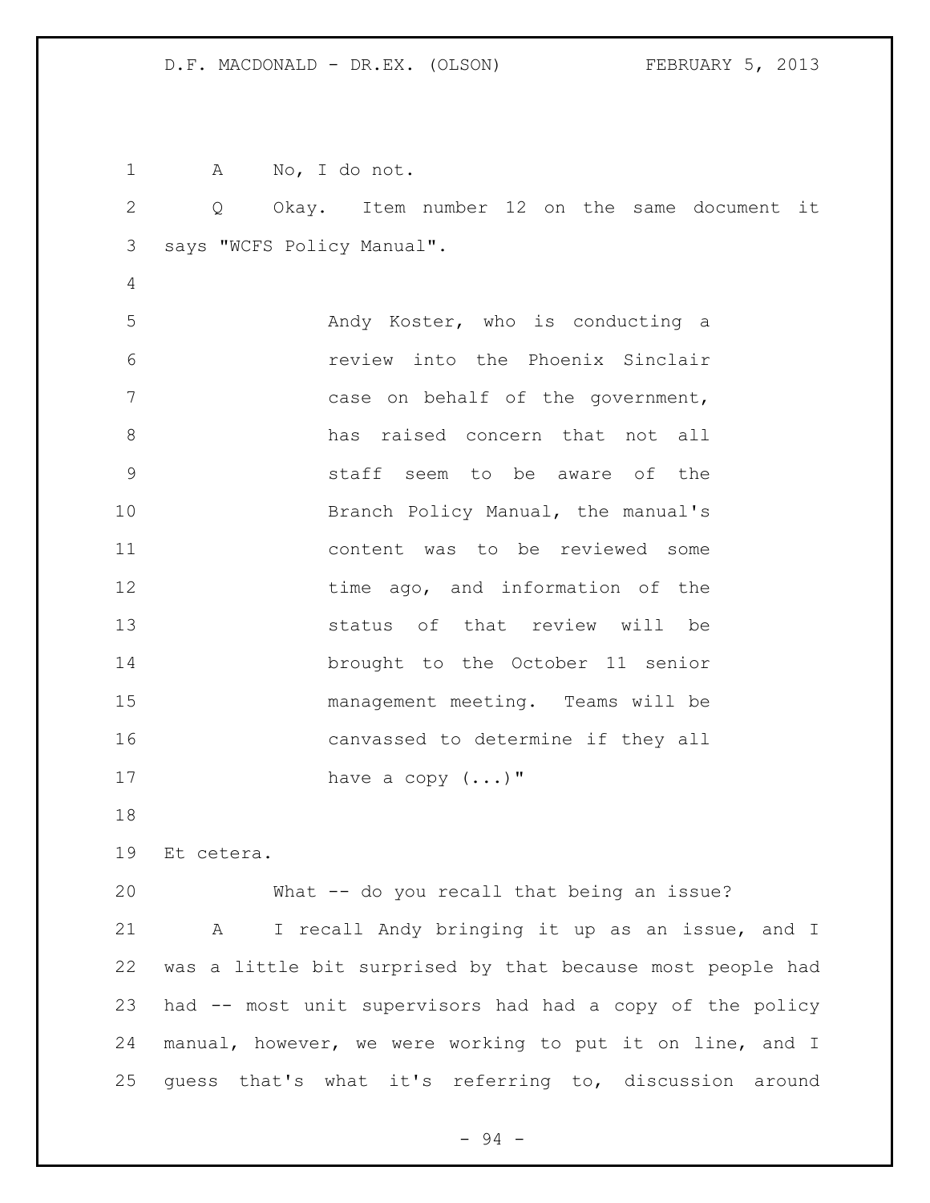A No, I do not.

Q Okay. Item number 12 on the same document it says "WCFS Policy Manual".

> Andy Koster, who is conducting a review into the Phoenix Sinclair case on behalf of the government, has raised concern that not all staff seem to be aware of the Branch Policy Manual, the manual's content was to be reviewed some time ago, and information of the status of that review will be brought to the October 11 senior management meeting. Teams will be canvassed to determine if they all have a copy (...)"

Et cetera.

What -- do you recall that being an issue?

A I recall Andy bringing it up as an issue, and I was a little bit surprised by that because most people had had -- most unit supervisors had had a copy of the policy manual, however, we were working to put it on line, and I guess that's what it's referring to, discussion around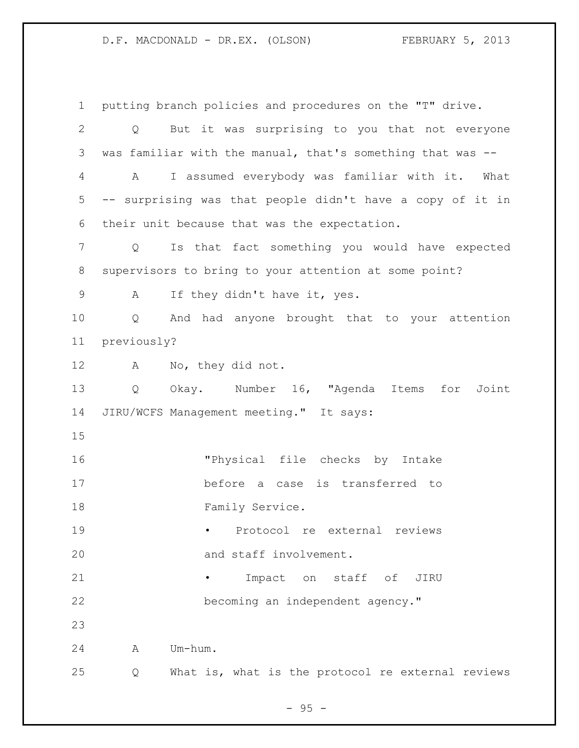putting branch policies and procedures on the "T" drive.

Q But it was surprising to you that not everyone was familiar with the manual, that's something that was --

A I assumed everybody was familiar with it. What -- surprising was that people didn't have a copy of it in their unit because that was the expectation.

Q Is that fact something you would have expected supervisors to bring to your attention at some point?

A If they didn't have it, yes.

Q And had anyone brought that to your attention previously?

A No, they did not.

Q Okay. Number 16, "Agenda Items for Joint JIRU/WCFS Management meeting." It says:

> "Physical file checks by Intake before a case is transferred to Family Service.
>
> - Protocol re external reviews and staff involvement.
> - Impact on staff of JIRU becoming an independent agency."

A Um-hum.

Q What is, what is the protocol re external reviews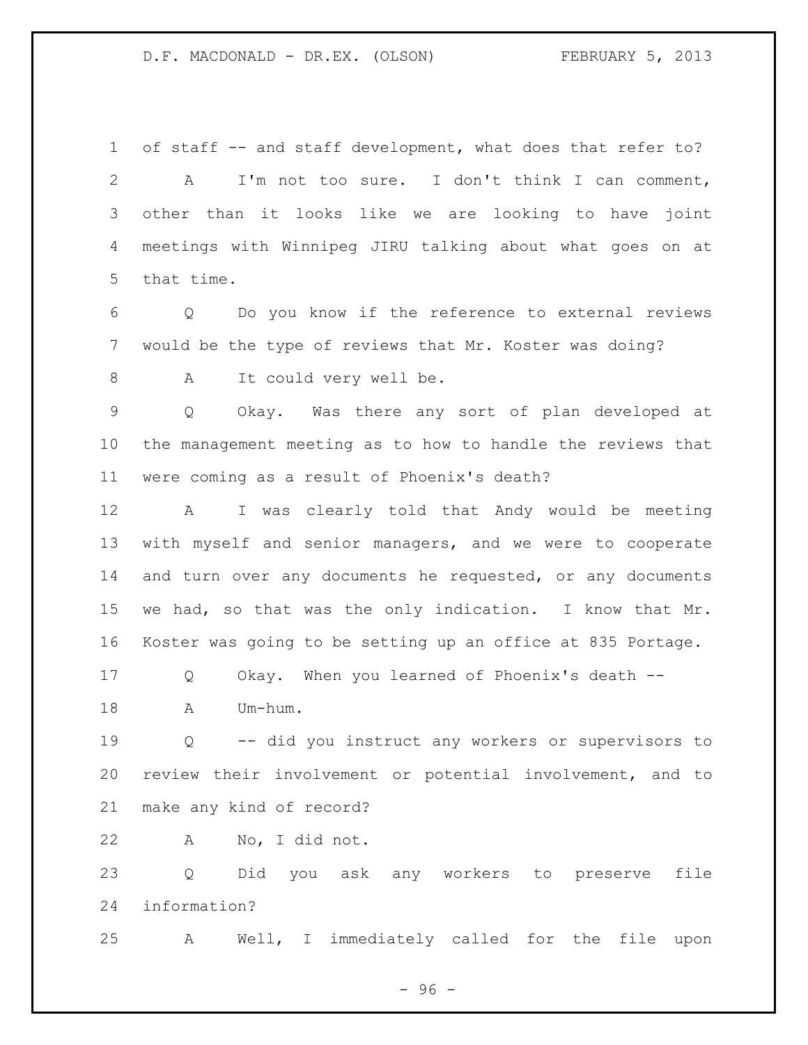of staff -- and staff development, what does that refer to?

A I'm not too sure. I don't think I can comment, other than it looks like we are looking to have joint meetings with Winnipeg JIRU talking about what goes on at that time.

Q Do you know if the reference to external reviews would be the type of reviews that Mr. Koster was doing?

A It could very well be.

Q Okay. Was there any sort of plan developed at the management meeting as to how to handle the reviews that were coming as a result of Phoenix's death?

A I was clearly told that Andy would be meeting with myself and senior managers, and we were to cooperate and turn over any documents he requested, or any documents we had, so that was the only indication. I know that Mr. Koster was going to be setting up an office at 835 Portage.

Q Okay. When you learned of Phoenix's death --

A Um-hum.

Q -- did you instruct any workers or supervisors to review their involvement or potential involvement, and to make any kind of record?

A No, I did not.

Q Did you ask any workers to preserve file information?

A Well, I immediately called for the file upon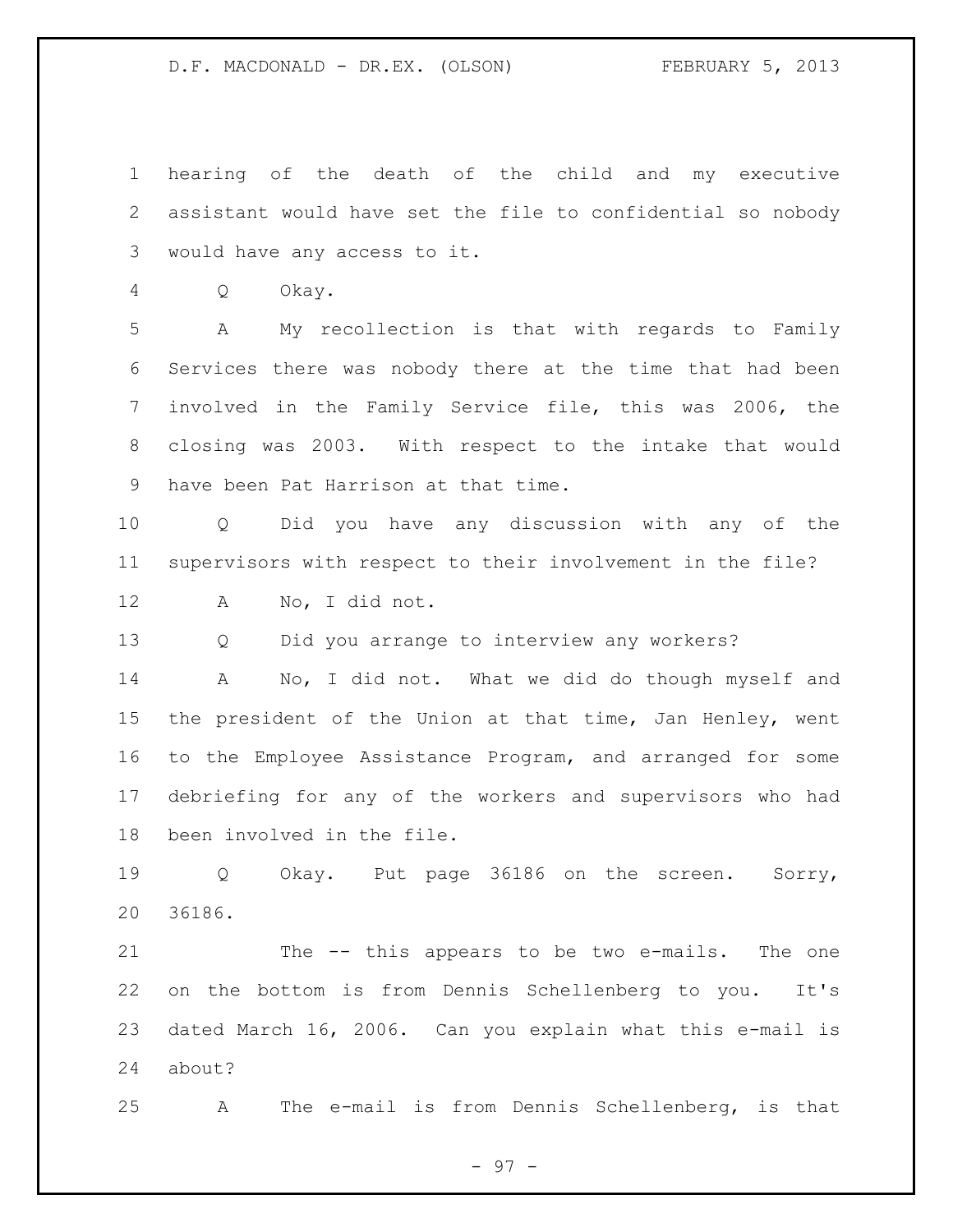hearing of the death of the child and my executive assistant would have set the file to confidential so nobody would have any access to it.

Q Okay.

A My recollection is that with regards to Family Services there was nobody there at the time that had been involved in the Family Service file, this was 2006, the closing was 2003. With respect to the intake that would have been Pat Harrison at that time.

Q Did you have any discussion with any of the supervisors with respect to their involvement in the file?

A No, I did not.

Q Did you arrange to interview any workers?

A No, I did not. What we did do though myself and the president of the Union at that time, Jan Henley, went to the Employee Assistance Program, and arranged for some debriefing for any of the workers and supervisors who had been involved in the file.

Q Okay. Put page 36186 on the screen. Sorry, 36186.

The -- this appears to be two e-mails. The one on the bottom is from Dennis Schellenberg to you. It's dated March 16, 2006. Can you explain what this e-mail is about?

A The e-mail is from Dennis Schellenberg, is that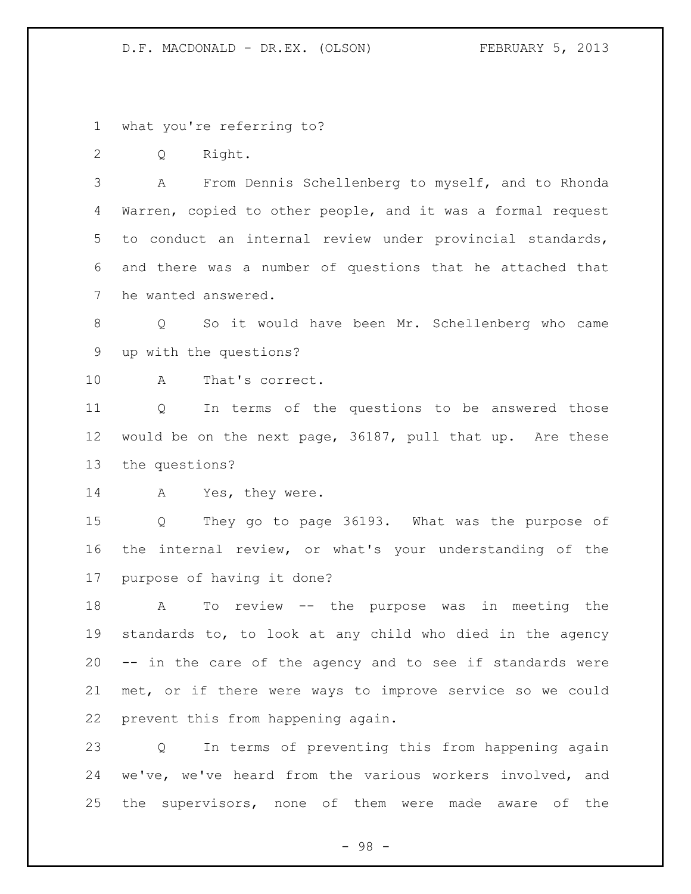what you're referring to?

Q Right.

A From Dennis Schellenberg to myself, and to Rhonda Warren, copied to other people, and it was a formal request to conduct an internal review under provincial standards, and there was a number of questions that he attached that he wanted answered.

Q So it would have been Mr. Schellenberg who came up with the questions?

A That's correct.

Q In terms of the questions to be answered those would be on the next page, 36187, pull that up. Are these the questions?

A Yes, they were.

Q They go to page 36193. What was the purpose of the internal review, or what's your understanding of the purpose of having it done?

A To review -- the purpose was in meeting the standards to, to look at any child who died in the agency -- in the care of the agency and to see if standards were met, or if there were ways to improve service so we could prevent this from happening again.

Q In terms of preventing this from happening again we've, we've heard from the various workers involved, and the supervisors, none of them were made aware of the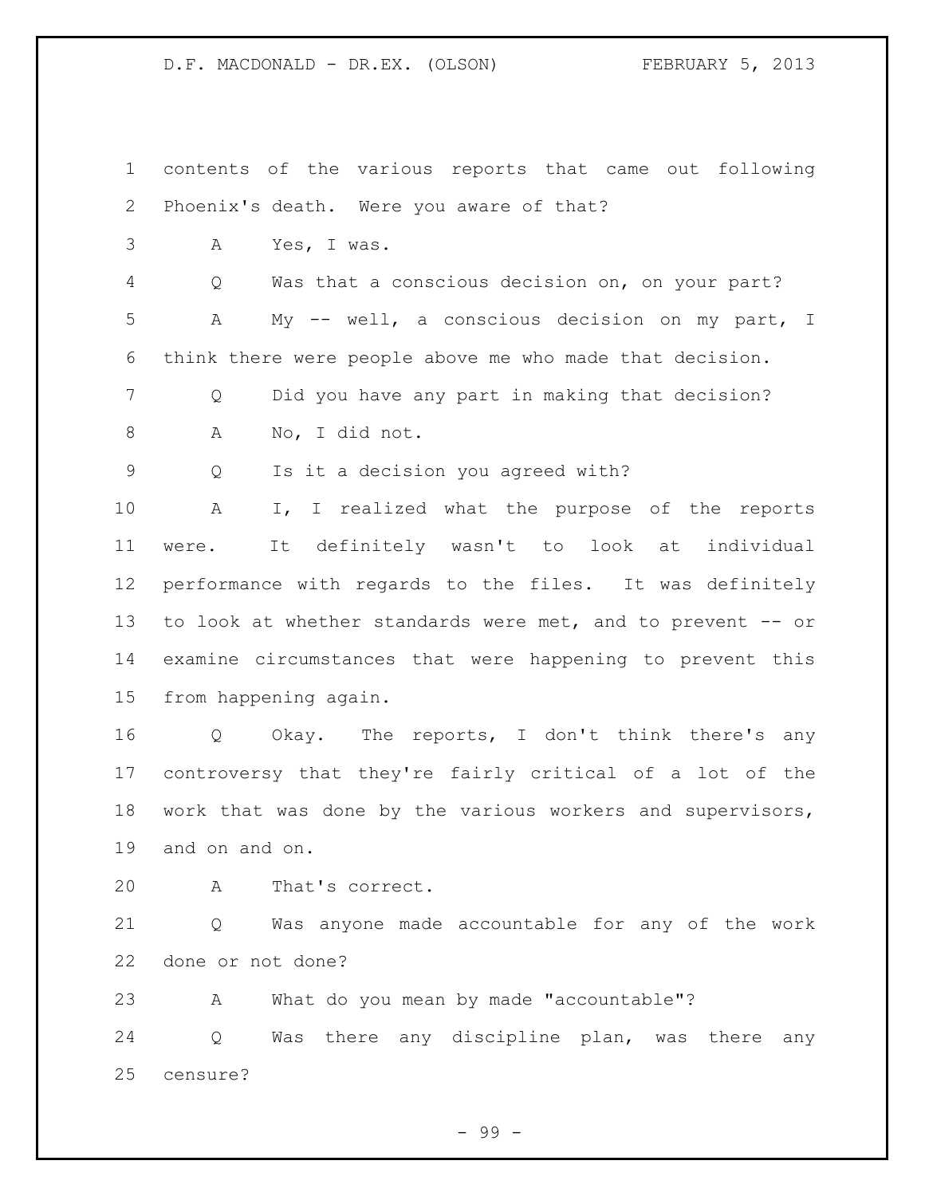contents of the various reports that came out following Phoenix's death. Were you aware of that?

A Yes, I was.

Q Was that a conscious decision on, on your part?

A My -- well, a conscious decision on my part, I think there were people above me who made that decision.

Q Did you have any part in making that decision?

A No, I did not.

Q Is it a decision you agreed with?

A I, I realized what the purpose of the reports were. It definitely wasn't to look at individual performance with regards to the files. It was definitely to look at whether standards were met, and to prevent -- or examine circumstances that were happening to prevent this from happening again.

Q Okay. The reports, I don't think there's any controversy that they're fairly critical of a lot of the work that was done by the various workers and supervisors, and on and on.

A That's correct.

Q Was anyone made accountable for any of the work done or not done?

A What do you mean by made "accountable"?

Q Was there any discipline plan, was there any censure?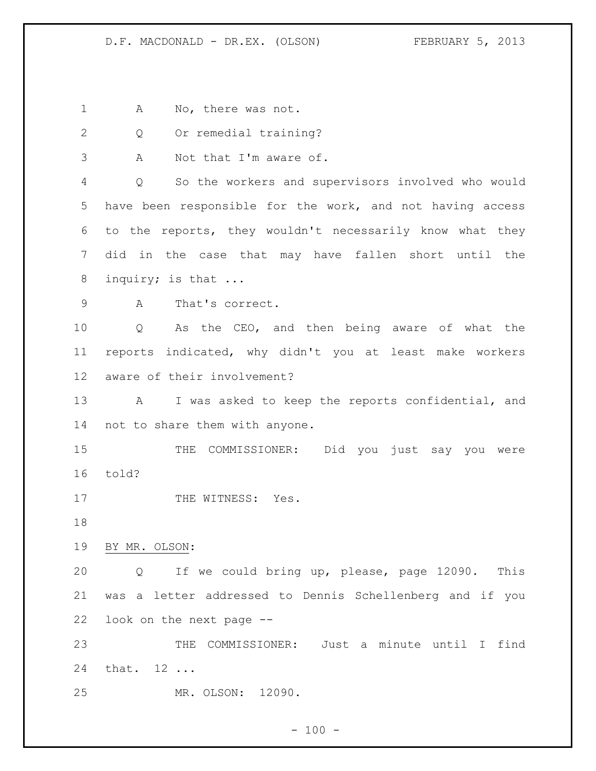A No, there was not.

Q Or remedial training?

A Not that I'm aware of.

Q So the workers and supervisors involved who would have been responsible for the work, and not having access to the reports, they wouldn't necessarily know what they did in the case that may have fallen short until the inquiry; is that ...

A That's correct.

Q As the CEO, and then being aware of what the reports indicated, why didn't you at least make workers aware of their involvement?

A I was asked to keep the reports confidential, and not to share them with anyone.

THE COMMISSIONER: Did you just say you were told?

THE WITNESS: Yes.

BY MR. OLSON:

Q If we could bring up, please, page 12090. This was a letter addressed to Dennis Schellenberg and if you look on the next page --

THE COMMISSIONER: Just a minute until I find that. 12 ...

MR. OLSON: 12090.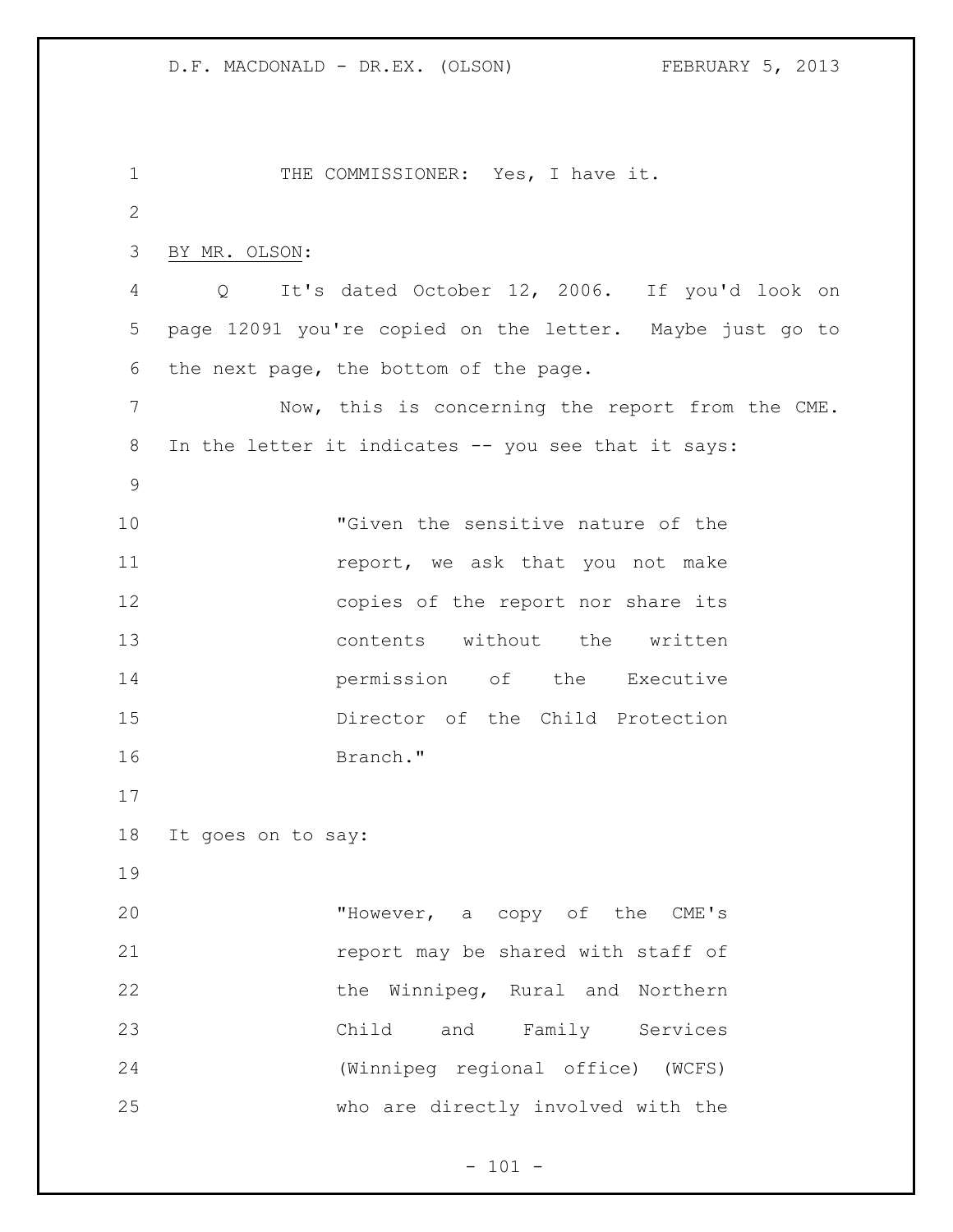THE COMMISSIONER: Yes, I have it.

BY MR. OLSON:

Q It's dated October 12, 2006. If you'd look on page 12091 you're copied on the letter. Maybe just go to the next page, the bottom of the page.

Now, this is concerning the report from the CME. In the letter it indicates -- you see that it says:

> "Given the sensitive nature of the report, we ask that you not make copies of the report nor share its contents without the written permission of the Executive Director of the Child Protection Branch."

It goes on to say:

> "However, a copy of the CME's report may be shared with staff of the Winnipeg, Rural and Northern Child and Family Services (Winnipeg regional office) (WCFS) who are directly involved with the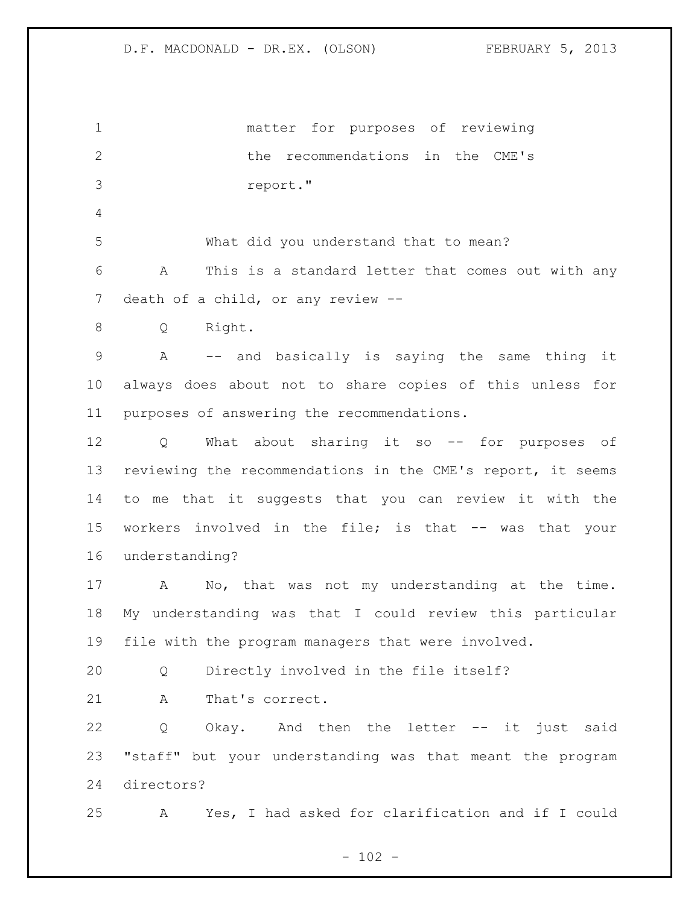matter for purposes of reviewing
the recommendations in the CME's
report."

What did you understand that to mean?

A This is a standard letter that comes out with any death of a child, or any review --

Q Right.

A -- and basically is saying the same thing it always does about not to share copies of this unless for purposes of answering the recommendations.

Q What about sharing it so -- for purposes of reviewing the recommendations in the CME's report, it seems to me that it suggests that you can review it with the workers involved in the file; is that -- was that your understanding?

A No, that was not my understanding at the time. My understanding was that I could review this particular file with the program managers that were involved.

Q Directly involved in the file itself?

A That's correct.

Q Okay. And then the letter -- it just said "staff" but your understanding was that meant the program directors?

A Yes, I had asked for clarification and if I could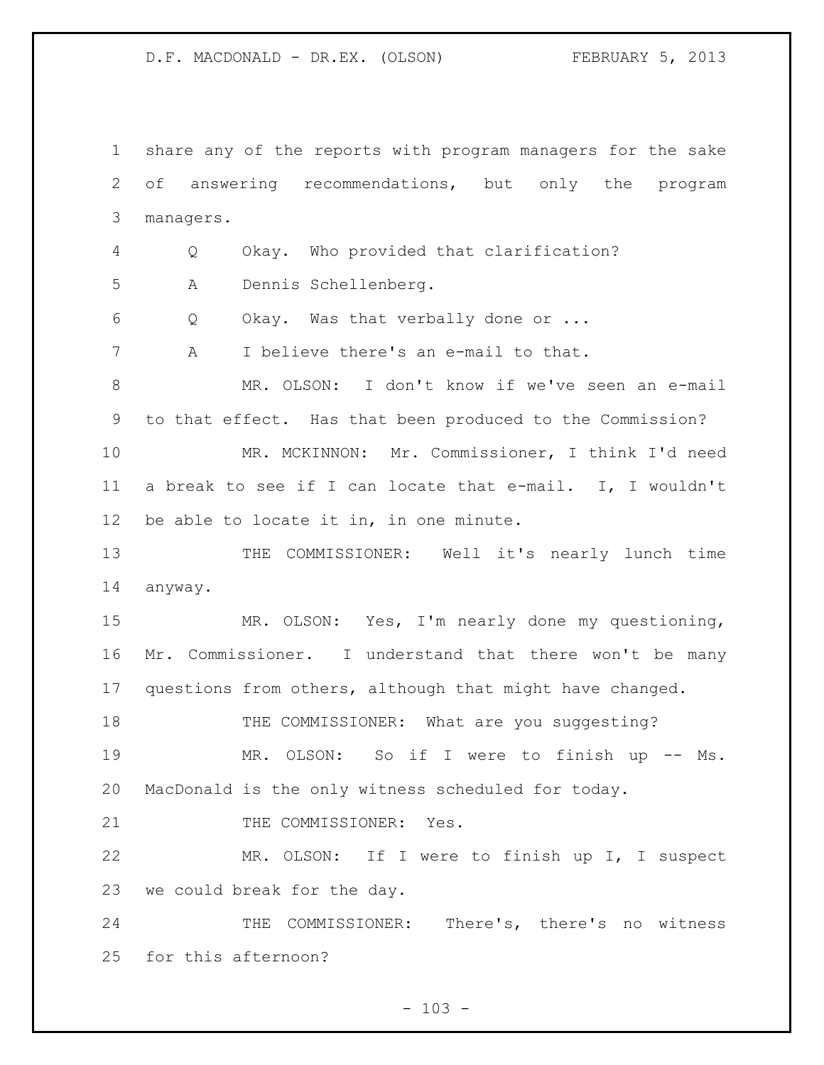share any of the reports with program managers for the sake of answering recommendations, but only the program managers.

Q Okay. Who provided that clarification?

A Dennis Schellenberg.

Q Okay. Was that verbally done or ...

A I believe there's an e-mail to that.

MR. OLSON: I don't know if we've seen an e-mail to that effect. Has that been produced to the Commission?

MR. MCKINNON: Mr. Commissioner, I think I'd need a break to see if I can locate that e-mail. I, I wouldn't be able to locate it in, in one minute.

THE COMMISSIONER: Well it's nearly lunch time anyway.

MR. OLSON: Yes, I'm nearly done my questioning, Mr. Commissioner. I understand that there won't be many questions from others, although that might have changed.

THE COMMISSIONER: What are you suggesting?

MR. OLSON: So if I were to finish up -- Ms. MacDonald is the only witness scheduled for today.

THE COMMISSIONER: Yes.

MR. OLSON: If I were to finish up I, I suspect we could break for the day.

THE COMMISSIONER: There's, there's no witness for this afternoon?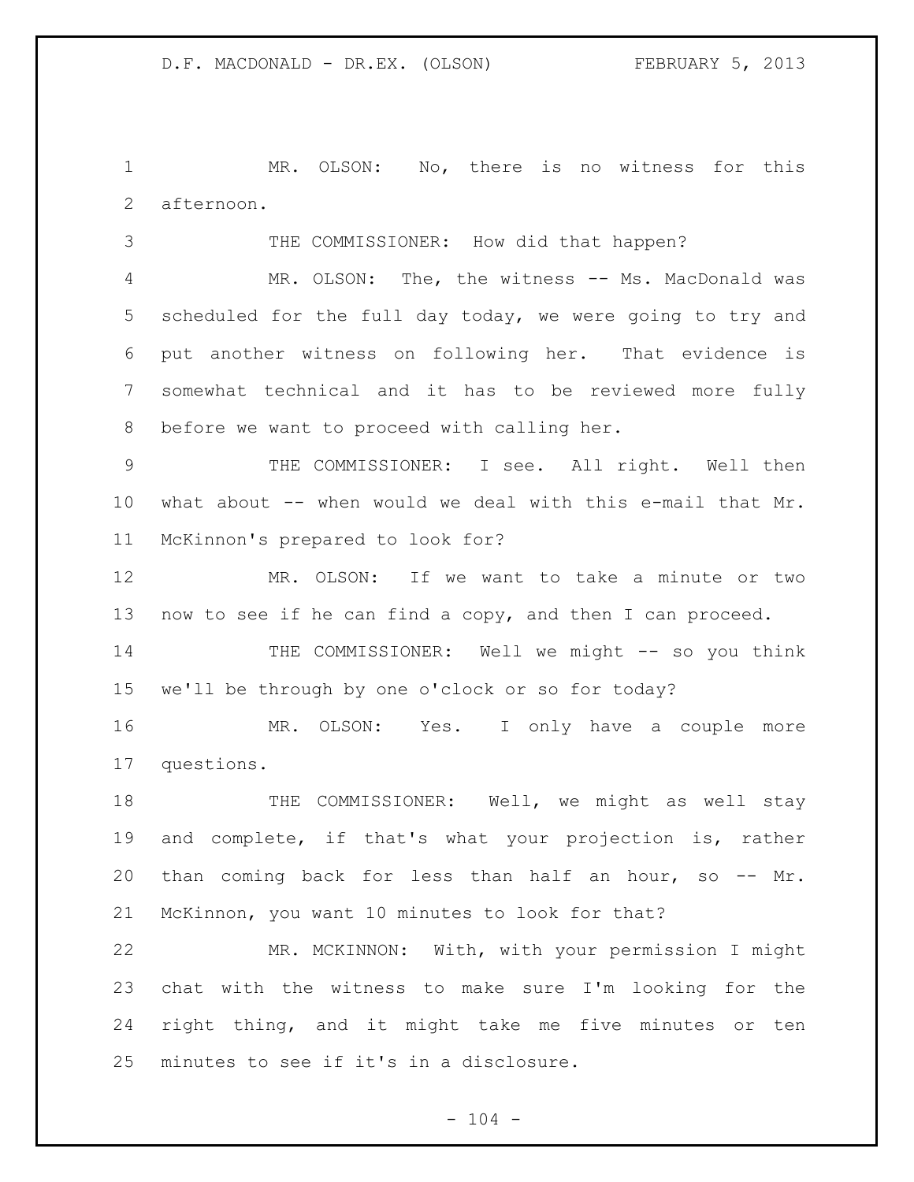MR. OLSON: No, there is no witness for this afternoon.

THE COMMISSIONER: How did that happen?

MR. OLSON: The, the witness -- Ms. MacDonald was scheduled for the full day today, we were going to try and put another witness on following her. That evidence is somewhat technical and it has to be reviewed more fully before we want to proceed with calling her.

THE COMMISSIONER: I see. All right. Well then what about -- when would we deal with this e-mail that Mr. McKinnon's prepared to look for?

MR. OLSON: If we want to take a minute or two now to see if he can find a copy, and then I can proceed.

THE COMMISSIONER: Well we might -- so you think we'll be through by one o'clock or so for today?

MR. OLSON: Yes. I only have a couple more questions.

THE COMMISSIONER: Well, we might as well stay and complete, if that's what your projection is, rather than coming back for less than half an hour, so -- Mr. McKinnon, you want 10 minutes to look for that?

MR. MCKINNON: With, with your permission I might chat with the witness to make sure I'm looking for the right thing, and it might take me five minutes or ten minutes to see if it's in a disclosure.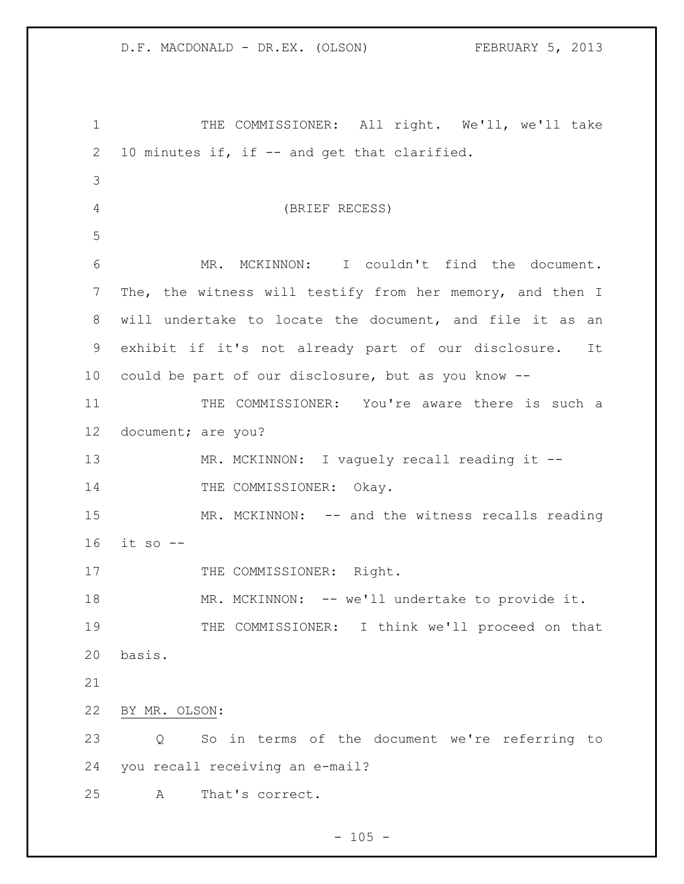THE COMMISSIONER: All right. We'll, we'll take 10 minutes if, if -- and get that clarified.

(BRIEF RECESS)

MR. MCKINNON: I couldn't find the document. The, the witness will testify from her memory, and then I will undertake to locate the document, and file it as an exhibit if it's not already part of our disclosure. It could be part of our disclosure, but as you know --

THE COMMISSIONER: You're aware there is such a document; are you?

MR. MCKINNON: I vaguely recall reading it --

THE COMMISSIONER: Okay.

MR. MCKINNON: -- and the witness recalls reading it so --

THE COMMISSIONER: Right.

MR. MCKINNON: -- we'll undertake to provide it.

THE COMMISSIONER: I think we'll proceed on that basis.

BY MR. OLSON:

Q So in terms of the document we're referring to you recall receiving an e-mail?

A That's correct.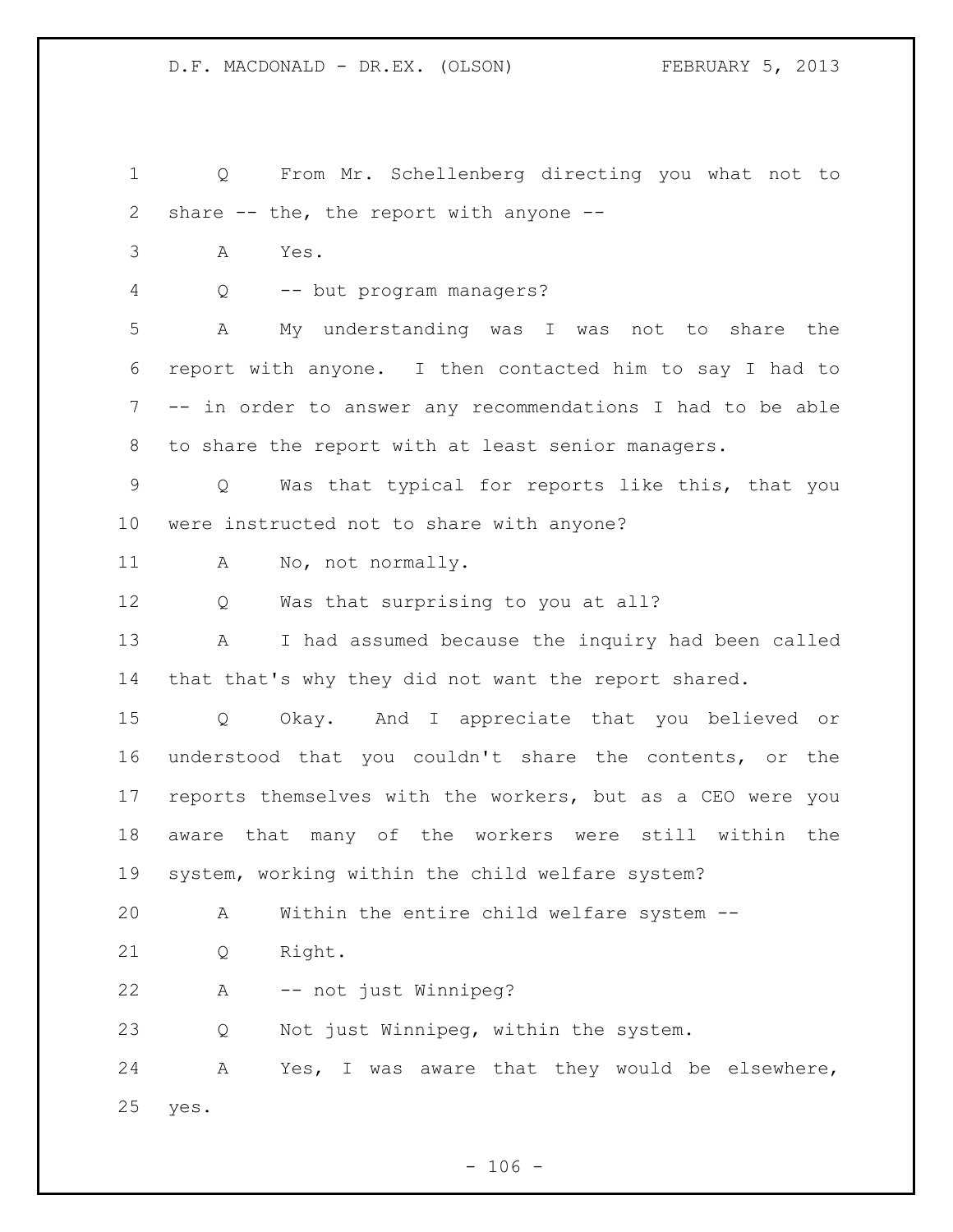Q From Mr. Schellenberg directing you what not to share -- the, the report with anyone --

A Yes.

Q -- but program managers?

A My understanding was I was not to share the report with anyone. I then contacted him to say I had to -- in order to answer any recommendations I had to be able to share the report with at least senior managers.

Q Was that typical for reports like this, that you were instructed not to share with anyone?

A No, not normally.

Q Was that surprising to you at all?

A I had assumed because the inquiry had been called that that's why they did not want the report shared.

Q Okay. And I appreciate that you believed or understood that you couldn't share the contents, or the reports themselves with the workers, but as a CEO were you aware that many of the workers were still within the system, working within the child welfare system?

A Within the entire child welfare system --

Q Right.

A -- not just Winnipeg?

Q Not just Winnipeg, within the system.

A Yes, I was aware that they would be elsewhere, yes.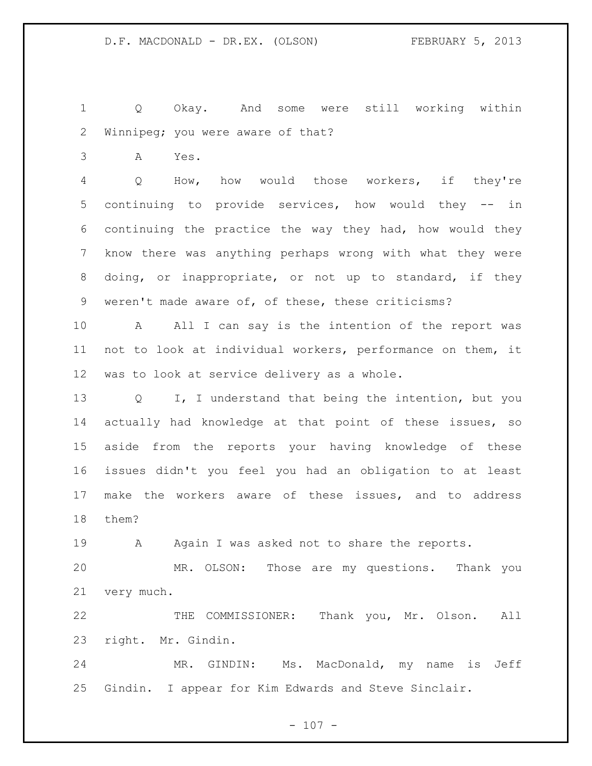Q Okay. And some were still working within Winnipeg; you were aware of that?

A Yes.

Q How, how would those workers, if they're continuing to provide services, how would they -- in continuing the practice the way they had, how would they know there was anything perhaps wrong with what they were doing, or inappropriate, or not up to standard, if they weren't made aware of, of these, these criticisms?

A All I can say is the intention of the report was not to look at individual workers, performance on them, it was to look at service delivery as a whole.

Q I, I understand that being the intention, but you actually had knowledge at that point of these issues, so aside from the reports your having knowledge of these issues didn't you feel you had an obligation to at least make the workers aware of these issues, and to address them?

A Again I was asked not to share the reports.

MR. OLSON: Those are my questions. Thank you very much.

THE COMMISSIONER: Thank you, Mr. Olson. All right. Mr. Gindin.

MR. GINDIN: Ms. MacDonald, my name is Jeff Gindin. I appear for Kim Edwards and Steve Sinclair.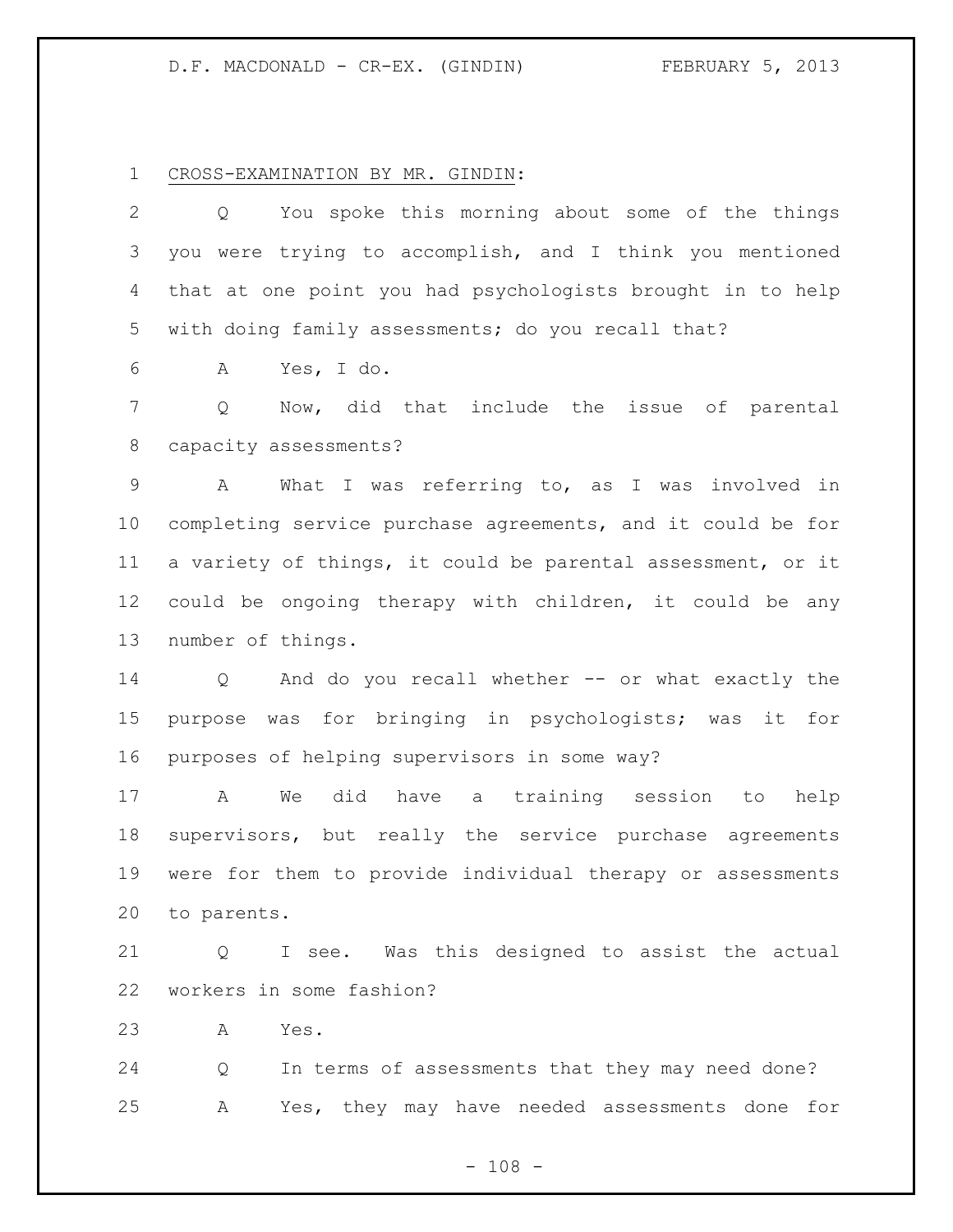CROSS-EXAMINATION BY MR. GINDIN:

Q You spoke this morning about some of the things you were trying to accomplish, and I think you mentioned that at one point you had psychologists brought in to help with doing family assessments; do you recall that?

A Yes, I do.

Q Now, did that include the issue of parental capacity assessments?

A What I was referring to, as I was involved in completing service purchase agreements, and it could be for a variety of things, it could be parental assessment, or it could be ongoing therapy with children, it could be any number of things.

Q And do you recall whether -- or what exactly the purpose was for bringing in psychologists; was it for purposes of helping supervisors in some way?

A We did have a training session to help supervisors, but really the service purchase agreements were for them to provide individual therapy or assessments to parents.

Q I see. Was this designed to assist the actual workers in some fashion?

A Yes.

Q In terms of assessments that they may need done?

A Yes, they may have needed assessments done for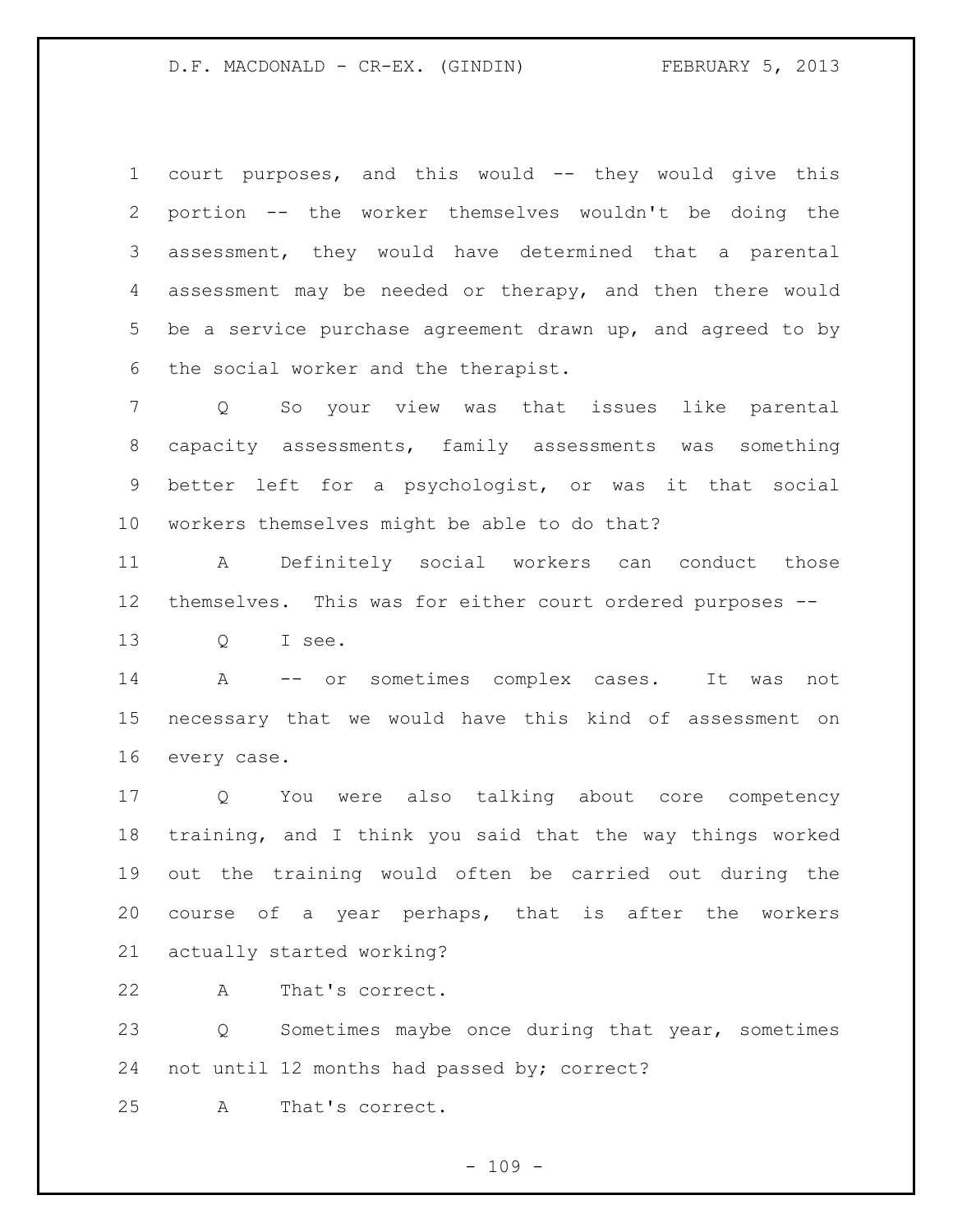court purposes, and this would -- they would give this portion -- the worker themselves wouldn't be doing the assessment, they would have determined that a parental assessment may be needed or therapy, and then there would be a service purchase agreement drawn up, and agreed to by the social worker and the therapist.

Q So your view was that issues like parental capacity assessments, family assessments was something better left for a psychologist, or was it that social workers themselves might be able to do that?

A Definitely social workers can conduct those themselves. This was for either court ordered purposes --

Q I see.

A -- or sometimes complex cases. It was not necessary that we would have this kind of assessment on every case.

Q You were also talking about core competency training, and I think you said that the way things worked out the training would often be carried out during the course of a year perhaps, that is after the workers actually started working?

A That's correct.

Q Sometimes maybe once during that year, sometimes not until 12 months had passed by; correct?

A That's correct.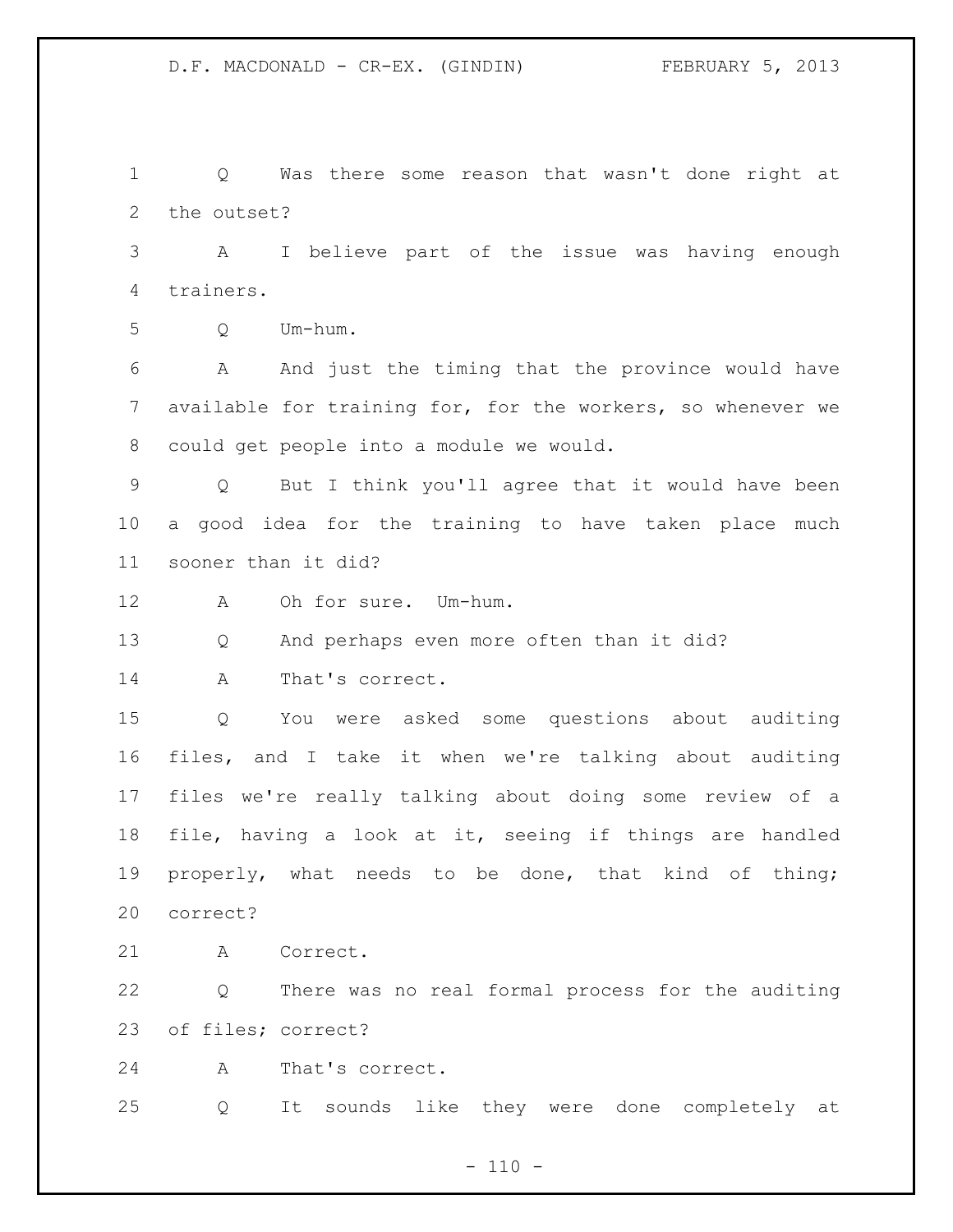Q Was there some reason that wasn't done right at the outset?

A I believe part of the issue was having enough trainers.

Q Um-hum.

A And just the timing that the province would have available for training for, for the workers, so whenever we could get people into a module we would.

Q But I think you'll agree that it would have been a good idea for the training to have taken place much sooner than it did?

A Oh for sure. Um-hum.

Q And perhaps even more often than it did?

A That's correct.

Q You were asked some questions about auditing files, and I take it when we're talking about auditing files we're really talking about doing some review of a file, having a look at it, seeing if things are handled properly, what needs to be done, that kind of thing; correct?

A Correct.

Q There was no real formal process for the auditing of files; correct?

A That's correct.

Q It sounds like they were done completely at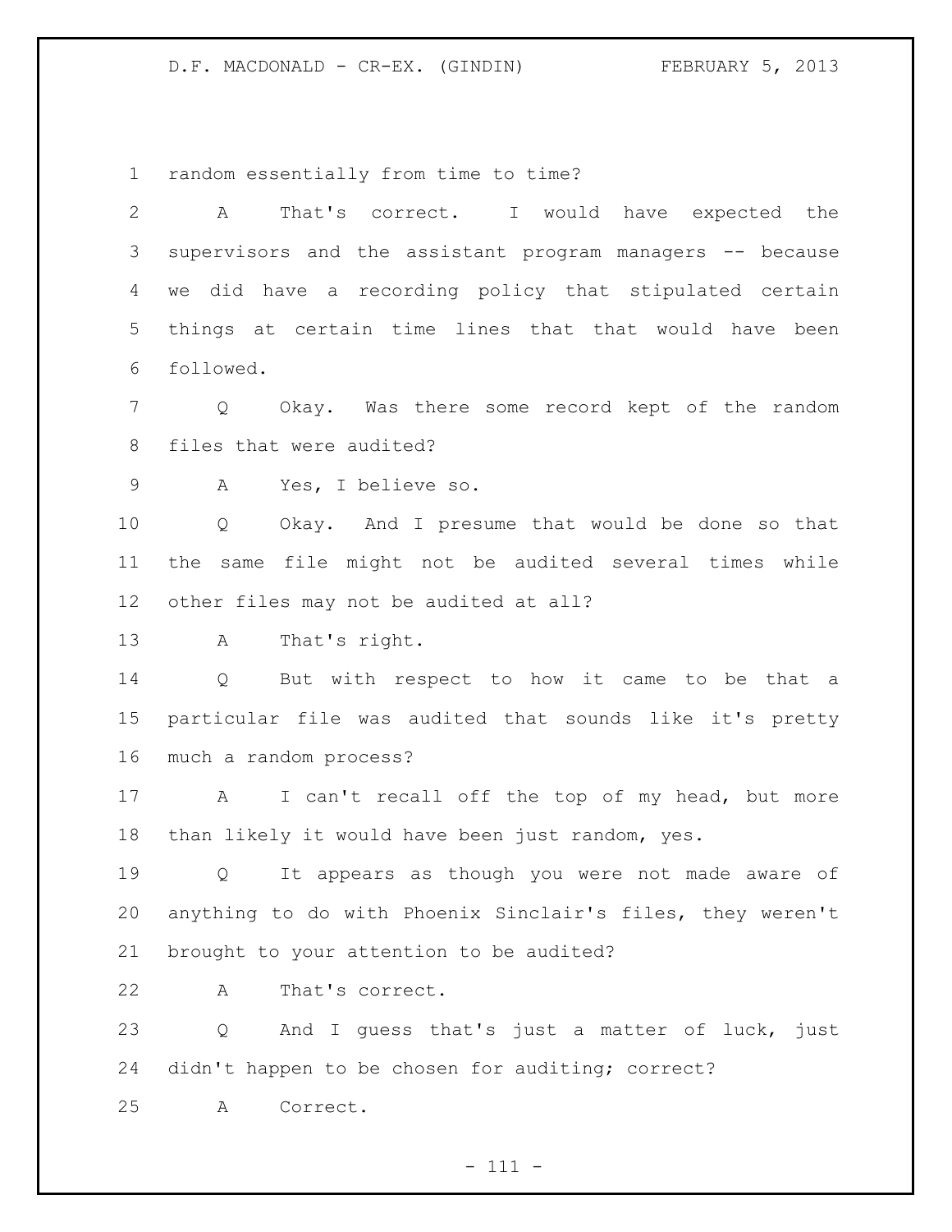random essentially from time to time?

A That's correct. I would have expected the supervisors and the assistant program managers -- because we did have a recording policy that stipulated certain things at certain time lines that that would have been followed.

Q Okay. Was there some record kept of the random files that were audited?

A Yes, I believe so.

Q Okay. And I presume that would be done so that the same file might not be audited several times while other files may not be audited at all?

A That's right.

Q But with respect to how it came to be that a particular file was audited that sounds like it's pretty much a random process?

A I can't recall off the top of my head, but more than likely it would have been just random, yes.

Q It appears as though you were not made aware of anything to do with Phoenix Sinclair's files, they weren't brought to your attention to be audited?

A That's correct.

Q And I guess that's just a matter of luck, just didn't happen to be chosen for auditing; correct?

A Correct.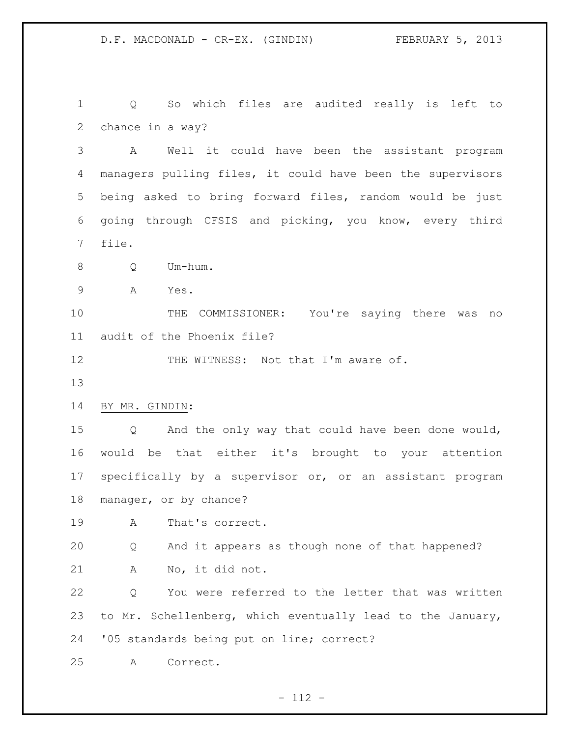Q So which files are audited really is left to chance in a way?

A Well it could have been the assistant program managers pulling files, it could have been the supervisors being asked to bring forward files, random would be just going through CFSIS and picking, you know, every third file.

Q Um-hum.

A Yes.

THE COMMISSIONER: You're saying there was no audit of the Phoenix file?

THE WITNESS: Not that I'm aware of.

BY MR. GINDIN:

Q And the only way that could have been done would, would be that either it's brought to your attention specifically by a supervisor or, or an assistant program manager, or by chance?

A That's correct.

Q And it appears as though none of that happened?

A No, it did not.

Q You were referred to the letter that was written to Mr. Schellenberg, which eventually lead to the January, '05 standards being put on line; correct?

A Correct.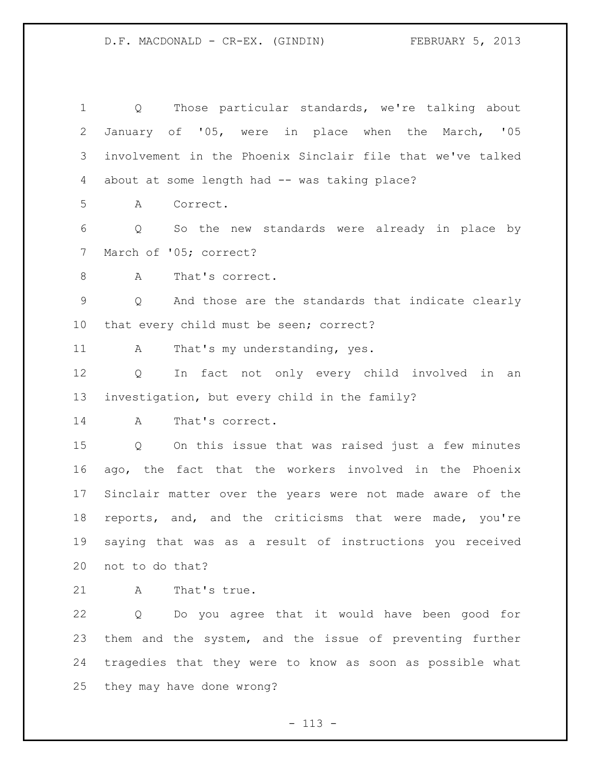Q Those particular standards, we're talking about January of '05, were in place when the March, '05 involvement in the Phoenix Sinclair file that we've talked about at some length had -- was taking place?

A Correct.

Q So the new standards were already in place by March of '05; correct?

A That's correct.

Q And those are the standards that indicate clearly that every child must be seen; correct?

A That's my understanding, yes.

Q In fact not only every child involved in an investigation, but every child in the family?

A That's correct.

Q On this issue that was raised just a few minutes ago, the fact that the workers involved in the Phoenix Sinclair matter over the years were not made aware of the reports, and, and the criticisms that were made, you're saying that was as a result of instructions you received not to do that?

A That's true.

Q Do you agree that it would have been good for them and the system, and the issue of preventing further tragedies that they were to know as soon as possible what they may have done wrong?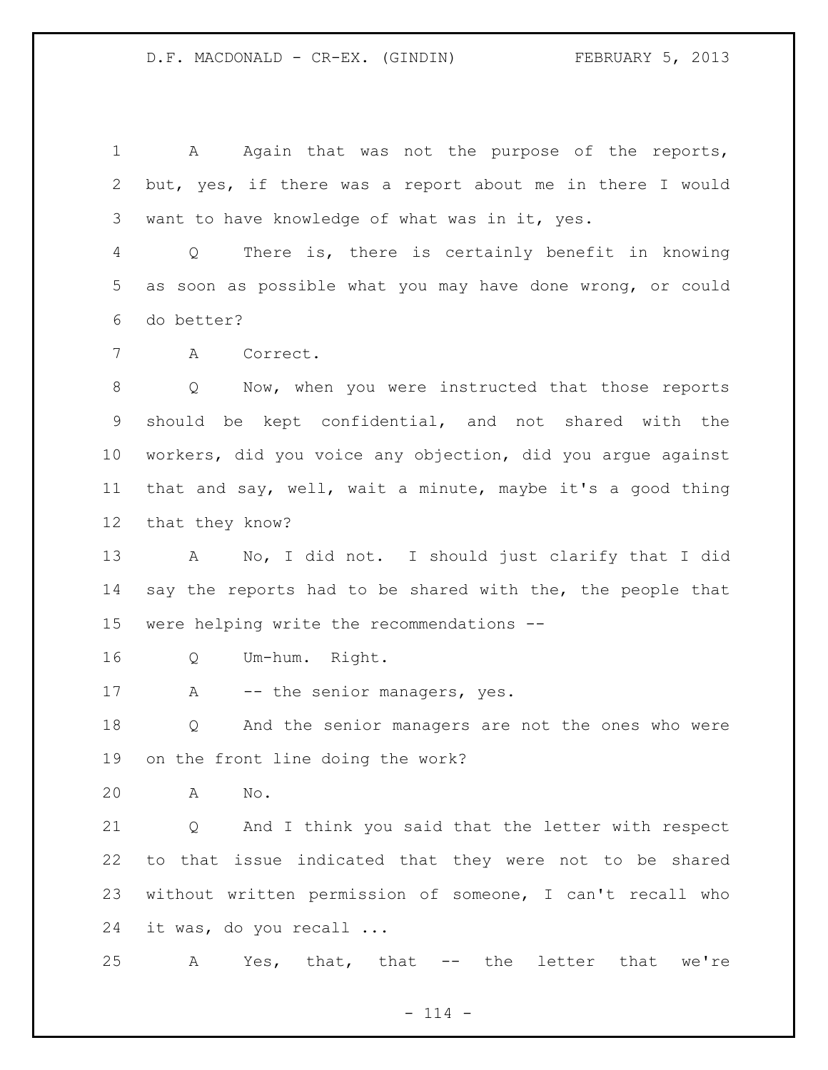A Again that was not the purpose of the reports, but, yes, if there was a report about me in there I would want to have knowledge of what was in it, yes.

Q There is, there is certainly benefit in knowing as soon as possible what you may have done wrong, or could do better?

A Correct.

Q Now, when you were instructed that those reports should be kept confidential, and not shared with the workers, did you voice any objection, did you argue against that and say, well, wait a minute, maybe it's a good thing that they know?

A No, I did not. I should just clarify that I did say the reports had to be shared with the, the people that were helping write the recommendations --

Q Um-hum. Right.

A -- the senior managers, yes.

Q And the senior managers are not the ones who were on the front line doing the work?

A No.

Q And I think you said that the letter with respect to that issue indicated that they were not to be shared without written permission of someone, I can't recall who it was, do you recall ...

A Yes, that, that -- the letter that we're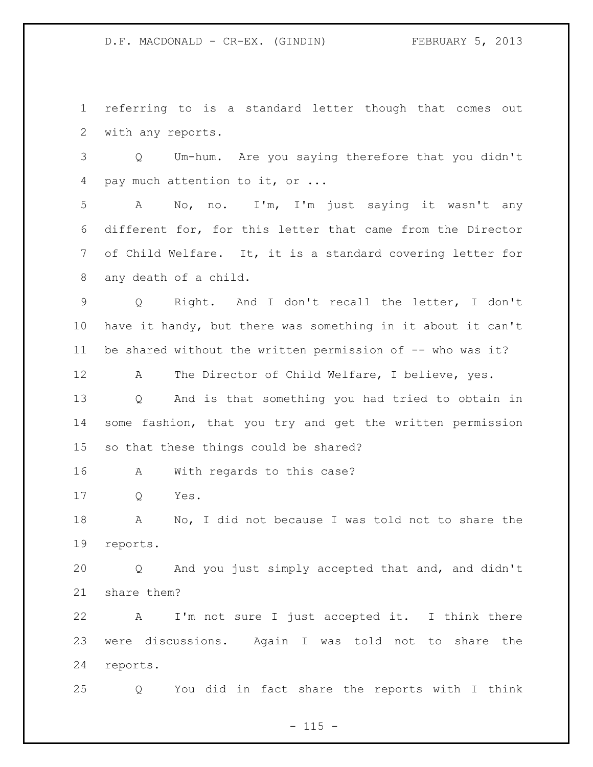referring to is a standard letter though that comes out with any reports.

Q Um-hum. Are you saying therefore that you didn't pay much attention to it, or ...

A No, no. I'm, I'm just saying it wasn't any different for, for this letter that came from the Director of Child Welfare. It, it is a standard covering letter for any death of a child.

Q Right. And I don't recall the letter, I don't have it handy, but there was something in it about it can't be shared without the written permission of -- who was it?

A The Director of Child Welfare, I believe, yes.

Q And is that something you had tried to obtain in some fashion, that you try and get the written permission so that these things could be shared?

A With regards to this case?

Q Yes.

A No, I did not because I was told not to share the reports.

Q And you just simply accepted that and, and didn't share them?

A I'm not sure I just accepted it. I think there were discussions. Again I was told not to share the reports.

Q You did in fact share the reports with I think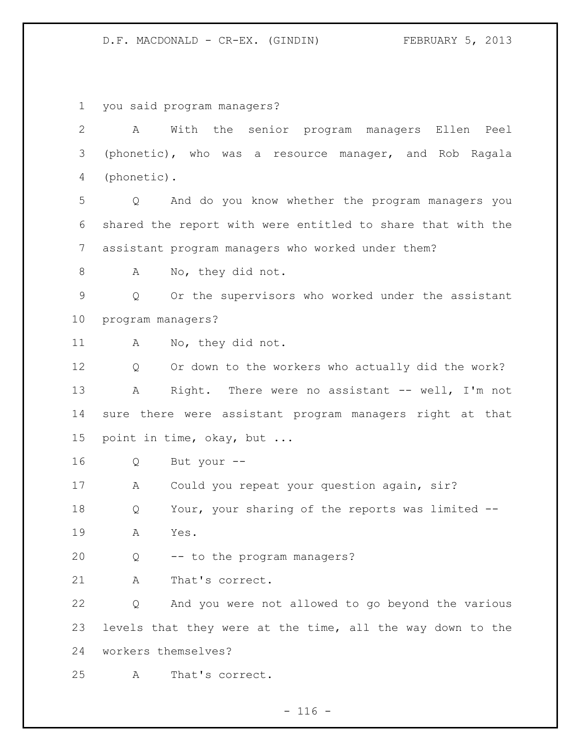you said program managers?

A With the senior program managers Ellen Peel (phonetic), who was a resource manager, and Rob Ragala (phonetic).

Q And do you know whether the program managers you shared the report with were entitled to share that with the assistant program managers who worked under them?

A No, they did not.

Q Or the supervisors who worked under the assistant program managers?

A No, they did not.

Q Or down to the workers who actually did the work?

A Right. There were no assistant -- well, I'm not sure there were assistant program managers right at that point in time, okay, but ...

Q But your --

A Could you repeat your question again, sir?

Q Your, your sharing of the reports was limited --

A Yes.

Q -- to the program managers?

A That's correct.

Q And you were not allowed to go beyond the various levels that they were at the time, all the way down to the workers themselves?

A That's correct.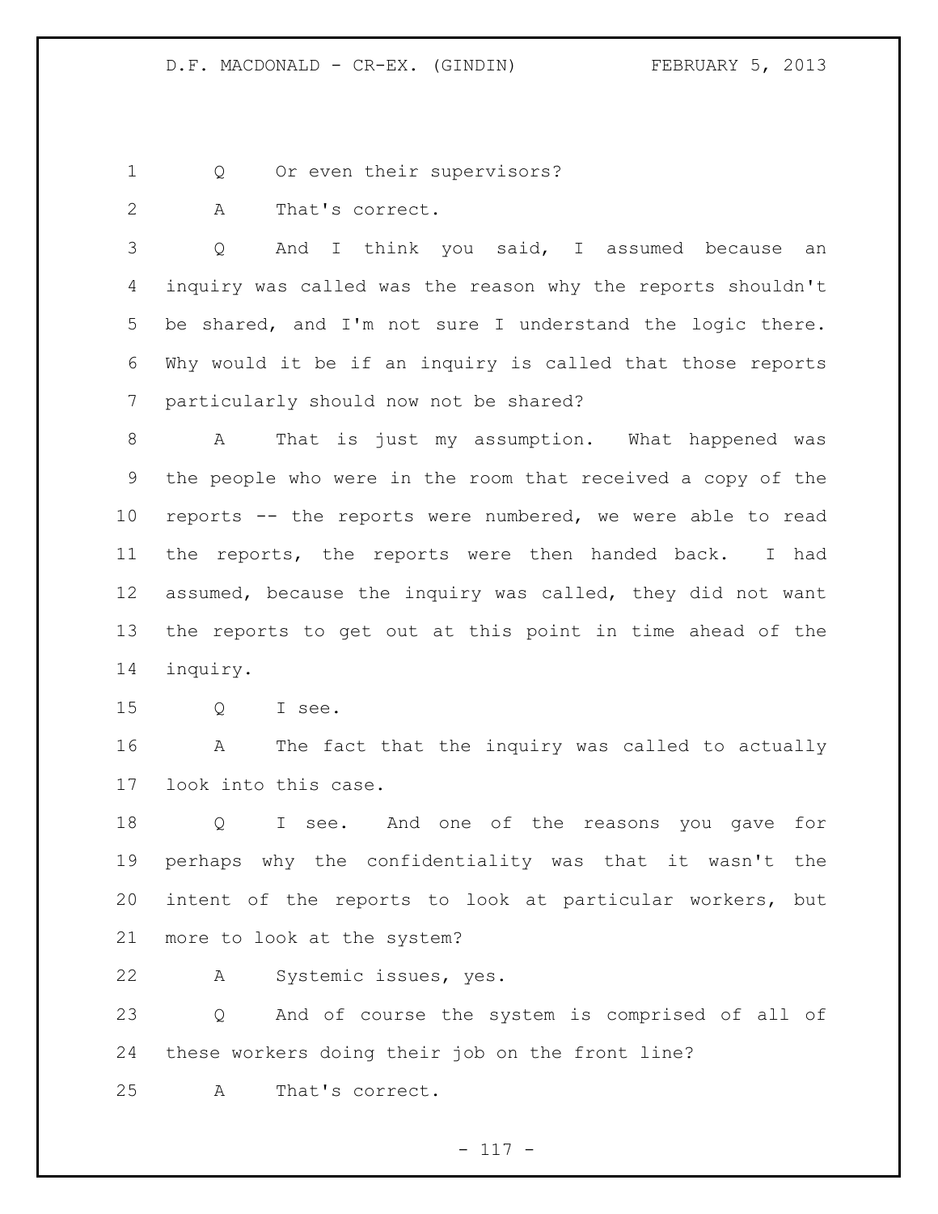Q Or even their supervisors?

A That's correct.

Q And I think you said, I assumed because an inquiry was called was the reason why the reports shouldn't be shared, and I'm not sure I understand the logic there. Why would it be if an inquiry is called that those reports particularly should now not be shared?

A That is just my assumption. What happened was the people who were in the room that received a copy of the reports -- the reports were numbered, we were able to read the reports, the reports were then handed back. I had assumed, because the inquiry was called, they did not want the reports to get out at this point in time ahead of the inquiry.

Q I see.

A The fact that the inquiry was called to actually look into this case.

Q I see. And one of the reasons you gave for perhaps why the confidentiality was that it wasn't the intent of the reports to look at particular workers, but more to look at the system?

A Systemic issues, yes.

Q And of course the system is comprised of all of these workers doing their job on the front line?

A That's correct.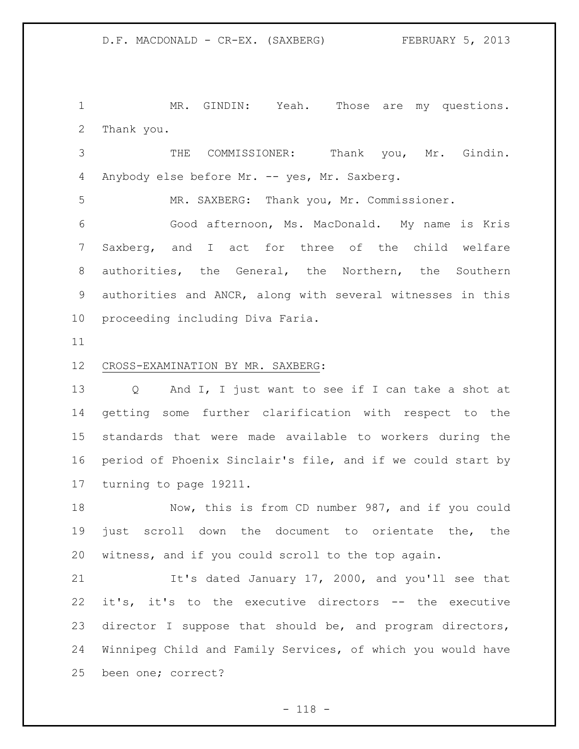MR. GINDIN: Yeah. Those are my questions. Thank you.

THE COMMISSIONER: Thank you, Mr. Gindin. Anybody else before Mr. -- yes, Mr. Saxberg.

MR. SAXBERG: Thank you, Mr. Commissioner.

Good afternoon, Ms. MacDonald. My name is Kris Saxberg, and I act for three of the child welfare authorities, the General, the Northern, the Southern authorities and ANCR, along with several witnesses in this proceeding including Diva Faria.

## CROSS-EXAMINATION BY MR. SAXBERG:

Q And I, I just want to see if I can take a shot at getting some further clarification with respect to the standards that were made available to workers during the period of Phoenix Sinclair's file, and if we could start by turning to page 19211.

Now, this is from CD number 987, and if you could just scroll down the document to orientate the, the witness, and if you could scroll to the top again.

It's dated January 17, 2000, and you'll see that it's, it's to the executive directors -- the executive director I suppose that should be, and program directors, Winnipeg Child and Family Services, of which you would have been one; correct?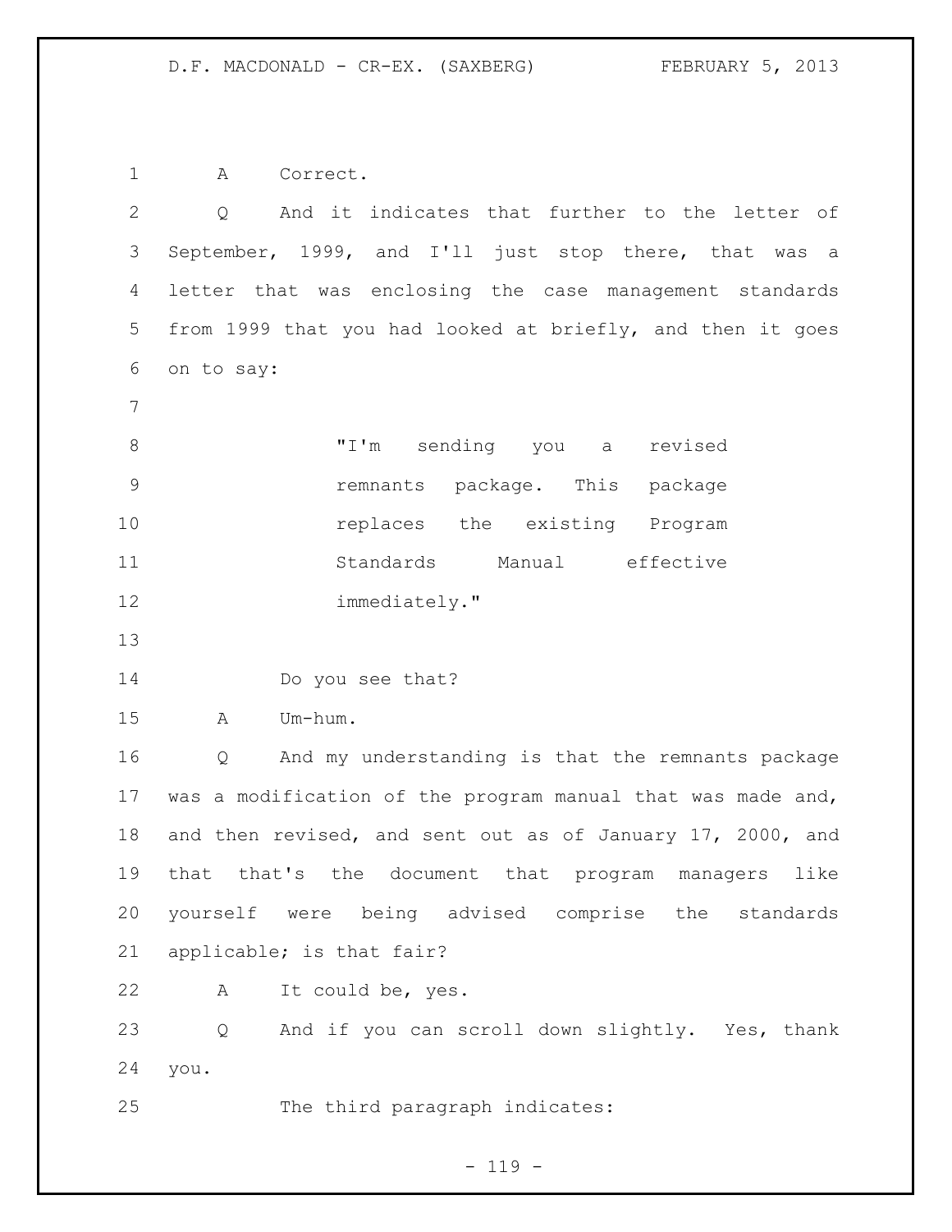A Correct.

Q And it indicates that further to the letter of September, 1999, and I'll just stop there, that was a letter that was enclosing the case management standards from 1999 that you had looked at briefly, and then it goes on to say:

> "I'm sending you a revised remnants package. This package replaces the existing Program Standards Manual effective immediately."

Do you see that?

A Um-hum.

Q And my understanding is that the remnants package was a modification of the program manual that was made and, and then revised, and sent out as of January 17, 2000, and that that's the document that program managers like yourself were being advised comprise the standards applicable; is that fair?

A It could be, yes.

Q And if you can scroll down slightly. Yes, thank you.

The third paragraph indicates: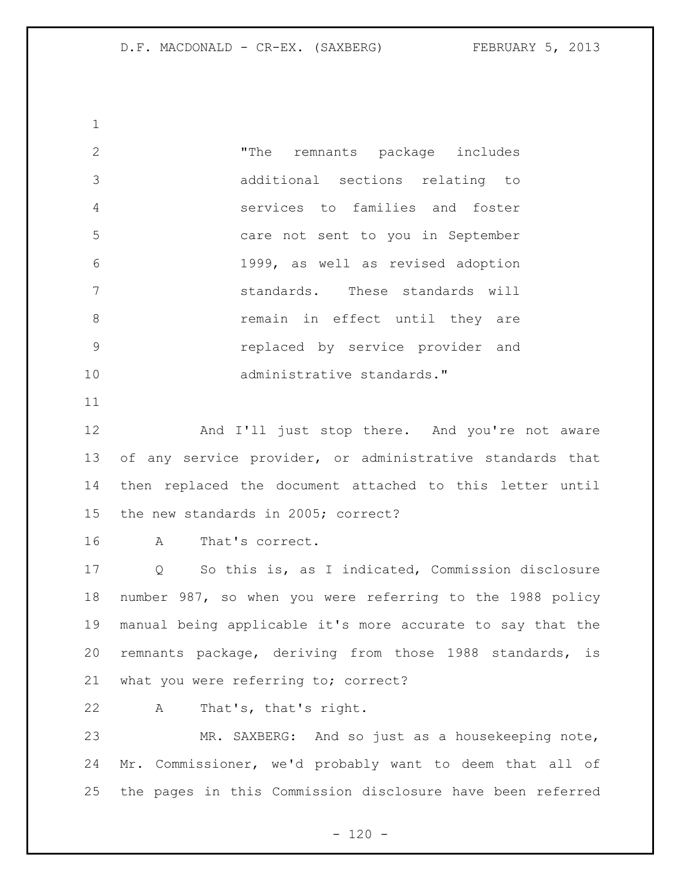"The remnants package includes additional sections relating to services to families and foster care not sent to you in September 1999, as well as revised adoption standards. These standards will remain in effect until they are replaced by service provider and administrative standards."

And I'll just stop there. And you're not aware of any service provider, or administrative standards that then replaced the document attached to this letter until the new standards in 2005; correct?

A That's correct.

Q So this is, as I indicated, Commission disclosure number 987, so when you were referring to the 1988 policy manual being applicable it's more accurate to say that the remnants package, deriving from those 1988 standards, is what you were referring to; correct?

A That's, that's right.

MR. SAXBERG: And so just as a housekeeping note, Mr. Commissioner, we'd probably want to deem that all of the pages in this Commission disclosure have been referred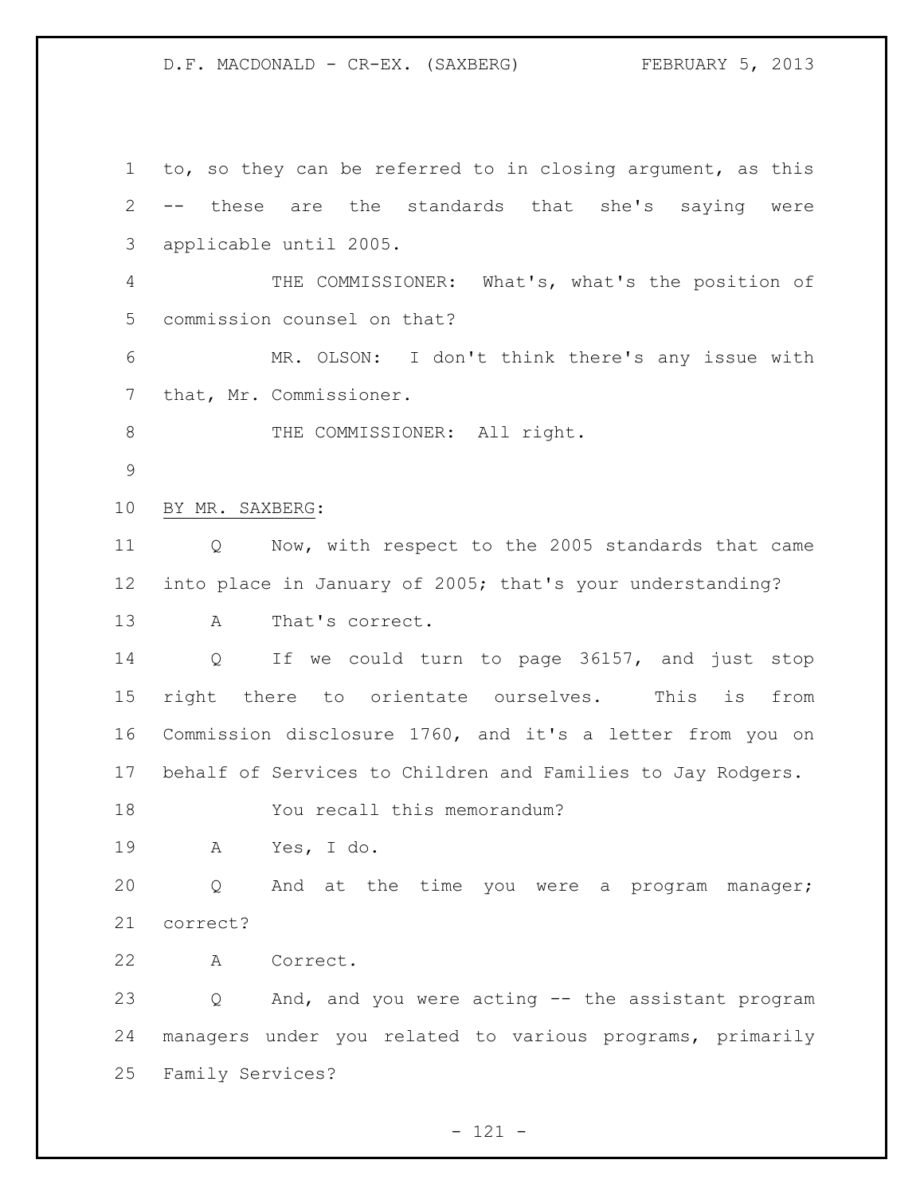to, so they can be referred to in closing argument, as this -- these are the standards that she's saying were applicable until 2005.

THE COMMISSIONER: What's, what's the position of commission counsel on that?

MR. OLSON: I don't think there's any issue with that, Mr. Commissioner.

THE COMMISSIONER: All right.

BY MR. SAXBERG:

Q Now, with respect to the 2005 standards that came into place in January of 2005; that's your understanding?

A That's correct.

Q If we could turn to page 36157, and just stop right there to orientate ourselves. This is from Commission disclosure 1760, and it's a letter from you on behalf of Services to Children and Families to Jay Rodgers.

You recall this memorandum?

A Yes, I do.

Q And at the time you were a program manager; correct?

A Correct.

Q And, and you were acting -- the assistant program managers under you related to various programs, primarily Family Services?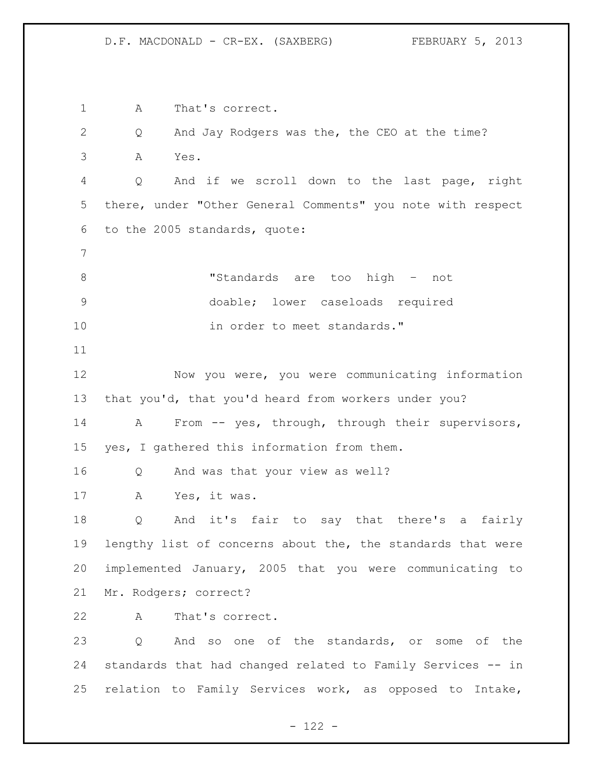A That's correct.

Q And Jay Rodgers was the, the CEO at the time?

A Yes.

Q And if we scroll down to the last page, right there, under "Other General Comments" you note with respect to the 2005 standards, quote:

> "Standards are too high – not doable; lower caseloads required in order to meet standards."

Now you were, you were communicating information that you'd, that you'd heard from workers under you?

A From -- yes, through, through their supervisors, yes, I gathered this information from them.

Q And was that your view as well?

A Yes, it was.

Q And it's fair to say that there's a fairly lengthy list of concerns about the, the standards that were implemented January, 2005 that you were communicating to Mr. Rodgers; correct?

A That's correct.

Q And so one of the standards, or some of the standards that had changed related to Family Services -- in relation to Family Services work, as opposed to Intake,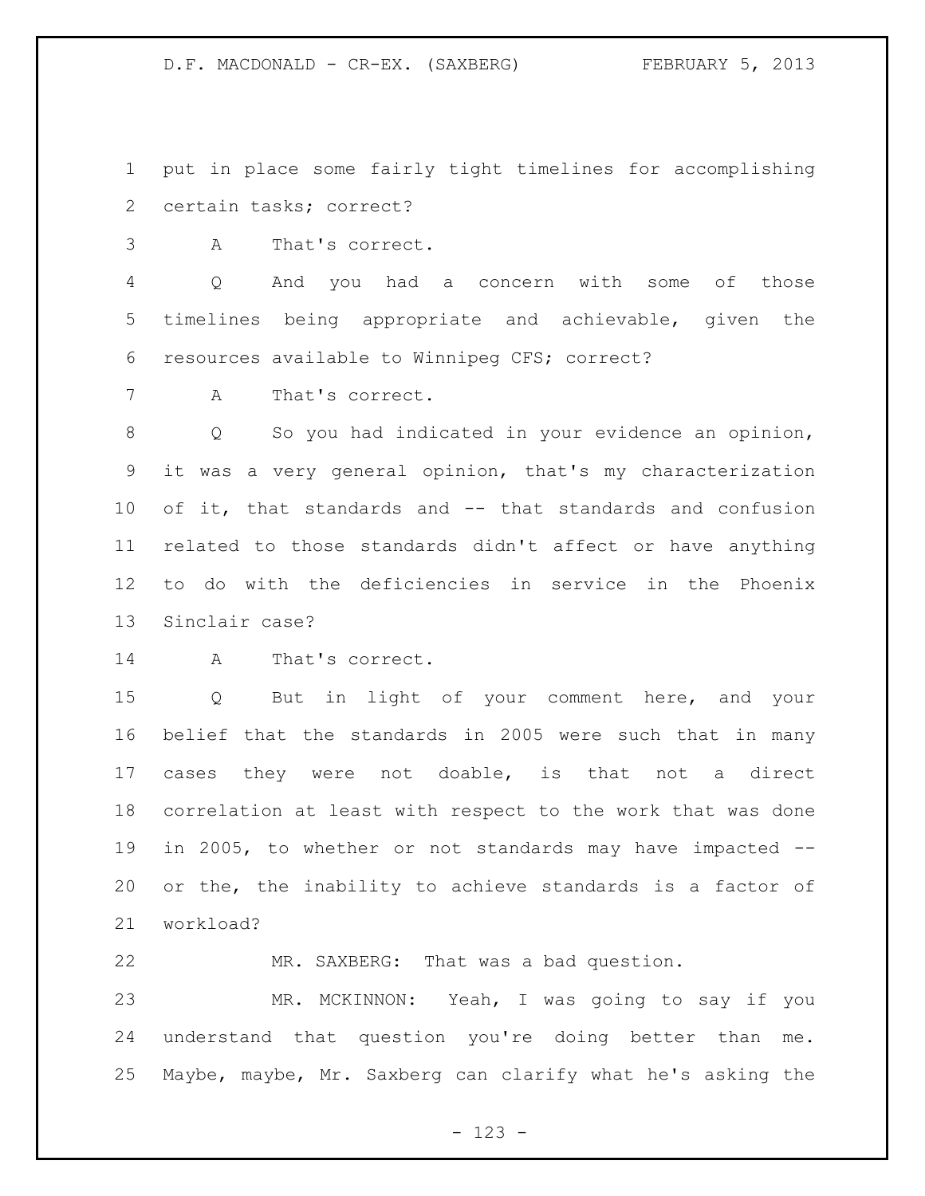put in place some fairly tight timelines for accomplishing certain tasks; correct?

A That's correct.

Q And you had a concern with some of those timelines being appropriate and achievable, given the resources available to Winnipeg CFS; correct?

A That's correct.

Q So you had indicated in your evidence an opinion, it was a very general opinion, that's my characterization of it, that standards and -- that standards and confusion related to those standards didn't affect or have anything to do with the deficiencies in service in the Phoenix Sinclair case?

A That's correct.

Q But in light of your comment here, and your belief that the standards in 2005 were such that in many cases they were not doable, is that not a direct correlation at least with respect to the work that was done in 2005, to whether or not standards may have impacted -- or the, the inability to achieve standards is a factor of workload?

MR. SAXBERG: That was a bad question.

MR. MCKINNON: Yeah, I was going to say if you understand that question you're doing better than me. Maybe, maybe, Mr. Saxberg can clarify what he's asking the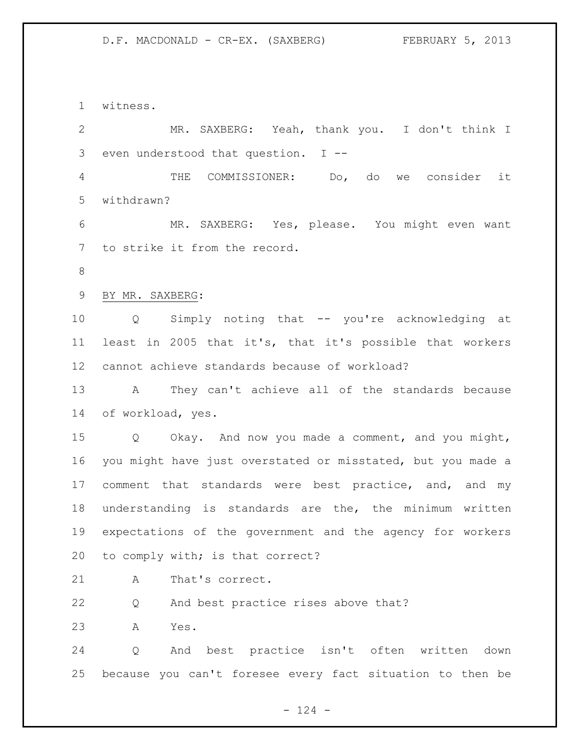witness.

MR. SAXBERG: Yeah, thank you. I don't think I even understood that question. I --

THE COMMISSIONER: Do, do we consider it withdrawn?

MR. SAXBERG: Yes, please. You might even want to strike it from the record.

BY MR. SAXBERG:

Q Simply noting that -- you're acknowledging at least in 2005 that it's, that it's possible that workers cannot achieve standards because of workload?

A They can't achieve all of the standards because of workload, yes.

Q Okay. And now you made a comment, and you might, you might have just overstated or misstated, but you made a comment that standards were best practice, and, and my understanding is standards are the, the minimum written expectations of the government and the agency for workers to comply with; is that correct?

A That's correct.

Q And best practice rises above that?

A Yes.

Q And best practice isn't often written down because you can't foresee every fact situation to then be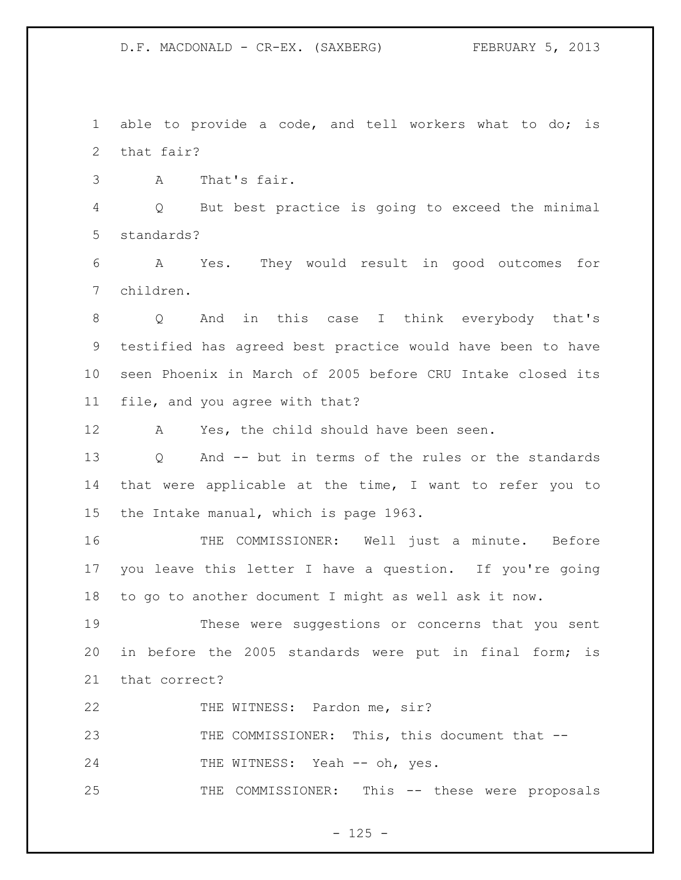able to provide a code, and tell workers what to do; is that fair?

A That's fair.

Q But best practice is going to exceed the minimal standards?

A Yes. They would result in good outcomes for children.

Q And in this case I think everybody that's testified has agreed best practice would have been to have seen Phoenix in March of 2005 before CRU Intake closed its file, and you agree with that?

A Yes, the child should have been seen.

Q And -- but in terms of the rules or the standards that were applicable at the time, I want to refer you to the Intake manual, which is page 1963.

THE COMMISSIONER: Well just a minute. Before you leave this letter I have a question. If you're going to go to another document I might as well ask it now.

These were suggestions or concerns that you sent in before the 2005 standards were put in final form; is that correct?

THE WITNESS: Pardon me, sir?

THE COMMISSIONER: This, this document that --

THE WITNESS: Yeah -- oh, yes.

THE COMMISSIONER: This -- these were proposals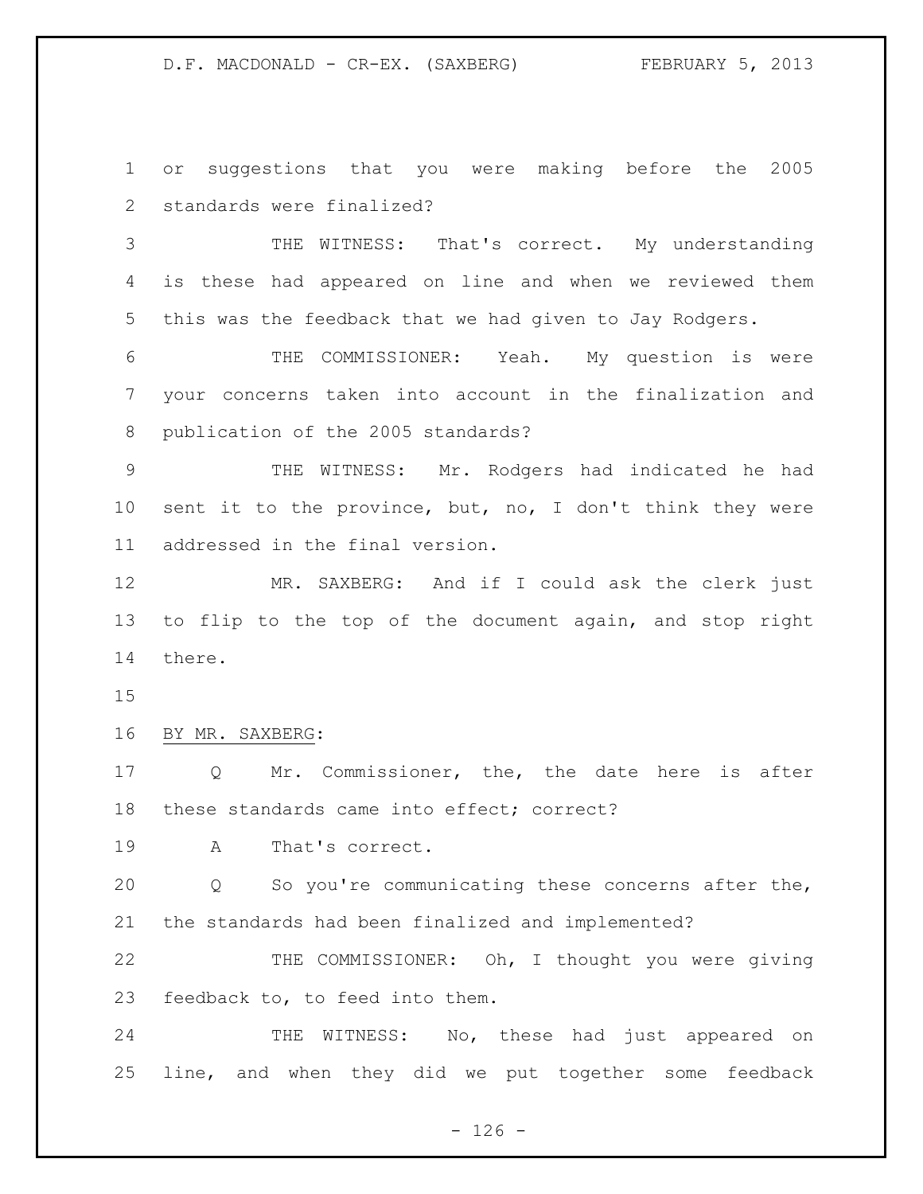or suggestions that you were making before the 2005 standards were finalized?

THE WITNESS: That's correct. My understanding is these had appeared on line and when we reviewed them this was the feedback that we had given to Jay Rodgers.

THE COMMISSIONER: Yeah. My question is were your concerns taken into account in the finalization and publication of the 2005 standards?

THE WITNESS: Mr. Rodgers had indicated he had sent it to the province, but, no, I don't think they were addressed in the final version.

MR. SAXBERG: And if I could ask the clerk just to flip to the top of the document again, and stop right there.

BY MR. SAXBERG:

Q Mr. Commissioner, the, the date here is after these standards came into effect; correct?

A That's correct.

Q So you're communicating these concerns after the, the standards had been finalized and implemented?

THE COMMISSIONER: Oh, I thought you were giving feedback to, to feed into them.

THE WITNESS: No, these had just appeared on line, and when they did we put together some feedback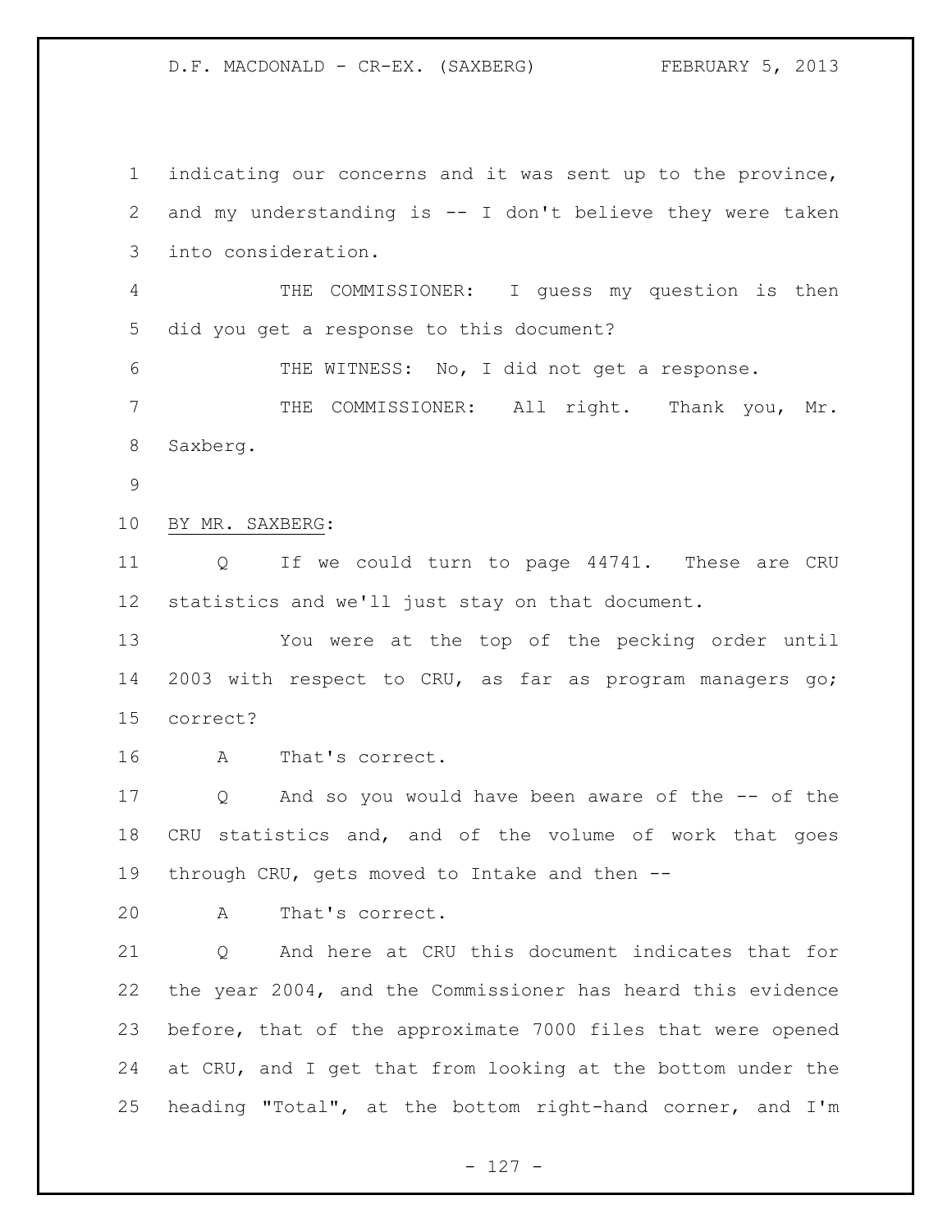indicating our concerns and it was sent up to the province, and my understanding is -- I don't believe they were taken into consideration.

THE COMMISSIONER: I guess my question is then did you get a response to this document?

THE WITNESS: No, I did not get a response.

THE COMMISSIONER: All right. Thank you, Mr. Saxberg.

BY MR. SAXBERG:

Q If we could turn to page 44741. These are CRU statistics and we'll just stay on that document.

You were at the top of the pecking order until 2003 with respect to CRU, as far as program managers go; correct?

A That's correct.

Q And so you would have been aware of the -- of the CRU statistics and, and of the volume of work that goes through CRU, gets moved to Intake and then --

A That's correct.

Q And here at CRU this document indicates that for the year 2004, and the Commissioner has heard this evidence before, that of the approximate 7000 files that were opened at CRU, and I get that from looking at the bottom under the heading "Total", at the bottom right-hand corner, and I'm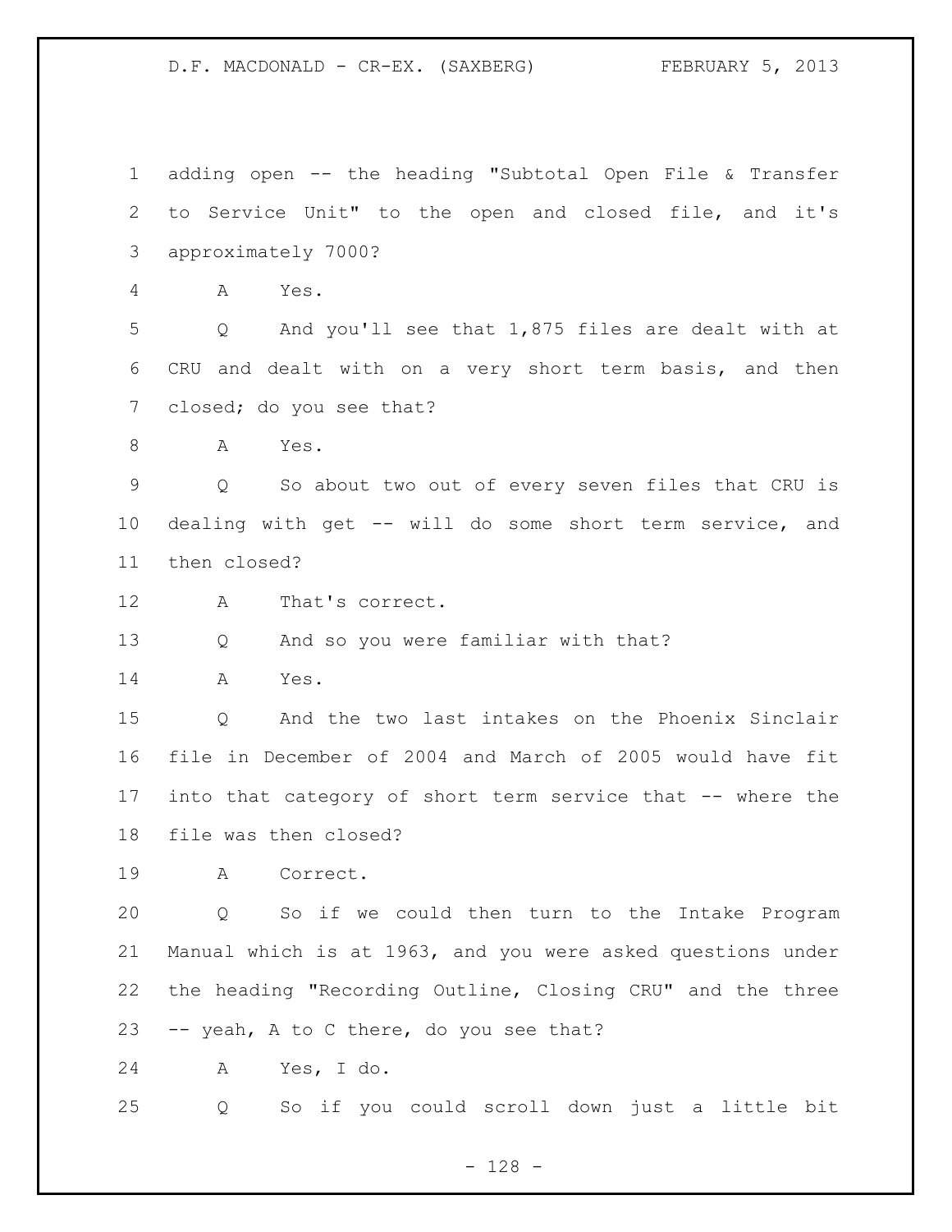1 adding open -- the heading "Subtotal Open File & Transfer
2 to Service Unit" to the open and closed file, and it's
3 approximately 7000?

4 A Yes.

5 Q And you'll see that 1,875 files are dealt with at
6 CRU and dealt with on a very short term basis, and then
7 closed; do you see that?

8 A Yes.

9 Q So about two out of every seven files that CRU is
10 dealing with get -- will do some short term service, and
11 then closed?

12 A That's correct.

13 Q And so you were familiar with that?

14 A Yes.

15 Q And the two last intakes on the Phoenix Sinclair
16 file in December of 2004 and March of 2005 would have fit
17 into that category of short term service that -- where the
18 file was then closed?

19 A Correct.

20 Q So if we could then turn to the Intake Program
21 Manual which is at 1963, and you were asked questions under
22 the heading "Recording Outline, Closing CRU" and the three
23 -- yeah, A to C there, do you see that?

24 A Yes, I do.

25 Q So if you could scroll down just a little bit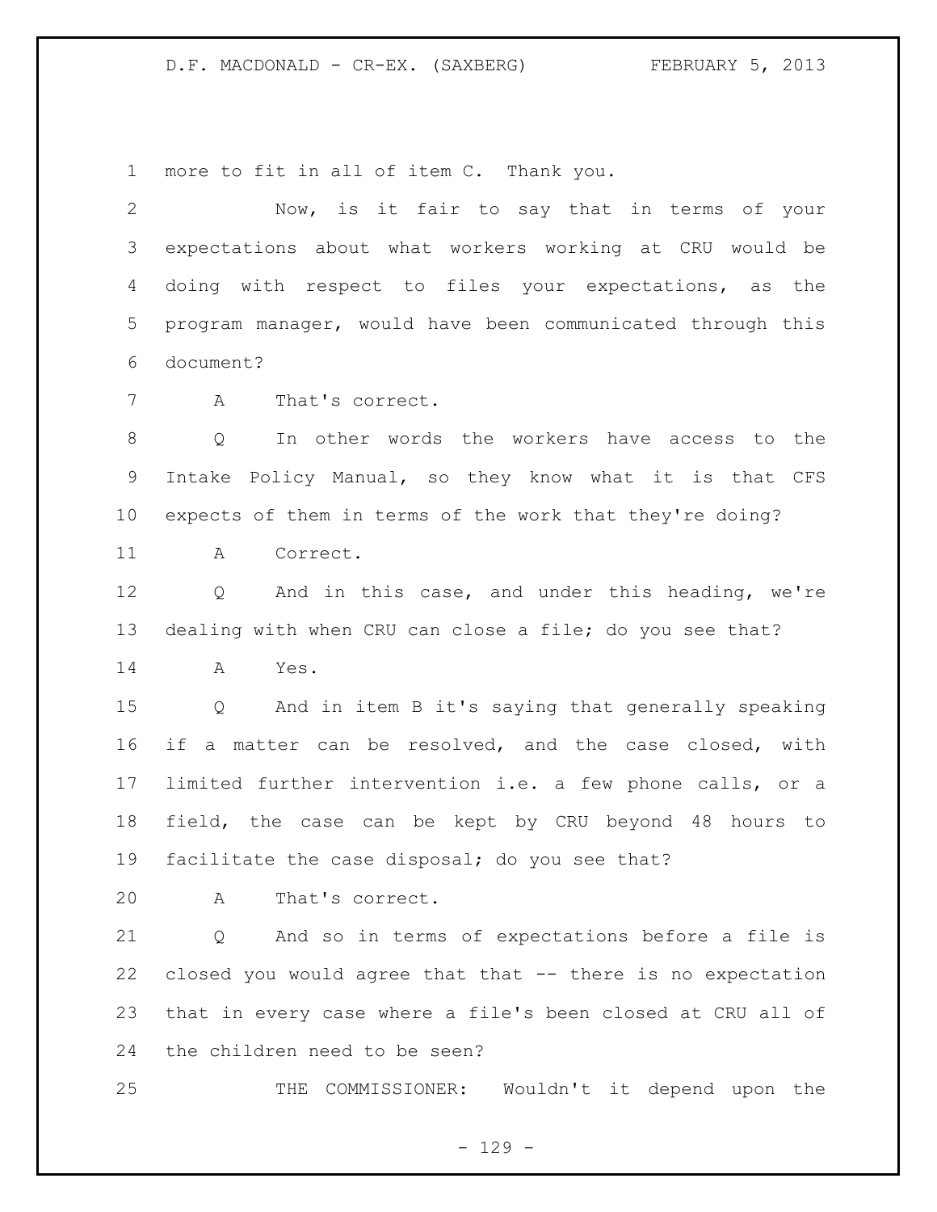more to fit in all of item C. Thank you.

Now, is it fair to say that in terms of your expectations about what workers working at CRU would be doing with respect to files your expectations, as the program manager, would have been communicated through this document?

A That's correct.

Q In other words the workers have access to the Intake Policy Manual, so they know what it is that CFS expects of them in terms of the work that they're doing?

A Correct.

Q And in this case, and under this heading, we're dealing with when CRU can close a file; do you see that?

A Yes.

Q And in item B it's saying that generally speaking if a matter can be resolved, and the case closed, with limited further intervention i.e. a few phone calls, or a field, the case can be kept by CRU beyond 48 hours to facilitate the case disposal; do you see that?

A That's correct.

Q And so in terms of expectations before a file is closed you would agree that that -- there is no expectation that in every case where a file's been closed at CRU all of the children need to be seen?

THE COMMISSIONER: Wouldn't it depend upon the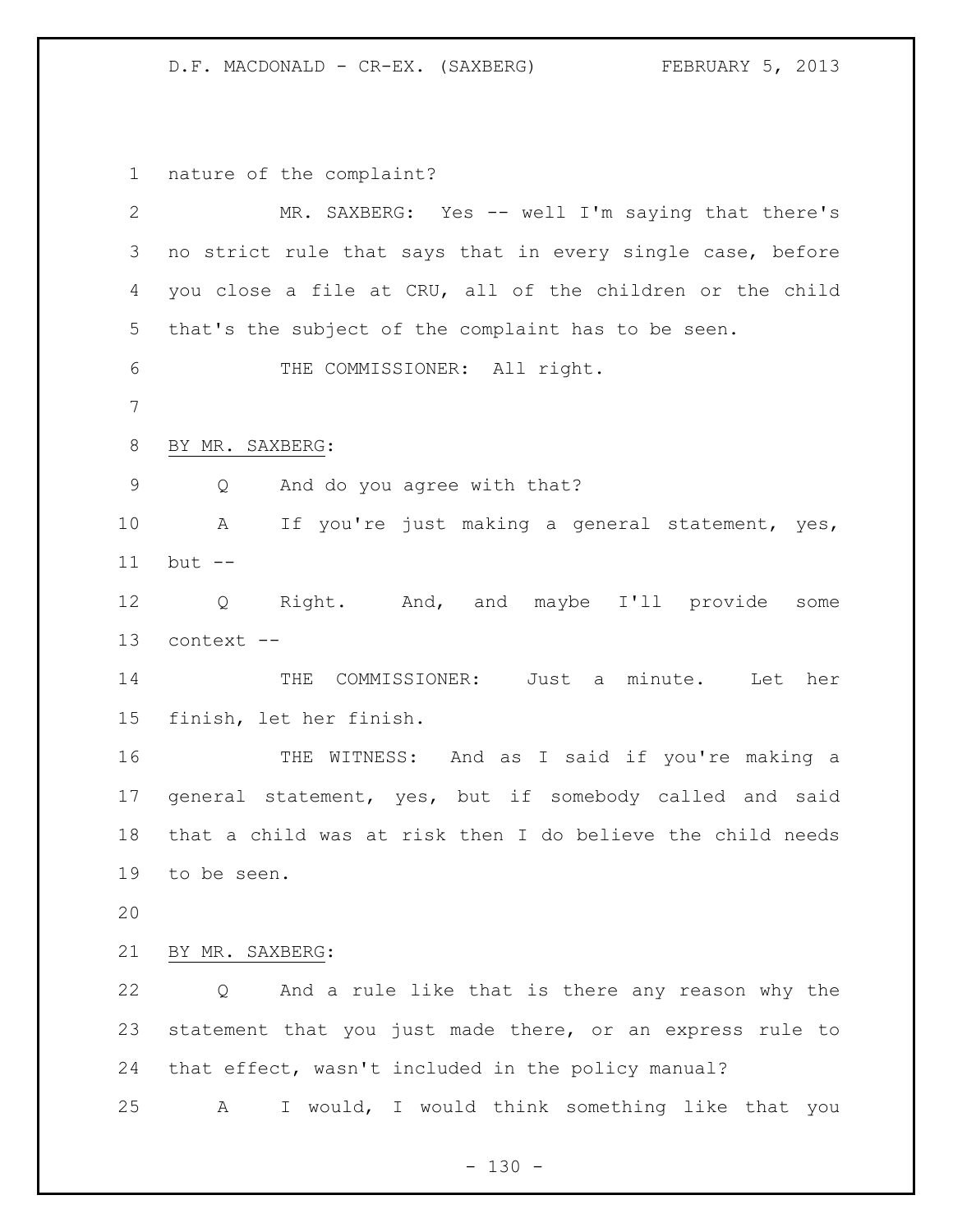nature of the complaint?

MR. SAXBERG: Yes -- well I'm saying that there's no strict rule that says that in every single case, before you close a file at CRU, all of the children or the child that's the subject of the complaint has to be seen.

THE COMMISSIONER: All right.

BY MR. SAXBERG:

Q And do you agree with that?

A If you're just making a general statement, yes, but --

Q Right. And, and maybe I'll provide some context --

THE COMMISSIONER: Just a minute. Let her finish, let her finish.

THE WITNESS: And as I said if you're making a general statement, yes, but if somebody called and said that a child was at risk then I do believe the child needs to be seen.

BY MR. SAXBERG:

Q And a rule like that is there any reason why the statement that you just made there, or an express rule to that effect, wasn't included in the policy manual?

A I would, I would think something like that you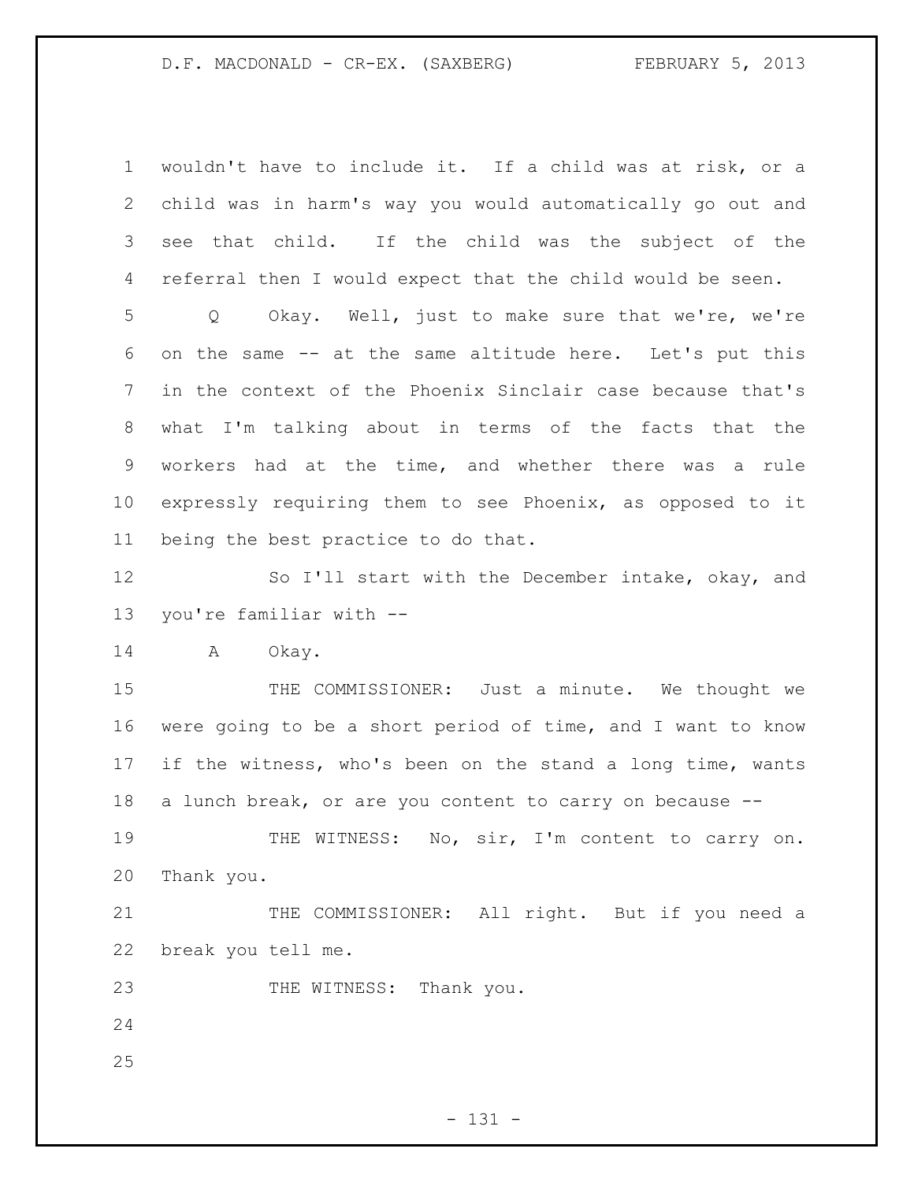wouldn't have to include it. If a child was at risk, or a child was in harm's way you would automatically go out and see that child. If the child was the subject of the referral then I would expect that the child would be seen.

Q Okay. Well, just to make sure that we're, we're on the same -- at the same altitude here. Let's put this in the context of the Phoenix Sinclair case because that's what I'm talking about in terms of the facts that the workers had at the time, and whether there was a rule expressly requiring them to see Phoenix, as opposed to it being the best practice to do that.

So I'll start with the December intake, okay, and you're familiar with --

A Okay.

THE COMMISSIONER: Just a minute. We thought we were going to be a short period of time, and I want to know if the witness, who's been on the stand a long time, wants a lunch break, or are you content to carry on because --

THE WITNESS: No, sir, I'm content to carry on. Thank you.

THE COMMISSIONER: All right. But if you need a break you tell me.

THE WITNESS: Thank you.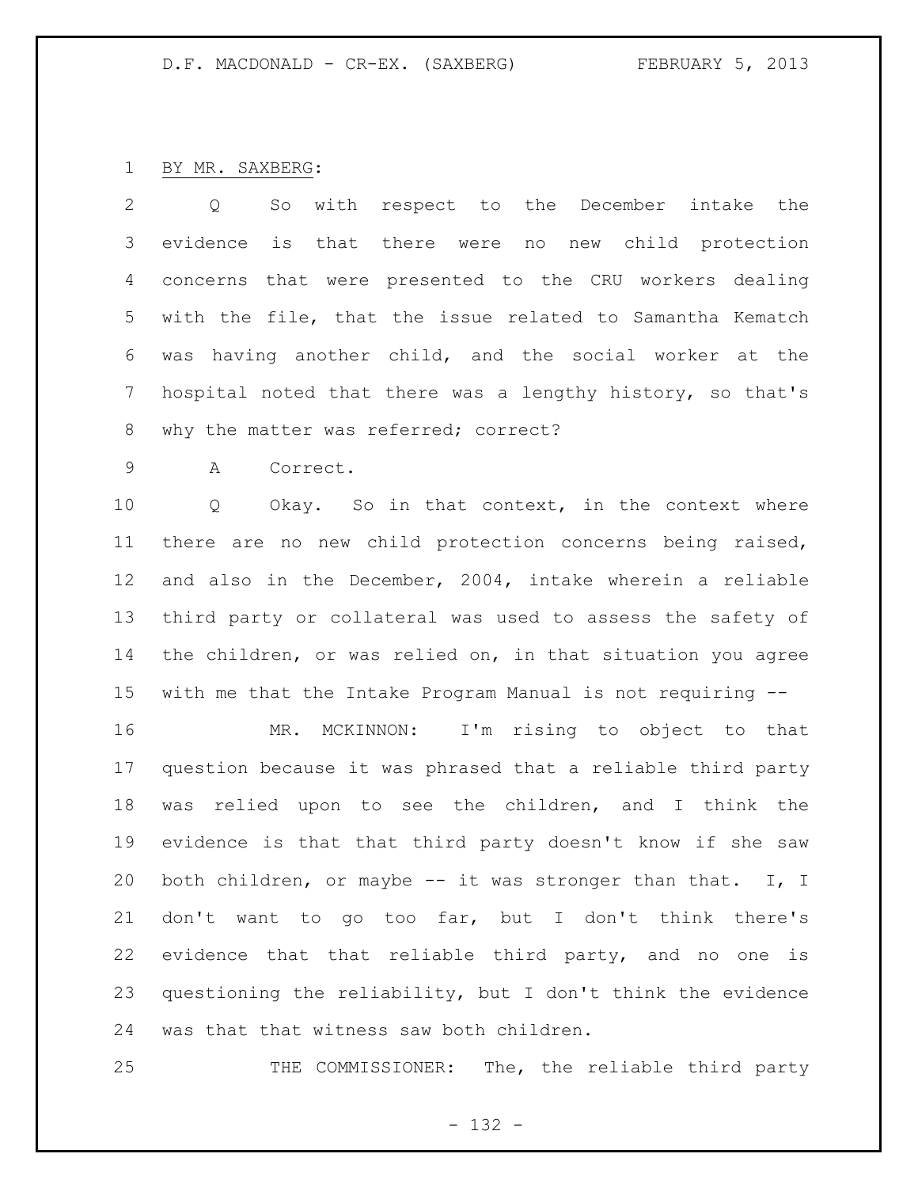BY MR. SAXBERG:

Q So with respect to the December intake the evidence is that there were no new child protection concerns that were presented to the CRU workers dealing with the file, that the issue related to Samantha Kematch was having another child, and the social worker at the hospital noted that there was a lengthy history, so that's why the matter was referred; correct?

A Correct.

Q Okay. So in that context, in the context where there are no new child protection concerns being raised, and also in the December, 2004, intake wherein a reliable third party or collateral was used to assess the safety of the children, or was relied on, in that situation you agree with me that the Intake Program Manual is not requiring --

MR. MCKINNON: I'm rising to object to that question because it was phrased that a reliable third party was relied upon to see the children, and I think the evidence is that that third party doesn't know if she saw both children, or maybe -- it was stronger than that. I, I don't want to go too far, but I don't think there's evidence that that reliable third party, and no one is questioning the reliability, but I don't think the evidence was that that witness saw both children.

THE COMMISSIONER: The, the reliable third party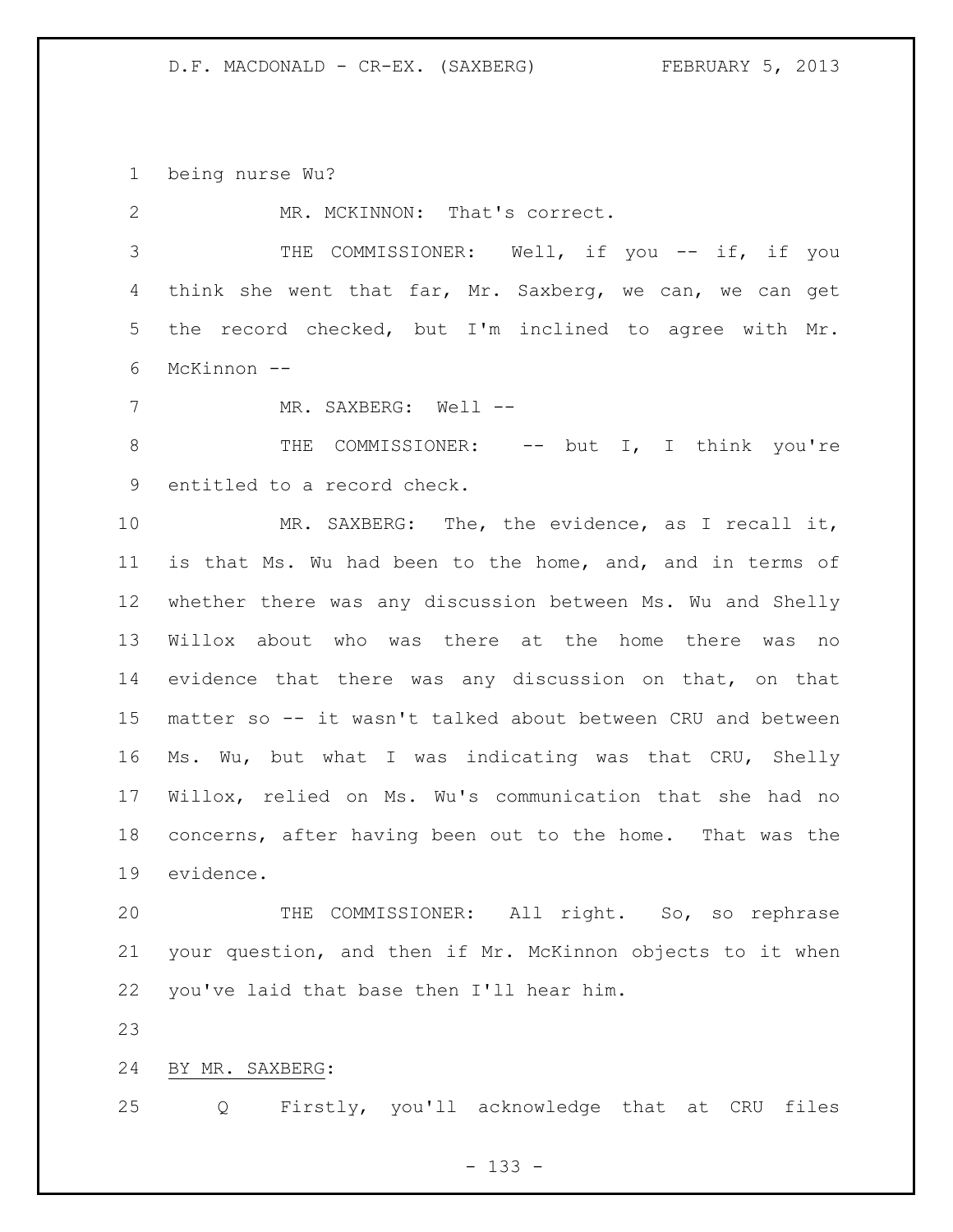being nurse Wu?

MR. MCKINNON: That's correct.

THE COMMISSIONER: Well, if you -- if, if you think she went that far, Mr. Saxberg, we can, we can get the record checked, but I'm inclined to agree with Mr. McKinnon --

MR. SAXBERG: Well --

THE COMMISSIONER: -- but I, I think you're entitled to a record check.

MR. SAXBERG: The, the evidence, as I recall it, is that Ms. Wu had been to the home, and, and in terms of whether there was any discussion between Ms. Wu and Shelly Willox about who was there at the home there was no evidence that there was any discussion on that, on that matter so -- it wasn't talked about between CRU and between Ms. Wu, but what I was indicating was that CRU, Shelly Willox, relied on Ms. Wu's communication that she had no concerns, after having been out to the home. That was the evidence.

THE COMMISSIONER: All right. So, so rephrase your question, and then if Mr. McKinnon objects to it when you've laid that base then I'll hear him.

BY MR. SAXBERG:

Q Firstly, you'll acknowledge that at CRU files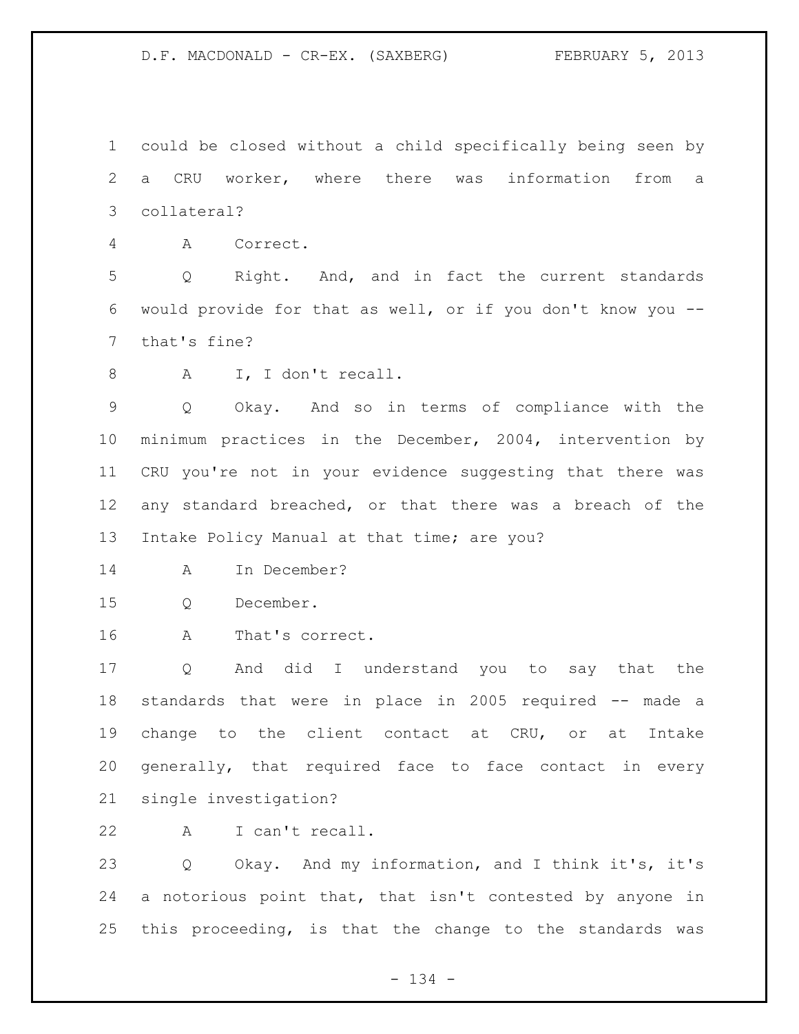could be closed without a child specifically being seen by a CRU worker, where there was information from a collateral?

A Correct.

Q Right. And, and in fact the current standards would provide for that as well, or if you don't know you -- that's fine?

A I, I don't recall.

Q Okay. And so in terms of compliance with the minimum practices in the December, 2004, intervention by CRU you're not in your evidence suggesting that there was any standard breached, or that there was a breach of the Intake Policy Manual at that time; are you?

A In December?

Q December.

A That's correct.

Q And did I understand you to say that the standards that were in place in 2005 required -- made a change to the client contact at CRU, or at Intake generally, that required face to face contact in every single investigation?

A I can't recall.

Q Okay. And my information, and I think it's, it's a notorious point that, that isn't contested by anyone in this proceeding, is that the change to the standards was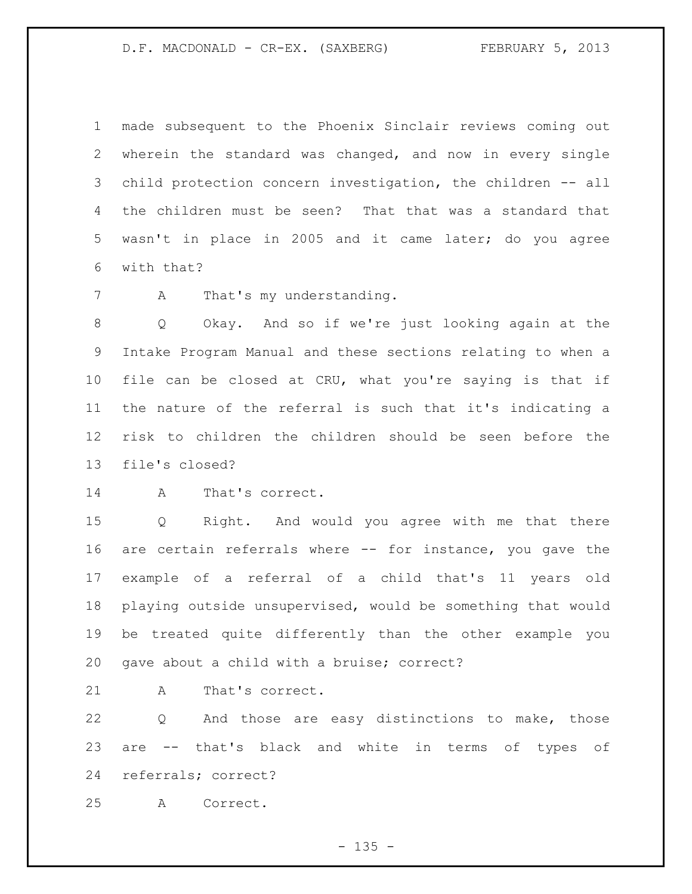made subsequent to the Phoenix Sinclair reviews coming out wherein the standard was changed, and now in every single child protection concern investigation, the children -- all the children must be seen? That that was a standard that wasn't in place in 2005 and it came later; do you agree with that?

A That's my understanding.

Q Okay. And so if we're just looking again at the Intake Program Manual and these sections relating to when a file can be closed at CRU, what you're saying is that if the nature of the referral is such that it's indicating a risk to children the children should be seen before the file's closed?

A That's correct.

Q Right. And would you agree with me that there are certain referrals where -- for instance, you gave the example of a referral of a child that's 11 years old playing outside unsupervised, would be something that would be treated quite differently than the other example you gave about a child with a bruise; correct?

A That's correct.

Q And those are easy distinctions to make, those are -- that's black and white in terms of types of referrals; correct?

A Correct.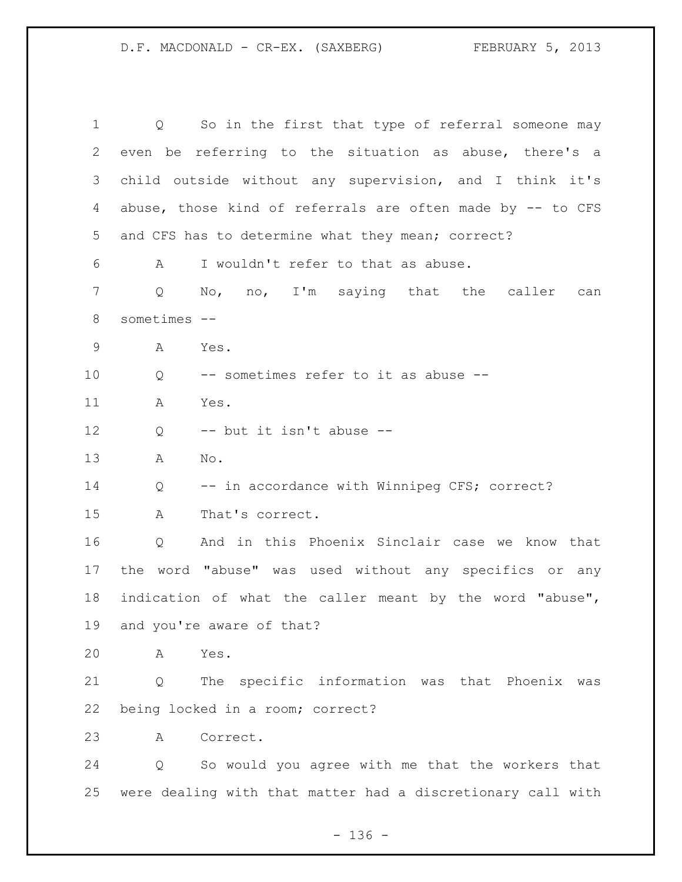Q So in the first that type of referral someone may even be referring to the situation as abuse, there's a child outside without any supervision, and I think it's abuse, those kind of referrals are often made by -- to CFS and CFS has to determine what they mean; correct?

A I wouldn't refer to that as abuse.

Q No, no, I'm saying that the caller can sometimes --

A Yes.

Q -- sometimes refer to it as abuse --

A Yes.

Q -- but it isn't abuse --

A No.

Q -- in accordance with Winnipeg CFS; correct?

A That's correct.

Q And in this Phoenix Sinclair case we know that the word "abuse" was used without any specifics or any indication of what the caller meant by the word "abuse", and you're aware of that?

A Yes.

Q The specific information was that Phoenix was being locked in a room; correct?

A Correct.

Q So would you agree with me that the workers that were dealing with that matter had a discretionary call with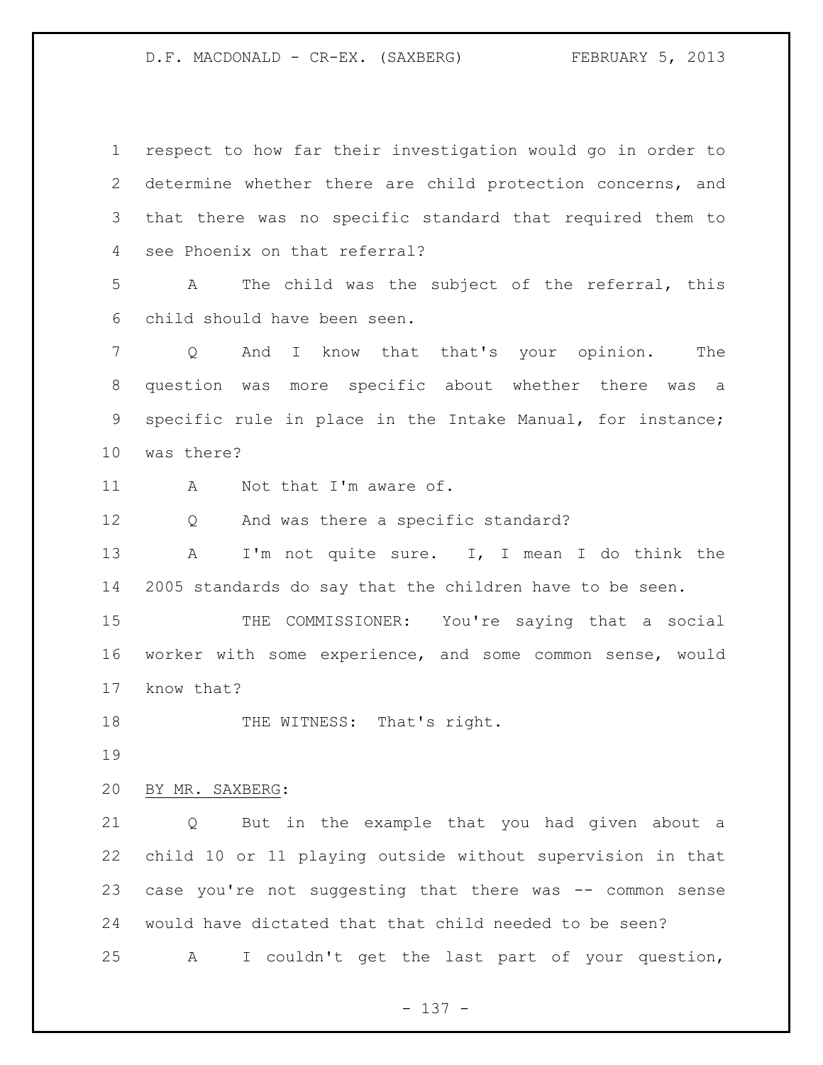respect to how far their investigation would go in order to determine whether there are child protection concerns, and that there was no specific standard that required them to see Phoenix on that referral?

A The child was the subject of the referral, this child should have been seen.

Q And I know that that's your opinion. The question was more specific about whether there was a specific rule in place in the Intake Manual, for instance; was there?

A Not that I'm aware of.

Q And was there a specific standard?

A I'm not quite sure. I, I mean I do think the 2005 standards do say that the children have to be seen.

THE COMMISSIONER: You're saying that a social worker with some experience, and some common sense, would know that?

THE WITNESS: That's right.

BY MR. SAXBERG:

Q But in the example that you had given about a child 10 or 11 playing outside without supervision in that case you're not suggesting that there was -- common sense would have dictated that that child needed to be seen?

A I couldn't get the last part of your question,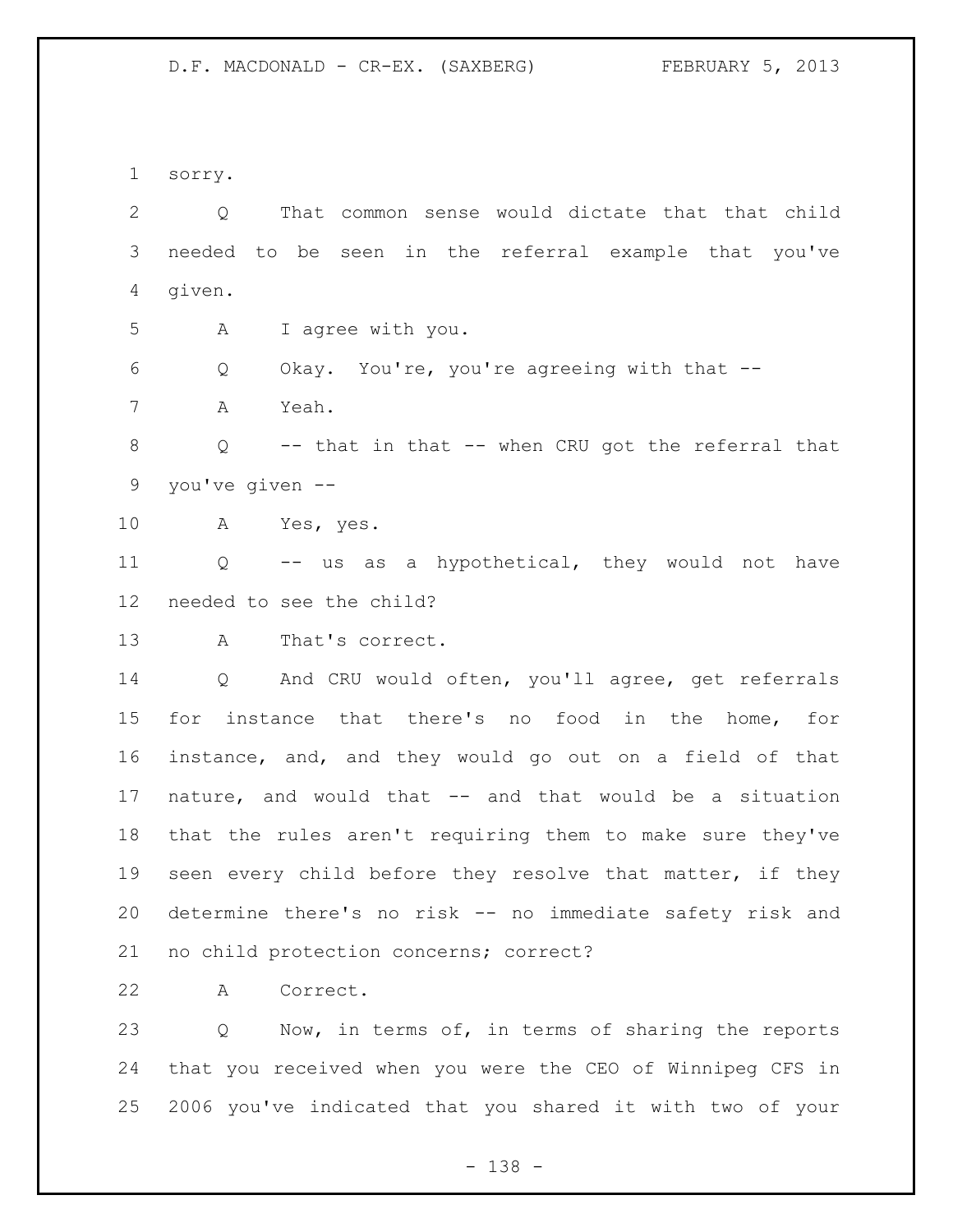sorry.

Q That common sense would dictate that that child needed to be seen in the referral example that you've given.

A I agree with you.

Q Okay. You're, you're agreeing with that --

A Yeah.

Q -- that in that -- when CRU got the referral that you've given --

A Yes, yes.

Q -- us as a hypothetical, they would not have needed to see the child?

A That's correct.

Q And CRU would often, you'll agree, get referrals for instance that there's no food in the home, for instance, and, and they would go out on a field of that nature, and would that -- and that would be a situation that the rules aren't requiring them to make sure they've seen every child before they resolve that matter, if they determine there's no risk -- no immediate safety risk and no child protection concerns; correct?

A Correct.

Q Now, in terms of, in terms of sharing the reports that you received when you were the CEO of Winnipeg CFS in 2006 you've indicated that you shared it with two of your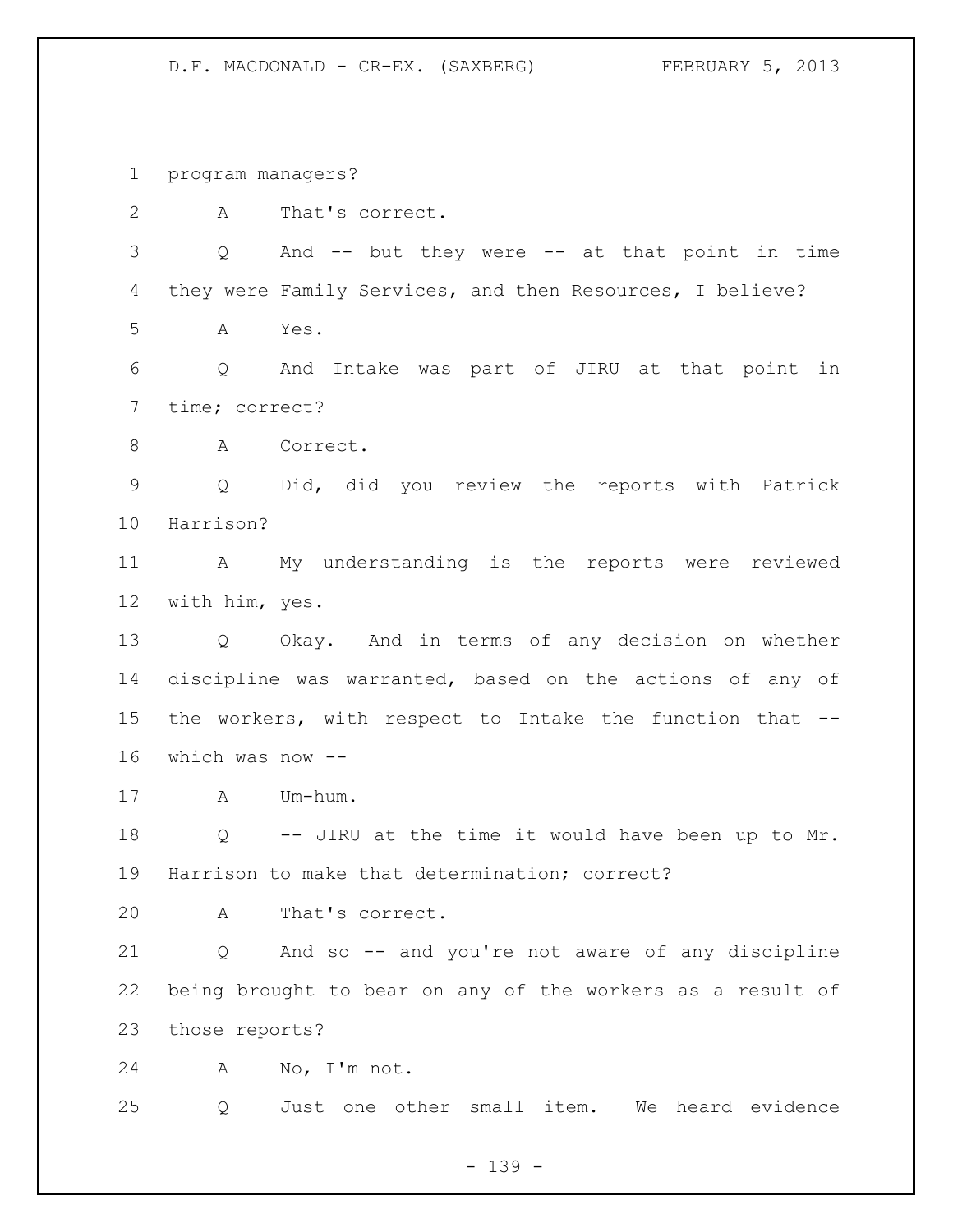program managers?

A That's correct.

Q And -- but they were -- at that point in time they were Family Services, and then Resources, I believe?

A Yes.

Q And Intake was part of JIRU at that point in time; correct?

A Correct.

Q Did, did you review the reports with Patrick Harrison?

A My understanding is the reports were reviewed with him, yes.

Q Okay. And in terms of any decision on whether discipline was warranted, based on the actions of any of the workers, with respect to Intake the function that -- which was now --

A Um-hum.

Q -- JIRU at the time it would have been up to Mr. Harrison to make that determination; correct?

A That's correct.

Q And so -- and you're not aware of any discipline being brought to bear on any of the workers as a result of those reports?

A No, I'm not.

Q Just one other small item. We heard evidence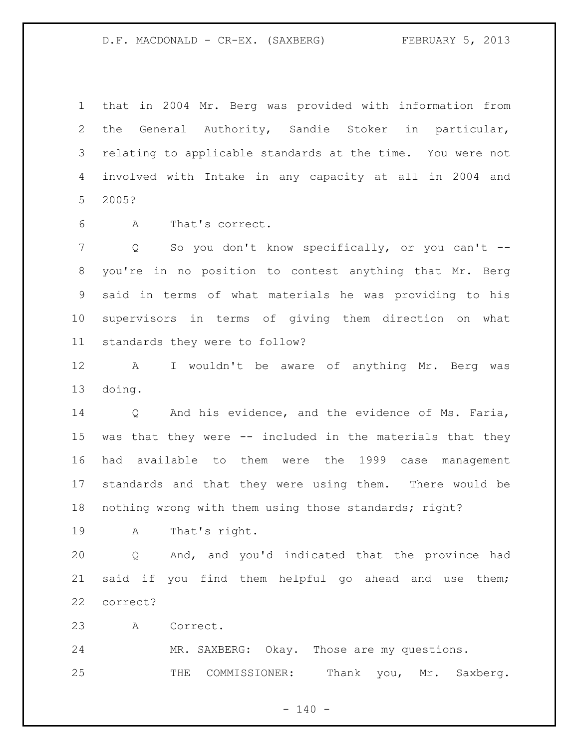that in 2004 Mr. Berg was provided with information from the General Authority, Sandie Stoker in particular, relating to applicable standards at the time. You were not involved with Intake in any capacity at all in 2004 and 2005?

A That's correct.

Q So you don't know specifically, or you can't -- you're in no position to contest anything that Mr. Berg said in terms of what materials he was providing to his supervisors in terms of giving them direction on what standards they were to follow?

A I wouldn't be aware of anything Mr. Berg was doing.

Q And his evidence, and the evidence of Ms. Faria, was that they were -- included in the materials that they had available to them were the 1999 case management standards and that they were using them. There would be nothing wrong with them using those standards; right?

A That's right.

Q And, and you'd indicated that the province had said if you find them helpful go ahead and use them; correct?

A Correct.

MR. SAXBERG: Okay. Those are my questions.

THE COMMISSIONER: Thank you, Mr. Saxberg.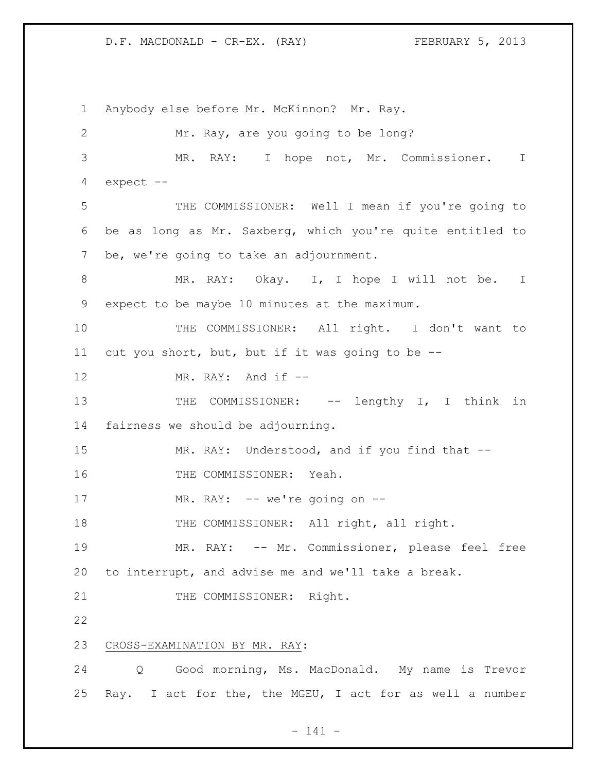Anybody else before Mr. McKinnon? Mr. Ray.

Mr. Ray, are you going to be long?

MR. RAY: I hope not, Mr. Commissioner. I expect --

THE COMMISSIONER: Well I mean if you're going to be as long as Mr. Saxberg, which you're quite entitled to be, we're going to take an adjournment.

MR. RAY: Okay. I, I hope I will not be. I expect to be maybe 10 minutes at the maximum.

THE COMMISSIONER: All right. I don't want to cut you short, but, but if it was going to be --

MR. RAY: And if --

THE COMMISSIONER: -- lengthy I, I think in fairness we should be adjourning.

MR. RAY: Understood, and if you find that --

THE COMMISSIONER: Yeah.

MR. RAY: -- we're going on --

THE COMMISSIONER: All right, all right.

MR. RAY: -- Mr. Commissioner, please feel free to interrupt, and advise me and we'll take a break.

THE COMMISSIONER: Right.

CROSS-EXAMINATION BY MR. RAY:

Q Good morning, Ms. MacDonald. My name is Trevor Ray. I act for the, the MGEU, I act for as well a number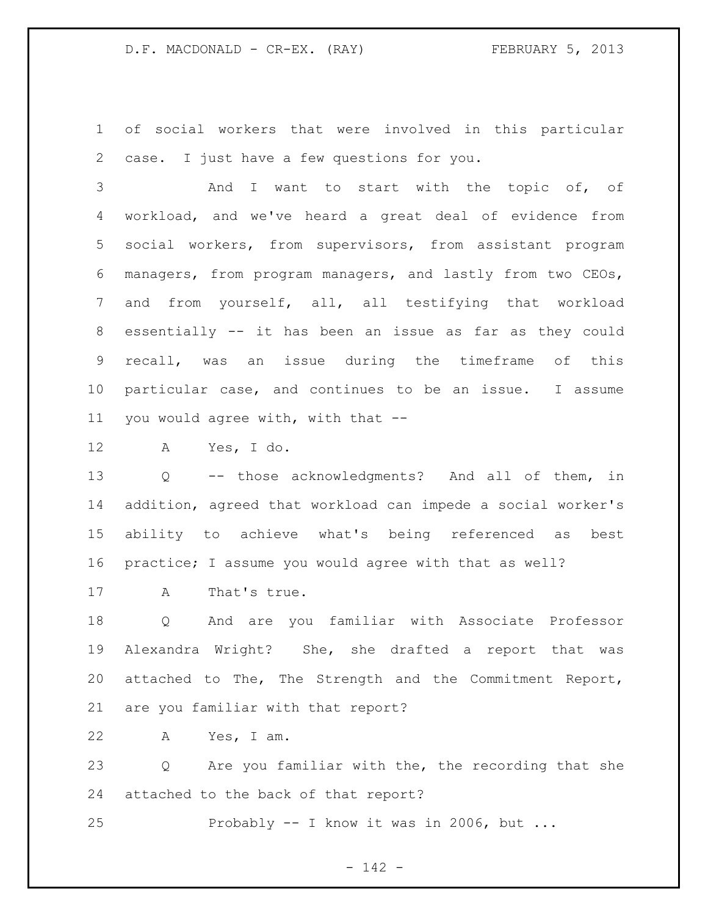of social workers that were involved in this particular case. I just have a few questions for you.

And I want to start with the topic of, of workload, and we've heard a great deal of evidence from social workers, from supervisors, from assistant program managers, from program managers, and lastly from two CEOs, and from yourself, all, all testifying that workload essentially -- it has been an issue as far as they could recall, was an issue during the timeframe of this particular case, and continues to be an issue. I assume you would agree with, with that --

A Yes, I do.

Q -- those acknowledgments? And all of them, in addition, agreed that workload can impede a social worker's ability to achieve what's being referenced as best practice; I assume you would agree with that as well?

A That's true.

Q And are you familiar with Associate Professor Alexandra Wright? She, she drafted a report that was attached to The, The Strength and the Commitment Report, are you familiar with that report?

A Yes, I am.

Q Are you familiar with the, the recording that she attached to the back of that report?

Probably -- I know it was in 2006, but ...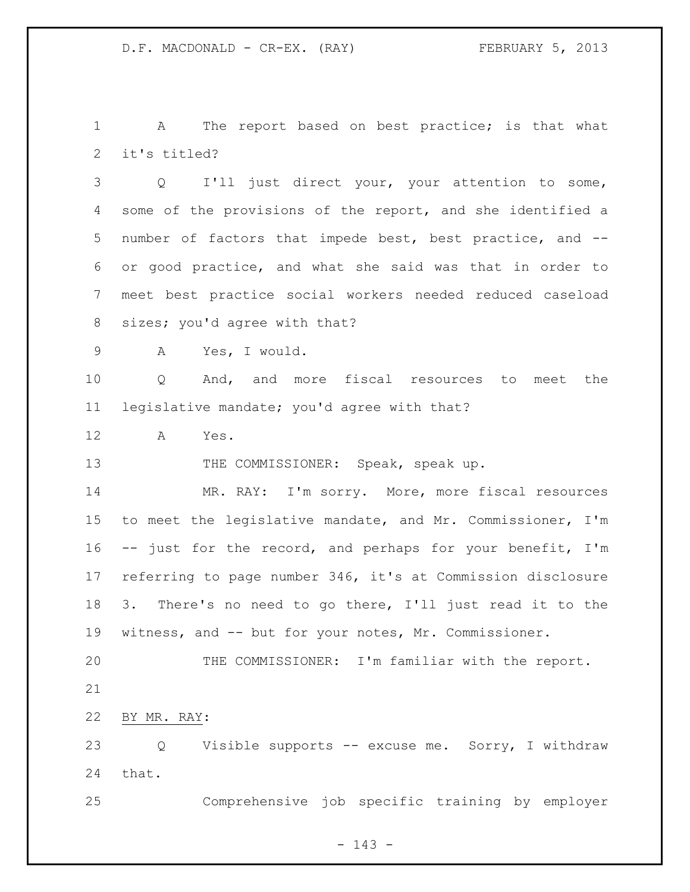A The report based on best practice; is that what it's titled?

Q I'll just direct your, your attention to some, some of the provisions of the report, and she identified a number of factors that impede best, best practice, and -- or good practice, and what she said was that in order to meet best practice social workers needed reduced caseload sizes; you'd agree with that?

A Yes, I would.

Q And, and more fiscal resources to meet the legislative mandate; you'd agree with that?

A Yes.

THE COMMISSIONER: Speak, speak up.

MR. RAY: I'm sorry. More, more fiscal resources to meet the legislative mandate, and Mr. Commissioner, I'm -- just for the record, and perhaps for your benefit, I'm referring to page number 346, it's at Commission disclosure 3. There's no need to go there, I'll just read it to the witness, and -- but for your notes, Mr. Commissioner.

THE COMMISSIONER: I'm familiar with the report.

BY MR. RAY:

Q Visible supports -- excuse me. Sorry, I withdraw that.

Comprehensive job specific training by employer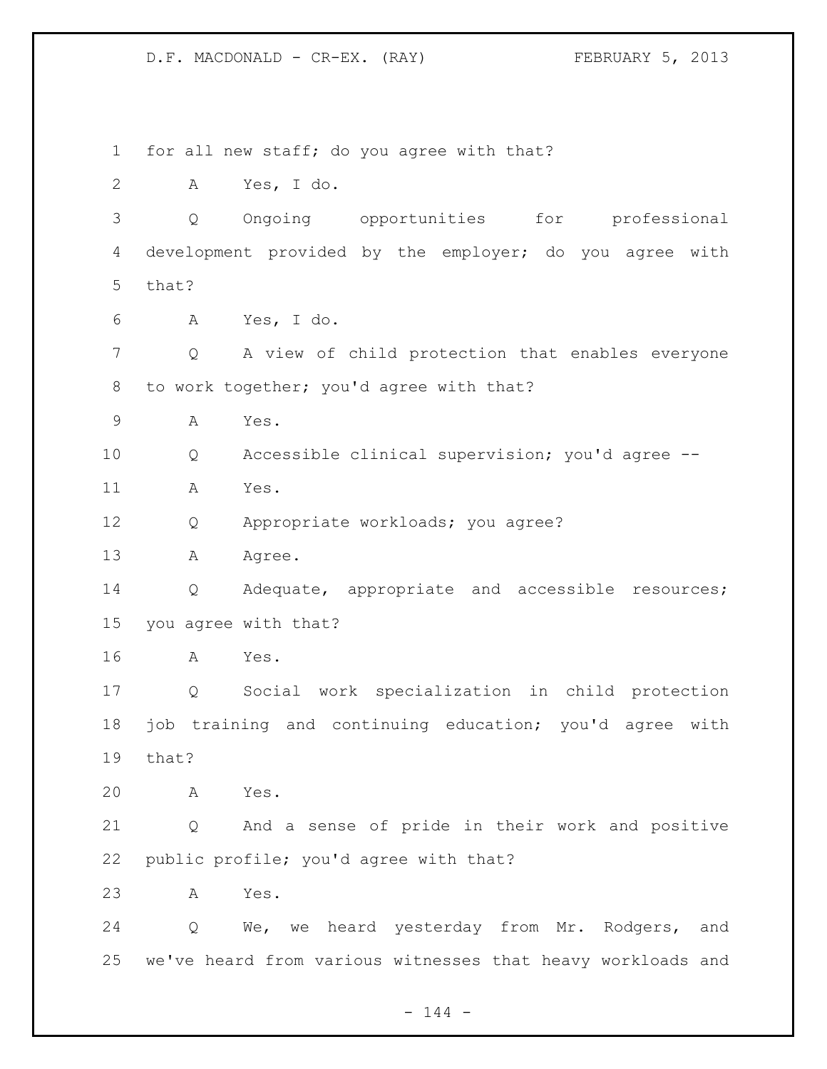for all new staff; do you agree with that?

A Yes, I do.

Q Ongoing opportunities for professional development provided by the employer; do you agree with that?

A Yes, I do.

Q A view of child protection that enables everyone to work together; you'd agree with that?

A Yes.

Q Accessible clinical supervision; you'd agree --

A Yes.

Q Appropriate workloads; you agree?

A Agree.

Q Adequate, appropriate and accessible resources; you agree with that?

A Yes.

Q Social work specialization in child protection job training and continuing education; you'd agree with that?

A Yes.

Q And a sense of pride in their work and positive public profile; you'd agree with that?

A Yes.

Q We, we heard yesterday from Mr. Rodgers, and we've heard from various witnesses that heavy workloads and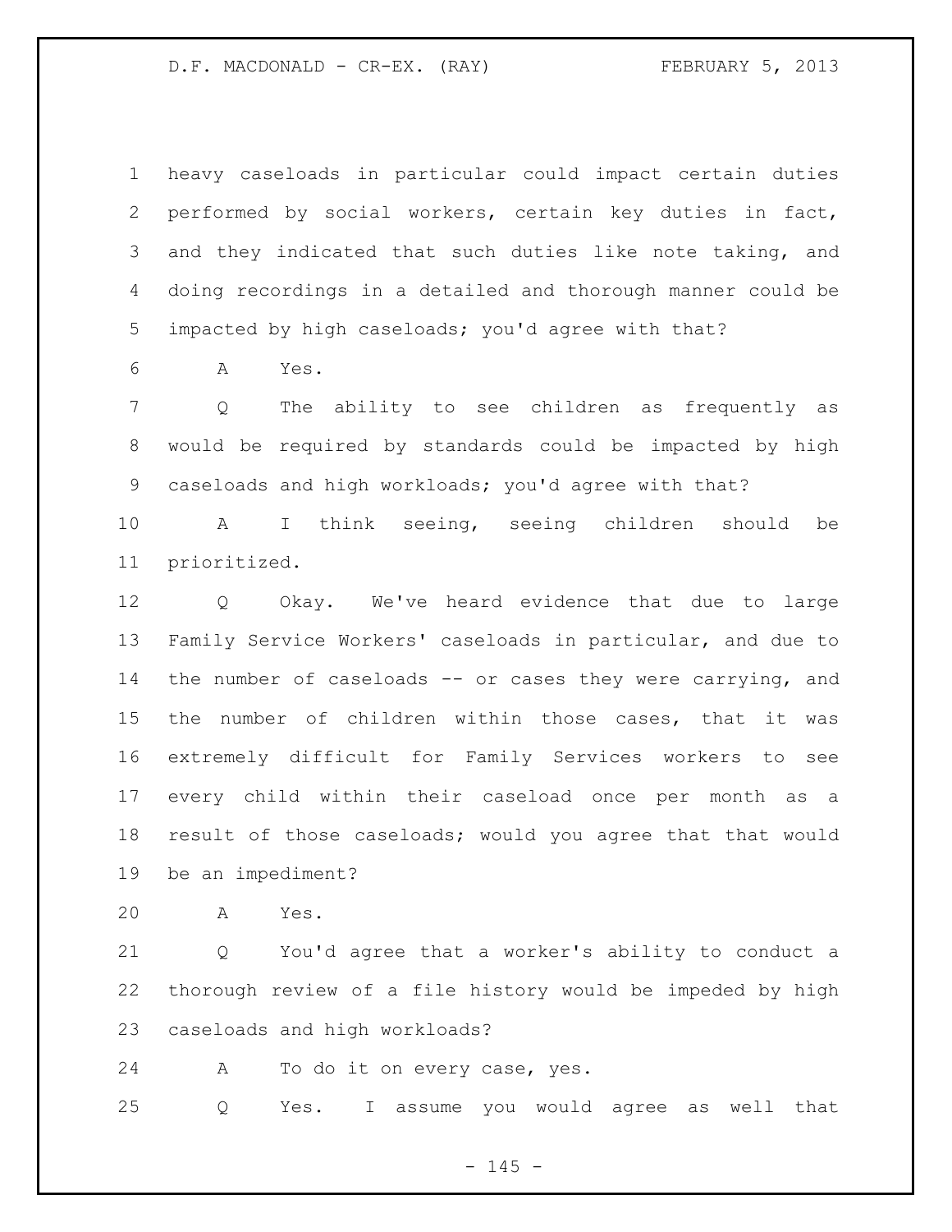heavy caseloads in particular could impact certain duties performed by social workers, certain key duties in fact, and they indicated that such duties like note taking, and doing recordings in a detailed and thorough manner could be impacted by high caseloads; you'd agree with that?

A Yes.

Q The ability to see children as frequently as would be required by standards could be impacted by high caseloads and high workloads; you'd agree with that?

A I think seeing, seeing children should be prioritized.

Q Okay. We've heard evidence that due to large Family Service Workers' caseloads in particular, and due to the number of caseloads -- or cases they were carrying, and the number of children within those cases, that it was extremely difficult for Family Services workers to see every child within their caseload once per month as a result of those caseloads; would you agree that that would be an impediment?

A Yes.

Q You'd agree that a worker's ability to conduct a thorough review of a file history would be impeded by high caseloads and high workloads?

A To do it on every case, yes.

Q Yes. I assume you would agree as well that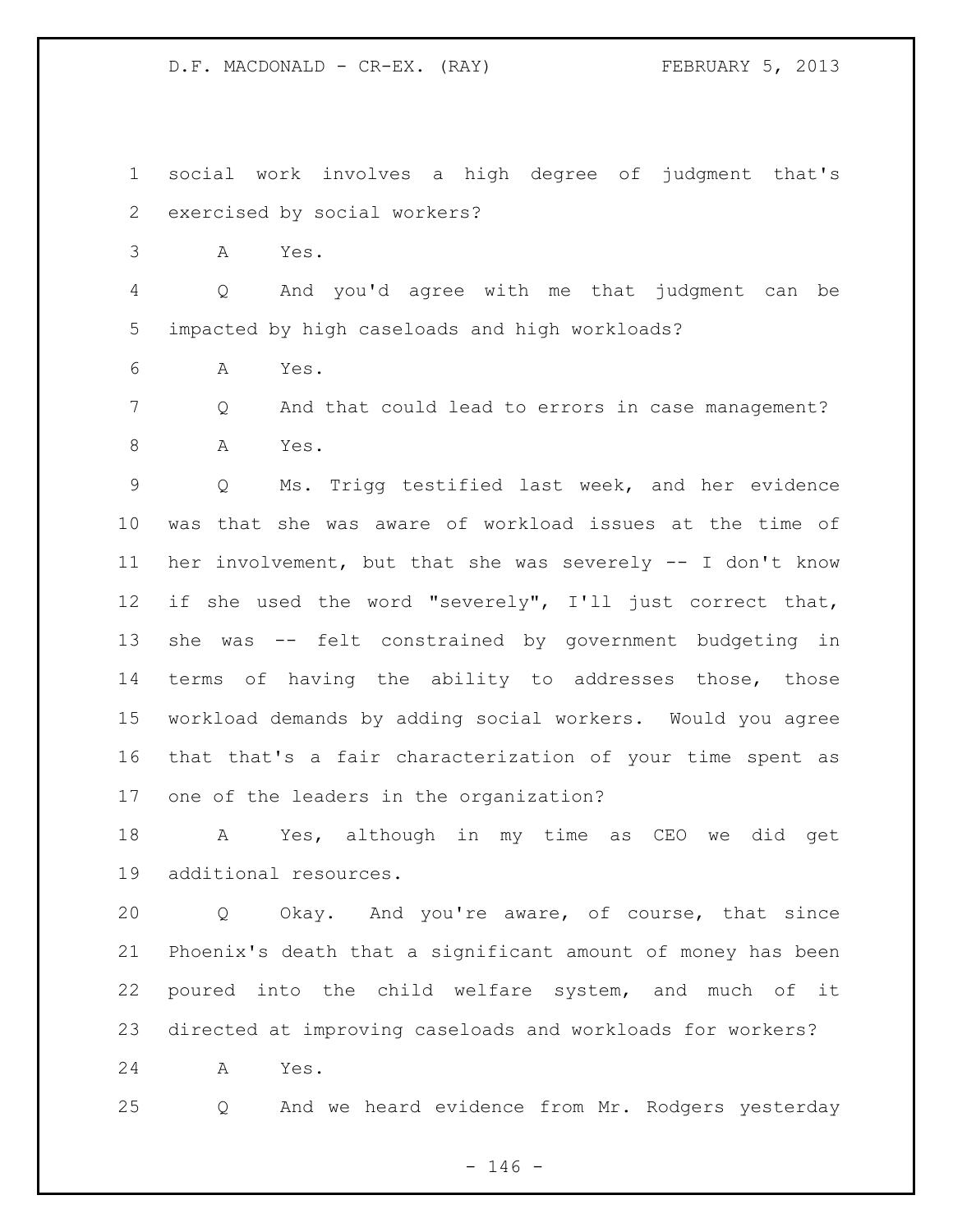social work involves a high degree of judgment that's exercised by social workers?

A Yes.

Q And you'd agree with me that judgment can be impacted by high caseloads and high workloads?

A Yes.

Q And that could lead to errors in case management?

A Yes.

Q Ms. Trigg testified last week, and her evidence was that she was aware of workload issues at the time of her involvement, but that she was severely -- I don't know if she used the word "severely", I'll just correct that, she was -- felt constrained by government budgeting in terms of having the ability to addresses those, those workload demands by adding social workers. Would you agree that that's a fair characterization of your time spent as one of the leaders in the organization?

A Yes, although in my time as CEO we did get additional resources.

Q Okay. And you're aware, of course, that since Phoenix's death that a significant amount of money has been poured into the child welfare system, and much of it directed at improving caseloads and workloads for workers?

A Yes.

Q And we heard evidence from Mr. Rodgers yesterday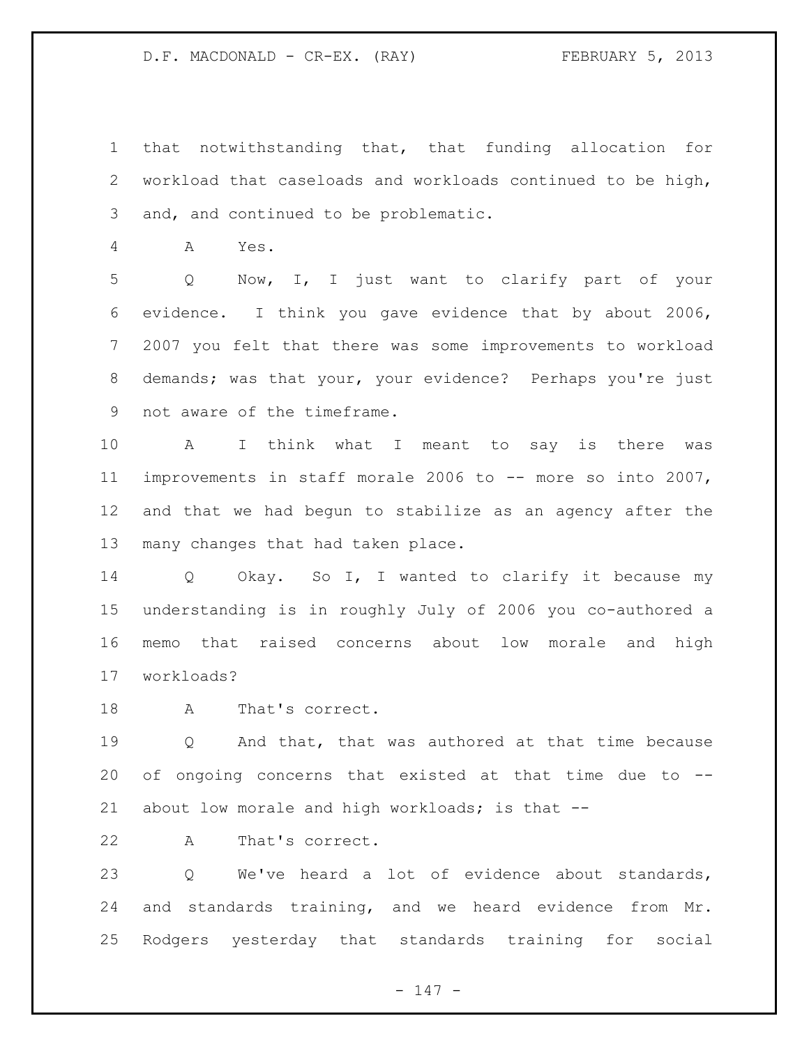that notwithstanding that, that funding allocation for workload that caseloads and workloads continued to be high, and, and continued to be problematic.

A Yes.

Q Now, I, I just want to clarify part of your evidence. I think you gave evidence that by about 2006, 2007 you felt that there was some improvements to workload demands; was that your, your evidence? Perhaps you're just not aware of the timeframe.

A I think what I meant to say is there was improvements in staff morale 2006 to -- more so into 2007, and that we had begun to stabilize as an agency after the many changes that had taken place.

Q Okay. So I, I wanted to clarify it because my understanding is in roughly July of 2006 you co-authored a memo that raised concerns about low morale and high workloads?

A That's correct.

Q And that, that was authored at that time because of ongoing concerns that existed at that time due to -- about low morale and high workloads; is that --

A That's correct.

Q We've heard a lot of evidence about standards, and standards training, and we heard evidence from Mr. Rodgers yesterday that standards training for social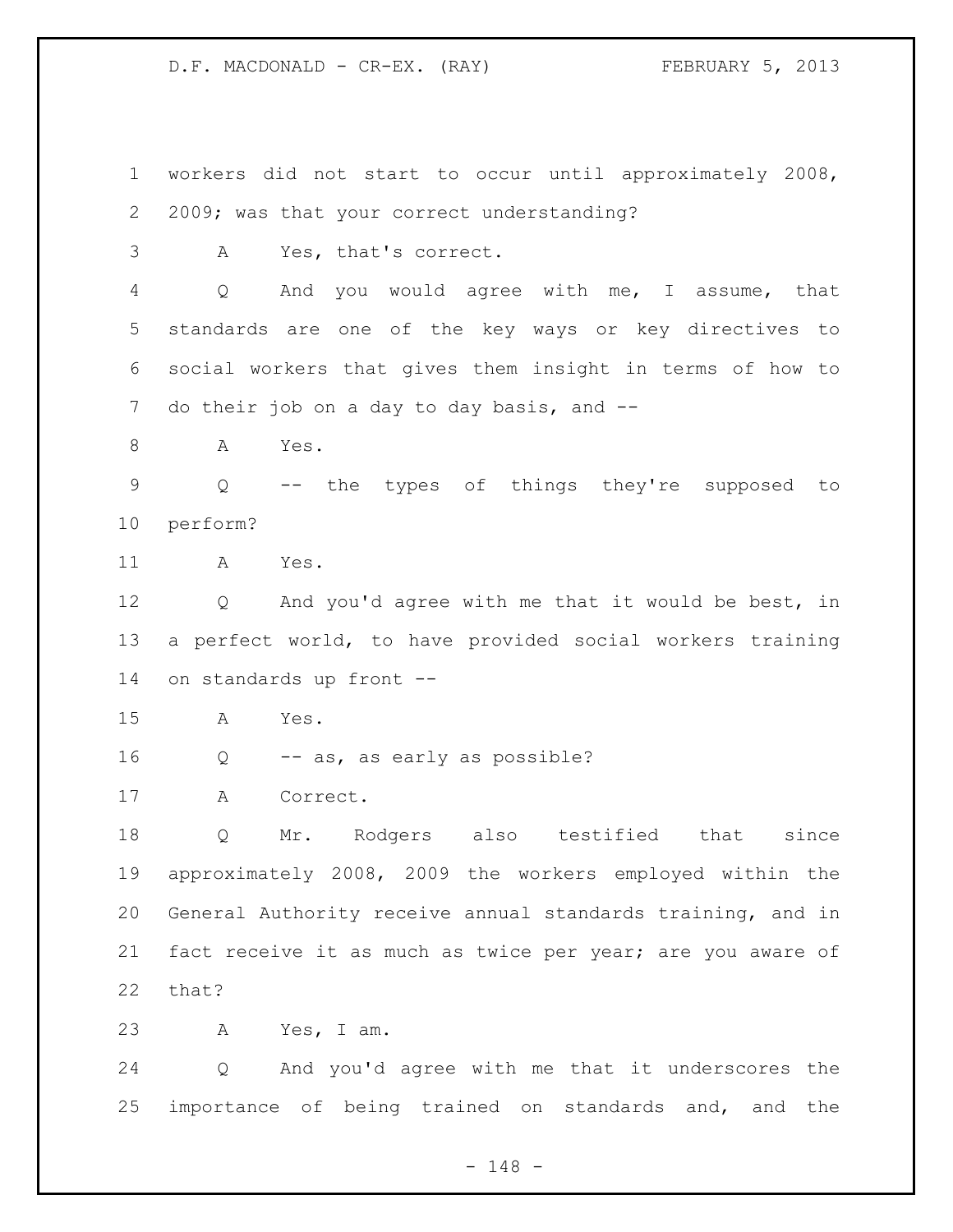workers did not start to occur until approximately 2008, 2009; was that your correct understanding?

A Yes, that's correct.

Q And you would agree with me, I assume, that standards are one of the key ways or key directives to social workers that gives them insight in terms of how to do their job on a day to day basis, and --

A Yes.

Q -- the types of things they're supposed to perform?

A Yes.

Q And you'd agree with me that it would be best, in a perfect world, to have provided social workers training on standards up front --

A Yes.

Q -- as, as early as possible?

A Correct.

Q Mr. Rodgers also testified that since approximately 2008, 2009 the workers employed within the General Authority receive annual standards training, and in fact receive it as much as twice per year; are you aware of that?

A Yes, I am.

Q And you'd agree with me that it underscores the importance of being trained on standards and, and the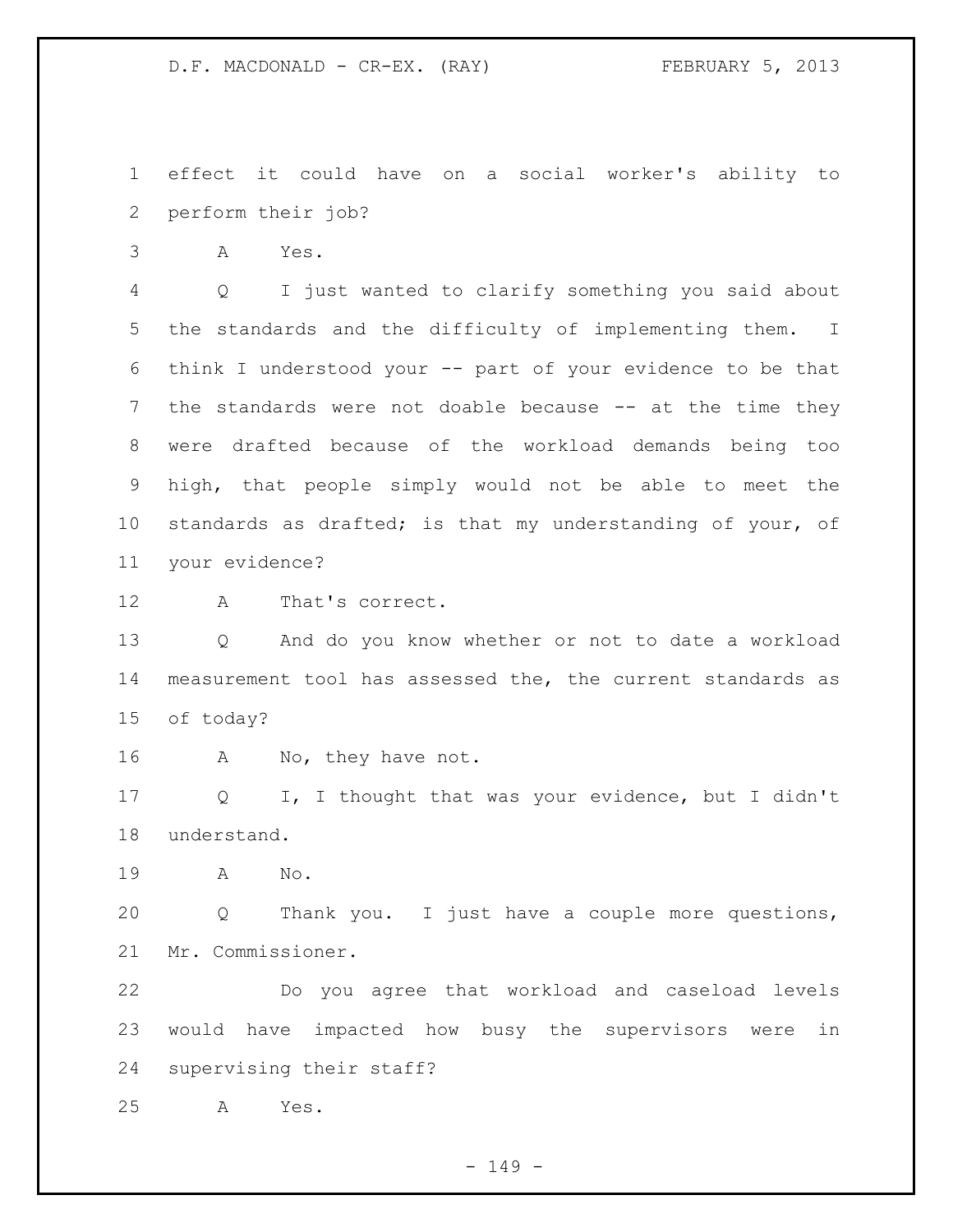effect it could have on a social worker's ability to perform their job?

A Yes.

Q I just wanted to clarify something you said about the standards and the difficulty of implementing them. I think I understood your -- part of your evidence to be that the standards were not doable because -- at the time they were drafted because of the workload demands being too high, that people simply would not be able to meet the standards as drafted; is that my understanding of your, of your evidence?

A That's correct.

Q And do you know whether or not to date a workload measurement tool has assessed the, the current standards as of today?

A No, they have not.

Q I, I thought that was your evidence, but I didn't understand.

A No.

Q Thank you. I just have a couple more questions, Mr. Commissioner.

Do you agree that workload and caseload levels would have impacted how busy the supervisors were in supervising their staff?

A Yes.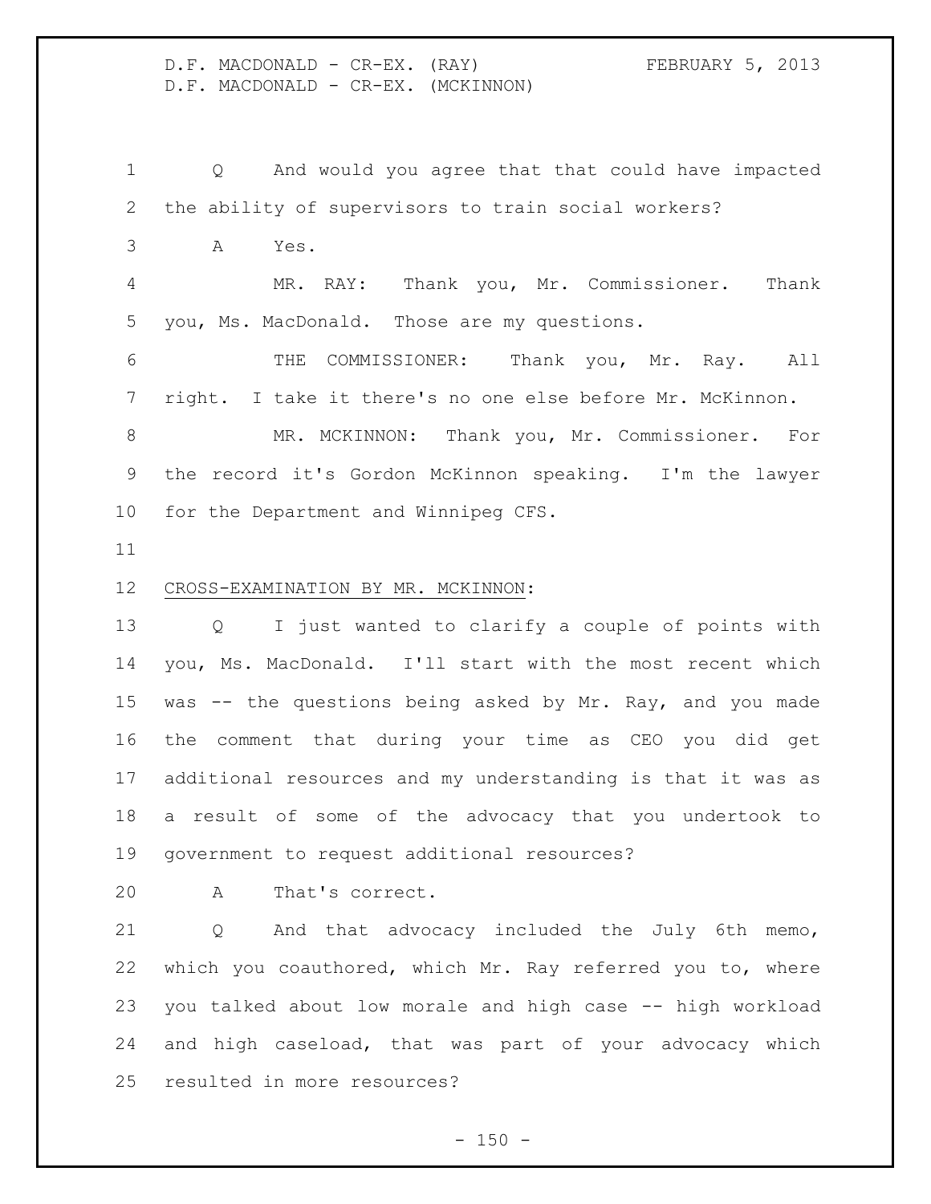Q And would you agree that that could have impacted the ability of supervisors to train social workers?

A Yes.

MR. RAY: Thank you, Mr. Commissioner. Thank you, Ms. MacDonald. Those are my questions.

THE COMMISSIONER: Thank you, Mr. Ray. All right. I take it there's no one else before Mr. McKinnon.

MR. MCKINNON: Thank you, Mr. Commissioner. For the record it's Gordon McKinnon speaking. I'm the lawyer for the Department and Winnipeg CFS.

CROSS-EXAMINATION BY MR. MCKINNON:

Q I just wanted to clarify a couple of points with you, Ms. MacDonald. I'll start with the most recent which was -- the questions being asked by Mr. Ray, and you made the comment that during your time as CEO you did get additional resources and my understanding is that it was as a result of some of the advocacy that you undertook to government to request additional resources?

A That's correct.

Q And that advocacy included the July 6th memo, which you coauthored, which Mr. Ray referred you to, where you talked about low morale and high case -- high workload and high caseload, that was part of your advocacy which resulted in more resources?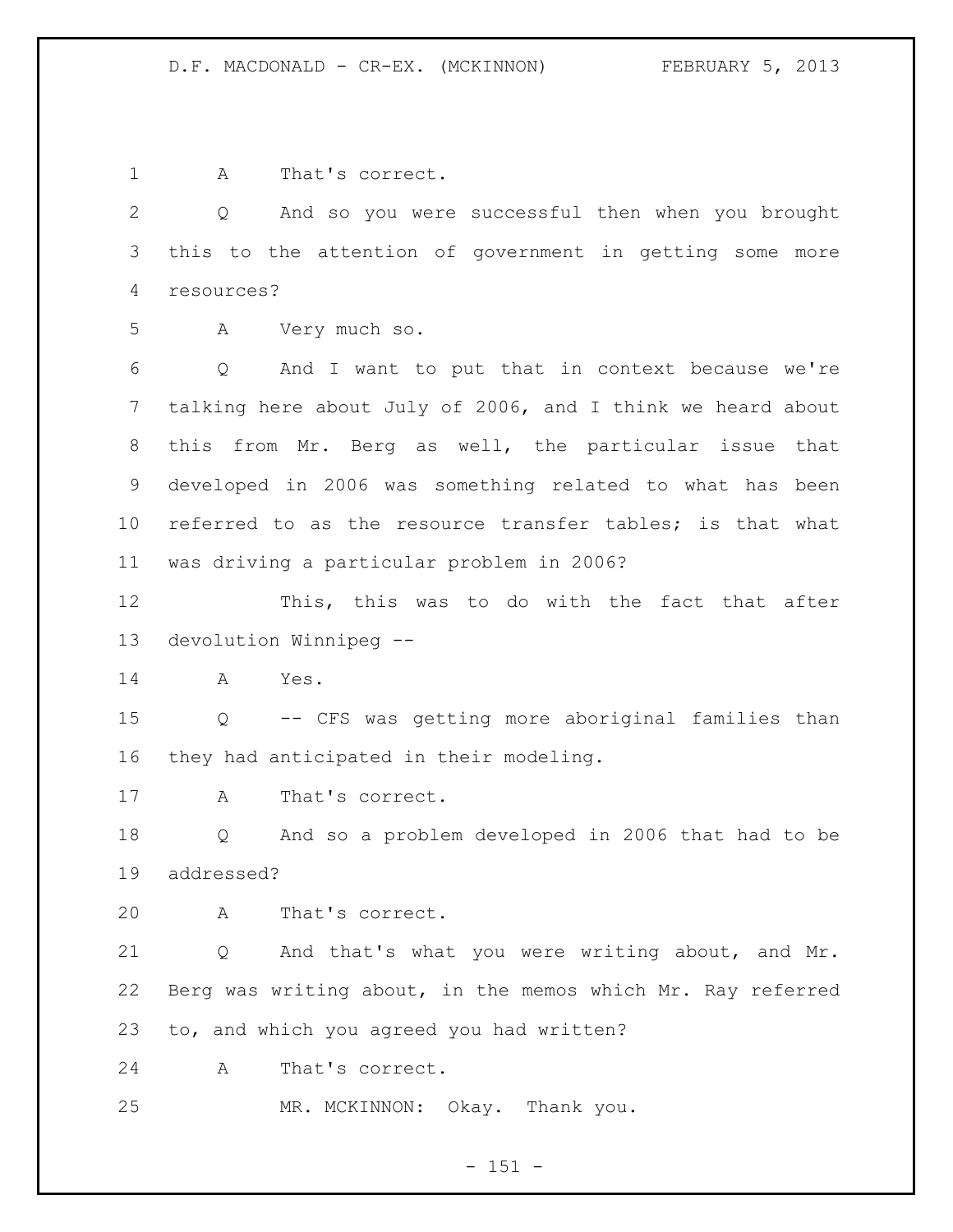A That's correct.

Q And so you were successful then when you brought this to the attention of government in getting some more resources?

A Very much so.

Q And I want to put that in context because we're talking here about July of 2006, and I think we heard about this from Mr. Berg as well, the particular issue that developed in 2006 was something related to what has been referred to as the resource transfer tables; is that what was driving a particular problem in 2006?

This, this was to do with the fact that after devolution Winnipeg --

A Yes.

Q -- CFS was getting more aboriginal families than they had anticipated in their modeling.

A That's correct.

Q And so a problem developed in 2006 that had to be addressed?

A That's correct.

Q And that's what you were writing about, and Mr. Berg was writing about, in the memos which Mr. Ray referred to, and which you agreed you had written?

A That's correct.

MR. MCKINNON: Okay. Thank you.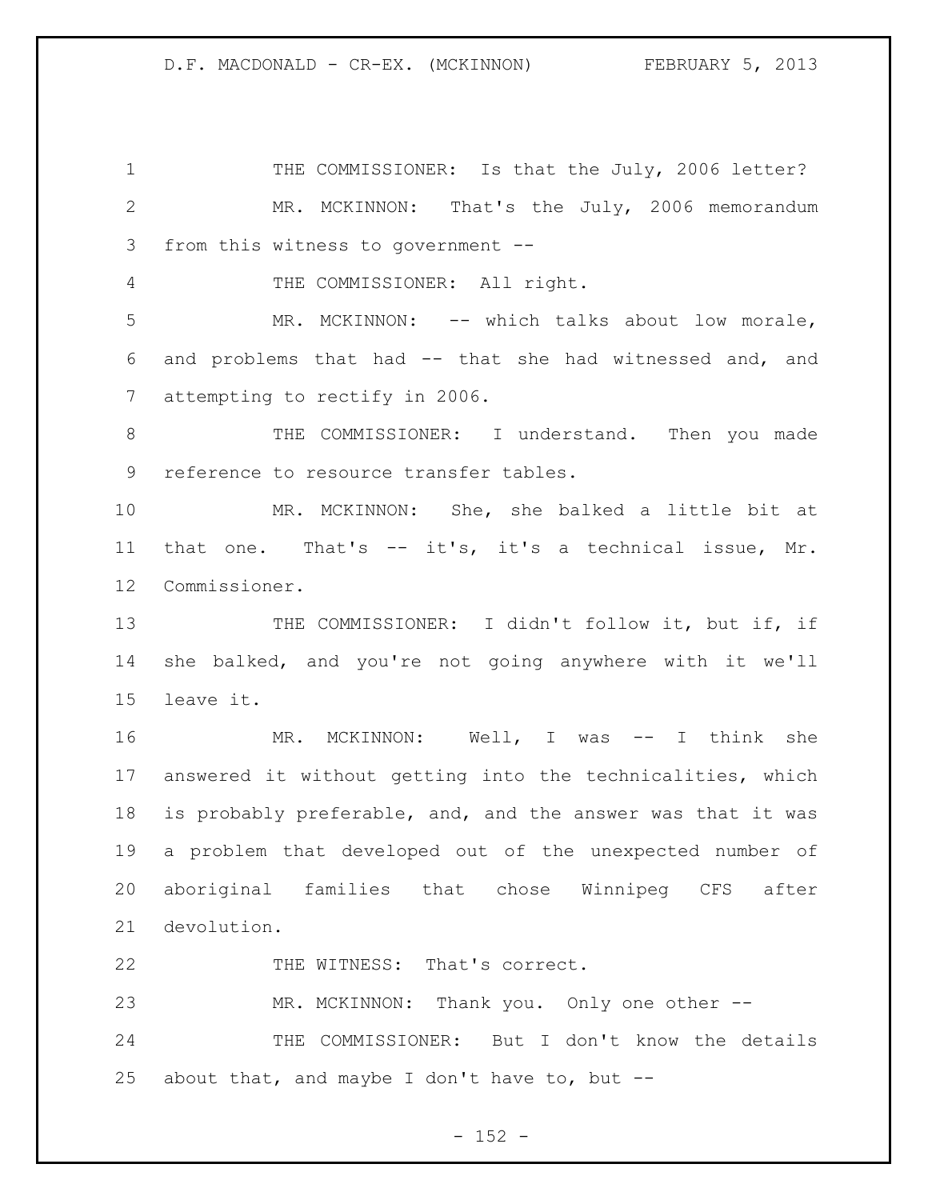THE COMMISSIONER: Is that the July, 2006 letter?

MR. MCKINNON: That's the July, 2006 memorandum from this witness to government --

THE COMMISSIONER: All right.

MR. MCKINNON: -- which talks about low morale, and problems that had -- that she had witnessed and, and attempting to rectify in 2006.

THE COMMISSIONER: I understand. Then you made reference to resource transfer tables.

MR. MCKINNON: She, she balked a little bit at that one. That's -- it's, it's a technical issue, Mr. Commissioner.

THE COMMISSIONER: I didn't follow it, but if, if she balked, and you're not going anywhere with it we'll leave it.

MR. MCKINNON: Well, I was -- I think she answered it without getting into the technicalities, which is probably preferable, and, and the answer was that it was a problem that developed out of the unexpected number of aboriginal families that chose Winnipeg CFS after devolution.

THE WITNESS: That's correct.

MR. MCKINNON: Thank you. Only one other --

THE COMMISSIONER: But I don't know the details about that, and maybe I don't have to, but --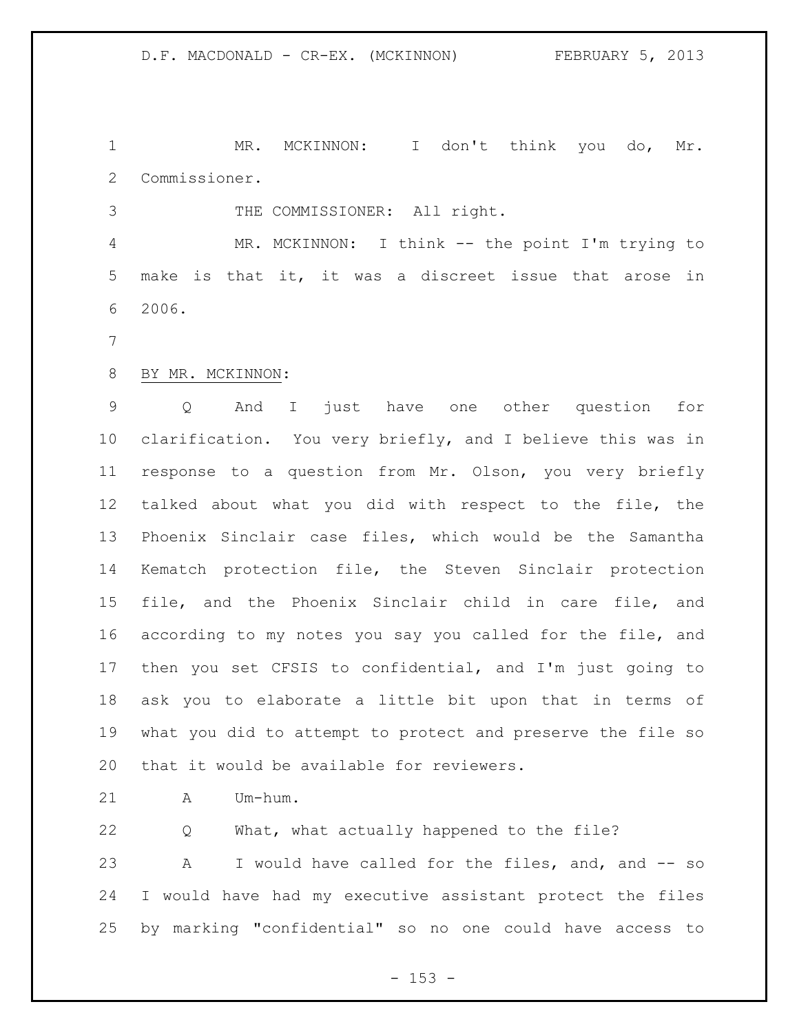MR. MCKINNON: I don't think you do, Mr. Commissioner.

THE COMMISSIONER: All right.

MR. MCKINNON: I think -- the point I'm trying to make is that it, it was a discreet issue that arose in 2006.

BY MR. MCKINNON:

Q And I just have one other question for clarification. You very briefly, and I believe this was in response to a question from Mr. Olson, you very briefly talked about what you did with respect to the file, the Phoenix Sinclair case files, which would be the Samantha Kematch protection file, the Steven Sinclair protection file, and the Phoenix Sinclair child in care file, and according to my notes you say you called for the file, and then you set CFSIS to confidential, and I'm just going to ask you to elaborate a little bit upon that in terms of what you did to attempt to protect and preserve the file so that it would be available for reviewers.

A Um-hum.

Q What, what actually happened to the file?

A I would have called for the files, and, and -- so I would have had my executive assistant protect the files by marking "confidential" so no one could have access to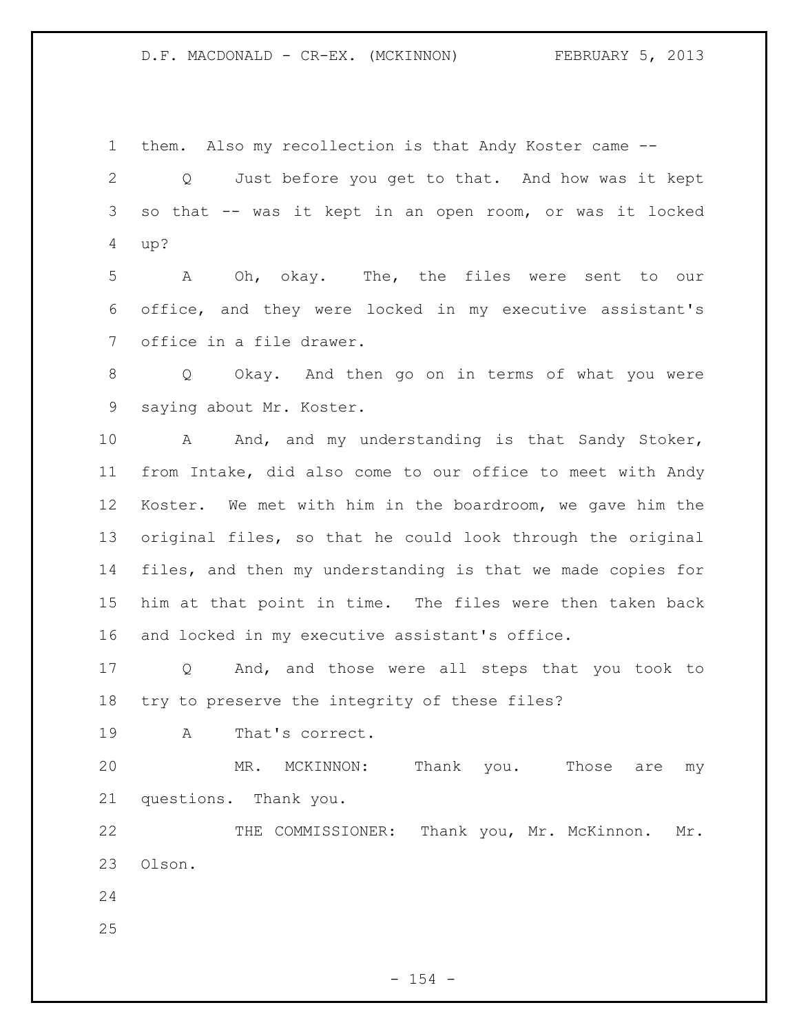them. Also my recollection is that Andy Koster came --

Q Just before you get to that. And how was it kept so that -- was it kept in an open room, or was it locked up?

A Oh, okay. The, the files were sent to our office, and they were locked in my executive assistant's office in a file drawer.

Q Okay. And then go on in terms of what you were saying about Mr. Koster.

A And, and my understanding is that Sandy Stoker, from Intake, did also come to our office to meet with Andy Koster. We met with him in the boardroom, we gave him the original files, so that he could look through the original files, and then my understanding is that we made copies for him at that point in time. The files were then taken back and locked in my executive assistant's office.

Q And, and those were all steps that you took to try to preserve the integrity of these files?

A That's correct.

MR. MCKINNON: Thank you. Those are my questions. Thank you.

THE COMMISSIONER: Thank you, Mr. McKinnon. Mr. Olson.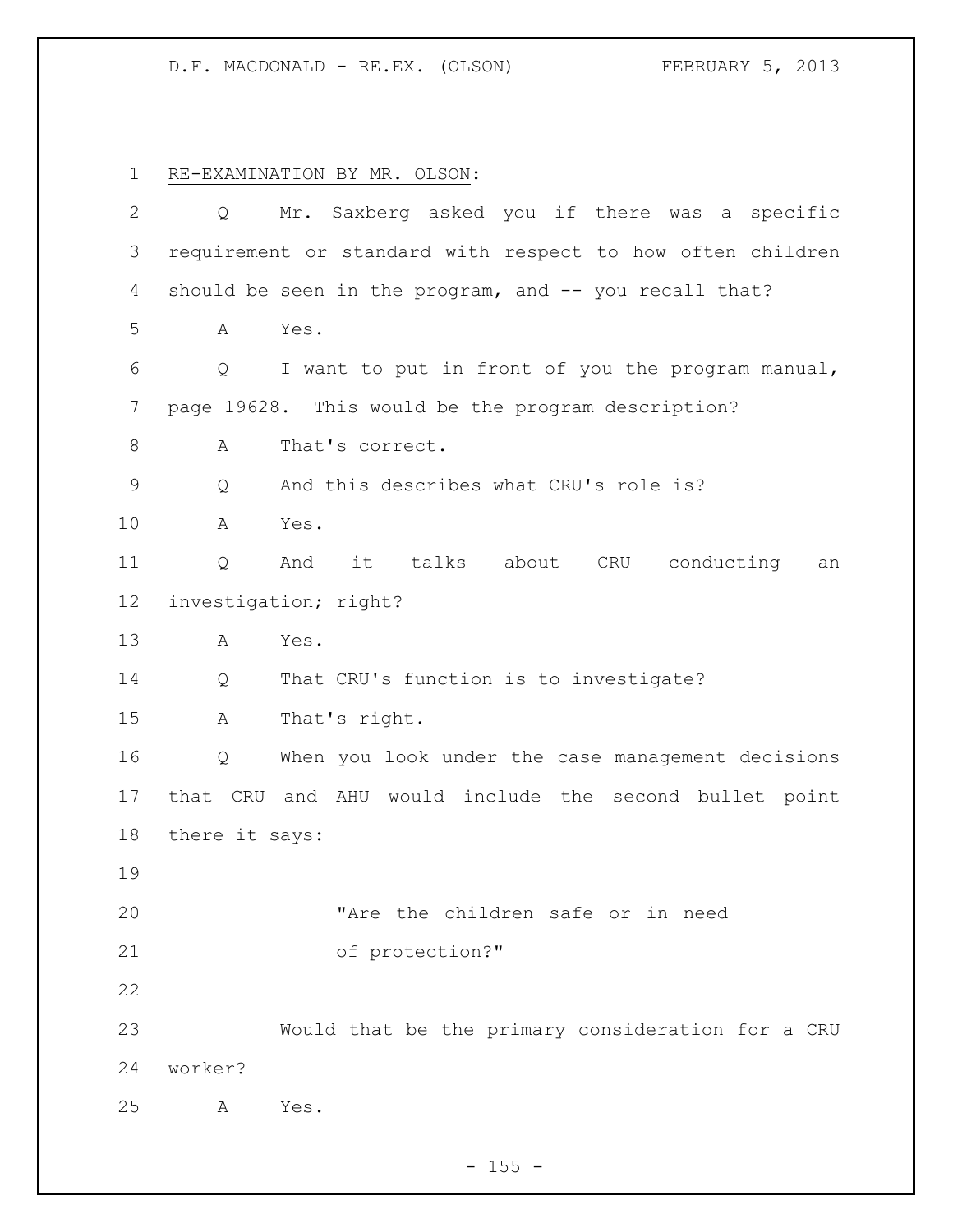RE-EXAMINATION BY MR. OLSON:

Q Mr. Saxberg asked you if there was a specific requirement or standard with respect to how often children should be seen in the program, and -- you recall that?

A Yes.

Q I want to put in front of you the program manual, page 19628. This would be the program description?

A That's correct.

Q And this describes what CRU's role is?

A Yes.

Q And it talks about CRU conducting an investigation; right?

A Yes.

Q That CRU's function is to investigate?

A That's right.

Q When you look under the case management decisions that CRU and AHU would include the second bullet point there it says:

> "Are the children safe or in need of protection?"

Would that be the primary consideration for a CRU worker?

A Yes.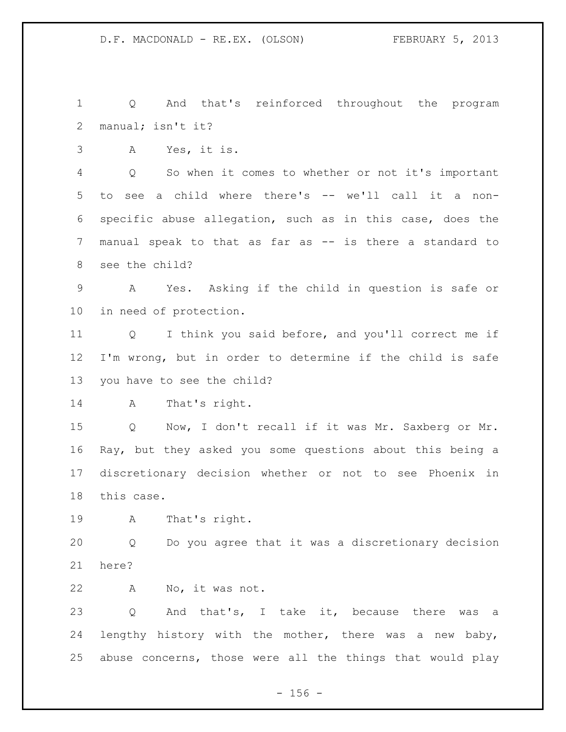Q And that's reinforced throughout the program manual; isn't it?

A Yes, it is.

Q So when it comes to whether or not it's important to see a child where there's -- we'll call it a non-specific abuse allegation, such as in this case, does the manual speak to that as far as -- is there a standard to see the child?

A Yes. Asking if the child in question is safe or in need of protection.

Q I think you said before, and you'll correct me if I'm wrong, but in order to determine if the child is safe you have to see the child?

A That's right.

Q Now, I don't recall if it was Mr. Saxberg or Mr. Ray, but they asked you some questions about this being a discretionary decision whether or not to see Phoenix in this case.

A That's right.

Q Do you agree that it was a discretionary decision here?

A No, it was not.

Q And that's, I take it, because there was a lengthy history with the mother, there was a new baby, abuse concerns, those were all the things that would play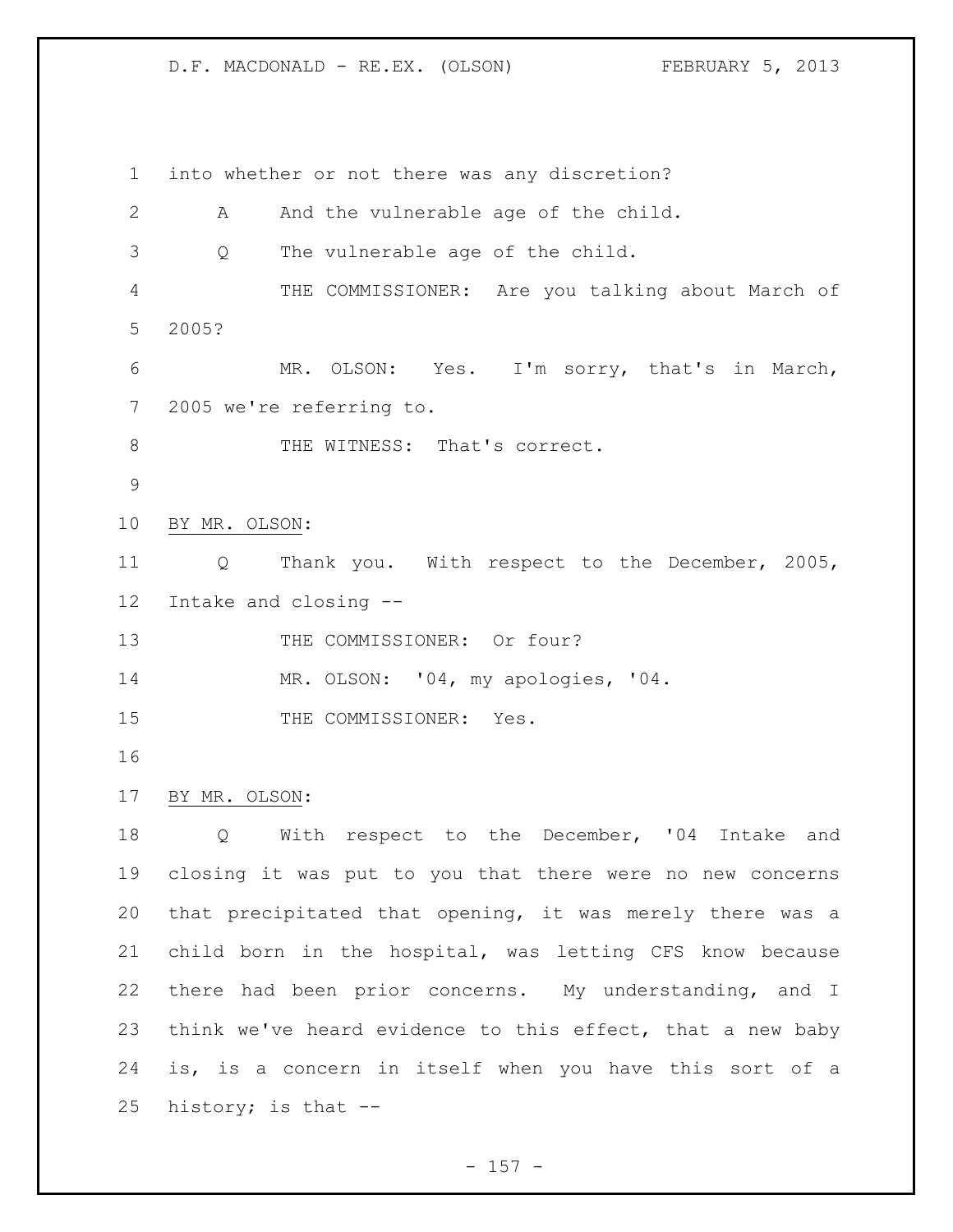into whether or not there was any discretion?

A And the vulnerable age of the child.

Q The vulnerable age of the child.

THE COMMISSIONER: Are you talking about March of 2005?

MR. OLSON: Yes. I'm sorry, that's in March, 2005 we're referring to.

THE WITNESS: That's correct.

BY MR. OLSON:

Q Thank you. With respect to the December, 2005, Intake and closing --

THE COMMISSIONER: Or four?

MR. OLSON: '04, my apologies, '04.

THE COMMISSIONER: Yes.

BY MR. OLSON:

Q With respect to the December, '04 Intake and closing it was put to you that there were no new concerns that precipitated that opening, it was merely there was a child born in the hospital, was letting CFS know because there had been prior concerns. My understanding, and I think we've heard evidence to this effect, that a new baby is, is a concern in itself when you have this sort of a history; is that --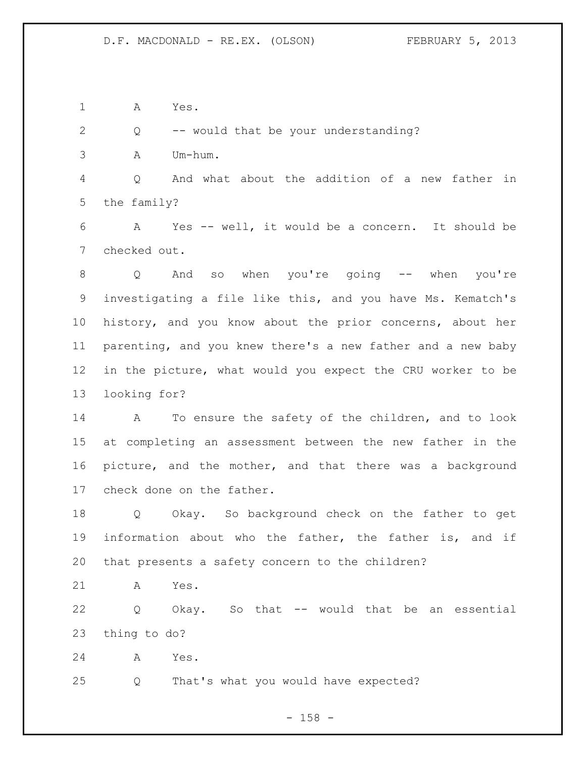A Yes.

Q -- would that be your understanding?

A Um-hum.

Q And what about the addition of a new father in the family?

A Yes -- well, it would be a concern. It should be checked out.

Q And so when you're going -- when you're investigating a file like this, and you have Ms. Kematch's history, and you know about the prior concerns, about her parenting, and you knew there's a new father and a new baby in the picture, what would you expect the CRU worker to be looking for?

A To ensure the safety of the children, and to look at completing an assessment between the new father in the picture, and the mother, and that there was a background check done on the father.

Q Okay. So background check on the father to get information about who the father, the father is, and if that presents a safety concern to the children?

A Yes.

Q Okay. So that -- would that be an essential thing to do?

A Yes.

Q That's what you would have expected?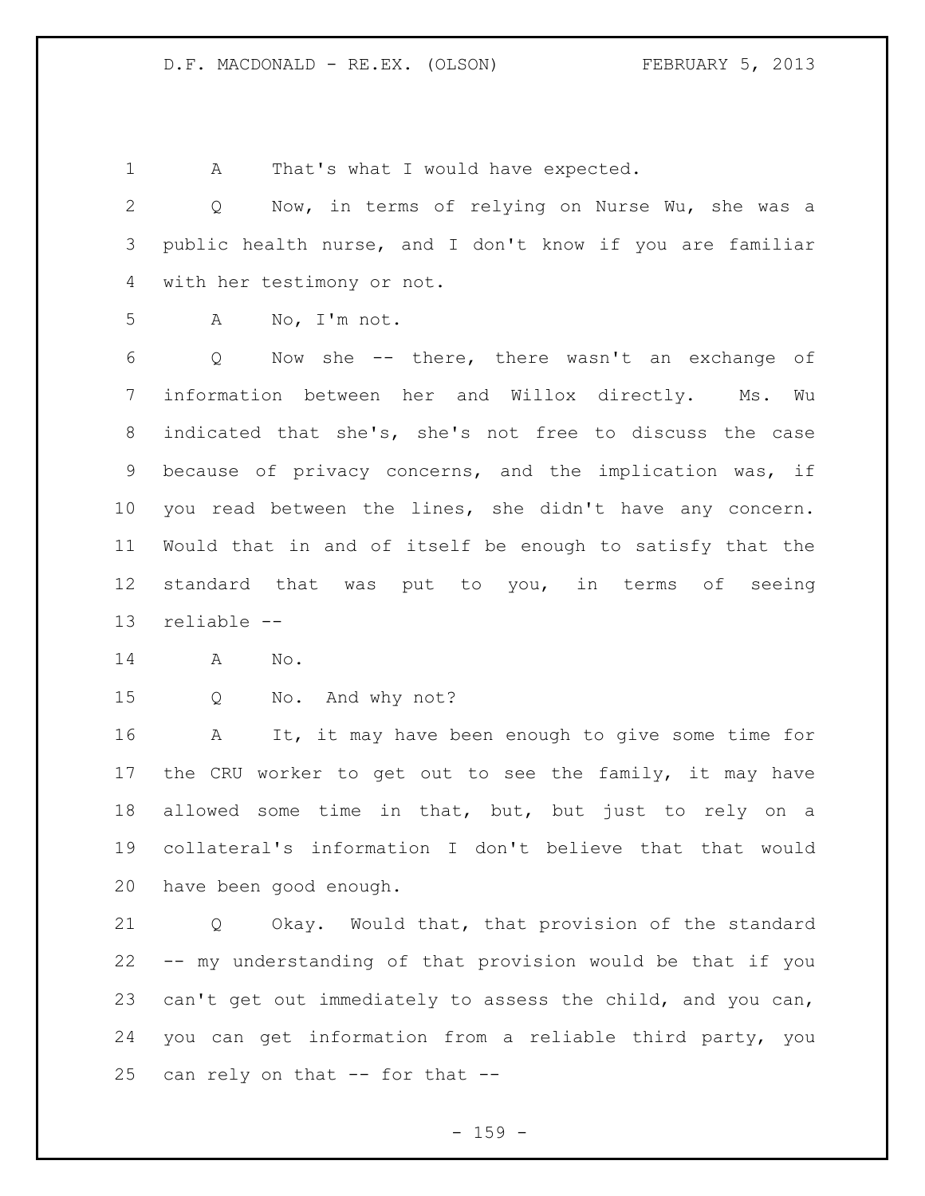A That's what I would have expected.

Q Now, in terms of relying on Nurse Wu, she was a public health nurse, and I don't know if you are familiar with her testimony or not.

A No, I'm not.

Q Now she -- there, there wasn't an exchange of information between her and Willox directly. Ms. Wu indicated that she's, she's not free to discuss the case because of privacy concerns, and the implication was, if you read between the lines, she didn't have any concern. Would that in and of itself be enough to satisfy that the standard that was put to you, in terms of seeing reliable --

A No.

Q No. And why not?

A It, it may have been enough to give some time for the CRU worker to get out to see the family, it may have allowed some time in that, but, but just to rely on a collateral's information I don't believe that that would have been good enough.

Q Okay. Would that, that provision of the standard -- my understanding of that provision would be that if you can't get out immediately to assess the child, and you can, you can get information from a reliable third party, you can rely on that -- for that --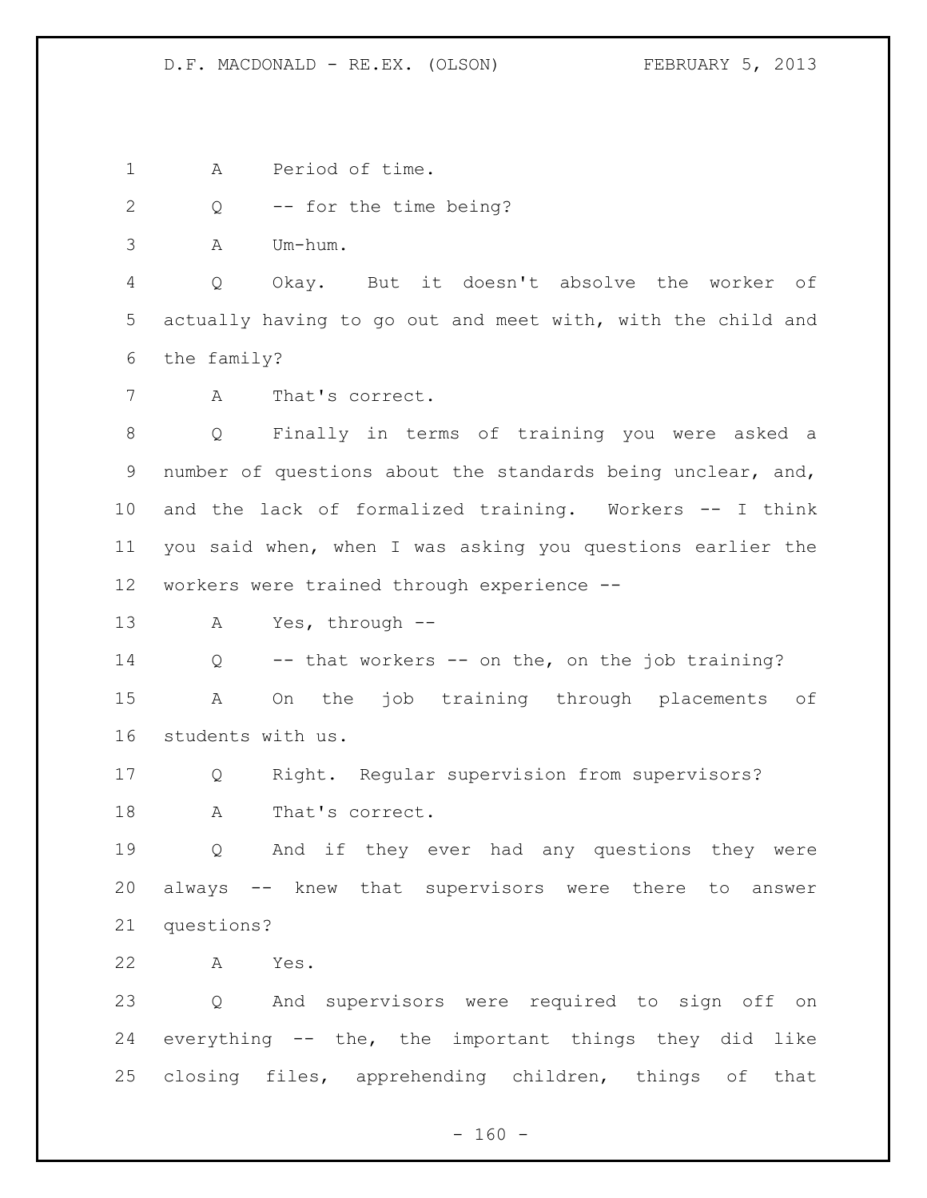A Period of time.

Q -- for the time being?

A Um-hum.

Q Okay. But it doesn't absolve the worker of actually having to go out and meet with, with the child and the family?

A That's correct.

Q Finally in terms of training you were asked a number of questions about the standards being unclear, and, and the lack of formalized training. Workers -- I think you said when, when I was asking you questions earlier the workers were trained through experience --

A Yes, through --

Q -- that workers -- on the, on the job training?

A On the job training through placements of students with us.

Q Right. Regular supervision from supervisors?

A That's correct.

Q And if they ever had any questions they were always -- knew that supervisors were there to answer questions?

A Yes.

Q And supervisors were required to sign off on everything -- the, the important things they did like closing files, apprehending children, things of that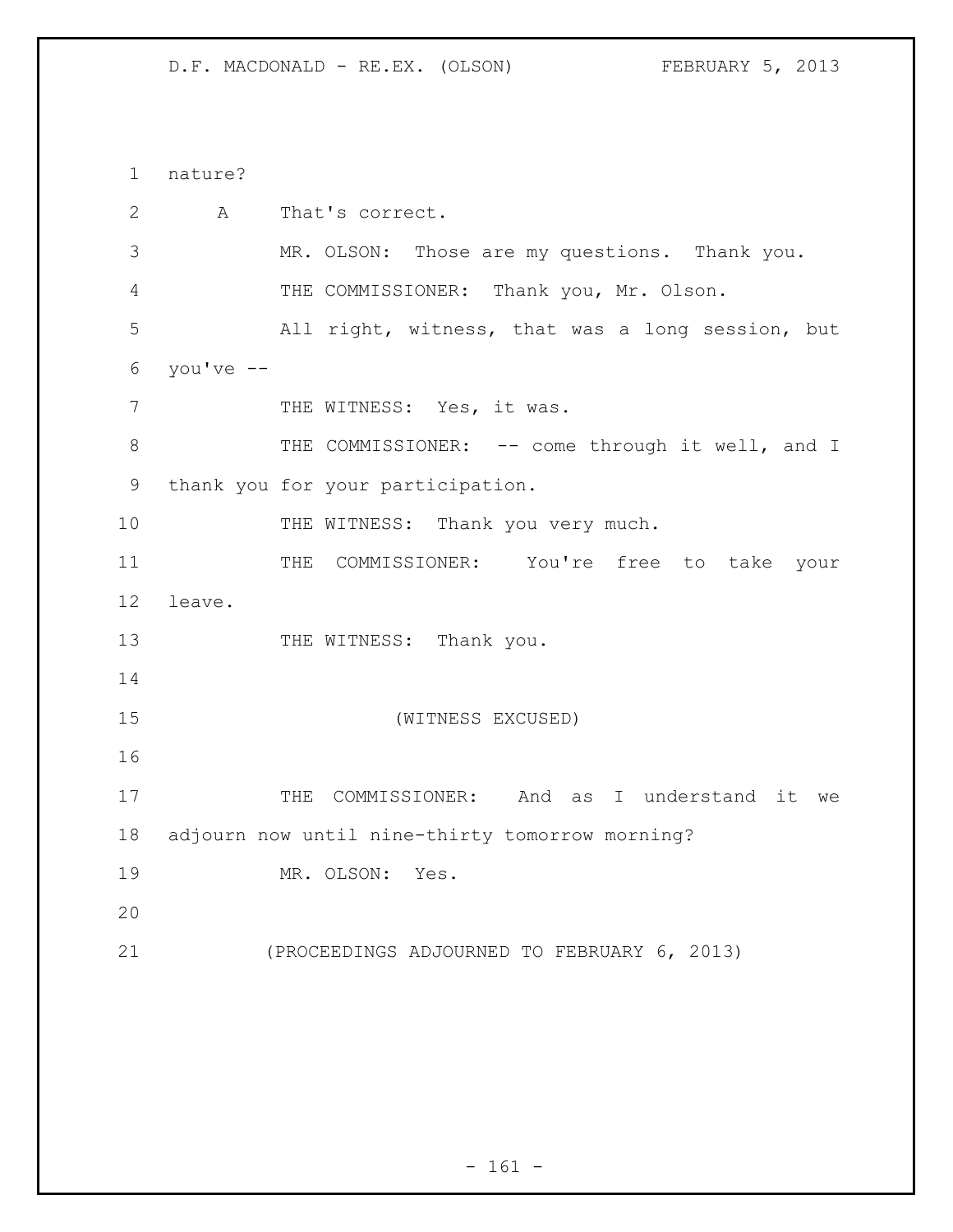nature?

A That's correct.

MR. OLSON: Those are my questions. Thank you.

THE COMMISSIONER: Thank you, Mr. Olson.

All right, witness, that was a long session, but you've --

THE WITNESS: Yes, it was.

THE COMMISSIONER: -- come through it well, and I thank you for your participation.

THE WITNESS: Thank you very much.

THE COMMISSIONER: You're free to take your leave.

THE WITNESS: Thank you.

(WITNESS EXCUSED)

THE COMMISSIONER: And as I understand it we adjourn now until nine-thirty tomorrow morning?

MR. OLSON: Yes.

(PROCEEDINGS ADJOURNED TO FEBRUARY 6, 2013)